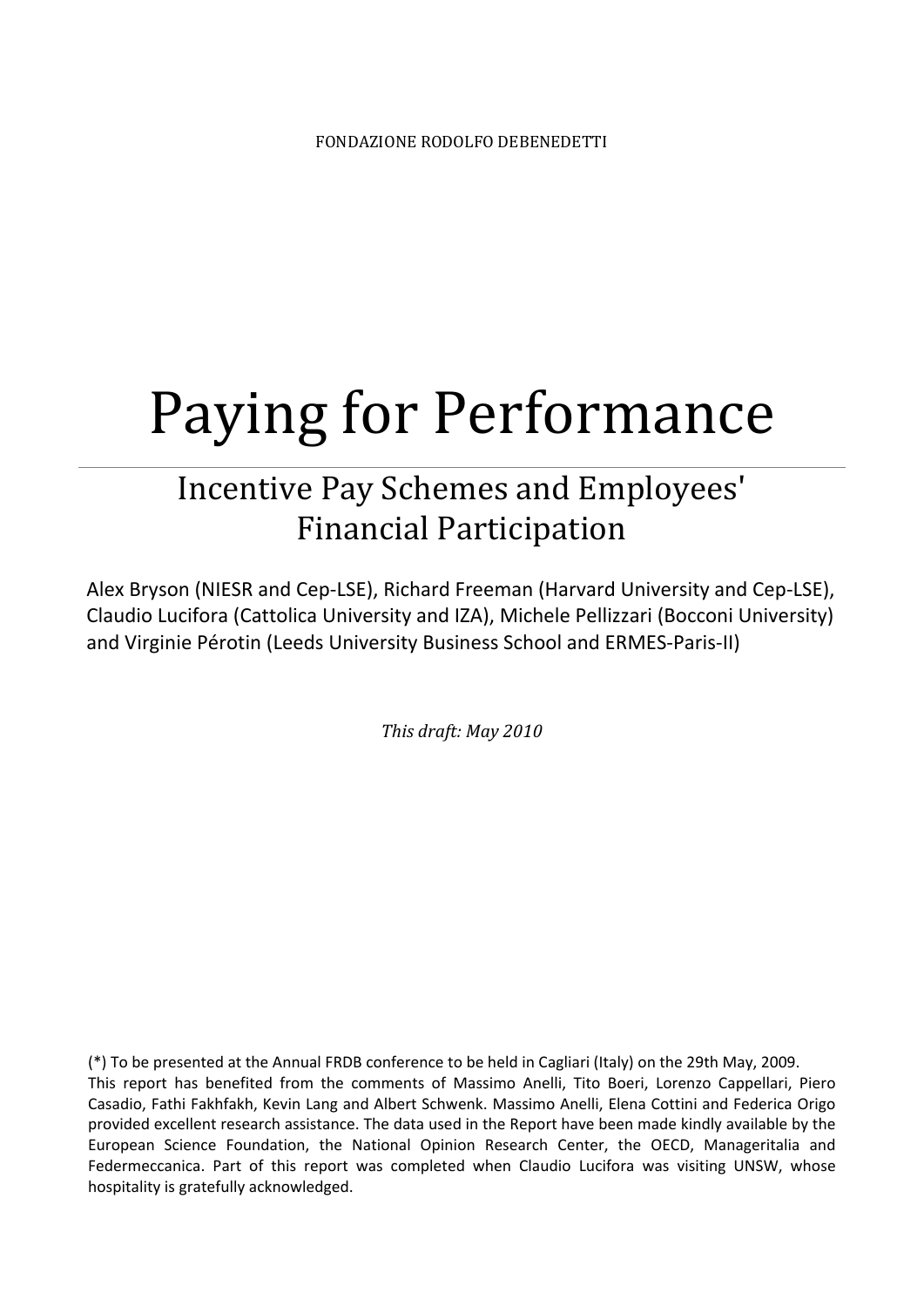FONDAZIONE RODOLFO DEBENEDETTI

# Paying for Performance

## Incentive Pay Schemes and Employees' Financial Participation

Alex Bryson (NIESR and Cep-LSE), Richard Freeman (Harvard University and Cep-LSE), Claudio Lucifora (Cattolica University and IZA), Michele Pellizzari (Bocconi University) and Virginie Pérotin (Leeds University Business School and ERMES-Paris-II)

*This draft: May 2010*

(*) To be presented at the Annual FRDB conference to be held in Cagliari (Italy) on the 29th May, 2009.
This report has benefited from the comments of Massimo Anelli, Tito Boeri, Lorenzo Cappellari, Piero Casadio, Fathi Fakhfakh, Kevin Lang and Albert Schwenk. Massimo Anelli, Elena Cottini and Federica Origo provided excellent research assistance. The data used in the Report have been made kindly available by the European Science Foundation, the National Opinion Research Center, the OECD, Manageritalia and Federmeccanica. Part of this report was completed when Claudio Lucifora was visiting UNSW, whose hospitality is gratefully acknowledged.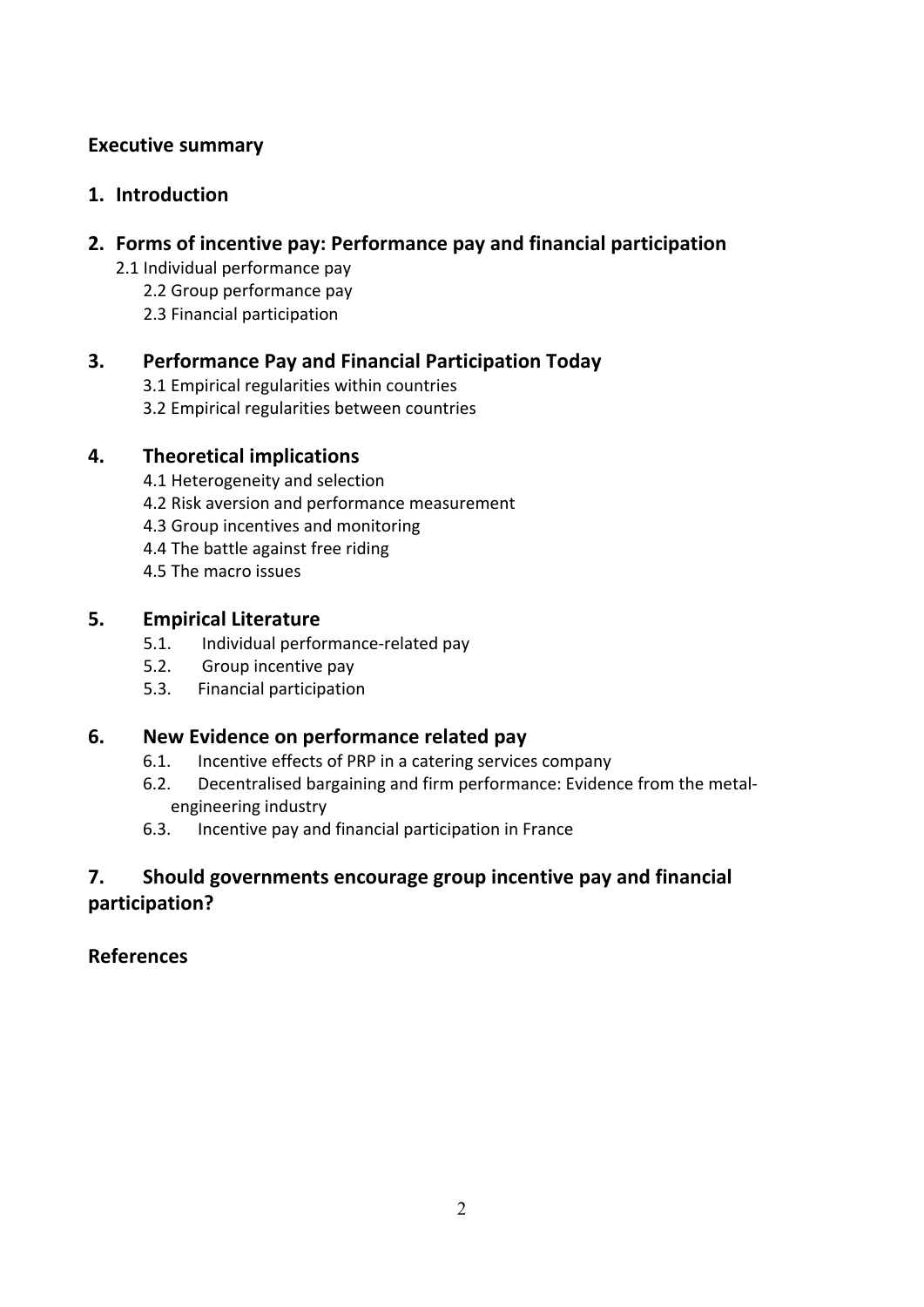**Executive summary**

**1. Introduction**

**2. Forms of incentive pay: Performance pay and financial participation**

- 2.1 Individual performance pay
- 2.2 Group performance pay
- 2.3 Financial participation

**3. Performance Pay and Financial Participation Today**

- 3.1 Empirical regularities within countries
- 3.2 Empirical regularities between countries

**4. Theoretical implications**

- 4.1 Heterogeneity and selection
- 4.2 Risk aversion and performance measurement
- 4.3 Group incentives and monitoring
- 4.4 The battle against free riding
- 4.5 The macro issues

**5. Empirical Literature**

- 5.1. Individual performance-related pay
- 5.2. Group incentive pay
- 5.3. Financial participation

**6. New Evidence on performance related pay**

- 6.1. Incentive effects of PRP in a catering services company
- 6.2. Decentralised bargaining and firm performance: Evidence from the metal-engineering industry
- 6.3. Incentive pay and financial participation in France

**7. Should governments encourage group incentive pay and financial participation?**

**References**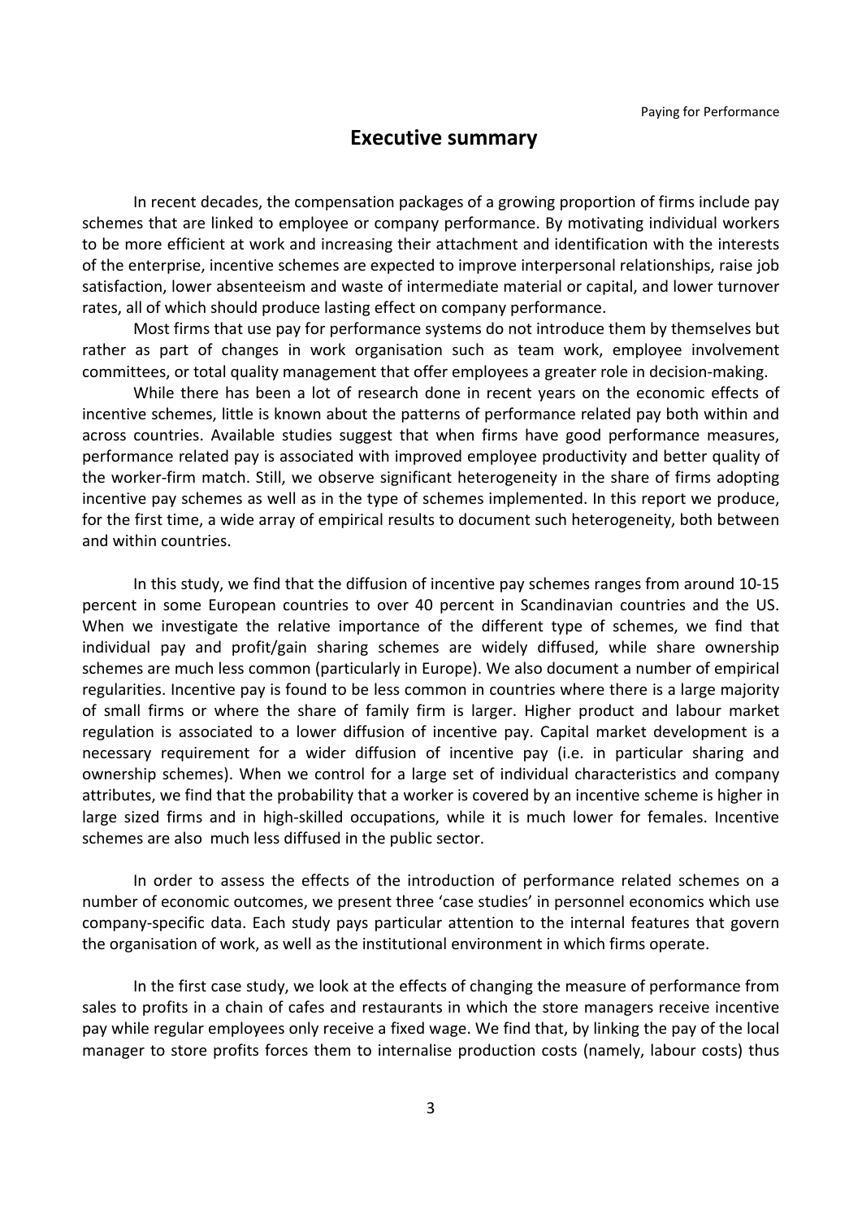# Executive summary

In recent decades, the compensation packages of a growing proportion of firms include pay schemes that are linked to employee or company performance. By motivating individual workers to be more efficient at work and increasing their attachment and identification with the interests of the enterprise, incentive schemes are expected to improve interpersonal relationships, raise job satisfaction, lower absenteeism and waste of intermediate material or capital, and lower turnover rates, all of which should produce lasting effect on company performance.

Most firms that use pay for performance systems do not introduce them by themselves but rather as part of changes in work organisation such as team work, employee involvement committees, or total quality management that offer employees a greater role in decision-making.

While there has been a lot of research done in recent years on the economic effects of incentive schemes, little is known about the patterns of performance related pay both within and across countries. Available studies suggest that when firms have good performance measures, performance related pay is associated with improved employee productivity and better quality of the worker-firm match. Still, we observe significant heterogeneity in the share of firms adopting incentive pay schemes as well as in the type of schemes implemented. In this report we produce, for the first time, a wide array of empirical results to document such heterogeneity, both between and within countries.

In this study, we find that the diffusion of incentive pay schemes ranges from around 10-15 percent in some European countries to over 40 percent in Scandinavian countries and the US. When we investigate the relative importance of the different type of schemes, we find that individual pay and profit/gain sharing schemes are widely diffused, while share ownership schemes are much less common (particularly in Europe). We also document a number of empirical regularities. Incentive pay is found to be less common in countries where there is a large majority of small firms or where the share of family firm is larger. Higher product and labour market regulation is associated to a lower diffusion of incentive pay. Capital market development is a necessary requirement for a wider diffusion of incentive pay (i.e. in particular sharing and ownership schemes). When we control for a large set of individual characteristics and company attributes, we find that the probability that a worker is covered by an incentive scheme is higher in large sized firms and in high-skilled occupations, while it is much lower for females. Incentive schemes are also much less diffused in the public sector.

In order to assess the effects of the introduction of performance related schemes on a number of economic outcomes, we present three 'case studies' in personnel economics which use company-specific data. Each study pays particular attention to the internal features that govern the organisation of work, as well as the institutional environment in which firms operate.

In the first case study, we look at the effects of changing the measure of performance from sales to profits in a chain of cafes and restaurants in which the store managers receive incentive pay while regular employees only receive a fixed wage. We find that, by linking the pay of the local manager to store profits forces them to internalise production costs (namely, labour costs) thus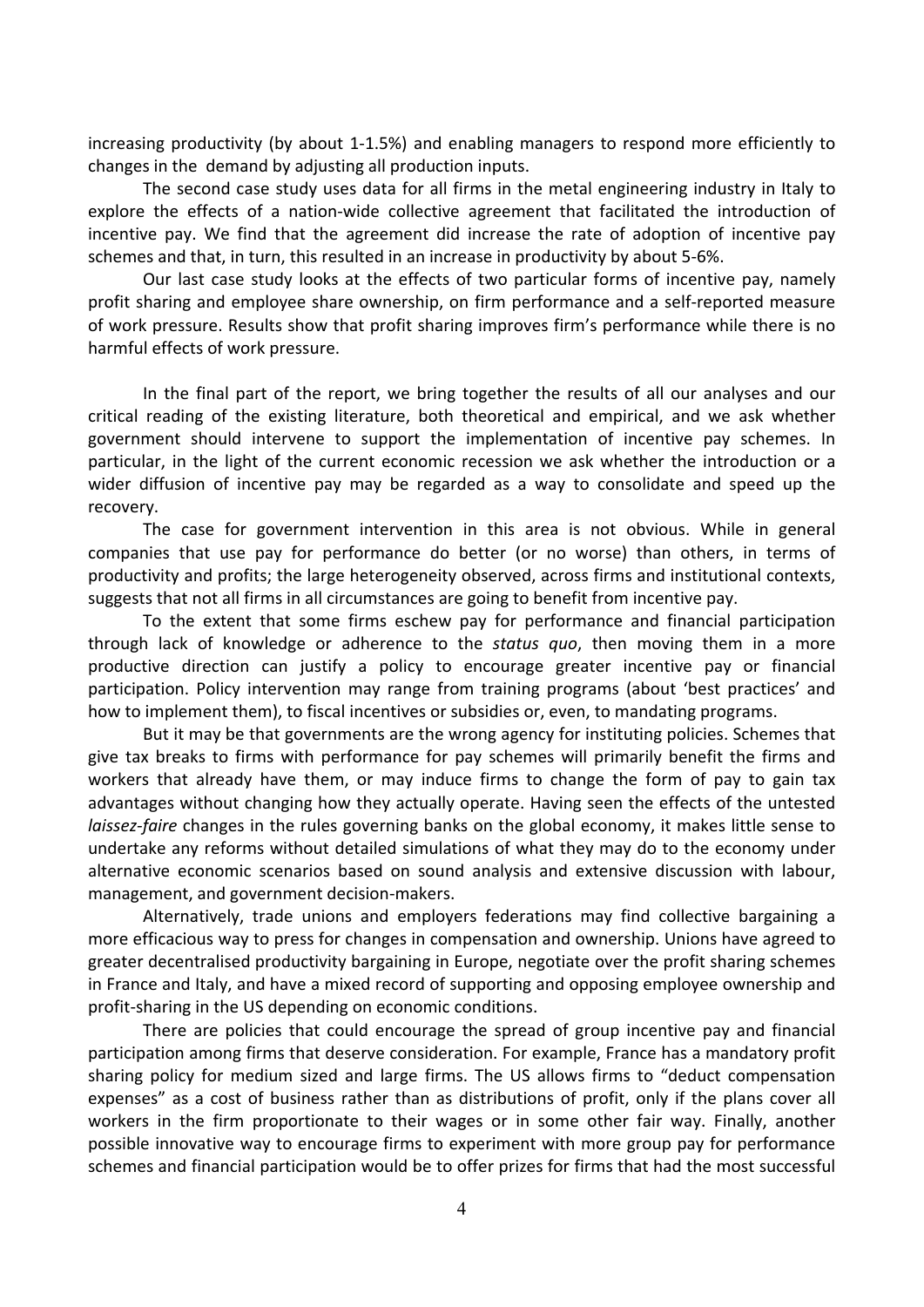increasing productivity (by about 1-1.5%) and enabling managers to respond more efficiently to changes in the demand by adjusting all production inputs.

The second case study uses data for all firms in the metal engineering industry in Italy to explore the effects of a nation-wide collective agreement that facilitated the introduction of incentive pay. We find that the agreement did increase the rate of adoption of incentive pay schemes and that, in turn, this resulted in an increase in productivity by about 5-6%.

Our last case study looks at the effects of two particular forms of incentive pay, namely profit sharing and employee share ownership, on firm performance and a self-reported measure of work pressure. Results show that profit sharing improves firm's performance while there is no harmful effects of work pressure.

In the final part of the report, we bring together the results of all our analyses and our critical reading of the existing literature, both theoretical and empirical, and we ask whether government should intervene to support the implementation of incentive pay schemes. In particular, in the light of the current economic recession we ask whether the introduction or a wider diffusion of incentive pay may be regarded as a way to consolidate and speed up the recovery.

The case for government intervention in this area is not obvious. While in general companies that use pay for performance do better (or no worse) than others, in terms of productivity and profits; the large heterogeneity observed, across firms and institutional contexts, suggests that not all firms in all circumstances are going to benefit from incentive pay.

To the extent that some firms eschew pay for performance and financial participation through lack of knowledge or adherence to the *status quo*, then moving them in a more productive direction can justify a policy to encourage greater incentive pay or financial participation. Policy intervention may range from training programs (about 'best practices' and how to implement them), to fiscal incentives or subsidies or, even, to mandating programs.

But it may be that governments are the wrong agency for instituting policies. Schemes that give tax breaks to firms with performance for pay schemes will primarily benefit the firms and workers that already have them, or may induce firms to change the form of pay to gain tax advantages without changing how they actually operate. Having seen the effects of the untested *laissez-faire* changes in the rules governing banks on the global economy, it makes little sense to undertake any reforms without detailed simulations of what they may do to the economy under alternative economic scenarios based on sound analysis and extensive discussion with labour, management, and government decision-makers.

Alternatively, trade unions and employers federations may find collective bargaining a more efficacious way to press for changes in compensation and ownership. Unions have agreed to greater decentralised productivity bargaining in Europe, negotiate over the profit sharing schemes in France and Italy, and have a mixed record of supporting and opposing employee ownership and profit-sharing in the US depending on economic conditions.

There are policies that could encourage the spread of group incentive pay and financial participation among firms that deserve consideration. For example, France has a mandatory profit sharing policy for medium sized and large firms. The US allows firms to "deduct compensation expenses" as a cost of business rather than as distributions of profit, only if the plans cover all workers in the firm proportionate to their wages or in some other fair way. Finally, another possible innovative way to encourage firms to experiment with more group pay for performance schemes and financial participation would be to offer prizes for firms that had the most successful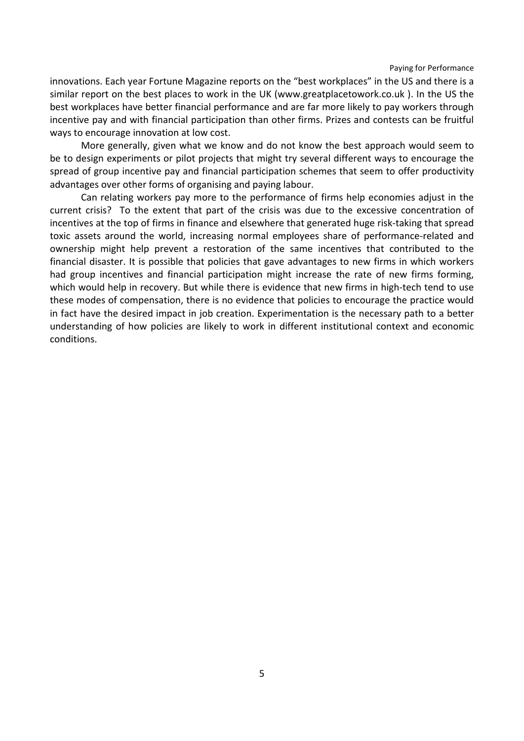innovations. Each year Fortune Magazine reports on the "best workplaces" in the US and there is a similar report on the best places to work in the UK (www.greatplacetowork.co.uk ). In the US the best workplaces have better financial performance and are far more likely to pay workers through incentive pay and with financial participation than other firms. Prizes and contests can be fruitful ways to encourage innovation at low cost.

More generally, given what we know and do not know the best approach would seem to be to design experiments or pilot projects that might try several different ways to encourage the spread of group incentive pay and financial participation schemes that seem to offer productivity advantages over other forms of organising and paying labour.

Can relating workers pay more to the performance of firms help economies adjust in the current crisis? To the extent that part of the crisis was due to the excessive concentration of incentives at the top of firms in finance and elsewhere that generated huge risk-taking that spread toxic assets around the world, increasing normal employees share of performance-related and ownership might help prevent a restoration of the same incentives that contributed to the financial disaster. It is possible that policies that gave advantages to new firms in which workers had group incentives and financial participation might increase the rate of new firms forming, which would help in recovery. But while there is evidence that new firms in high-tech tend to use these modes of compensation, there is no evidence that policies to encourage the practice would in fact have the desired impact in job creation. Experimentation is the necessary path to a better understanding of how policies are likely to work in different institutional context and economic conditions.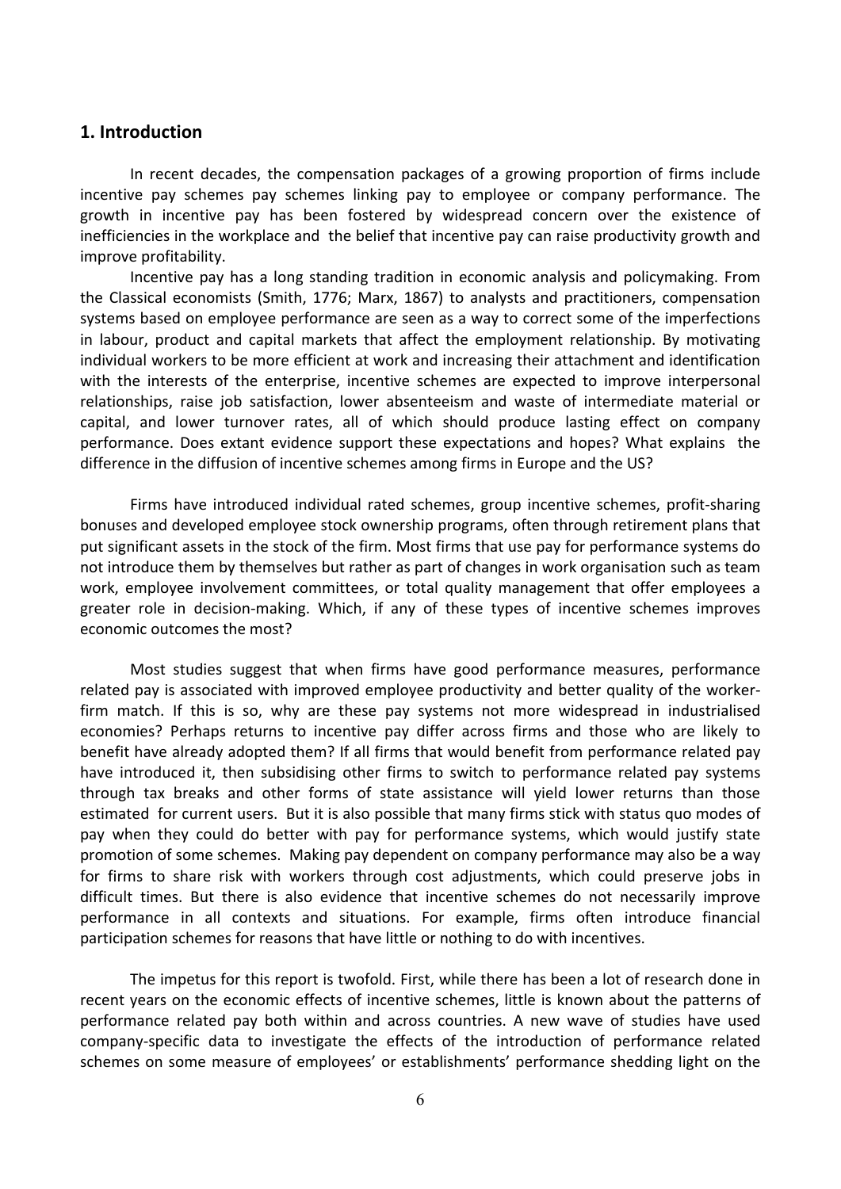## 1. Introduction

In recent decades, the compensation packages of a growing proportion of firms include incentive pay schemes pay schemes linking pay to employee or company performance. The growth in incentive pay has been fostered by widespread concern over the existence of inefficiencies in the workplace and the belief that incentive pay can raise productivity growth and improve profitability.

Incentive pay has a long standing tradition in economic analysis and policymaking. From the Classical economists (Smith, 1776; Marx, 1867) to analysts and practitioners, compensation systems based on employee performance are seen as a way to correct some of the imperfections in labour, product and capital markets that affect the employment relationship. By motivating individual workers to be more efficient at work and increasing their attachment and identification with the interests of the enterprise, incentive schemes are expected to improve interpersonal relationships, raise job satisfaction, lower absenteeism and waste of intermediate material or capital, and lower turnover rates, all of which should produce lasting effect on company performance. Does extant evidence support these expectations and hopes? What explains the difference in the diffusion of incentive schemes among firms in Europe and the US?

Firms have introduced individual rated schemes, group incentive schemes, profit-sharing bonuses and developed employee stock ownership programs, often through retirement plans that put significant assets in the stock of the firm. Most firms that use pay for performance systems do not introduce them by themselves but rather as part of changes in work organisation such as team work, employee involvement committees, or total quality management that offer employees a greater role in decision-making. Which, if any of these types of incentive schemes improves economic outcomes the most?

Most studies suggest that when firms have good performance measures, performance related pay is associated with improved employee productivity and better quality of the worker-firm match. If this is so, why are these pay systems not more widespread in industrialised economies? Perhaps returns to incentive pay differ across firms and those who are likely to benefit have already adopted them? If all firms that would benefit from performance related pay have introduced it, then subsidising other firms to switch to performance related pay systems through tax breaks and other forms of state assistance will yield lower returns than those estimated for current users. But it is also possible that many firms stick with status quo modes of pay when they could do better with pay for performance systems, which would justify state promotion of some schemes. Making pay dependent on company performance may also be a way for firms to share risk with workers through cost adjustments, which could preserve jobs in difficult times. But there is also evidence that incentive schemes do not necessarily improve performance in all contexts and situations. For example, firms often introduce financial participation schemes for reasons that have little or nothing to do with incentives.

The impetus for this report is twofold. First, while there has been a lot of research done in recent years on the economic effects of incentive schemes, little is known about the patterns of performance related pay both within and across countries. A new wave of studies have used company-specific data to investigate the effects of the introduction of performance related schemes on some measure of employees' or establishments' performance shedding light on the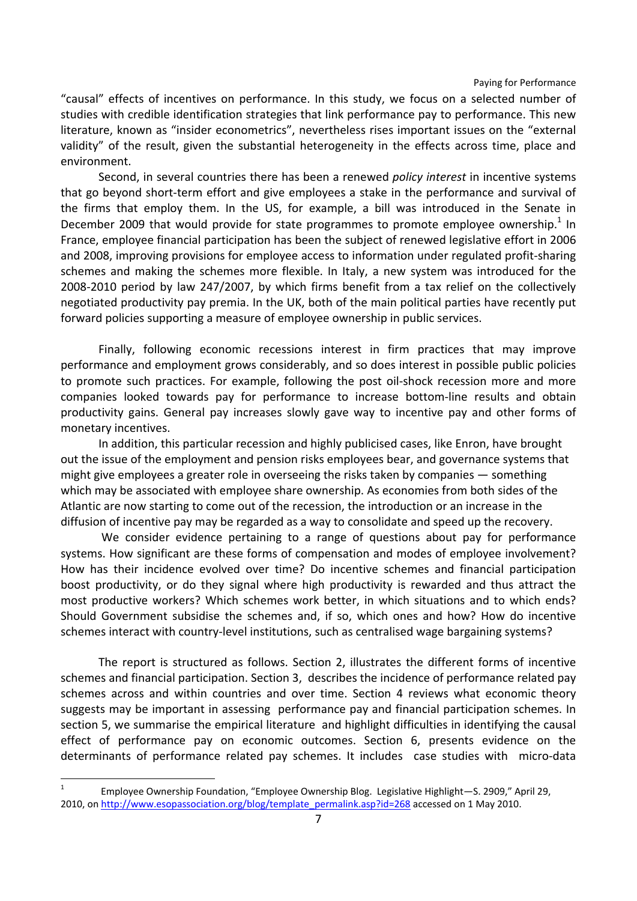"causal" effects of incentives on performance. In this study, we focus on a selected number of studies with credible identification strategies that link performance pay to performance. This new literature, known as "insider econometrics", nevertheless rises important issues on the "external validity" of the result, given the substantial heterogeneity in the effects across time, place and environment.

Second, in several countries there has been a renewed *policy interest* in incentive systems that go beyond short-term effort and give employees a stake in the performance and survival of the firms that employ them. In the US, for example, a bill was introduced in the Senate in December 2009 that would provide for state programmes to promote employee ownership.[1] In France, employee financial participation has been the subject of renewed legislative effort in 2006 and 2008, improving provisions for employee access to information under regulated profit-sharing schemes and making the schemes more flexible. In Italy, a new system was introduced for the 2008-2010 period by law 247/2007, by which firms benefit from a tax relief on the collectively negotiated productivity pay premia. In the UK, both of the main political parties have recently put forward policies supporting a measure of employee ownership in public services.

Finally, following economic recessions interest in firm practices that may improve performance and employment grows considerably, and so does interest in possible public policies to promote such practices. For example, following the post oil-shock recession more and more companies looked towards pay for performance to increase bottom-line results and obtain productivity gains. General pay increases slowly gave way to incentive pay and other forms of monetary incentives.

In addition, this particular recession and highly publicised cases, like Enron, have brought out the issue of the employment and pension risks employees bear, and governance systems that might give employees a greater role in overseeing the risks taken by companies — something which may be associated with employee share ownership. As economies from both sides of the Atlantic are now starting to come out of the recession, the introduction or an increase in the diffusion of incentive pay may be regarded as a way to consolidate and speed up the recovery.

We consider evidence pertaining to a range of questions about pay for performance systems. How significant are these forms of compensation and modes of employee involvement? How has their incidence evolved over time? Do incentive schemes and financial participation boost productivity, or do they signal where high productivity is rewarded and thus attract the most productive workers? Which schemes work better, in which situations and to which ends? Should Government subsidise the schemes and, if so, which ones and how? How do incentive schemes interact with country-level institutions, such as centralised wage bargaining systems?

The report is structured as follows. Section 2, illustrates the different forms of incentive schemes and financial participation. Section 3, describes the incidence of performance related pay schemes across and within countries and over time. Section 4 reviews what economic theory suggests may be important in assessing performance pay and financial participation schemes. In section 5, we summarise the empirical literature and highlight difficulties in identifying the causal effect of performance pay on economic outcomes. Section 6, presents evidence on the determinants of performance related pay schemes. It includes case studies with micro-data

---

[1] Employee Ownership Foundation, "Employee Ownership Blog. Legislative Highlight—S. 2909," April 29, 2010, on http://www.esopassociation.org/blog/template_permalink.asp?id=268 accessed on 1 May 2010.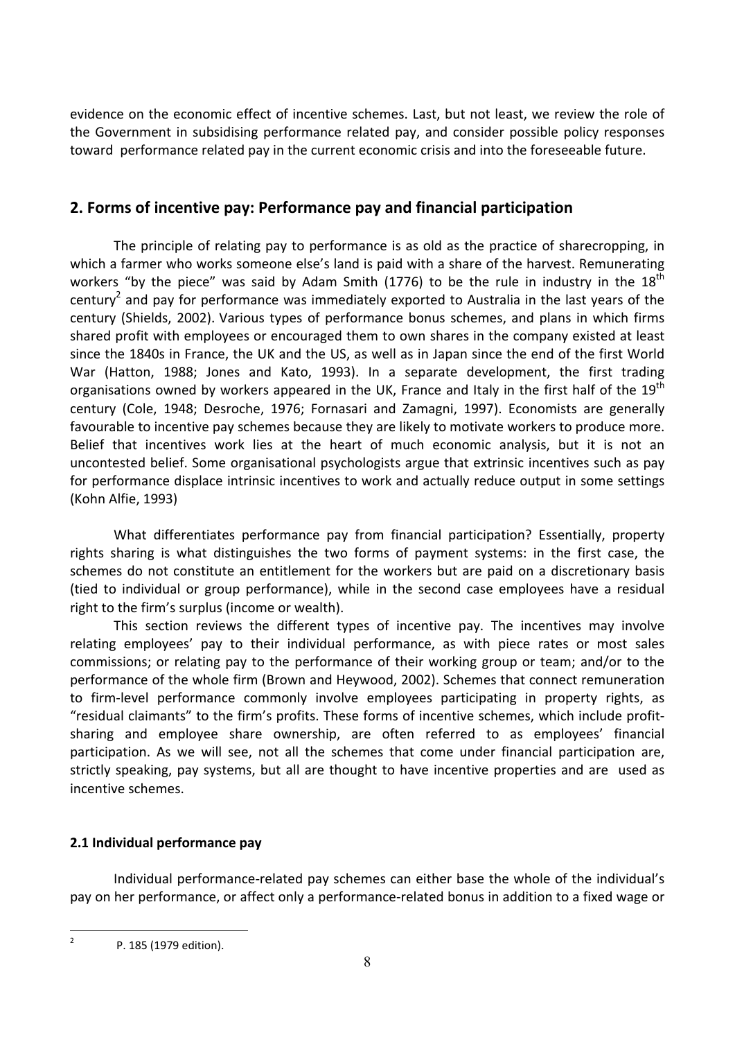evidence on the economic effect of incentive schemes. Last, but not least, we review the role of the Government in subsidising performance related pay, and consider possible policy responses toward performance related pay in the current economic crisis and into the foreseeable future.

## 2. Forms of incentive pay: Performance pay and financial participation

The principle of relating pay to performance is as old as the practice of sharecropping, in which a farmer who works someone else's land is paid with a share of the harvest. Remunerating workers "by the piece" was said by Adam Smith (1776) to be the rule in industry in the 18th century[2] and pay for performance was immediately exported to Australia in the last years of the century (Shields, 2002). Various types of performance bonus schemes, and plans in which firms shared profit with employees or encouraged them to own shares in the company existed at least since the 1840s in France, the UK and the US, as well as in Japan since the end of the first World War (Hatton, 1988; Jones and Kato, 1993). In a separate development, the first trading organisations owned by workers appeared in the UK, France and Italy in the first half of the 19th century (Cole, 1948; Desroche, 1976; Fornasari and Zamagni, 1997). Economists are generally favourable to incentive pay schemes because they are likely to motivate workers to produce more. Belief that incentives work lies at the heart of much economic analysis, but it is not an uncontested belief. Some organisational psychologists argue that extrinsic incentives such as pay for performance displace intrinsic incentives to work and actually reduce output in some settings (Kohn Alfie, 1993)

What differentiates performance pay from financial participation? Essentially, property rights sharing is what distinguishes the two forms of payment systems: in the first case, the schemes do not constitute an entitlement for the workers but are paid on a discretionary basis (tied to individual or group performance), while in the second case employees have a residual right to the firm's surplus (income or wealth).

This section reviews the different types of incentive pay. The incentives may involve relating employees' pay to their individual performance, as with piece rates or most sales commissions; or relating pay to the performance of their working group or team; and/or to the performance of the whole firm (Brown and Heywood, 2002). Schemes that connect remuneration to firm-level performance commonly involve employees participating in property rights, as "residual claimants" to the firm's profits. These forms of incentive schemes, which include profit-sharing and employee share ownership, are often referred to as employees' financial participation. As we will see, not all the schemes that come under financial participation are, strictly speaking, pay systems, but all are thought to have incentive properties and are used as incentive schemes.

### 2.1 Individual performance pay

Individual performance-related pay schemes can either base the whole of the individual's pay on her performance, or affect only a performance-related bonus in addition to a fixed wage or

[2] P. 185 (1979 edition).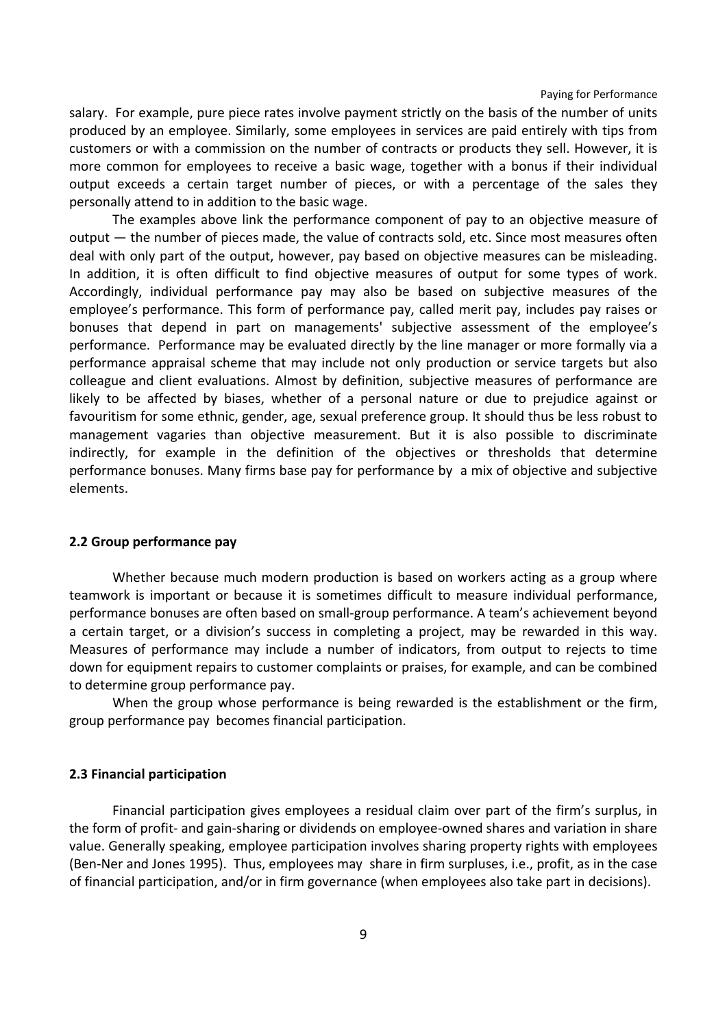salary. For example, pure piece rates involve payment strictly on the basis of the number of units produced by an employee. Similarly, some employees in services are paid entirely with tips from customers or with a commission on the number of contracts or products they sell. However, it is more common for employees to receive a basic wage, together with a bonus if their individual output exceeds a certain target number of pieces, or with a percentage of the sales they personally attend to in addition to the basic wage.

The examples above link the performance component of pay to an objective measure of output — the number of pieces made, the value of contracts sold, etc. Since most measures often deal with only part of the output, however, pay based on objective measures can be misleading. In addition, it is often difficult to find objective measures of output for some types of work. Accordingly, individual performance pay may also be based on subjective measures of the employee's performance. This form of performance pay, called merit pay, includes pay raises or bonuses that depend in part on managements' subjective assessment of the employee's performance. Performance may be evaluated directly by the line manager or more formally via a performance appraisal scheme that may include not only production or service targets but also colleague and client evaluations. Almost by definition, subjective measures of performance are likely to be affected by biases, whether of a personal nature or due to prejudice against or favouritism for some ethnic, gender, age, sexual preference group. It should thus be less robust to management vagaries than objective measurement. But it is also possible to discriminate indirectly, for example in the definition of the objectives or thresholds that determine performance bonuses. Many firms base pay for performance by a mix of objective and subjective elements.

### 2.2 Group performance pay

Whether because much modern production is based on workers acting as a group where teamwork is important or because it is sometimes difficult to measure individual performance, performance bonuses are often based on small-group performance. A team's achievement beyond a certain target, or a division's success in completing a project, may be rewarded in this way. Measures of performance may include a number of indicators, from output to rejects to time down for equipment repairs to customer complaints or praises, for example, and can be combined to determine group performance pay.

When the group whose performance is being rewarded is the establishment or the firm, group performance pay becomes financial participation.

### 2.3 Financial participation

Financial participation gives employees a residual claim over part of the firm's surplus, in the form of profit- and gain-sharing or dividends on employee-owned shares and variation in share value. Generally speaking, employee participation involves sharing property rights with employees (Ben-Ner and Jones 1995). Thus, employees may share in firm surpluses, i.e., profit, as in the case of financial participation, and/or in firm governance (when employees also take part in decisions).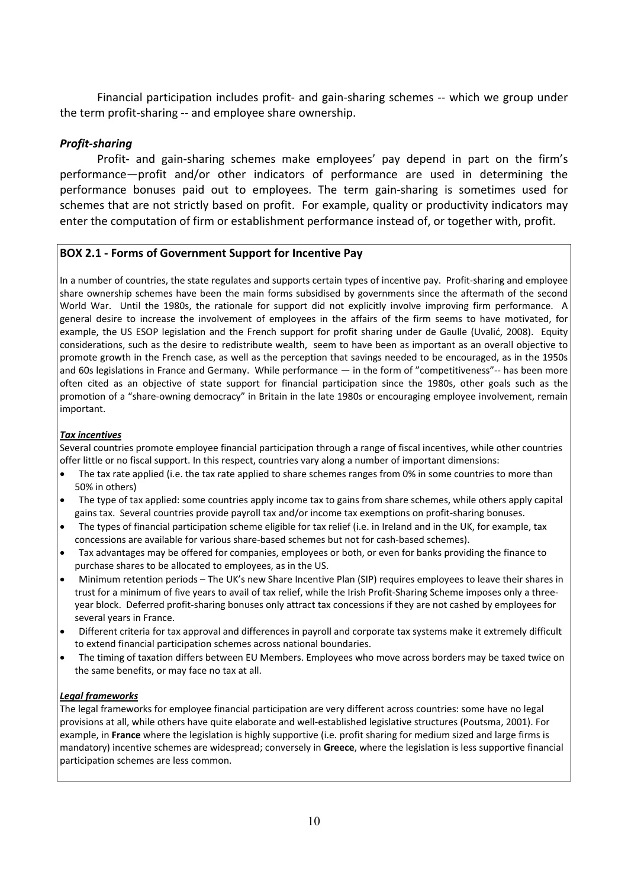Financial participation includes profit- and gain-sharing schemes -- which we group under the term profit-sharing -- and employee share ownership.

### *Profit-sharing*

Profit- and gain-sharing schemes make employees' pay depend in part on the firm's performance—profit and/or other indicators of performance are used in determining the performance bonuses paid out to employees. The term gain-sharing is sometimes used for schemes that are not strictly based on profit. For example, quality or productivity indicators may enter the computation of firm or establishment performance instead of, or together with, profit.

**BOX 2.1 - Forms of Government Support for Incentive Pay**

In a number of countries, the state regulates and supports certain types of incentive pay. Profit-sharing and employee share ownership schemes have been the main forms subsidised by governments since the aftermath of the second World War. Until the 1980s, the rationale for support did not explicitly involve improving firm performance. A general desire to increase the involvement of employees in the affairs of the firm seems to have motivated, for example, the US ESOP legislation and the French support for profit sharing under de Gaulle (Uvalić, 2008). Equity considerations, such as the desire to redistribute wealth, seem to have been as important as an overall objective to promote growth in the French case, as well as the perception that savings needed to be encouraged, as in the 1950s and 60s legislations in France and Germany. While performance — in the form of "competitiveness"-- has been more often cited as an objective of state support for financial participation since the 1980s, other goals such as the promotion of a "share-owning democracy" in Britain in the late 1980s or encouraging employee involvement, remain important.

***Tax incentives***

Several countries promote employee financial participation through a range of fiscal incentives, while other countries offer little or no fiscal support. In this respect, countries vary along a number of important dimensions:

- The tax rate applied (i.e. the tax rate applied to share schemes ranges from 0% in some countries to more than 50% in others)
- The type of tax applied: some countries apply income tax to gains from share schemes, while others apply capital gains tax. Several countries provide payroll tax and/or income tax exemptions on profit-sharing bonuses.
- The types of financial participation scheme eligible for tax relief (i.e. in Ireland and in the UK, for example, tax concessions are available for various share-based schemes but not for cash-based schemes).
- Tax advantages may be offered for companies, employees or both, or even for banks providing the finance to purchase shares to be allocated to employees, as in the US.
- Minimum retention periods – The UK's new Share Incentive Plan (SIP) requires employees to leave their shares in trust for a minimum of five years to avail of tax relief, while the Irish Profit-Sharing Scheme imposes only a three-year block. Deferred profit-sharing bonuses only attract tax concessions if they are not cashed by employees for several years in France.
- Different criteria for tax approval and differences in payroll and corporate tax systems make it extremely difficult to extend financial participation schemes across national boundaries.
- The timing of taxation differs between EU Members. Employees who move across borders may be taxed twice on the same benefits, or may face no tax at all.

***Legal frameworks***

The legal frameworks for employee financial participation are very different across countries: some have no legal provisions at all, while others have quite elaborate and well-established legislative structures (Poutsma, 2001). For example, in **France** where the legislation is highly supportive (i.e. profit sharing for medium sized and large firms is mandatory) incentive schemes are widespread; conversely in **Greece**, where the legislation is less supportive financial participation schemes are less common.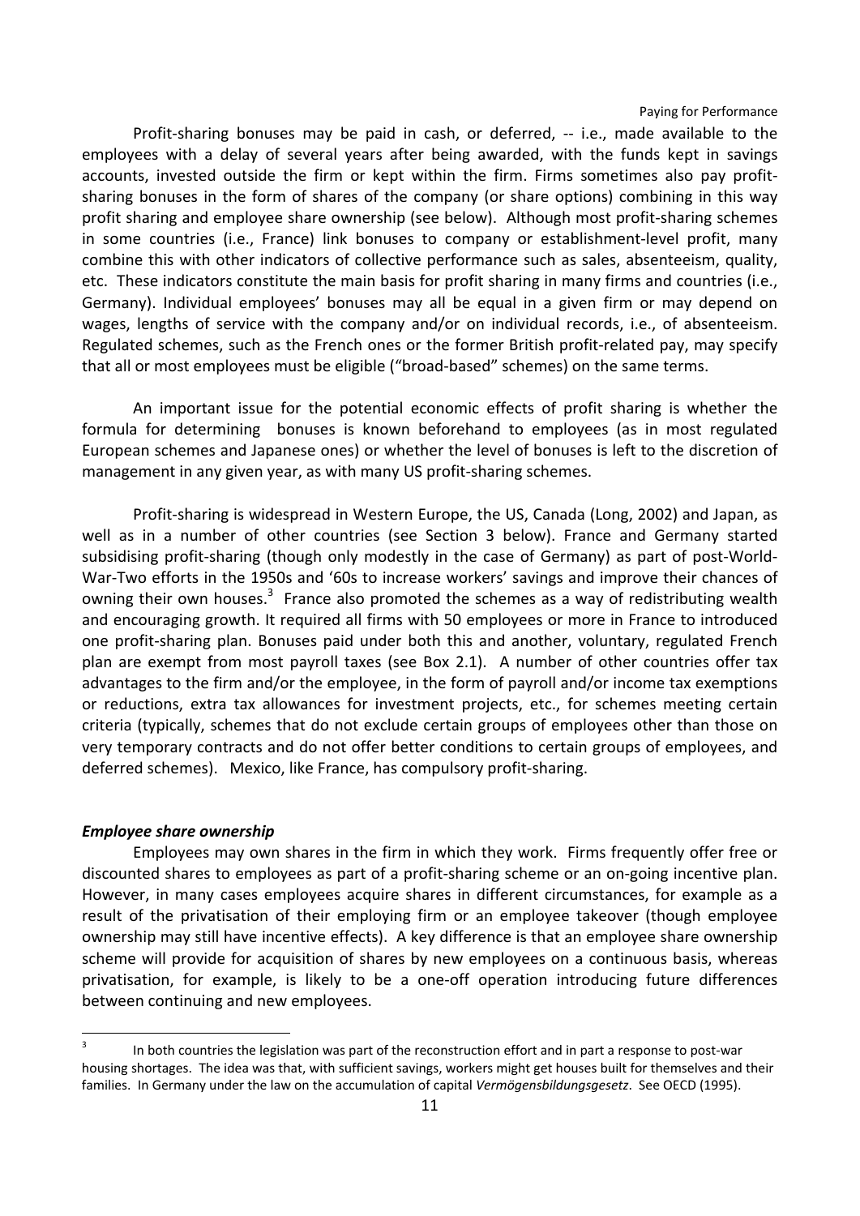Profit-sharing bonuses may be paid in cash, or deferred, -- i.e., made available to the employees with a delay of several years after being awarded, with the funds kept in savings accounts, invested outside the firm or kept within the firm. Firms sometimes also pay profit-sharing bonuses in the form of shares of the company (or share options) combining in this way profit sharing and employee share ownership (see below). Although most profit-sharing schemes in some countries (i.e., France) link bonuses to company or establishment-level profit, many combine this with other indicators of collective performance such as sales, absenteeism, quality, etc. These indicators constitute the main basis for profit sharing in many firms and countries (i.e., Germany). Individual employees' bonuses may all be equal in a given firm or may depend on wages, lengths of service with the company and/or on individual records, i.e., of absenteeism. Regulated schemes, such as the French ones or the former British profit-related pay, may specify that all or most employees must be eligible ("broad-based" schemes) on the same terms.

An important issue for the potential economic effects of profit sharing is whether the formula for determining bonuses is known beforehand to employees (as in most regulated European schemes and Japanese ones) or whether the level of bonuses is left to the discretion of management in any given year, as with many US profit-sharing schemes.

Profit-sharing is widespread in Western Europe, the US, Canada (Long, 2002) and Japan, as well as in a number of other countries (see Section 3 below). France and Germany started subsidising profit-sharing (though only modestly in the case of Germany) as part of post-World-War-Two efforts in the 1950s and '60s to increase workers' savings and improve their chances of owning their own houses.[3] France also promoted the schemes as a way of redistributing wealth and encouraging growth. It required all firms with 50 employees or more in France to introduced one profit-sharing plan. Bonuses paid under both this and another, voluntary, regulated French plan are exempt from most payroll taxes (see Box 2.1). A number of other countries offer tax advantages to the firm and/or the employee, in the form of payroll and/or income tax exemptions or reductions, extra tax allowances for investment projects, etc., for schemes meeting certain criteria (typically, schemes that do not exclude certain groups of employees other than those on very temporary contracts and do not offer better conditions to certain groups of employees, and deferred schemes). Mexico, like France, has compulsory profit-sharing.

### *Employee share ownership*

Employees may own shares in the firm in which they work. Firms frequently offer free or discounted shares to employees as part of a profit-sharing scheme or an on-going incentive plan. However, in many cases employees acquire shares in different circumstances, for example as a result of the privatisation of their employing firm or an employee takeover (though employee ownership may still have incentive effects). A key difference is that an employee share ownership scheme will provide for acquisition of shares by new employees on a continuous basis, whereas privatisation, for example, is likely to be a one-off operation introducing future differences between continuing and new employees.

---

[3] In both countries the legislation was part of the reconstruction effort and in part a response to post-war housing shortages. The idea was that, with sufficient savings, workers might get houses built for themselves and their families. In Germany under the law on the accumulation of capital *Vermögensbildungsgesetz*. See OECD (1995).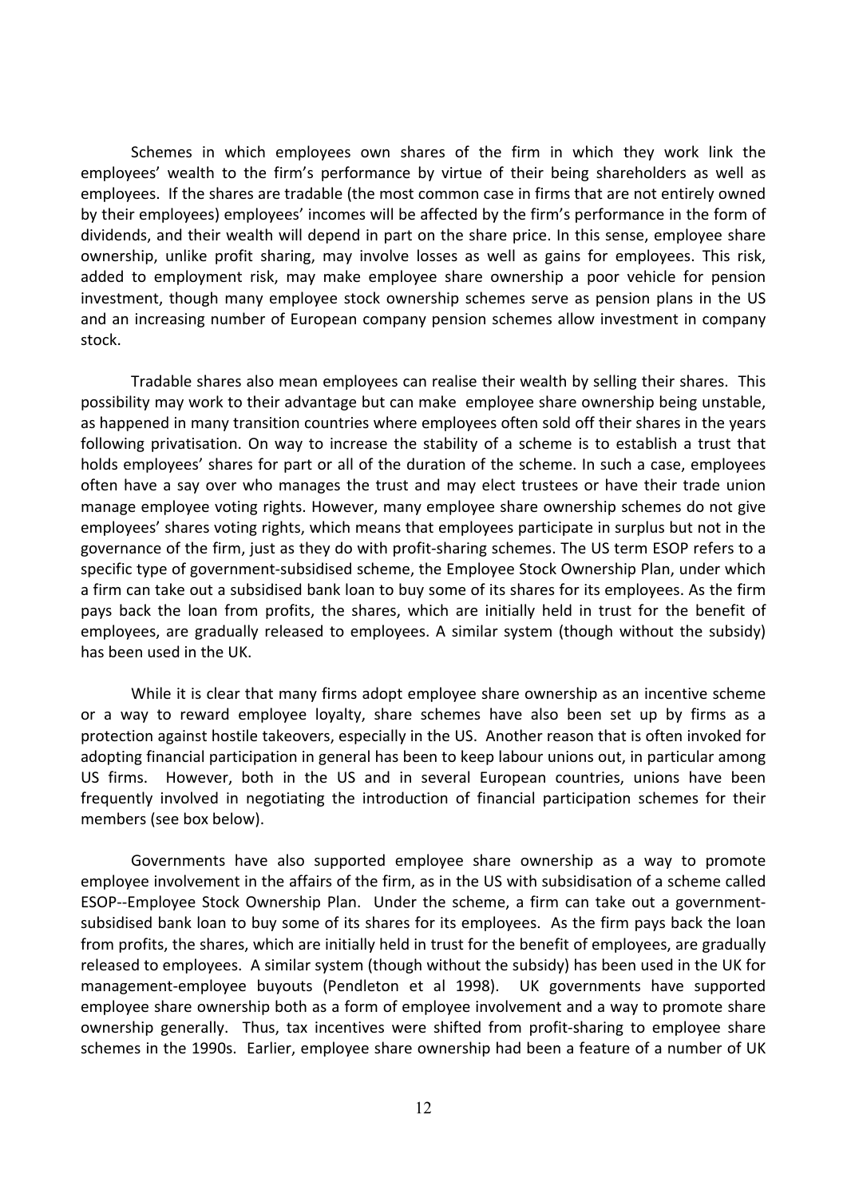Schemes in which employees own shares of the firm in which they work link the employees' wealth to the firm's performance by virtue of their being shareholders as well as employees. If the shares are tradable (the most common case in firms that are not entirely owned by their employees) employees' incomes will be affected by the firm's performance in the form of dividends, and their wealth will depend in part on the share price. In this sense, employee share ownership, unlike profit sharing, may involve losses as well as gains for employees. This risk, added to employment risk, may make employee share ownership a poor vehicle for pension investment, though many employee stock ownership schemes serve as pension plans in the US and an increasing number of European company pension schemes allow investment in company stock.

Tradable shares also mean employees can realise their wealth by selling their shares. This possibility may work to their advantage but can make employee share ownership being unstable, as happened in many transition countries where employees often sold off their shares in the years following privatisation. On way to increase the stability of a scheme is to establish a trust that holds employees' shares for part or all of the duration of the scheme. In such a case, employees often have a say over who manages the trust and may elect trustees or have their trade union manage employee voting rights. However, many employee share ownership schemes do not give employees' shares voting rights, which means that employees participate in surplus but not in the governance of the firm, just as they do with profit-sharing schemes. The US term ESOP refers to a specific type of government-subsidised scheme, the Employee Stock Ownership Plan, under which a firm can take out a subsidised bank loan to buy some of its shares for its employees. As the firm pays back the loan from profits, the shares, which are initially held in trust for the benefit of employees, are gradually released to employees. A similar system (though without the subsidy) has been used in the UK.

While it is clear that many firms adopt employee share ownership as an incentive scheme or a way to reward employee loyalty, share schemes have also been set up by firms as a protection against hostile takeovers, especially in the US. Another reason that is often invoked for adopting financial participation in general has been to keep labour unions out, in particular among US firms. However, both in the US and in several European countries, unions have been frequently involved in negotiating the introduction of financial participation schemes for their members (see box below).

Governments have also supported employee share ownership as a way to promote employee involvement in the affairs of the firm, as in the US with subsidisation of a scheme called ESOP--Employee Stock Ownership Plan. Under the scheme, a firm can take out a government-subsidised bank loan to buy some of its shares for its employees. As the firm pays back the loan from profits, the shares, which are initially held in trust for the benefit of employees, are gradually released to employees. A similar system (though without the subsidy) has been used in the UK for management-employee buyouts (Pendleton et al 1998). UK governments have supported employee share ownership both as a form of employee involvement and a way to promote share ownership generally. Thus, tax incentives were shifted from profit-sharing to employee share schemes in the 1990s. Earlier, employee share ownership had been a feature of a number of UK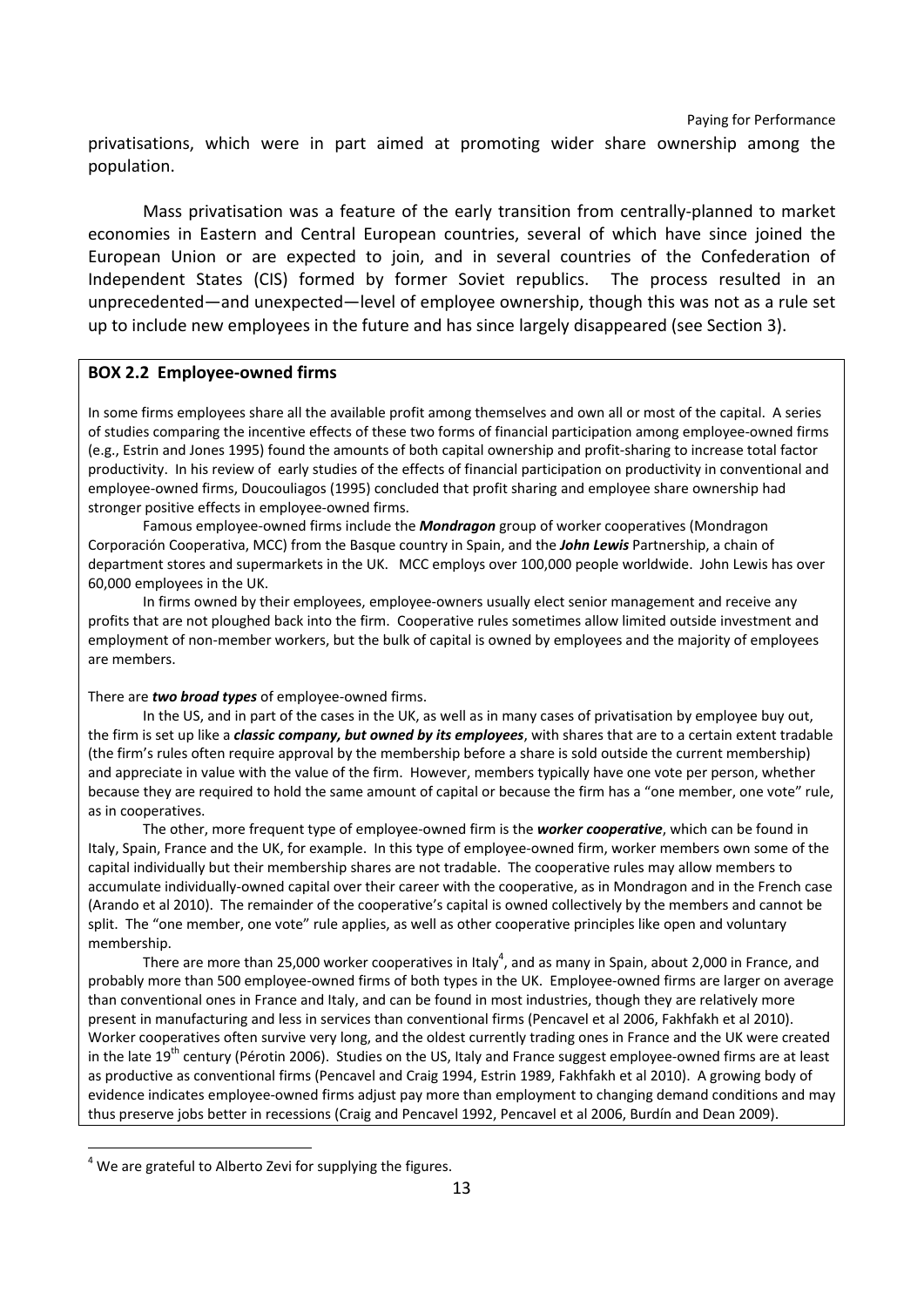privatisations, which were in part aimed at promoting wider share ownership among the population.

Mass privatisation was a feature of the early transition from centrally-planned to market economies in Eastern and Central European countries, several of which have since joined the European Union or are expected to join, and in several countries of the Confederation of Independent States (CIS) formed by former Soviet republics. The process resulted in an unprecedented—and unexpected—level of employee ownership, though this was not as a rule set up to include new employees in the future and has since largely disappeared (see Section 3).

**BOX 2.2 Employee-owned firms**

In some firms employees share all the available profit among themselves and own all or most of the capital. A series of studies comparing the incentive effects of these two forms of financial participation among employee-owned firms (e.g., Estrin and Jones 1995) found the amounts of both capital ownership and profit-sharing to increase total factor productivity. In his review of early studies of the effects of financial participation on productivity in conventional and employee-owned firms, Doucouliagos (1995) concluded that profit sharing and employee share ownership had stronger positive effects in employee-owned firms.

Famous employee-owned firms include the ***Mondragon*** group of worker cooperatives (Mondragon Corporación Cooperativa, MCC) from the Basque country in Spain, and the ***John Lewis*** Partnership, a chain of department stores and supermarkets in the UK. MCC employs over 100,000 people worldwide. John Lewis has over 60,000 employees in the UK.

In firms owned by their employees, employee-owners usually elect senior management and receive any profits that are not ploughed back into the firm. Cooperative rules sometimes allow limited outside investment and employment of non-member workers, but the bulk of capital is owned by employees and the majority of employees are members.

There are ***two broad types*** of employee-owned firms.

In the US, and in part of the cases in the UK, as well as in many cases of privatisation by employee buy out, the firm is set up like a ***classic company, but owned by its employees***, with shares that are to a certain extent tradable (the firm's rules often require approval by the membership before a share is sold outside the current membership) and appreciate in value with the value of the firm. However, members typically have one vote per person, whether because they are required to hold the same amount of capital or because the firm has a "one member, one vote" rule, as in cooperatives.

The other, more frequent type of employee-owned firm is the ***worker cooperative***, which can be found in Italy, Spain, France and the UK, for example. In this type of employee-owned firm, worker members own some of the capital individually but their membership shares are not tradable. The cooperative rules may allow members to accumulate individually-owned capital over their career with the cooperative, as in Mondragon and in the French case (Arando et al 2010). The remainder of the cooperative's capital is owned collectively by the members and cannot be split. The "one member, one vote" rule applies, as well as other cooperative principles like open and voluntary membership.

There are more than 25,000 worker cooperatives in Italy[4], and as many in Spain, about 2,000 in France, and probably more than 500 employee-owned firms of both types in the UK. Employee-owned firms are larger on average than conventional ones in France and Italy, and can be found in most industries, though they are relatively more present in manufacturing and less in services than conventional firms (Pencavel et al 2006, Fakhfakh et al 2010). Worker cooperatives often survive very long, and the oldest currently trading ones in France and the UK were created in the late 19th century (Pérotin 2006). Studies on the US, Italy and France suggest employee-owned firms are at least as productive as conventional firms (Pencavel and Craig 1994, Estrin 1989, Fakhfakh et al 2010). A growing body of evidence indicates employee-owned firms adjust pay more than employment to changing demand conditions and may thus preserve jobs better in recessions (Craig and Pencavel 1992, Pencavel et al 2006, Burdín and Dean 2009).

[4] We are grateful to Alberto Zevi for supplying the figures.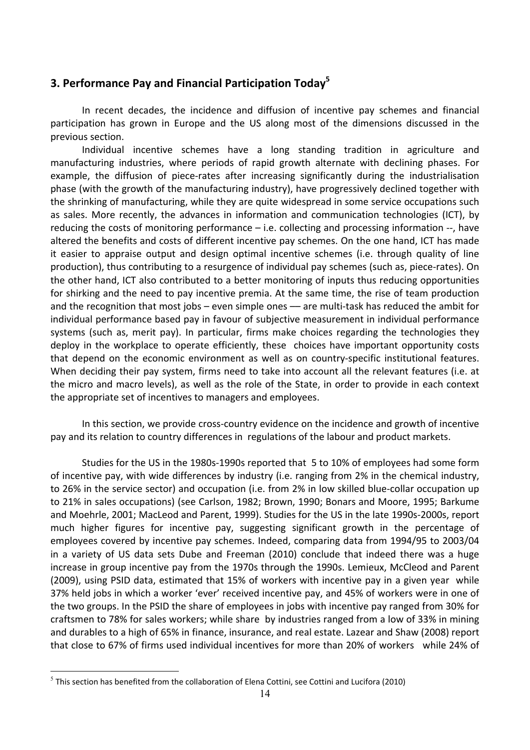## 3. Performance Pay and Financial Participation Today[5]

In recent decades, the incidence and diffusion of incentive pay schemes and financial participation has grown in Europe and the US along most of the dimensions discussed in the previous section.

Individual incentive schemes have a long standing tradition in agriculture and manufacturing industries, where periods of rapid growth alternate with declining phases. For example, the diffusion of piece-rates after increasing significantly during the industrialisation phase (with the growth of the manufacturing industry), have progressively declined together with the shrinking of manufacturing, while they are quite widespread in some service occupations such as sales. More recently, the advances in information and communication technologies (ICT), by reducing the costs of monitoring performance – i.e. collecting and processing information --, have altered the benefits and costs of different incentive pay schemes. On the one hand, ICT has made it easier to appraise output and design optimal incentive schemes (i.e. through quality of line production), thus contributing to a resurgence of individual pay schemes (such as, piece-rates). On the other hand, ICT also contributed to a better monitoring of inputs thus reducing opportunities for shirking and the need to pay incentive premia. At the same time, the rise of team production and the recognition that most jobs – even simple ones –– are multi-task has reduced the ambit for individual performance based pay in favour of subjective measurement in individual performance systems (such as, merit pay). In particular, firms make choices regarding the technologies they deploy in the workplace to operate efficiently, these choices have important opportunity costs that depend on the economic environment as well as on country-specific institutional features. When deciding their pay system, firms need to take into account all the relevant features (i.e. at the micro and macro levels), as well as the role of the State, in order to provide in each context the appropriate set of incentives to managers and employees.

In this section, we provide cross-country evidence on the incidence and growth of incentive pay and its relation to country differences in regulations of the labour and product markets.

Studies for the US in the 1980s-1990s reported that 5 to 10% of employees had some form of incentive pay, with wide differences by industry (i.e. ranging from 2% in the chemical industry, to 26% in the service sector) and occupation (i.e. from 2% in low skilled blue-collar occupation up to 21% in sales occupations) (see Carlson, 1982; Brown, 1990; Bonars and Moore, 1995; Barkume and Moehrle, 2001; MacLeod and Parent, 1999). Studies for the US in the late 1990s-2000s, report much higher figures for incentive pay, suggesting significant growth in the percentage of employees covered by incentive pay schemes. Indeed, comparing data from 1994/95 to 2003/04 in a variety of US data sets Dube and Freeman (2010) conclude that indeed there was a huge increase in group incentive pay from the 1970s through the 1990s. Lemieux, McCleod and Parent (2009), using PSID data, estimated that 15% of workers with incentive pay in a given year while 37% held jobs in which a worker 'ever' received incentive pay, and 45% of workers were in one of the two groups. In the PSID the share of employees in jobs with incentive pay ranged from 30% for craftsmen to 78% for sales workers; while share by industries ranged from a low of 33% in mining and durables to a high of 65% in finance, insurance, and real estate. Lazear and Shaw (2008) report that close to 67% of firms used individual incentives for more than 20% of workers while 24% of

[5] This section has benefited from the collaboration of Elena Cottini, see Cottini and Lucifora (2010)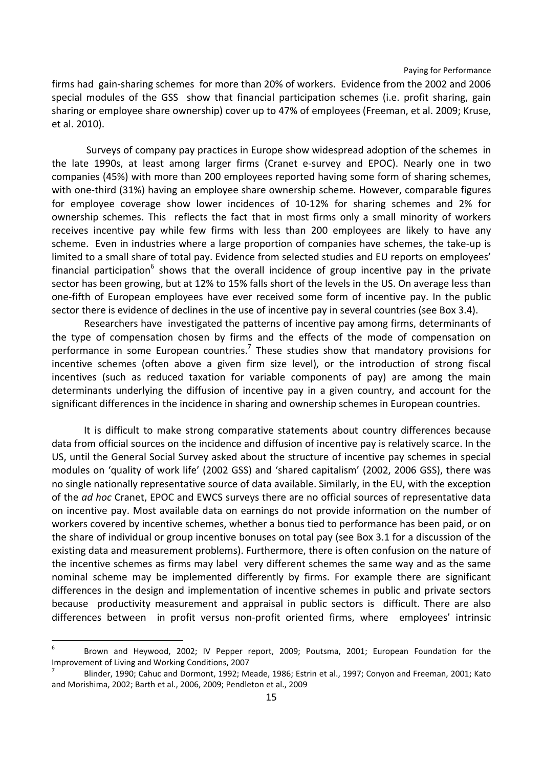firms had gain-sharing schemes for more than 20% of workers. Evidence from the 2002 and 2006 special modules of the GSS show that financial participation schemes (i.e. profit sharing, gain sharing or employee share ownership) cover up to 47% of employees (Freeman, et al. 2009; Kruse, et al. 2010).

Surveys of company pay practices in Europe show widespread adoption of the schemes in the late 1990s, at least among larger firms (Cranet e-survey and EPOC). Nearly one in two companies (45%) with more than 200 employees reported having some form of sharing schemes, with one-third (31%) having an employee share ownership scheme. However, comparable figures for employee coverage show lower incidences of 10-12% for sharing schemes and 2% for ownership schemes. This reflects the fact that in most firms only a small minority of workers receives incentive pay while few firms with less than 200 employees are likely to have any scheme. Even in industries where a large proportion of companies have schemes, the take-up is limited to a small share of total pay. Evidence from selected studies and EU reports on employees' financial participation[6] shows that the overall incidence of group incentive pay in the private sector has been growing, but at 12% to 15% falls short of the levels in the US. On average less than one-fifth of European employees have ever received some form of incentive pay. In the public sector there is evidence of declines in the use of incentive pay in several countries (see Box 3.4).

Researchers have investigated the patterns of incentive pay among firms, determinants of the type of compensation chosen by firms and the effects of the mode of compensation on performance in some European countries.[7] These studies show that mandatory provisions for incentive schemes (often above a given firm size level), or the introduction of strong fiscal incentives (such as reduced taxation for variable components of pay) are among the main determinants underlying the diffusion of incentive pay in a given country, and account for the significant differences in the incidence in sharing and ownership schemes in European countries.

It is difficult to make strong comparative statements about country differences because data from official sources on the incidence and diffusion of incentive pay is relatively scarce. In the US, until the General Social Survey asked about the structure of incentive pay schemes in special modules on 'quality of work life' (2002 GSS) and 'shared capitalism' (2002, 2006 GSS), there was no single nationally representative source of data available. Similarly, in the EU, with the exception of the *ad hoc* Cranet, EPOC and EWCS surveys there are no official sources of representative data on incentive pay. Most available data on earnings do not provide information on the number of workers covered by incentive schemes, whether a bonus tied to performance has been paid, or on the share of individual or group incentive bonuses on total pay (see Box 3.1 for a discussion of the existing data and measurement problems). Furthermore, there is often confusion on the nature of the incentive schemes as firms may label very different schemes the same way and as the same nominal scheme may be implemented differently by firms. For example there are significant differences in the design and implementation of incentive schemes in public and private sectors because productivity measurement and appraisal in public sectors is difficult. There are also differences between in profit versus non-profit oriented firms, where employees' intrinsic

---

[6] Brown and Heywood, 2002; IV Pepper report, 2009; Poutsma, 2001; European Foundation for the Improvement of Living and Working Conditions, 2007

[7] Blinder, 1990; Cahuc and Dormont, 1992; Meade, 1986; Estrin et al., 1997; Conyon and Freeman, 2001; Kato and Morishima, 2002; Barth et al., 2006, 2009; Pendleton et al., 2009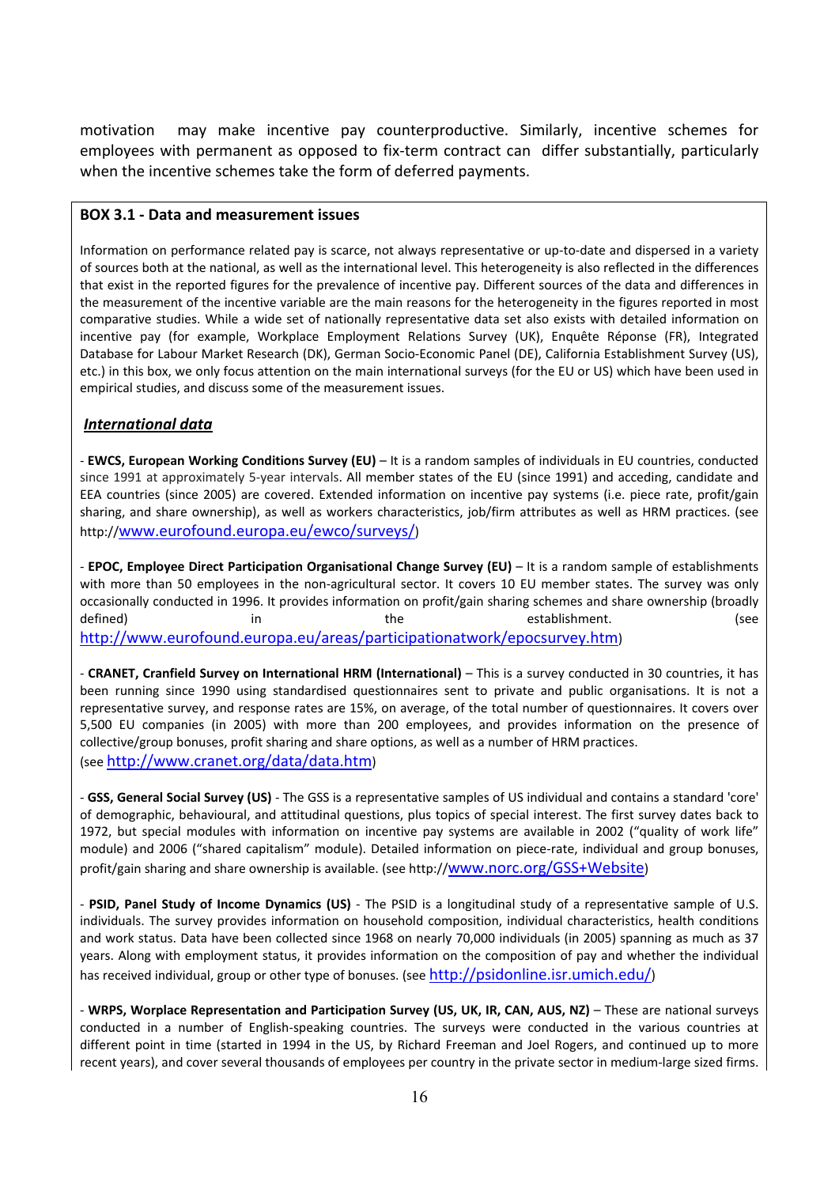motivation may make incentive pay counterproductive. Similarly, incentive schemes for employees with permanent as opposed to fix-term contract can differ substantially, particularly when the incentive schemes take the form of deferred payments.

**BOX 3.1 - Data and measurement issues**

Information on performance related pay is scarce, not always representative or up-to-date and dispersed in a variety of sources both at the national, as well as the international level. This heterogeneity is also reflected in the differences that exist in the reported figures for the prevalence of incentive pay. Different sources of the data and differences in the measurement of the incentive variable are the main reasons for the heterogeneity in the figures reported in most comparative studies. While a wide set of nationally representative data set also exists with detailed information on incentive pay (for example, Workplace Employment Relations Survey (UK), Enquête Réponse (FR), Integrated Database for Labour Market Research (DK), German Socio-Economic Panel (DE), California Establishment Survey (US), etc.) in this box, we only focus attention on the main international surveys (for the EU or US) which have been used in empirical studies, and discuss some of the measurement issues.

***International data***

- **EWCS, European Working Conditions Survey (EU)** – It is a random samples of individuals in EU countries, conducted since 1991 at approximately 5-year intervals. All member states of the EU (since 1991) and acceding, candidate and EEA countries (since 2005) are covered. Extended information on incentive pay systems (i.e. piece rate, profit/gain sharing, and share ownership), as well as workers characteristics, job/firm attributes as well as HRM practices. (see http://www.eurofound.europa.eu/ewco/surveys/)

- **EPOC, Employee Direct Participation Organisational Change Survey (EU)** – It is a random sample of establishments with more than 50 employees in the non-agricultural sector. It covers 10 EU member states. The survey was only occasionally conducted in 1996. It provides information on profit/gain sharing schemes and share ownership (broadly defined) in the establishment. (see http://www.eurofound.europa.eu/areas/participationatwork/epocsurvey.htm)

- **CRANET, Cranfield Survey on International HRM (International)** – This is a survey conducted in 30 countries, it has been running since 1990 using standardised questionnaires sent to private and public organisations. It is not a representative survey, and response rates are 15%, on average, of the total number of questionnaires. It covers over 5,500 EU companies (in 2005) with more than 200 employees, and provides information on the presence of collective/group bonuses, profit sharing and share options, as well as a number of HRM practices. (see http://www.cranet.org/data/data.htm)

- **GSS, General Social Survey (US)** - The GSS is a representative samples of US individual and contains a standard 'core' of demographic, behavioural, and attitudinal questions, plus topics of special interest. The first survey dates back to 1972, but special modules with information on incentive pay systems are available in 2002 ("quality of work life" module) and 2006 ("shared capitalism" module). Detailed information on piece-rate, individual and group bonuses, profit/gain sharing and share ownership is available. (see http://www.norc.org/GSS+Website)

- **PSID, Panel Study of Income Dynamics (US)** - The PSID is a longitudinal study of a representative sample of U.S. individuals. The survey provides information on household composition, individual characteristics, health conditions and work status. Data have been collected since 1968 on nearly 70,000 individuals (in 2005) spanning as much as 37 years. Along with employment status, it provides information on the composition of pay and whether the individual has received individual, group or other type of bonuses. (see http://psidonline.isr.umich.edu/)

- **WRPS, Worplace Representation and Participation Survey (US, UK, IR, CAN, AUS, NZ)** – These are national surveys conducted in a number of English-speaking countries. The surveys were conducted in the various countries at different point in time (started in 1994 in the US, by Richard Freeman and Joel Rogers, and continued up to more recent years), and cover several thousands of employees per country in the private sector in medium-large sized firms.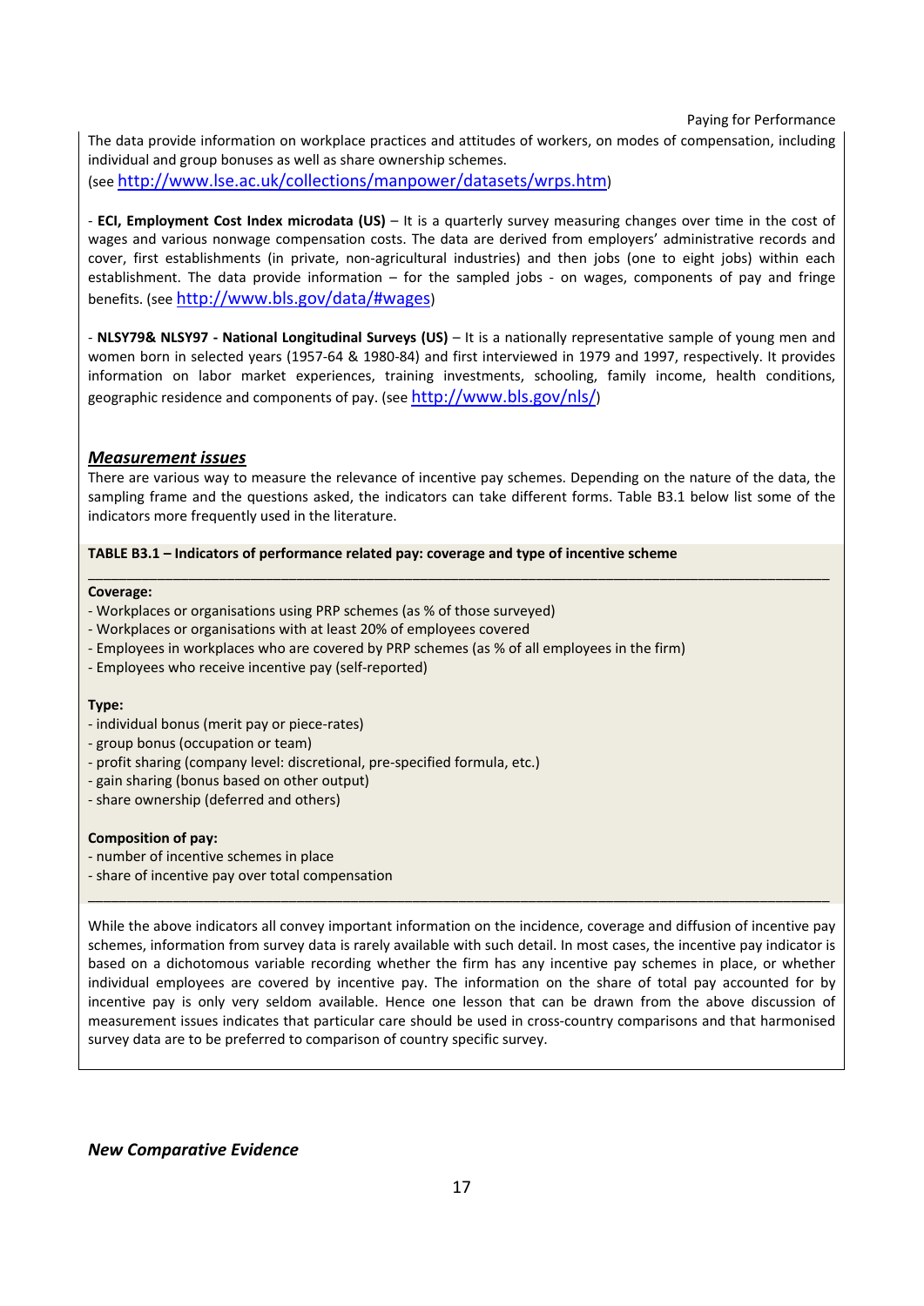The data provide information on workplace practices and attitudes of workers, on modes of compensation, including individual and group bonuses as well as share ownership schemes.
(see http://www.lse.ac.uk/collections/manpower/datasets/wrps.htm)

- **ECI, Employment Cost Index microdata (US)** – It is a quarterly survey measuring changes over time in the cost of wages and various nonwage compensation costs. The data are derived from employers' administrative records and cover, first establishments (in private, non-agricultural industries) and then jobs (one to eight jobs) within each establishment. The data provide information – for the sampled jobs - on wages, components of pay and fringe benefits. (see http://www.bls.gov/data/#wages)

- **NLSY79& NLSY97 - National Longitudinal Surveys (US)** – It is a nationally representative sample of young men and women born in selected years (1957-64 & 1980-84) and first interviewed in 1979 and 1997, respectively. It provides information on labor market experiences, training investments, schooling, family income, health conditions, geographic residence and components of pay. (see http://www.bls.gov/nls/)

***Measurement issues***

There are various way to measure the relevance of incentive pay schemes. Depending on the nature of the data, the sampling frame and the questions asked, the indicators can take different forms. Table B3.1 below list some of the indicators more frequently used in the literature.

**TABLE B3.1 – Indicators of performance related pay: coverage and type of incentive scheme**

**Coverage:**
- Workplaces or organisations using PRP schemes (as % of those surveyed)
- Workplaces or organisations with at least 20% of employees covered
- Employees in workplaces who are covered by PRP schemes (as % of all employees in the firm)
- Employees who receive incentive pay (self-reported)

**Type:**
- individual bonus (merit pay or piece-rates)
- group bonus (occupation or team)
- profit sharing (company level: discretional, pre-specified formula, etc.)
- gain sharing (bonus based on other output)
- share ownership (deferred and others)

**Composition of pay:**
- number of incentive schemes in place
- share of incentive pay over total compensation

While the above indicators all convey important information on the incidence, coverage and diffusion of incentive pay schemes, information from survey data is rarely available with such detail. In most cases, the incentive pay indicator is based on a dichotomous variable recording whether the firm has any incentive pay schemes in place, or whether individual employees are covered by incentive pay. The information on the share of total pay accounted for by incentive pay is only very seldom available. Hence one lesson that can be drawn from the above discussion of measurement issues indicates that particular care should be used in cross-country comparisons and that harmonised survey data are to be preferred to comparison of country specific survey.

***New Comparative Evidence***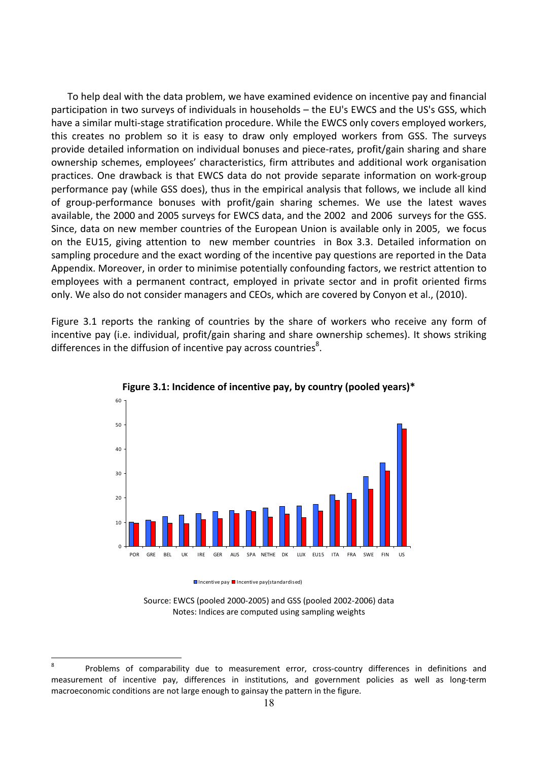To help deal with the data problem, we have examined evidence on incentive pay and financial participation in two surveys of individuals in households – the EU's EWCS and the US's GSS, which have a similar multi-stage stratification procedure. While the EWCS only covers employed workers, this creates no problem so it is easy to draw only employed workers from GSS. The surveys provide detailed information on individual bonuses and piece-rates, profit/gain sharing and share ownership schemes, employees' characteristics, firm attributes and additional work organisation practices. One drawback is that EWCS data do not provide separate information on work-group performance pay (while GSS does), thus in the empirical analysis that follows, we include all kind of group-performance bonuses with profit/gain sharing schemes. We use the latest waves available, the 2000 and 2005 surveys for EWCS data, and the 2002 and 2006 surveys for the GSS. Since, data on new member countries of the European Union is available only in 2005, we focus on the EU15, giving attention to new member countries in Box 3.3. Detailed information on sampling procedure and the exact wording of the incentive pay questions are reported in the Data Appendix. Moreover, in order to minimise potentially confounding factors, we restrict attention to employees with a permanent contract, employed in private sector and in profit oriented firms only. We also do not consider managers and CEOs, which are covered by Conyon et al., (2010).

Figure 3.1 reports the ranking of countries by the share of workers who receive any form of incentive pay (i.e. individual, profit/gain sharing and share ownership schemes). It shows striking differences in the diffusion of incentive pay across countries[8].

**Figure 3.1: Incidence of incentive pay, by country (pooled years)***

Source: EWCS (pooled 2000-2005) and GSS (pooled 2002-2006) data
Notes: Indices are computed using sampling weights

[8] Problems of comparability due to measurement error, cross-country differences in definitions and measurement of incentive pay, differences in institutions, and government policies as well as long-term macroeconomic conditions are not large enough to gainsay the pattern in the figure.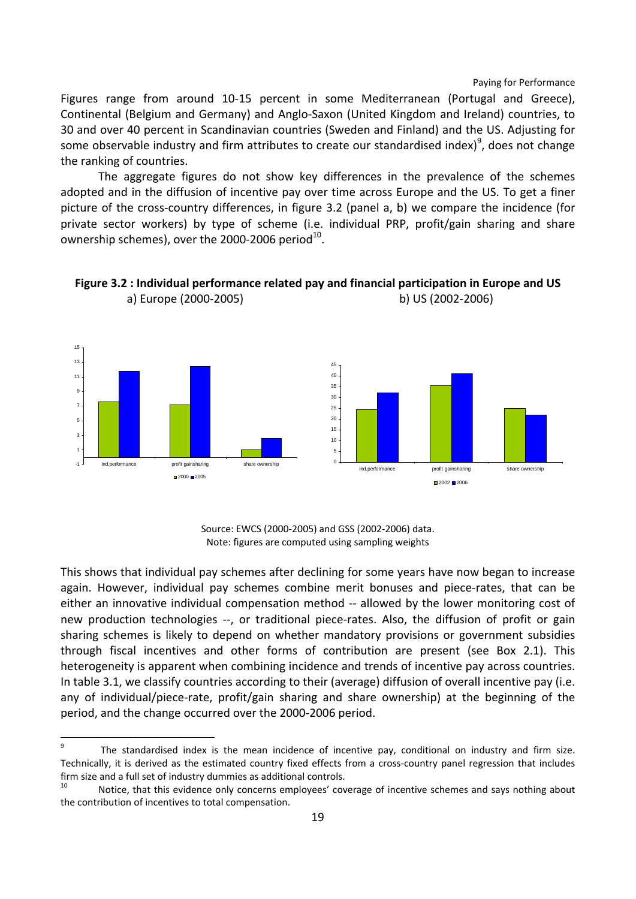Figures range from around 10-15 percent in some Mediterranean (Portugal and Greece), Continental (Belgium and Germany) and Anglo-Saxon (United Kingdom and Ireland) countries, to 30 and over 40 percent in Scandinavian countries (Sweden and Finland) and the US. Adjusting for some observable industry and firm attributes to create our standardised index)[9], does not change the ranking of countries.

The aggregate figures do not show key differences in the prevalence of the schemes adopted and in the diffusion of incentive pay over time across Europe and the US. To get a finer picture of the cross-country differences, in figure 3.2 (panel a, b) we compare the incidence (for private sector workers) by type of scheme (i.e. individual PRP, profit/gain sharing and share ownership schemes), over the 2000-2006 period[10].

**Figure 3.2 : Individual performance related pay and financial participation in Europe and US**

a) Europe (2000-2005) b) US (2002-2006)

Source: EWCS (2000-2005) and GSS (2002-2006) data.
Note: figures are computed using sampling weights

This shows that individual pay schemes after declining for some years have now began to increase again. However, individual pay schemes combine merit bonuses and piece-rates, that can be either an innovative individual compensation method -- allowed by the lower monitoring cost of new production technologies --, or traditional piece-rates. Also, the diffusion of profit or gain sharing schemes is likely to depend on whether mandatory provisions or government subsidies through fiscal incentives and other forms of contribution are present (see Box 2.1). This heterogeneity is apparent when combining incidence and trends of incentive pay across countries. In table 3.1, we classify countries according to their (average) diffusion of overall incentive pay (i.e. any of individual/piece-rate, profit/gain sharing and share ownership) at the beginning of the period, and the change occurred over the 2000-2006 period.

[9] The standardised index is the mean incidence of incentive pay, conditional on industry and firm size. Technically, it is derived as the estimated country fixed effects from a cross-country panel regression that includes firm size and a full set of industry dummies as additional controls.

[10] Notice, that this evidence only concerns employees' coverage of incentive schemes and says nothing about the contribution of incentives to total compensation.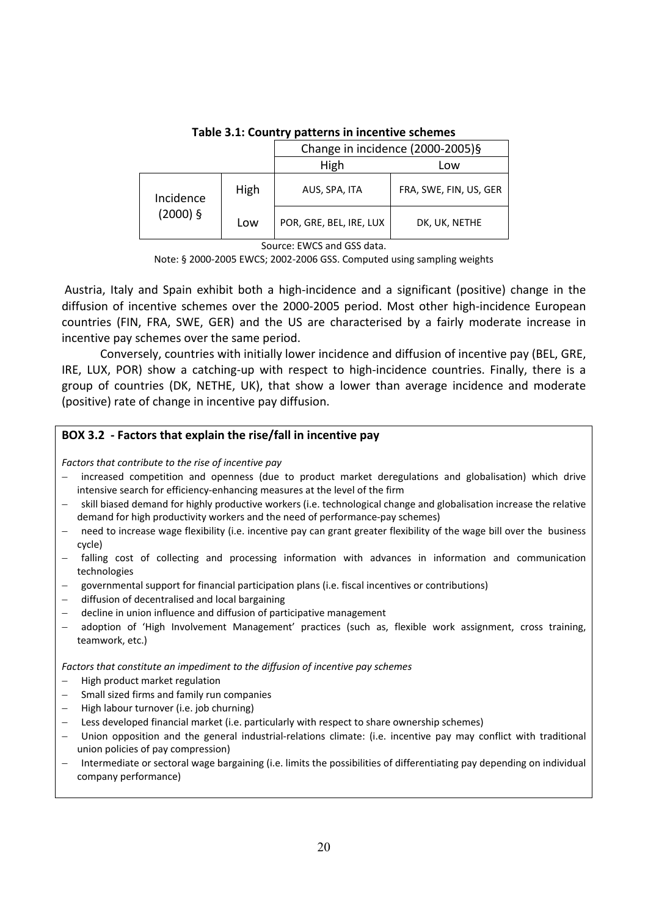**Table 3.1: Country patterns in incentive schemes**

| | | Change in incidence (2000-2005)§ | |
|---|---|---|---|
| | | High | Low |
| Incidence (2000) § | High | AUS, SPA, ITA | FRA, SWE, FIN, US, GER |
| | Low | POR, GRE, BEL, IRE, LUX | DK, UK, NETHE |

Source: EWCS and GSS data.

Note: § 2000-2005 EWCS; 2002-2006 GSS. Computed using sampling weights

Austria, Italy and Spain exhibit both a high-incidence and a significant (positive) change in the diffusion of incentive schemes over the 2000-2005 period. Most other high-incidence European countries (FIN, FRA, SWE, GER) and the US are characterised by a fairly moderate increase in incentive pay schemes over the same period.

Conversely, countries with initially lower incidence and diffusion of incentive pay (BEL, GRE, IRE, LUX, POR) show a catching-up with respect to high-incidence countries. Finally, there is a group of countries (DK, NETHE, UK), that show a lower than average incidence and moderate (positive) rate of change in incentive pay diffusion.

**BOX 3.2 - Factors that explain the rise/fall in incentive pay**

*Factors that contribute to the rise of incentive pay*

- increased competition and openness (due to product market deregulations and globalisation) which drive intensive search for efficiency-enhancing measures at the level of the firm
- skill biased demand for highly productive workers (i.e. technological change and globalisation increase the relative demand for high productivity workers and the need of performance-pay schemes)
- need to increase wage flexibility (i.e. incentive pay can grant greater flexibility of the wage bill over the business cycle)
- falling cost of collecting and processing information with advances in information and communication technologies
- governmental support for financial participation plans (i.e. fiscal incentives or contributions)
- diffusion of decentralised and local bargaining
- decline in union influence and diffusion of participative management
- adoption of 'High Involvement Management' practices (such as, flexible work assignment, cross training, teamwork, etc.)

*Factors that constitute an impediment to the diffusion of incentive pay schemes*

- High product market regulation
- Small sized firms and family run companies
- High labour turnover (i.e. job churning)
- Less developed financial market (i.e. particularly with respect to share ownership schemes)
- Union opposition and the general industrial-relations climate: (i.e. incentive pay may conflict with traditional union policies of pay compression)
- Intermediate or sectoral wage bargaining (i.e. limits the possibilities of differentiating pay depending on individual company performance)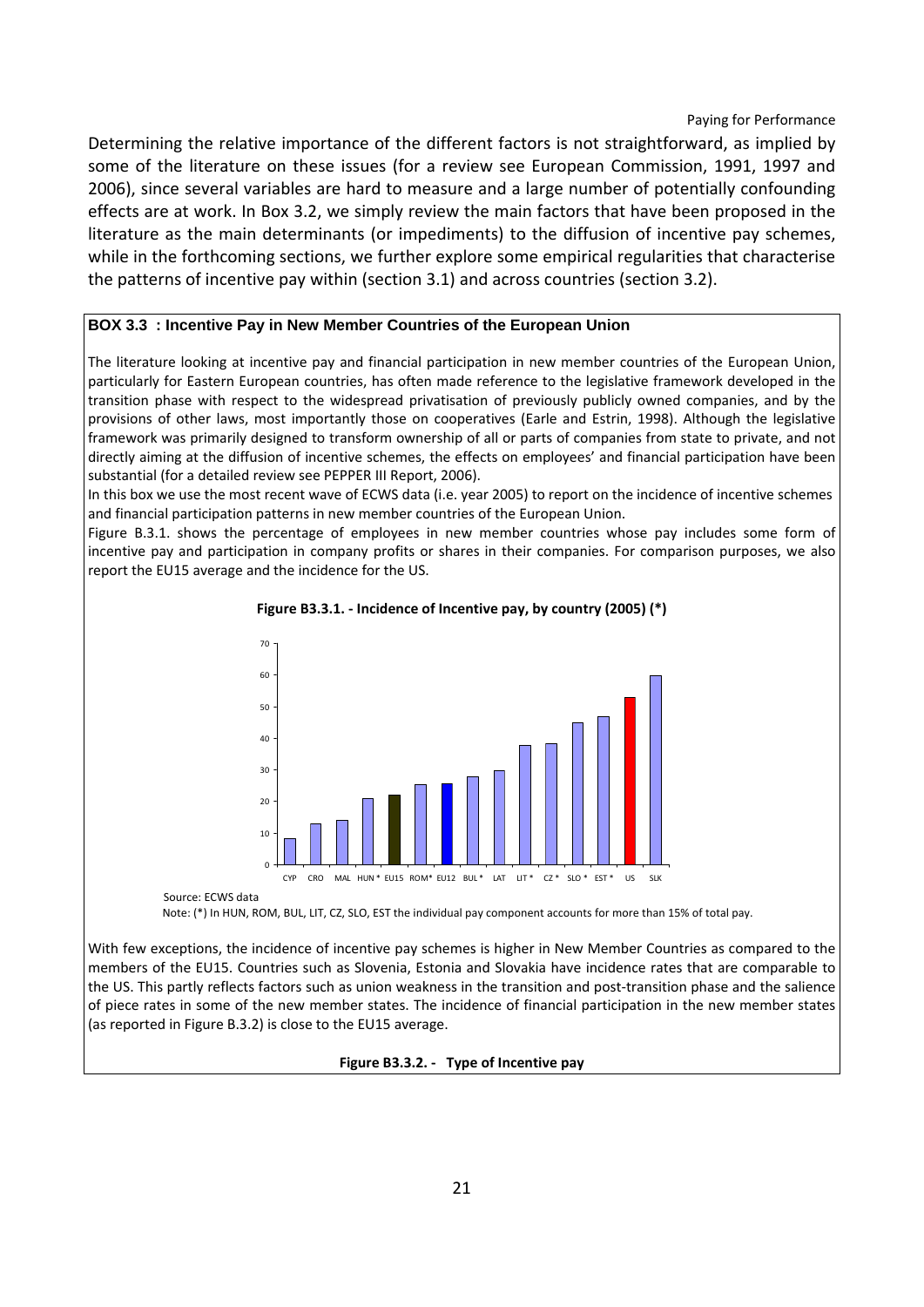Determining the relative importance of the different factors is not straightforward, as implied by some of the literature on these issues (for a review see European Commission, 1991, 1997 and 2006), since several variables are hard to measure and a large number of potentially confounding effects are at work. In Box 3.2, we simply review the main factors that have been proposed in the literature as the main determinants (or impediments) to the diffusion of incentive pay schemes, while in the forthcoming sections, we further explore some empirical regularities that characterise the patterns of incentive pay within (section 3.1) and across countries (section 3.2).

**BOX 3.3 : Incentive Pay in New Member Countries of the European Union**

The literature looking at incentive pay and financial participation in new member countries of the European Union, particularly for Eastern European countries, has often made reference to the legislative framework developed in the transition phase with respect to the widespread privatisation of previously publicly owned companies, and by the provisions of other laws, most importantly those on cooperatives (Earle and Estrin, 1998). Although the legislative framework was primarily designed to transform ownership of all or parts of companies from state to private, and not directly aiming at the diffusion of incentive schemes, the effects on employees' and financial participation have been substantial (for a detailed review see PEPPER III Report, 2006).

In this box we use the most recent wave of ECWS data (i.e. year 2005) to report on the incidence of incentive schemes and financial participation patterns in new member countries of the European Union.

Figure B.3.1. shows the percentage of employees in new member countries whose pay includes some form of incentive pay and participation in company profits or shares in their companies. For comparison purposes, we also report the EU15 average and the incidence for the US.

**Figure B3.3.1. - Incidence of Incentive pay, by country (2005) (*)**

| Country | Incidence (%) |
|---|---|
| CYP | 8 |
| CRO | 13 |
| MAL | 14 |
| HUN * | 21 |
| EU15 | 22 |
| ROM* | 25 |
| EU12 | 26 |
| BUL * | 28 |
| LAT | 30 |
| LIT * | 38 |
| CZ * | 38 |
| SLO * | 45 |
| EST * | 47 |
| US | 53 |
| SLK | 60 |

Source: ECWS data

Note: (*) In HUN, ROM, BUL, LIT, CZ, SLO, EST the individual pay component accounts for more than 15% of total pay.

With few exceptions, the incidence of incentive pay schemes is higher in New Member Countries as compared to the members of the EU15. Countries such as Slovenia, Estonia and Slovakia have incidence rates that are comparable to the US. This partly reflects factors such as union weakness in the transition and post-transition phase and the salience of piece rates in some of the new member states. The incidence of financial participation in the new member states (as reported in Figure B.3.2) is close to the EU15 average.

**Figure B3.3.2. - Type of Incentive pay**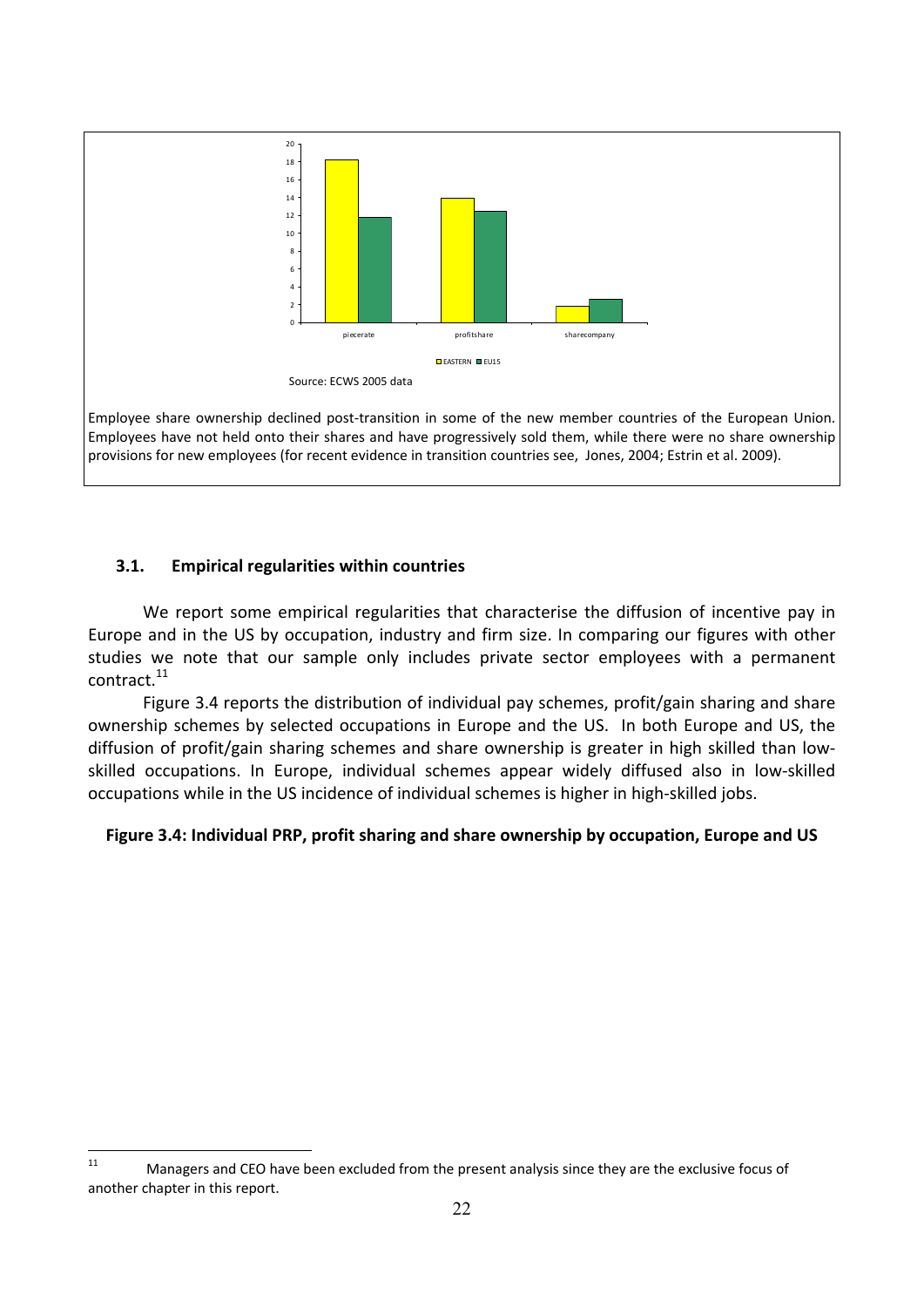Source: ECWS 2005 data

Employee share ownership declined post-transition in some of the new member countries of the European Union. Employees have not held onto their shares and have progressively sold them, while there were no share ownership provisions for new employees (for recent evidence in transition countries see, Jones, 2004; Estrin et al. 2009).

### 3.1. Empirical regularities within countries

We report some empirical regularities that characterise the diffusion of incentive pay in Europe and in the US by occupation, industry and firm size. In comparing our figures with other studies we note that our sample only includes private sector employees with a permanent contract.[11]

Figure 3.4 reports the distribution of individual pay schemes, profit/gain sharing and share ownership schemes by selected occupations in Europe and the US. In both Europe and US, the diffusion of profit/gain sharing schemes and share ownership is greater in high skilled than low-skilled occupations. In Europe, individual schemes appear widely diffused also in low-skilled occupations while in the US incidence of individual schemes is higher in high-skilled jobs.

**Figure 3.4: Individual PRP, profit sharing and share ownership by occupation, Europe and US**

[11] Managers and CEO have been excluded from the present analysis since they are the exclusive focus of another chapter in this report.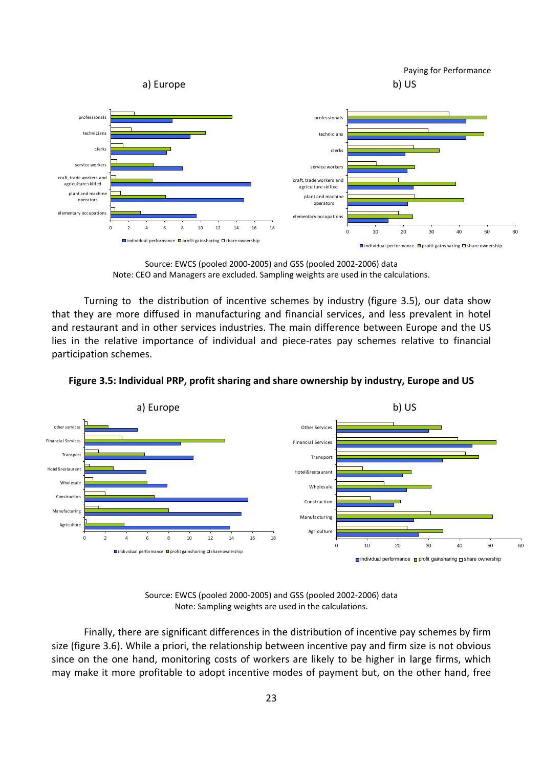Paying for Performance

a) Europe

b) US

Source: EWCS (pooled 2000-2005) and GSS (pooled 2002-2006) data
Note: CEO and Managers are excluded. Sampling weights are used in the calculations.

Turning to the distribution of incentive schemes by industry (figure 3.5), our data show that they are more diffused in manufacturing and financial services, and less prevalent in hotel and restaurant and in other services industries. The main difference between Europe and the US lies in the relative importance of individual and piece-rates pay schemes relative to financial participation schemes.

**Figure 3.5: Individual PRP, profit sharing and share ownership by industry, Europe and US**

a) Europe

b) US

Source: EWCS (pooled 2000-2005) and GSS (pooled 2002-2006) data
Note: Sampling weights are used in the calculations.

Finally, there are significant differences in the distribution of incentive pay schemes by firm size (figure 3.6). While a priori, the relationship between incentive pay and firm size is not obvious since on the one hand, monitoring costs of workers are likely to be higher in large firms, which may make it more profitable to adopt incentive modes of payment but, on the other hand, free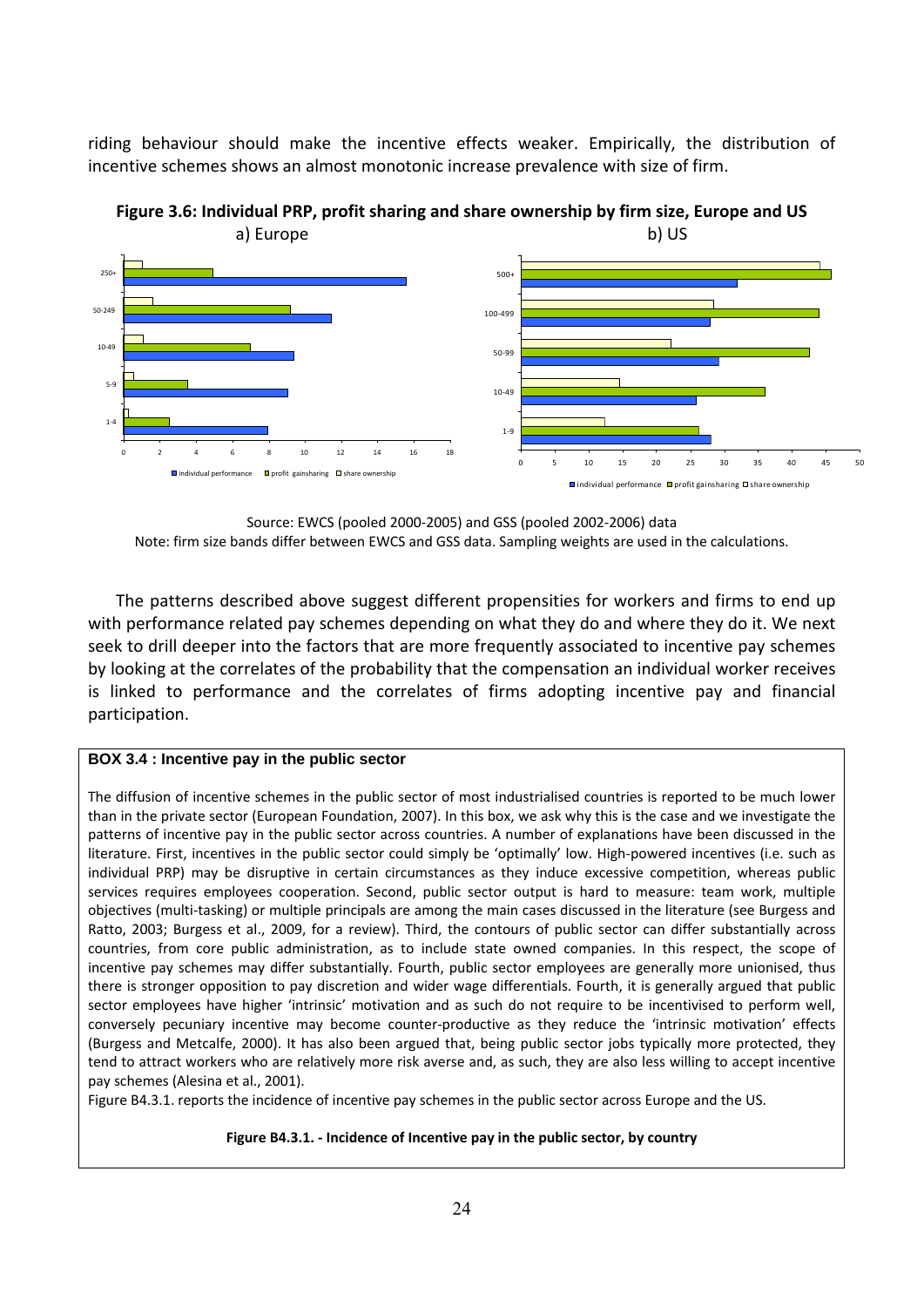riding behaviour should make the incentive effects weaker. Empirically, the distribution of incentive schemes shows an almost monotonic increase prevalence with size of firm.

**Figure 3.6: Individual PRP, profit sharing and share ownership by firm size, Europe and US**

a) Europe b) US

Source: EWCS (pooled 2000-2005) and GSS (pooled 2002-2006) data
Note: firm size bands differ between EWCS and GSS data. Sampling weights are used in the calculations.

The patterns described above suggest different propensities for workers and firms to end up with performance related pay schemes depending on what they do and where they do it. We next seek to drill deeper into the factors that are more frequently associated to incentive pay schemes by looking at the correlates of the probability that the compensation an individual worker receives is linked to performance and the correlates of firms adopting incentive pay and financial participation.

**BOX 3.4 : Incentive pay in the public sector**

The diffusion of incentive schemes in the public sector of most industrialised countries is reported to be much lower than in the private sector (European Foundation, 2007). In this box, we ask why this is the case and we investigate the patterns of incentive pay in the public sector across countries. A number of explanations have been discussed in the literature. First, incentives in the public sector could simply be 'optimally' low. High-powered incentives (i.e. such as individual PRP) may be disruptive in certain circumstances as they induce excessive competition, whereas public services requires employees cooperation. Second, public sector output is hard to measure: team work, multiple objectives (multi-tasking) or multiple principals are among the main cases discussed in the literature (see Burgess and Ratto, 2003; Burgess et al., 2009, for a review). Third, the contours of public sector can differ substantially across countries, from core public administration, as to include state owned companies. In this respect, the scope of incentive pay schemes may differ substantially. Fourth, public sector employees are generally more unionised, thus there is stronger opposition to pay discretion and wider wage differentials. Fourth, it is generally argued that public sector employees have higher 'intrinsic' motivation and as such do not require to be incentivised to perform well, conversely pecuniary incentive may become counter-productive as they reduce the 'intrinsic motivation' effects (Burgess and Metcalfe, 2000). It has also been argued that, being public sector jobs typically more protected, they tend to attract workers who are relatively more risk averse and, as such, they are also less willing to accept incentive pay schemes (Alesina et al., 2001).

Figure B4.3.1. reports the incidence of incentive pay schemes in the public sector across Europe and the US.

**Figure B4.3.1. - Incidence of Incentive pay in the public sector, by country**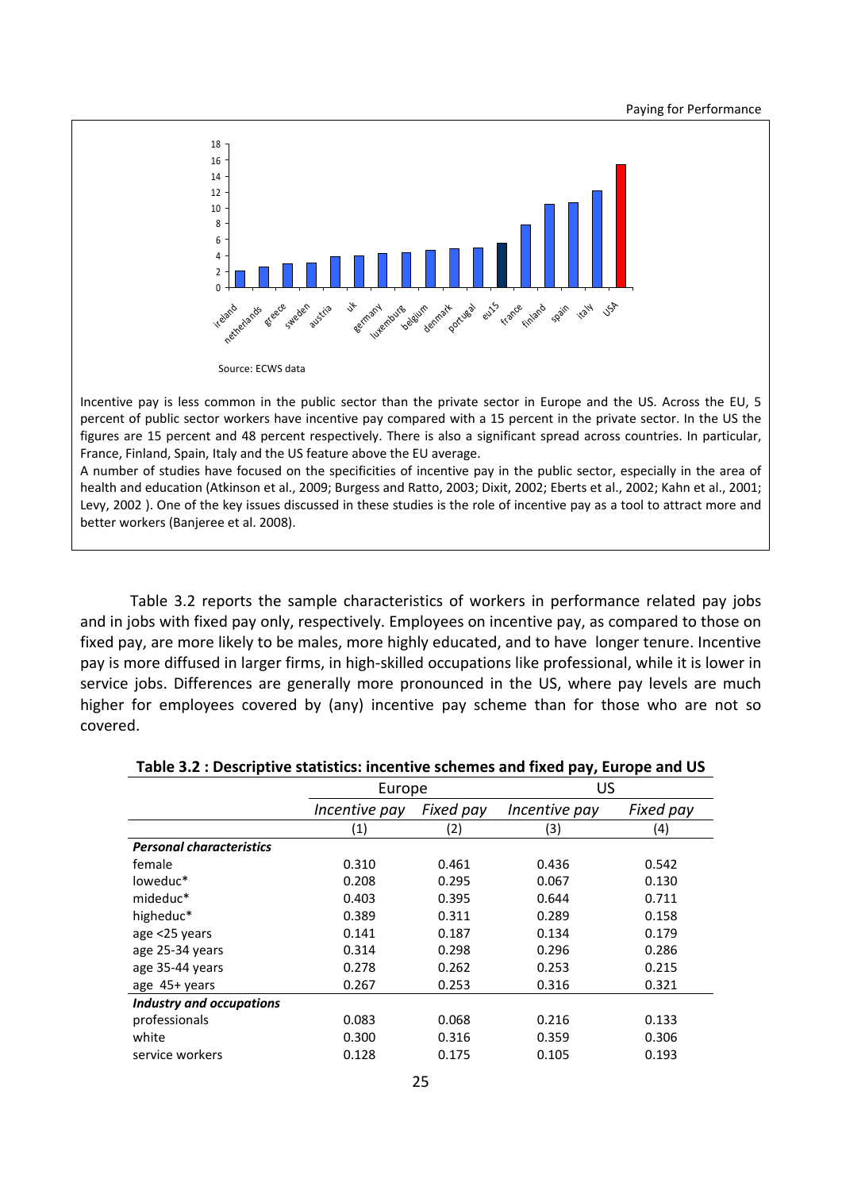Source: ECWS data

Incentive pay is less common in the public sector than the private sector in Europe and the US. Across the EU, 5 percent of public sector workers have incentive pay compared with a 15 percent in the private sector. In the US the figures are 15 percent and 48 percent respectively. There is also a significant spread across countries. In particular, France, Finland, Spain, Italy and the US feature above the EU average.

A number of studies have focused on the specificities of incentive pay in the public sector, especially in the area of health and education (Atkinson et al., 2009; Burgess and Ratto, 2003; Dixit, 2002; Eberts et al., 2002; Kahn et al., 2001; Levy, 2002 ). One of the key issues discussed in these studies is the role of incentive pay as a tool to attract more and better workers (Banjeree et al. 2008).

Table 3.2 reports the sample characteristics of workers in performance related pay jobs and in jobs with fixed pay only, respectively. Employees on incentive pay, as compared to those on fixed pay, are more likely to be males, more highly educated, and to have longer tenure. Incentive pay is more diffused in larger firms, in high-skilled occupations like professional, while it is lower in service jobs. Differences are generally more pronounced in the US, where pay levels are much higher for employees covered by (any) incentive pay scheme than for those who are not so covered.

**Table 3.2 : Descriptive statistics: incentive schemes and fixed pay, Europe and US**

| | Europe | | US | |
|---|---|---|---|---|
| | *Incentive pay* | *Fixed pay* | *Incentive pay* | *Fixed pay* |
| | (1) | (2) | (3) | (4) |
| ***Personal characteristics*** | | | | |
| female | 0.310 | 0.461 | 0.436 | 0.542 |
| loweduc* | 0.208 | 0.295 | 0.067 | 0.130 |
| mideduc* | 0.403 | 0.395 | 0.644 | 0.711 |
| higheduc* | 0.389 | 0.311 | 0.289 | 0.158 |
| age <25 years | 0.141 | 0.187 | 0.134 | 0.179 |
| age 25-34 years | 0.314 | 0.298 | 0.296 | 0.286 |
| age 35-44 years | 0.278 | 0.262 | 0.253 | 0.215 |
| age 45+ years | 0.267 | 0.253 | 0.316 | 0.321 |
| ***Industry and occupations*** | | | | |
| professionals | 0.083 | 0.068 | 0.216 | 0.133 |
| white | 0.300 | 0.316 | 0.359 | 0.306 |
| service workers | 0.128 | 0.175 | 0.105 | 0.193 |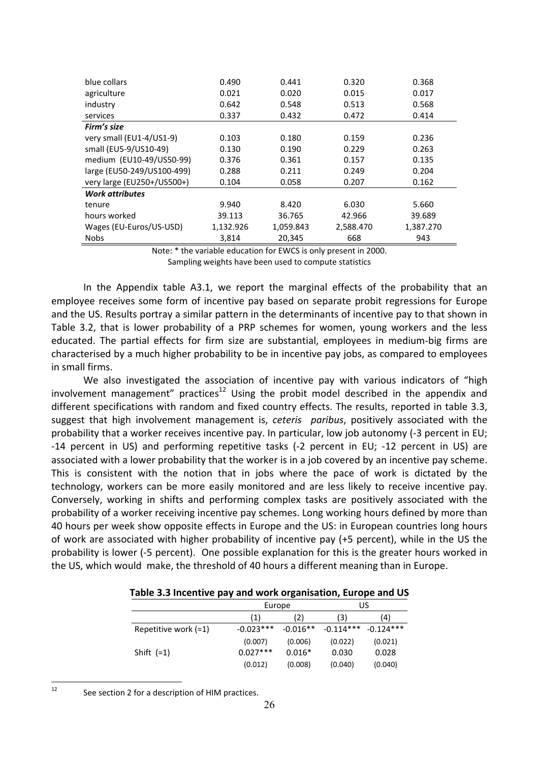| | | | | |
|---|---|---|---|---|
| blue collars | 0.490 | 0.441 | 0.320 | 0.368 |
| agriculture | 0.021 | 0.020 | 0.015 | 0.017 |
| industry | 0.642 | 0.548 | 0.513 | 0.568 |
| services | 0.337 | 0.432 | 0.472 | 0.414 |
| ***Firm's size*** | | | | |
| very small (EU1-4/US1-9) | 0.103 | 0.180 | 0.159 | 0.236 |
| small (EU5-9/US10-49) | 0.130 | 0.190 | 0.229 | 0.263 |
| medium (EU10-49/US50-99) | 0.376 | 0.361 | 0.157 | 0.135 |
| large (EU50-249/US100-499) | 0.288 | 0.211 | 0.249 | 0.204 |
| very large (EU250+/US500+) | 0.104 | 0.058 | 0.207 | 0.162 |
| ***Work attributes*** | | | | |
| tenure | 9.940 | 8.420 | 6.030 | 5.660 |
| hours worked | 39.113 | 36.765 | 42.966 | 39.689 |
| Wages (EU-Euros/US-USD) | 1,132.926 | 1,059.843 | 2,588.470 | 1,387.270 |
| Nobs | 3,814 | 20,345 | 668 | 943 |

Note: * the variable education for EWCS is only present in 2000.
Sampling weights have been used to compute statistics

In the Appendix table A3.1, we report the marginal effects of the probability that an employee receives some form of incentive pay based on separate probit regressions for Europe and the US. Results portray a similar pattern in the determinants of incentive pay to that shown in Table 3.2, that is lower probability of a PRP schemes for women, young workers and the less educated. The partial effects for firm size are substantial, employees in medium-big firms are characterised by a much higher probability to be in incentive pay jobs, as compared to employees in small firms.

We also investigated the association of incentive pay with various indicators of "high involvement management" practices[12] Using the probit model described in the appendix and different specifications with random and fixed country effects. The results, reported in table 3.3, suggest that high involvement management is, *ceteris paribus*, positively associated with the probability that a worker receives incentive pay. In particular, low job autonomy (-3 percent in EU; -14 percent in US) and performing repetitive tasks (-2 percent in EU; -12 percent in US) are associated with a lower probability that the worker is in a job covered by an incentive pay scheme. This is consistent with the notion that in jobs where the pace of work is dictated by the technology, workers can be more easily monitored and are less likely to receive incentive pay. Conversely, working in shifts and performing complex tasks are positively associated with the probability of a worker receiving incentive pay schemes. Long working hours defined by more than 40 hours per week show opposite effects in Europe and the US: in European countries long hours of work are associated with higher probability of incentive pay (+5 percent), while in the US the probability is lower (-5 percent). One possible explanation for this is the greater hours worked in the US, which would make, the threshold of 40 hours a different meaning than in Europe.

**Table 3.3 Incentive pay and work organisation, Europe and US**

| | Europe | | US | |
|---|---|---|---|---|
| | (1) | (2) | (3) | (4) |
| Repetitive work (=1) | -0.023*** | -0.016** | -0.114*** | -0.124*** |
| | (0.007) | (0.006) | (0.022) | (0.021) |
| Shift (=1) | 0.027*** | 0.016* | 0.030 | 0.028 |
| | (0.012) | (0.008) | (0.040) | (0.040) |

[12] See section 2 for a description of HIM practices.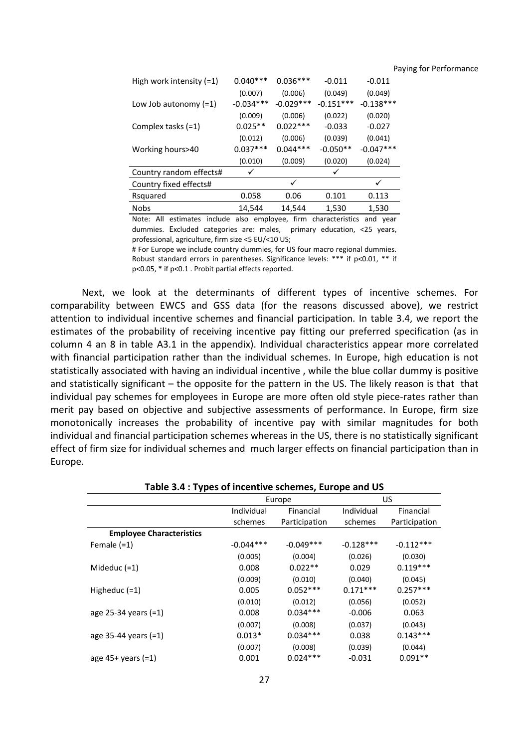| | | | | |
|---|---|---|---|---|
| High work intensity (=1) | 0.040*** | 0.036*** | -0.011 | -0.011 |
| | (0.007) | (0.006) | (0.049) | (0.049) |
| Low Job autonomy (=1) | -0.034*** | -0.029*** | -0.151*** | -0.138*** |
| | (0.009) | (0.006) | (0.022) | (0.020) |
| Complex tasks (=1) | 0.025** | 0.022*** | -0.033 | -0.027 |
| | (0.012) | (0.006) | (0.039) | (0.041) |
| Working hours>40 | 0.037*** | 0.044*** | -0.050** | -0.047*** |
| | (0.010) | (0.009) | (0.020) | (0.024) |
| Country random effects# | ✓ | | ✓ | |
| Country fixed effects# | | ✓ | | ✓ |
| Rsquared | 0.058 | 0.06 | 0.101 | 0.113 |
| Nobs | 14,544 | 14,544 | 1,530 | 1,530 |

Note: All estimates include also employee, firm characteristics and year dummies. Excluded categories are: males, primary education, <25 years, professional, agriculture, firm size <5 EU/<10 US;

# For Europe we include country dummies, for US four macro regional dummies. Robust standard errors in parentheses. Significance levels: *** if p<0.01, ** if p<0.05, * if p<0.1 . Probit partial effects reported.

Next, we look at the determinants of different types of incentive schemes. For comparability between EWCS and GSS data (for the reasons discussed above), we restrict attention to individual incentive schemes and financial participation. In table 3.4, we report the estimates of the probability of receiving incentive pay fitting our preferred specification (as in column 4 an 8 in table A3.1 in the appendix). Individual characteristics appear more correlated with financial participation rather than the individual schemes. In Europe, high education is not statistically associated with having an individual incentive , while the blue collar dummy is positive and statistically significant – the opposite for the pattern in the US. The likely reason is that that individual pay schemes for employees in Europe are more often old style piece-rates rather than merit pay based on objective and subjective assessments of performance. In Europe, firm size monotonically increases the probability of incentive pay with similar magnitudes for both individual and financial participation schemes whereas in the US, there is no statistically significant effect of firm size for individual schemes and much larger effects on financial participation than in Europe.

**Table 3.4 : Types of incentive schemes, Europe and US**

| | Europe | | US | |
|---|---|---|---|---|
| | Individual schemes | Financial Participation | Individual schemes | Financial Participation |
| **Employee Characteristics** | | | | |
| Female (=1) | -0.044*** | -0.049*** | -0.128*** | -0.112*** |
| | (0.005) | (0.004) | (0.026) | (0.030) |
| Mideduc (=1) | 0.008 | 0.022** | 0.029 | 0.119*** |
| | (0.009) | (0.010) | (0.040) | (0.045) |
| Higheduc (=1) | 0.005 | 0.052*** | 0.171*** | 0.257*** |
| | (0.010) | (0.012) | (0.056) | (0.052) |
| age 25-34 years (=1) | 0.008 | 0.034*** | -0.006 | 0.063 |
| | (0.007) | (0.008) | (0.037) | (0.043) |
| age 35-44 years (=1) | 0.013* | 0.034*** | 0.038 | 0.143*** |
| | (0.007) | (0.008) | (0.039) | (0.044) |
| age 45+ years (=1) | 0.001 | 0.024*** | -0.031 | 0.091** |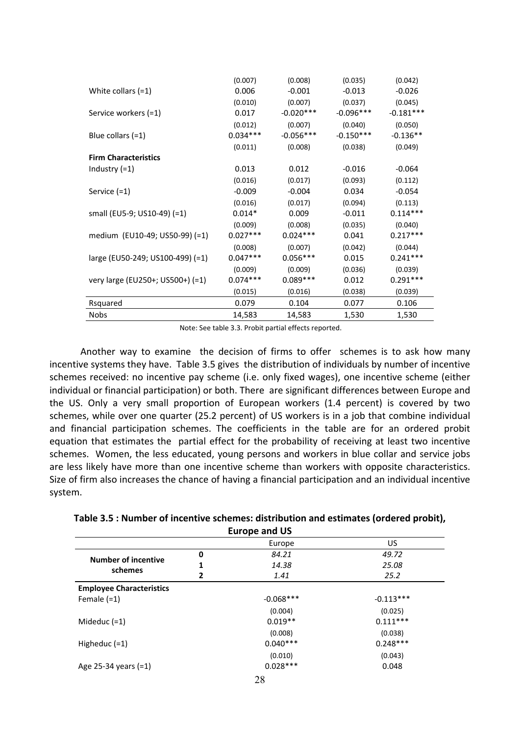| | | | | |
|---|---|---|---|---|
| | (0.007) | (0.008) | (0.035) | (0.042) |
| White collars (=1) | 0.006 | -0.001 | -0.013 | -0.026 |
| | (0.010) | (0.007) | (0.037) | (0.045) |
| Service workers (=1) | 0.017 | -0.020*** | -0.096*** | -0.181*** |
| | (0.012) | (0.007) | (0.040) | (0.050) |
| Blue collars (=1) | 0.034*** | -0.056*** | -0.150*** | -0.136** |
| | (0.011) | (0.008) | (0.038) | (0.049) |
| **Firm Characteristics** | | | | |
| Industry (=1) | 0.013 | 0.012 | -0.016 | -0.064 |
| | (0.016) | (0.017) | (0.093) | (0.112) |
| Service (=1) | -0.009 | -0.004 | 0.034 | -0.054 |
| | (0.016) | (0.017) | (0.094) | (0.113) |
| small (EU5-9; US10-49) (=1) | 0.014* | 0.009 | -0.011 | 0.114*** |
| | (0.009) | (0.008) | (0.035) | (0.040) |
| medium (EU10-49; US50-99) (=1) | 0.027*** | 0.024*** | 0.041 | 0.217*** |
| | (0.008) | (0.007) | (0.042) | (0.044) |
| large (EU50-249; US100-499) (=1) | 0.047*** | 0.056*** | 0.015 | 0.241*** |
| | (0.009) | (0.009) | (0.036) | (0.039) |
| very large (EU250+; US500+) (=1) | 0.074*** | 0.089*** | 0.012 | 0.291*** |
| | (0.015) | (0.016) | (0.038) | (0.039) |
| Rsquared | 0.079 | 0.104 | 0.077 | 0.106 |
| Nobs | 14,583 | 14,583 | 1,530 | 1,530 |

Note: See table 3.3. Probit partial effects reported.

Another way to examine the decision of firms to offer schemes is to ask how many incentive systems they have. Table 3.5 gives the distribution of individuals by number of incentive schemes received: no incentive pay scheme (i.e. only fixed wages), one incentive scheme (either individual or financial participation) or both. There are significant differences between Europe and the US. Only a very small proportion of European workers (1.4 percent) is covered by two schemes, while over one quarter (25.2 percent) of US workers is in a job that combine individual and financial participation schemes. The coefficients in the table are for an ordered probit equation that estimates the partial effect for the probability of receiving at least two incentive schemes. Women, the less educated, young persons and workers in blue collar and service jobs are less likely have more than one incentive scheme than workers with opposite characteristics. Size of firm also increases the chance of having a financial participation and an individual incentive system.

**Table 3.5 : Number of incentive schemes: distribution and estimates (ordered probit), Europe and US**

| | | Europe | US |
|---|---|---|---|
| **Number of incentive schemes** | **0** | *84.21* | *49.72* |
| | **1** | *14.38* | *25.08* |
| | **2** | *1.41* | *25.2* |
| **Employee Characteristics** | | | |
| Female (=1) | | -0.068*** | -0.113*** |
| | | (0.004) | (0.025) |
| Mideduc (=1) | | 0.019** | 0.111*** |
| | | (0.008) | (0.038) |
| Higheduc (=1) | | 0.040*** | 0.248*** |
| | | (0.010) | (0.043) |
| Age 25-34 years (=1) | | 0.028*** | 0.048 |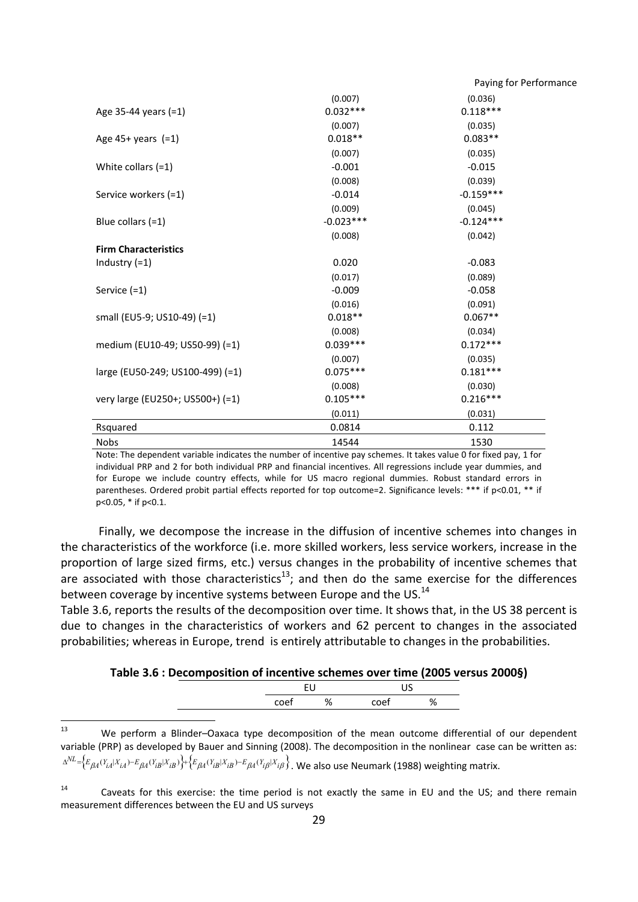| | | |
|---|---|---|
| | (0.007) | (0.036) |
| Age 35-44 years (=1) | 0.032*** | 0.118*** |
| | (0.007) | (0.035) |
| Age 45+ years (=1) | 0.018** | 0.083** |
| | (0.007) | (0.035) |
| White collars (=1) | -0.001 | -0.015 |
| | (0.008) | (0.039) |
| Service workers (=1) | -0.014 | -0.159*** |
| | (0.009) | (0.045) |
| Blue collars (=1) | -0.023*** | -0.124*** |
| | (0.008) | (0.042) |
| **Firm Characteristics** | | |
| Industry (=1) | 0.020 | -0.083 |
| | (0.017) | (0.089) |
| Service (=1) | -0.009 | -0.058 |
| | (0.016) | (0.091) |
| small (EU5-9; US10-49) (=1) | 0.018** | 0.067** |
| | (0.008) | (0.034) |
| medium (EU10-49; US50-99) (=1) | 0.039*** | 0.172*** |
| | (0.007) | (0.035) |
| large (EU50-249; US100-499) (=1) | 0.075*** | 0.181*** |
| | (0.008) | (0.030) |
| very large (EU250+; US500+) (=1) | 0.105*** | 0.216*** |
| | (0.011) | (0.031) |
| Rsquared | 0.0814 | 0.112 |
| Nobs | 14544 | 1530 |

Note: The dependent variable indicates the number of incentive pay schemes. It takes value 0 for fixed pay, 1 for individual PRP and 2 for both individual PRP and financial incentives. All regressions include year dummies, and for Europe we include country effects, while for US macro regional dummies. Robust standard errors in parentheses. Ordered probit partial effects reported for top outcome=2. Significance levels: *** if p<0.01, ** if p<0.05, * if p<0.1.

Finally, we decompose the increase in the diffusion of incentive schemes into changes in the characteristics of the workforce (i.e. more skilled workers, less service workers, increase in the proportion of large sized firms, etc.) versus changes in the probability of incentive schemes that are associated with those characteristics[13]; and then do the same exercise for the differences between coverage by incentive systems between Europe and the US.[14]

Table 3.6, reports the results of the decomposition over time. It shows that, in the US 38 percent is due to changes in the characteristics of workers and 62 percent to changes in the associated probabilities; whereas in Europe, trend is entirely attributable to changes in the probabilities.

**Table 3.6 : Decomposition of incentive schemes over time (2005 versus 2000§)**

| | EU | | US | |
|---|---|---|---|---|
| | coef | % | coef | % |

[13] We perform a Blinder–Oaxaca type decomposition of the mean outcome differential of our dependent variable (PRP) as developed by Bauer and Sinning (2008). The decomposition in the nonlinear case can be written as: $\Delta^{NL}=\left\{E_{\beta A}(Y_{iA}|X_{iA})-E_{\beta A}(Y_{iB}|X_{iB})\right\}+\left\{E_{\beta A}(Y_{iB}|X_{iB})-E_{\beta A}(Y_{i\beta}|X_{i\beta}\right\}$. We also use Neumark (1988) weighting matrix.

[14] Caveats for this exercise: the time period is not exactly the same in EU and the US; and there remain measurement differences between the EU and US surveys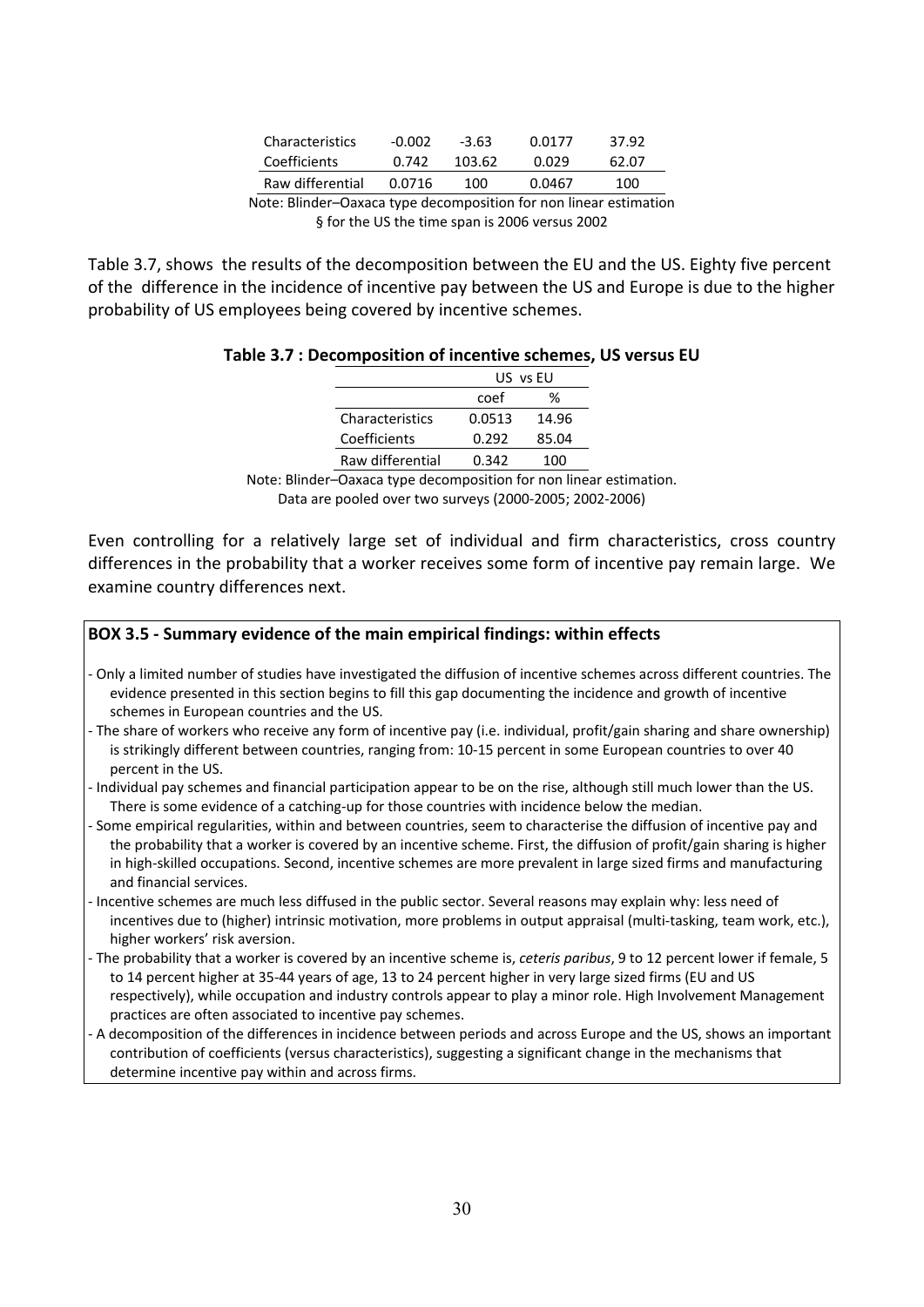| | | | | |
|---|---|---|---|---|
| Characteristics | -0.002 | -3.63 | 0.0177 | 37.92 |
| Coefficients | 0.742 | 103.62 | 0.029 | 62.07 |
| Raw differential | 0.0716 | 100 | 0.0467 | 100 |

Note: Blinder–Oaxaca type decomposition for non linear estimation
§ for the US the time span is 2006 versus 2002

Table 3.7, shows the results of the decomposition between the EU and the US. Eighty five percent of the difference in the incidence of incentive pay between the US and Europe is due to the higher probability of US employees being covered by incentive schemes.

**Table 3.7 : Decomposition of incentive schemes, US versus EU**

| | US vs EU | |
|---|---|---|
| | coef | % |
| Characteristics | 0.0513 | 14.96 |
| Coefficients | 0.292 | 85.04 |
| Raw differential | 0.342 | 100 |

Note: Blinder–Oaxaca type decomposition for non linear estimation.
Data are pooled over two surveys (2000-2005; 2002-2006)

Even controlling for a relatively large set of individual and firm characteristics, cross country differences in the probability that a worker receives some form of incentive pay remain large. We examine country differences next.

**BOX 3.5 - Summary evidence of the main empirical findings: within effects**

- Only a limited number of studies have investigated the diffusion of incentive schemes across different countries. The evidence presented in this section begins to fill this gap documenting the incidence and growth of incentive schemes in European countries and the US.
- The share of workers who receive any form of incentive pay (i.e. individual, profit/gain sharing and share ownership) is strikingly different between countries, ranging from: 10-15 percent in some European countries to over 40 percent in the US.
- Individual pay schemes and financial participation appear to be on the rise, although still much lower than the US. There is some evidence of a catching-up for those countries with incidence below the median.
- Some empirical regularities, within and between countries, seem to characterise the diffusion of incentive pay and the probability that a worker is covered by an incentive scheme. First, the diffusion of profit/gain sharing is higher in high-skilled occupations. Second, incentive schemes are more prevalent in large sized firms and manufacturing and financial services.
- Incentive schemes are much less diffused in the public sector. Several reasons may explain why: less need of incentives due to (higher) intrinsic motivation, more problems in output appraisal (multi-tasking, team work, etc.), higher workers' risk aversion.
- The probability that a worker is covered by an incentive scheme is, *ceteris paribus*, 9 to 12 percent lower if female, 5 to 14 percent higher at 35-44 years of age, 13 to 24 percent higher in very large sized firms (EU and US respectively), while occupation and industry controls appear to play a minor role. High Involvement Management practices are often associated to incentive pay schemes.
- A decomposition of the differences in incidence between periods and across Europe and the US, shows an important contribution of coefficients (versus characteristics), suggesting a significant change in the mechanisms that determine incentive pay within and across firms.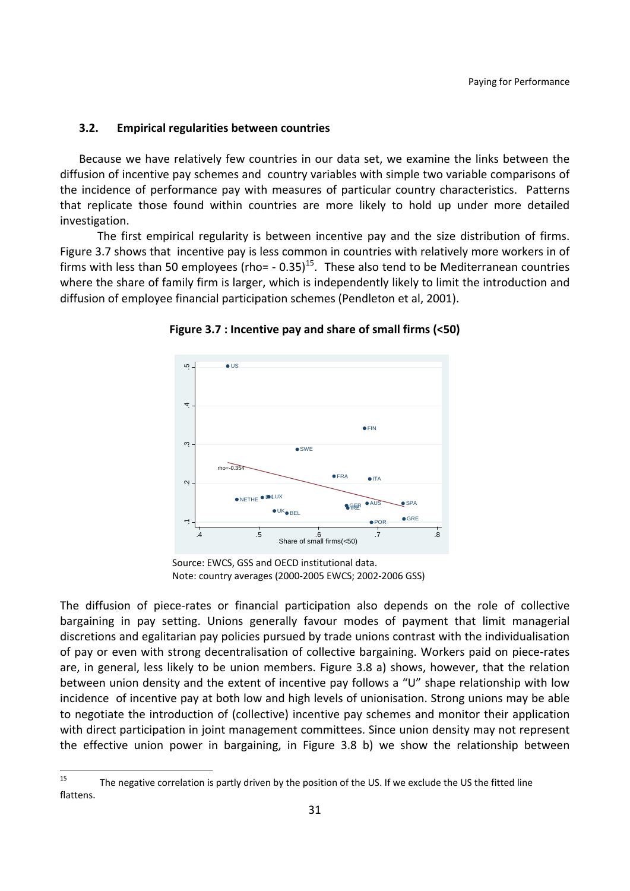### 3.2. Empirical regularities between countries

Because we have relatively few countries in our data set, we examine the links between the diffusion of incentive pay schemes and country variables with simple two variable comparisons of the incidence of performance pay with measures of particular country characteristics. Patterns that replicate those found within countries are more likely to hold up under more detailed investigation.

The first empirical regularity is between incentive pay and the size distribution of firms. Figure 3.7 shows that incentive pay is less common in countries with relatively more workers in of firms with less than 50 employees (rho= - 0.35)[15]. These also tend to be Mediterranean countries where the share of family firm is larger, which is independently likely to limit the introduction and diffusion of employee financial participation schemes (Pendleton et al, 2001).

**Figure 3.7 : Incentive pay and share of small firms (<50)**

Source: EWCS, GSS and OECD institutional data.
Note: country averages (2000-2005 EWCS; 2002-2006 GSS)

The diffusion of piece-rates or financial participation also depends on the role of collective bargaining in pay setting. Unions generally favour modes of payment that limit managerial discretions and egalitarian pay policies pursued by trade unions contrast with the individualisation of pay or even with strong decentralisation of collective bargaining. Workers paid on piece-rates are, in general, less likely to be union members. Figure 3.8 a) shows, however, that the relation between union density and the extent of incentive pay follows a "U" shape relationship with low incidence of incentive pay at both low and high levels of unionisation. Strong unions may be able to negotiate the introduction of (collective) incentive pay schemes and monitor their application with direct participation in joint management committees. Since union density may not represent the effective union power in bargaining, in Figure 3.8 b) we show the relationship between

---

[15] The negative correlation is partly driven by the position of the US. If we exclude the US the fitted line flattens.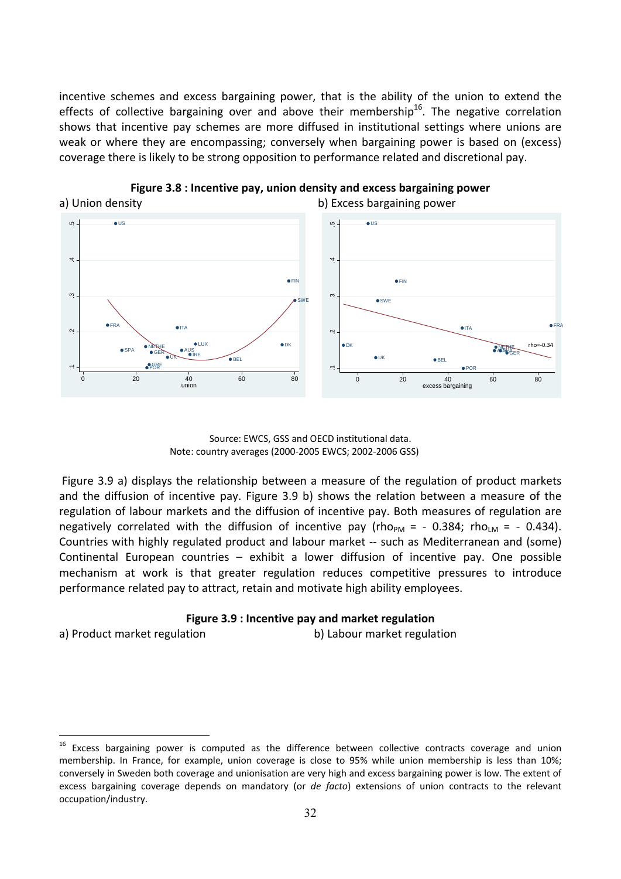incentive schemes and excess bargaining power, that is the ability of the union to extend the effects of collective bargaining over and above their membership[16]. The negative correlation shows that incentive pay schemes are more diffused in institutional settings where unions are weak or where they are encompassing; conversely when bargaining power is based on (excess) coverage there is likely to be strong opposition to performance related and discretional pay.

**Figure 3.8 : Incentive pay, union density and excess bargaining power**

a) Union density b) Excess bargaining power

Source: EWCS, GSS and OECD institutional data.
Note: country averages (2000-2005 EWCS; 2002-2006 GSS)

Figure 3.9 a) displays the relationship between a measure of the regulation of product markets and the diffusion of incentive pay. Figure 3.9 b) shows the relation between a measure of the regulation of labour markets and the diffusion of incentive pay. Both measures of regulation are negatively correlated with the diffusion of incentive pay ($rho_{PM}$ = - 0.384; $rho_{LM}$ = - 0.434). Countries with highly regulated product and labour market -- such as Mediterranean and (some) Continental European countries – exhibit a lower diffusion of incentive pay. One possible mechanism at work is that greater regulation reduces competitive pressures to introduce performance related pay to attract, retain and motivate high ability employees.

**Figure 3.9 : Incentive pay and market regulation**

a) Product market regulation b) Labour market regulation

[16] Excess bargaining power is computed as the difference between collective contracts coverage and union membership. In France, for example, union coverage is close to 95% while union membership is less than 10%; conversely in Sweden both coverage and unionisation are very high and excess bargaining power is low. The extent of excess bargaining coverage depends on mandatory (or *de facto*) extensions of union contracts to the relevant occupation/industry.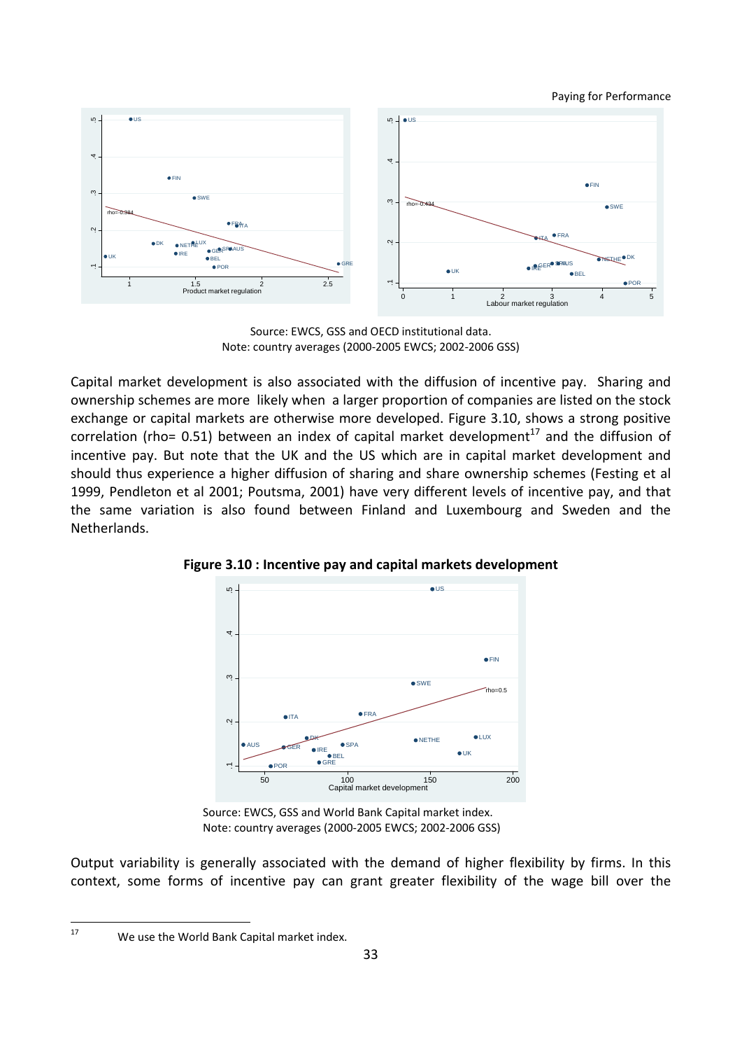Source: EWCS, GSS and OECD institutional data.
Note: country averages (2000-2005 EWCS; 2002-2006 GSS)

Capital market development is also associated with the diffusion of incentive pay. Sharing and ownership schemes are more likely when a larger proportion of companies are listed on the stock exchange or capital markets are otherwise more developed. Figure 3.10, shows a strong positive correlation (rho= 0.51) between an index of capital market development[17] and the diffusion of incentive pay. But note that the UK and the US which are in capital market development and should thus experience a higher diffusion of sharing and share ownership schemes (Festing et al 1999, Pendleton et al 2001; Poutsma, 2001) have very different levels of incentive pay, and that the same variation is also found between Finland and Luxembourg and Sweden and the Netherlands.

**Figure 3.10 : Incentive pay and capital markets development**

Source: EWCS, GSS and World Bank Capital market index.
Note: country averages (2000-2005 EWCS; 2002-2006 GSS)

Output variability is generally associated with the demand of higher flexibility by firms. In this context, some forms of incentive pay can grant greater flexibility of the wage bill over the

[17] We use the World Bank Capital market index.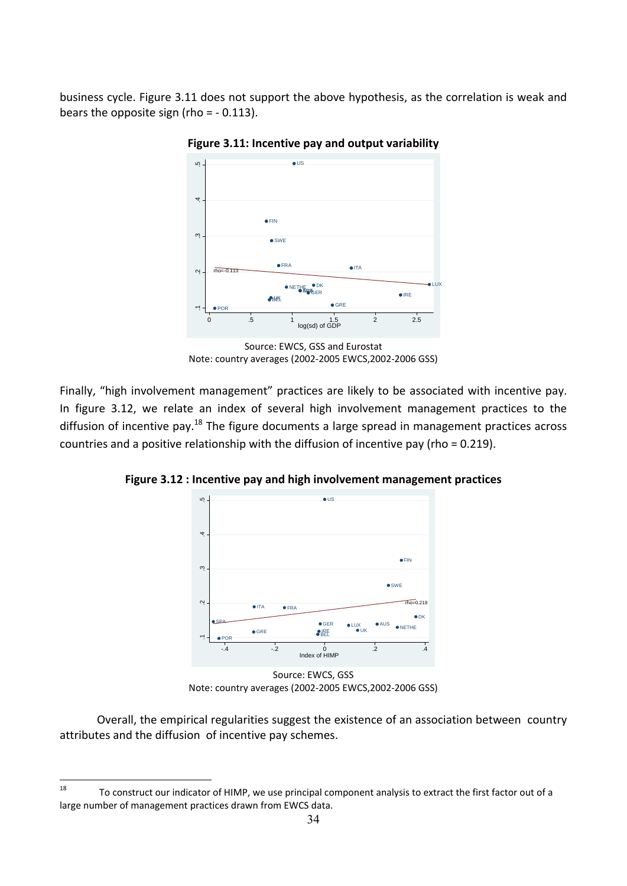business cycle. Figure 3.11 does not support the above hypothesis, as the correlation is weak and bears the opposite sign (rho = - 0.113).

**Figure 3.11: Incentive pay and output variability**

Source: EWCS, GSS and Eurostat
Note: country averages (2002-2005 EWCS,2002-2006 GSS)

Finally, "high involvement management" practices are likely to be associated with incentive pay. In figure 3.12, we relate an index of several high involvement management practices to the diffusion of incentive pay.[18] The figure documents a large spread in management practices across countries and a positive relationship with the diffusion of incentive pay (rho = 0.219).

**Figure 3.12 : Incentive pay and high involvement management practices**

Source: EWCS, GSS
Note: country averages (2002-2005 EWCS,2002-2006 GSS)

Overall, the empirical regularities suggest the existence of an association between country attributes and the diffusion of incentive pay schemes.

---

[18] To construct our indicator of HIMP, we use principal component analysis to extract the first factor out of a large number of management practices drawn from EWCS data.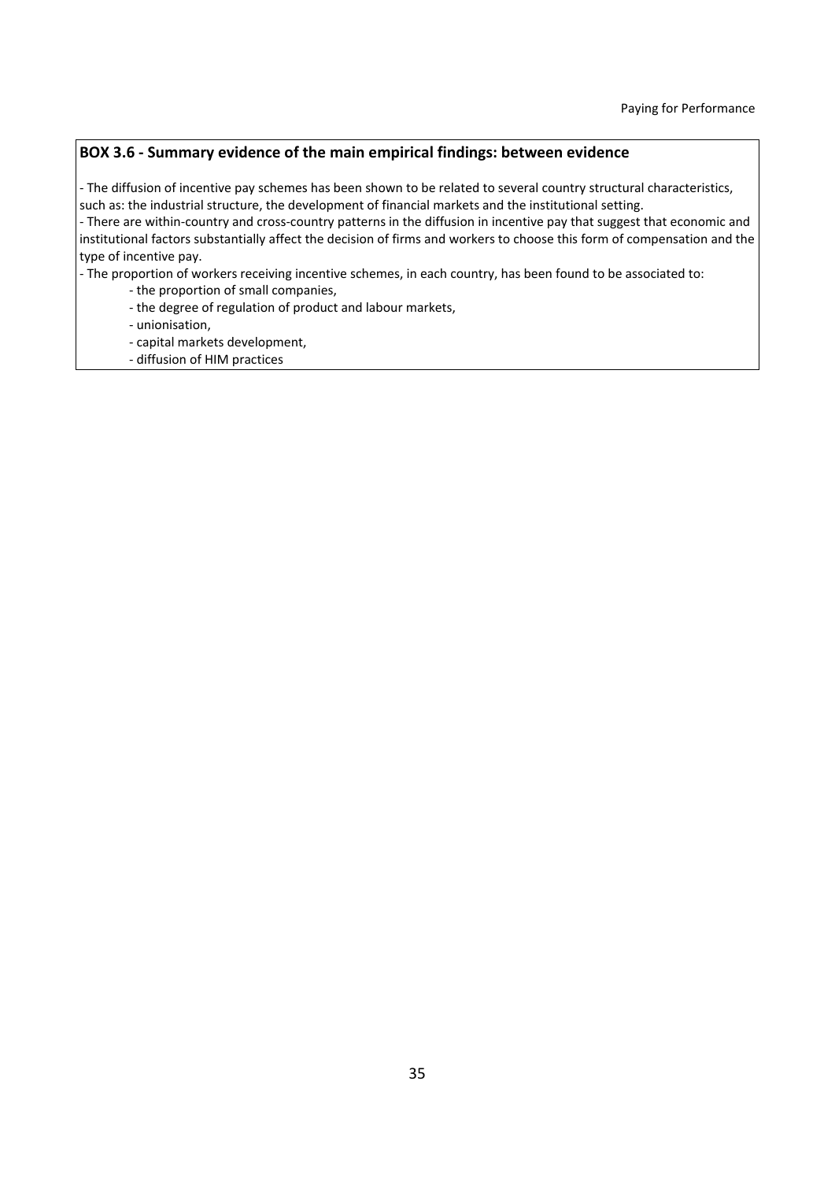**BOX 3.6 - Summary evidence of the main empirical findings: between evidence**

- The diffusion of incentive pay schemes has been shown to be related to several country structural characteristics, such as: the industrial structure, the development of financial markets and the institutional setting.
- There are within-country and cross-country patterns in the diffusion in incentive pay that suggest that economic and institutional factors substantially affect the decision of firms and workers to choose this form of compensation and the type of incentive pay.
- The proportion of workers receiving incentive schemes, in each country, has been found to be associated to:
    - the proportion of small companies,
    - the degree of regulation of product and labour markets,
    - unionisation,
    - capital markets development,
    - diffusion of HIM practices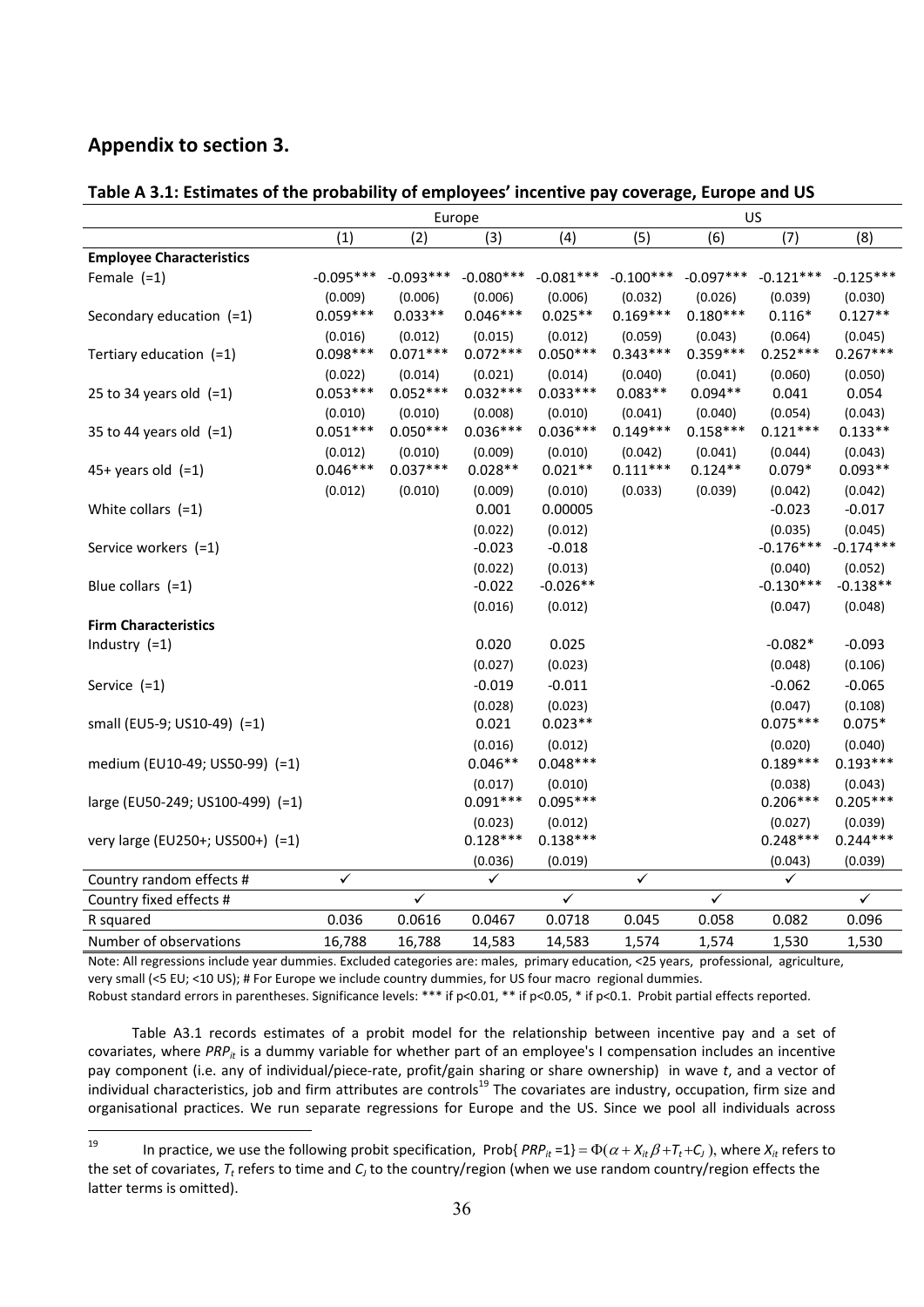## Appendix to section 3.

**Table A 3.1: Estimates of the probability of employees' incentive pay coverage, Europe and US**

| | Europe | | | | US | | | |
|---|---|---|---|---|---|---|---|---|
| | (1) | (2) | (3) | (4) | (5) | (6) | (7) | (8) |
| **Employee Characteristics** | | | | | | | | |
| Female (=1) | -0.095*** | -0.093*** | -0.080*** | -0.081*** | -0.100*** | -0.097*** | -0.121*** | -0.125*** |
| | (0.009) | (0.006) | (0.006) | (0.006) | (0.032) | (0.026) | (0.039) | (0.030) |
| Secondary education (=1) | 0.059*** | 0.033** | 0.046*** | 0.025** | 0.169*** | 0.180*** | 0.116* | 0.127** |
| | (0.016) | (0.012) | (0.015) | (0.012) | (0.059) | (0.043) | (0.064) | (0.045) |
| Tertiary education (=1) | 0.098*** | 0.071*** | 0.072*** | 0.050*** | 0.343*** | 0.359*** | 0.252*** | 0.267*** |
| | (0.022) | (0.014) | (0.021) | (0.014) | (0.040) | (0.041) | (0.060) | (0.050) |
| 25 to 34 years old (=1) | 0.053*** | 0.052*** | 0.032*** | 0.033*** | 0.083** | 0.094** | 0.041 | 0.054 |
| | (0.010) | (0.010) | (0.008) | (0.010) | (0.041) | (0.040) | (0.054) | (0.043) |
| 35 to 44 years old (=1) | 0.051*** | 0.050*** | 0.036*** | 0.036*** | 0.149*** | 0.158*** | 0.121*** | 0.133** |
| | (0.012) | (0.010) | (0.009) | (0.010) | (0.042) | (0.041) | (0.044) | (0.043) |
| 45+ years old (=1) | 0.046*** | 0.037*** | 0.028** | 0.021** | 0.111*** | 0.124** | 0.079* | 0.093** |
| | (0.012) | (0.010) | (0.009) | (0.010) | (0.033) | (0.039) | (0.042) | (0.042) |
| White collars (=1) | | | 0.001 | 0.00005 | | | -0.023 | -0.017 |
| | | | (0.022) | (0.012) | | | (0.035) | (0.045) |
| Service workers (=1) | | | -0.023 | -0.018 | | | -0.176*** | -0.174*** |
| | | | (0.022) | (0.013) | | | (0.040) | (0.052) |
| Blue collars (=1) | | | -0.022 | -0.026** | | | -0.130*** | -0.138** |
| | | | (0.016) | (0.012) | | | (0.047) | (0.048) |
| **Firm Characteristics** | | | | | | | | |
| Industry (=1) | | | 0.020 | 0.025 | | | -0.082* | -0.093 |
| | | | (0.027) | (0.023) | | | (0.048) | (0.106) |
| Service (=1) | | | -0.019 | -0.011 | | | -0.062 | -0.065 |
| | | | (0.028) | (0.023) | | | (0.047) | (0.108) |
| small (EU5-9; US10-49) (=1) | | | 0.021 | 0.023** | | | 0.075*** | 0.075* |
| | | | (0.016) | (0.012) | | | (0.020) | (0.040) |
| medium (EU10-49; US50-99) (=1) | | | 0.046** | 0.048*** | | | 0.189*** | 0.193*** |
| | | | (0.017) | (0.010) | | | (0.038) | (0.043) |
| large (EU50-249; US100-499) (=1) | | | 0.091*** | 0.095*** | | | 0.206*** | 0.205*** |
| | | | (0.023) | (0.012) | | | (0.027) | (0.039) |
| very large (EU250+; US500+) (=1) | | | 0.128*** | 0.138*** | | | 0.248*** | 0.244*** |
| | | | (0.036) | (0.019) | | | (0.043) | (0.039) |
| Country random effects # | ✓ | | ✓ | | ✓ | | ✓ | |
| Country fixed effects # | | ✓ | | ✓ | | ✓ | | ✓ |
| R squared | 0.036 | 0.0616 | 0.0467 | 0.0718 | 0.045 | 0.058 | 0.082 | 0.096 |
| Number of observations | 16,788 | 16,788 | 14,583 | 14,583 | 1,574 | 1,574 | 1,530 | 1,530 |

Note: All regressions include year dummies. Excluded categories are: males, primary education, <25 years, professional, agriculture, very small (<5 EU; <10 US); # For Europe we include country dummies, for US four macro regional dummies.
Robust standard errors in parentheses. Significance levels: *** if p<0.01, ** if p<0.05, * if p<0.1. Probit partial effects reported.

Table A3.1 records estimates of a probit model for the relationship between incentive pay and a set of covariates, where $PRP_{it}$ is a dummy variable for whether part of an employee's I compensation includes an incentive pay component (i.e. any of individual/piece-rate, profit/gain sharing or share ownership) in wave $t$, and a vector of individual characteristics, job and firm attributes are controls[19] The covariates are industry, occupation, firm size and organisational practices. We run separate regressions for Europe and the US. Since we pool all individuals across

[19] In practice, we use the following probit specification, $\text{Prob}\{PRP_{it}=1\} = \Phi(\alpha + X_{it}\beta + T_t + C_J)$, where $X_{it}$ refers to the set of covariates, $T_t$ refers to time and $C_J$ to the country/region (when we use random country/region effects the latter terms is omitted).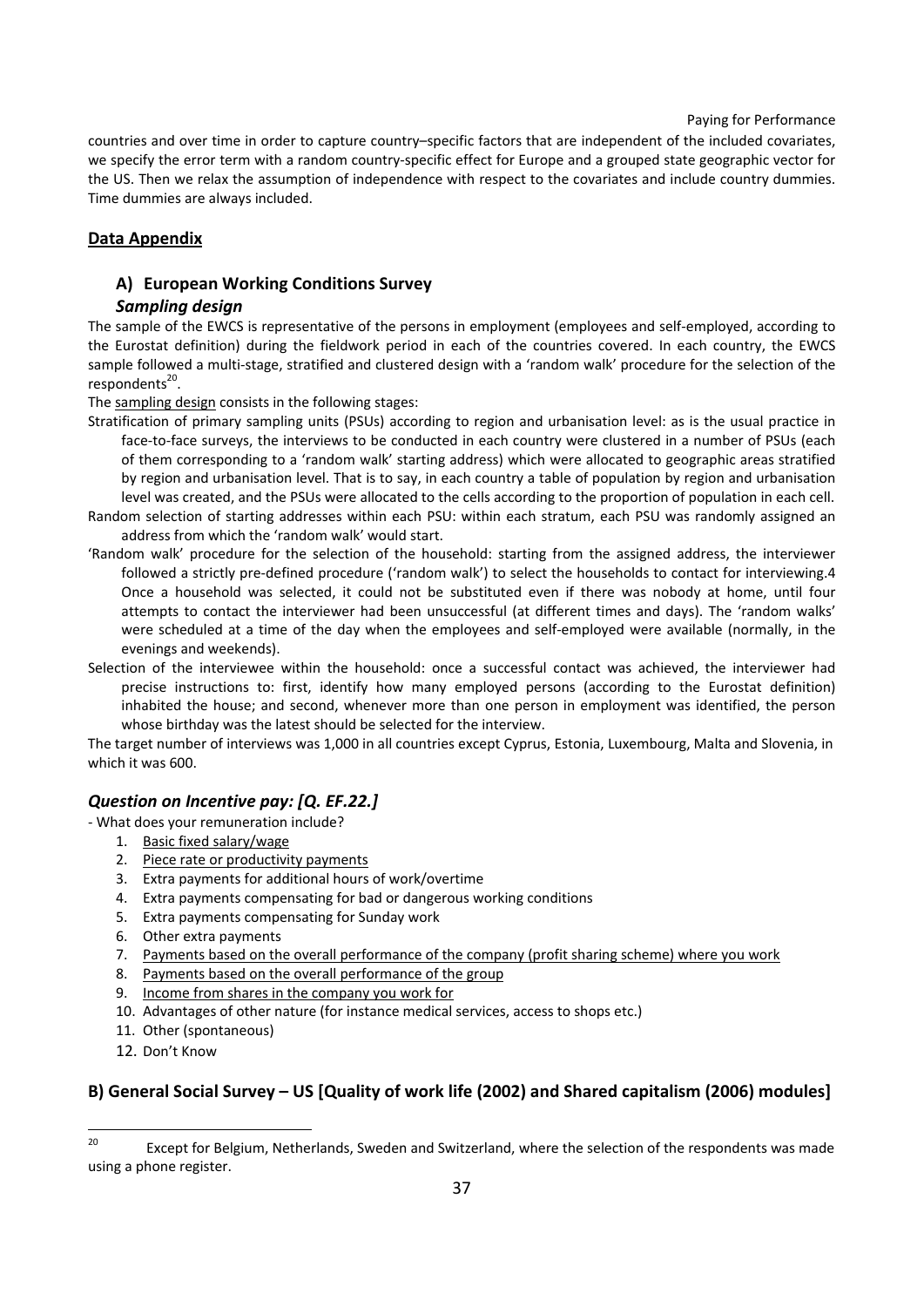countries and over time in order to capture country–specific factors that are independent of the included covariates, we specify the error term with a random country-specific effect for Europe and a grouped state geographic vector for the US. Then we relax the assumption of independence with respect to the covariates and include country dummies. Time dummies are always included.

## Data Appendix

### A) European Working Conditions Survey

#### *Sampling design*

The sample of the EWCS is representative of the persons in employment (employees and self-employed, according to the Eurostat definition) during the fieldwork period in each of the countries covered. In each country, the EWCS sample followed a multi-stage, stratified and clustered design with a 'random walk' procedure for the selection of the respondents[20].

The sampling design consists in the following stages:

Stratification of primary sampling units (PSUs) according to region and urbanisation level: as is the usual practice in face-to-face surveys, the interviews to be conducted in each country were clustered in a number of PSUs (each of them corresponding to a 'random walk' starting address) which were allocated to geographic areas stratified by region and urbanisation level. That is to say, in each country a table of population by region and urbanisation level was created, and the PSUs were allocated to the cells according to the proportion of population in each cell.

Random selection of starting addresses within each PSU: within each stratum, each PSU was randomly assigned an address from which the 'random walk' would start.

'Random walk' procedure for the selection of the household: starting from the assigned address, the interviewer followed a strictly pre-defined procedure ('random walk') to select the households to contact for interviewing.4 Once a household was selected, it could not be substituted even if there was nobody at home, until four attempts to contact the interviewer had been unsuccessful (at different times and days). The 'random walks' were scheduled at a time of the day when the employees and self-employed were available (normally, in the evenings and weekends).

Selection of the interviewee within the household: once a successful contact was achieved, the interviewer had precise instructions to: first, identify how many employed persons (according to the Eurostat definition) inhabited the house; and second, whenever more than one person in employment was identified, the person whose birthday was the latest should be selected for the interview.

The target number of interviews was 1,000 in all countries except Cyprus, Estonia, Luxembourg, Malta and Slovenia, in which it was 600.

### *Question on Incentive pay: [Q. EF.22.]*

- What does your remuneration include?

1. Basic fixed salary/wage
2. Piece rate or productivity payments
3. Extra payments for additional hours of work/overtime
4. Extra payments compensating for bad or dangerous working conditions
5. Extra payments compensating for Sunday work
6. Other extra payments
7. Payments based on the overall performance of the company (profit sharing scheme) where you work
8. Payments based on the overall performance of the group
9. Income from shares in the company you work for
10. Advantages of other nature (for instance medical services, access to shops etc.)
11. Other (spontaneous)
12. Don't Know

### B) General Social Survey – US [Quality of work life (2002) and Shared capitalism (2006) modules]

---

[20] Except for Belgium, Netherlands, Sweden and Switzerland, where the selection of the respondents was made using a phone register.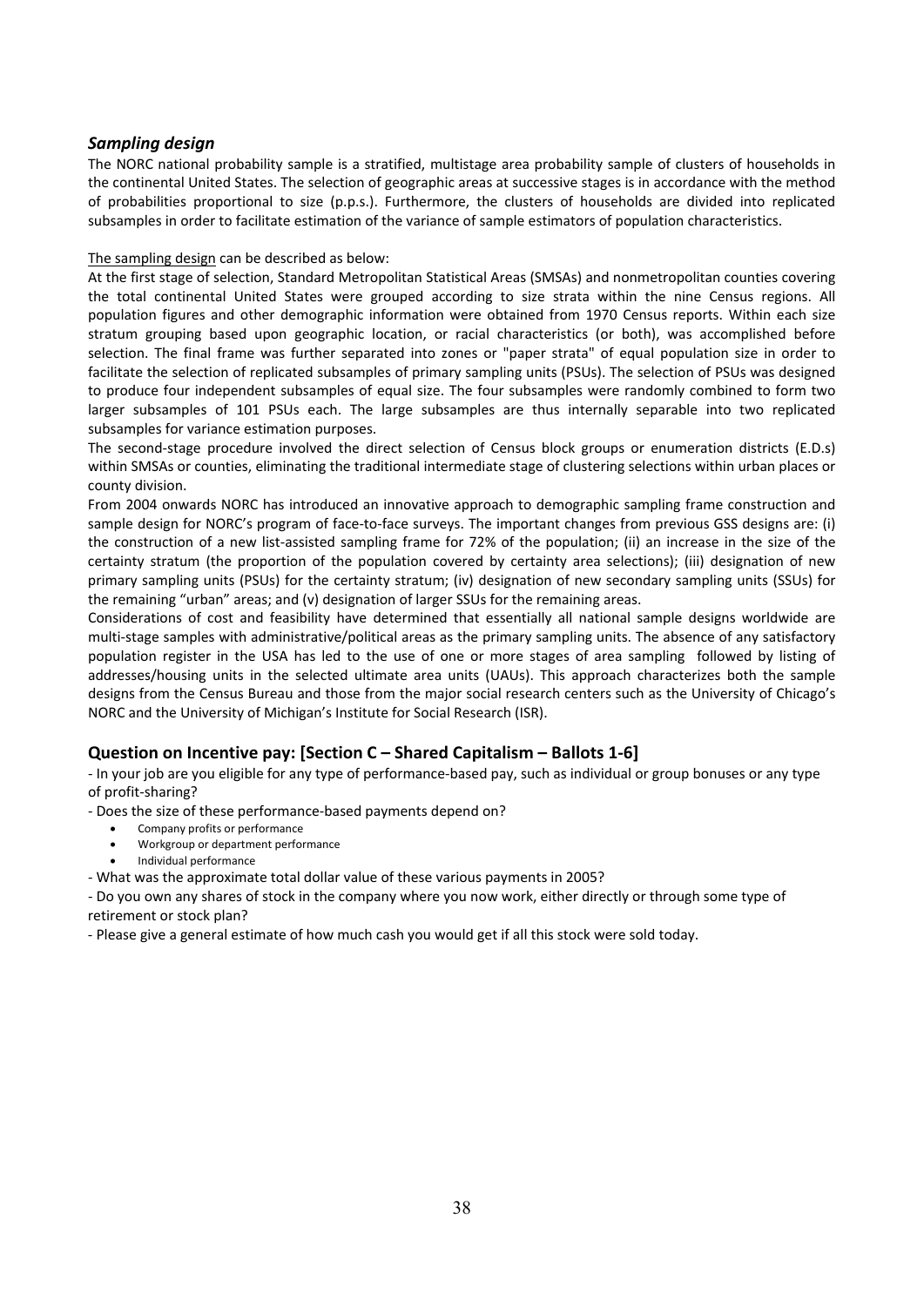### *Sampling design*

The NORC national probability sample is a stratified, multistage area probability sample of clusters of households in the continental United States. The selection of geographic areas at successive stages is in accordance with the method of probabilities proportional to size (p.p.s.). Furthermore, the clusters of households are divided into replicated subsamples in order to facilitate estimation of the variance of sample estimators of population characteristics.

The sampling design can be described as below:

At the first stage of selection, Standard Metropolitan Statistical Areas (SMSAs) and nonmetropolitan counties covering the total continental United States were grouped according to size strata within the nine Census regions. All population figures and other demographic information were obtained from 1970 Census reports. Within each size stratum grouping based upon geographic location, or racial characteristics (or both), was accomplished before selection. The final frame was further separated into zones or "paper strata" of equal population size in order to facilitate the selection of replicated subsamples of primary sampling units (PSUs). The selection of PSUs was designed to produce four independent subsamples of equal size. The four subsamples were randomly combined to form two larger subsamples of 101 PSUs each. The large subsamples are thus internally separable into two replicated subsamples for variance estimation purposes.

The second-stage procedure involved the direct selection of Census block groups or enumeration districts (E.D.s) within SMSAs or counties, eliminating the traditional intermediate stage of clustering selections within urban places or county division.

From 2004 onwards NORC has introduced an innovative approach to demographic sampling frame construction and sample design for NORC's program of face-to-face surveys. The important changes from previous GSS designs are: (i) the construction of a new list-assisted sampling frame for 72% of the population; (ii) an increase in the size of the certainty stratum (the proportion of the population covered by certainty area selections); (iii) designation of new primary sampling units (PSUs) for the certainty stratum; (iv) designation of new secondary sampling units (SSUs) for the remaining "urban" areas; and (v) designation of larger SSUs for the remaining areas.

Considerations of cost and feasibility have determined that essentially all national sample designs worldwide are multi-stage samples with administrative/political areas as the primary sampling units. The absence of any satisfactory population register in the USA has led to the use of one or more stages of area sampling followed by listing of addresses/housing units in the selected ultimate area units (UAUs). This approach characterizes both the sample designs from the Census Bureau and those from the major social research centers such as the University of Chicago's NORC and the University of Michigan's Institute for Social Research (ISR).

## Question on Incentive pay: [Section C – Shared Capitalism – Ballots 1-6]

- In your job are you eligible for any type of performance-based pay, such as individual or group bonuses or any type of profit-sharing?
- Does the size of these performance-based payments depend on?
    - Company profits or performance
    - Workgroup or department performance
    - Individual performance
- What was the approximate total dollar value of these various payments in 2005?
- Do you own any shares of stock in the company where you now work, either directly or through some type of retirement or stock plan?
- Please give a general estimate of how much cash you would get if all this stock were sold today.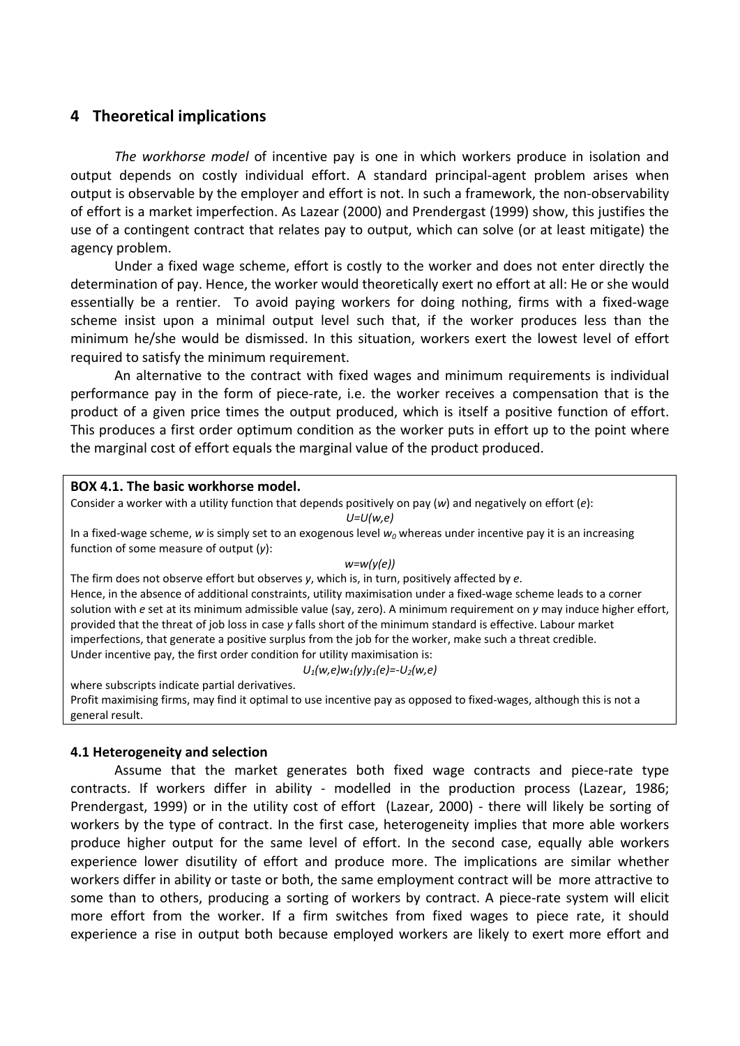## 4 Theoretical implications

*The workhorse model* of incentive pay is one in which workers produce in isolation and output depends on costly individual effort. A standard principal-agent problem arises when output is observable by the employer and effort is not. In such a framework, the non-observability of effort is a market imperfection. As Lazear (2000) and Prendergast (1999) show, this justifies the use of a contingent contract that relates pay to output, which can solve (or at least mitigate) the agency problem.

Under a fixed wage scheme, effort is costly to the worker and does not enter directly the determination of pay. Hence, the worker would theoretically exert no effort at all: He or she would essentially be a rentier. To avoid paying workers for doing nothing, firms with a fixed-wage scheme insist upon a minimal output level such that, if the worker produces less than the minimum he/she would be dismissed. In this situation, workers exert the lowest level of effort required to satisfy the minimum requirement.

An alternative to the contract with fixed wages and minimum requirements is individual performance pay in the form of piece-rate, i.e. the worker receives a compensation that is the product of a given price times the output produced, which is itself a positive function of effort. This produces a first order optimum condition as the worker puts in effort up to the point where the marginal cost of effort equals the marginal value of the product produced.

**BOX 4.1. The basic workhorse model.**

Consider a worker with a utility function that depends positively on pay (*w*) and negatively on effort (*e*):

$$U=U(w,e)$$

In a fixed-wage scheme, *w* is simply set to an exogenous level $w_0$ whereas under incentive pay it is an increasing function of some measure of output (*y*):

$$w=w(y(e))$$

The firm does not observe effort but observes *y*, which is, in turn, positively affected by *e*.
Hence, in the absence of additional constraints, utility maximisation under a fixed-wage scheme leads to a corner solution with *e* set at its minimum admissible value (say, zero). A minimum requirement on *y* may induce higher effort, provided that the threat of job loss in case *y* falls short of the minimum standard is effective. Labour market imperfections, that generate a positive surplus from the job for the worker, make such a threat credible.
Under incentive pay, the first order condition for utility maximisation is:

$$U_1(w,e)w_1(y)y_1(e)=-U_2(w,e)$$

where subscripts indicate partial derivatives.
Profit maximising firms, may find it optimal to use incentive pay as opposed to fixed-wages, although this is not a general result.

### 4.1 Heterogeneity and selection

Assume that the market generates both fixed wage contracts and piece-rate type contracts. If workers differ in ability - modelled in the production process (Lazear, 1986; Prendergast, 1999) or in the utility cost of effort (Lazear, 2000) - there will likely be sorting of workers by the type of contract. In the first case, heterogeneity implies that more able workers produce higher output for the same level of effort. In the second case, equally able workers experience lower disutility of effort and produce more. The implications are similar whether workers differ in ability or taste or both, the same employment contract will be more attractive to some than to others, producing a sorting of workers by contract. A piece-rate system will elicit more effort from the worker. If a firm switches from fixed wages to piece rate, it should experience a rise in output both because employed workers are likely to exert more effort and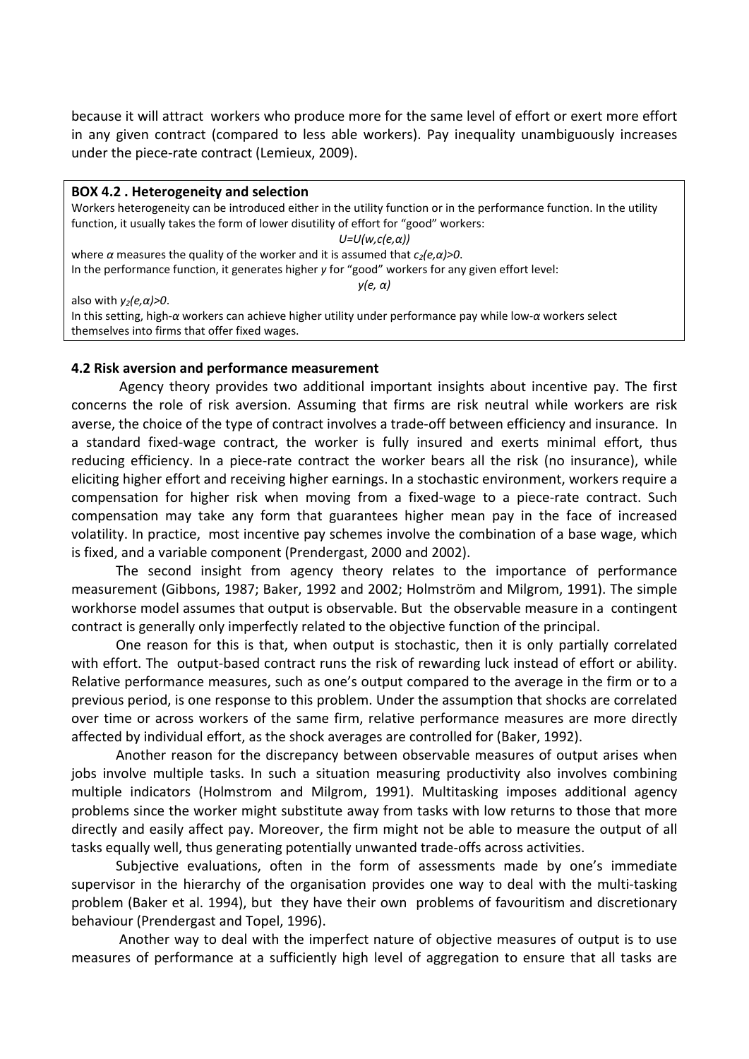because it will attract workers who produce more for the same level of effort or exert more effort in any given contract (compared to less able workers). Pay inequality unambiguously increases under the piece-rate contract (Lemieux, 2009).

**BOX 4.2 . Heterogeneity and selection**

Workers heterogeneity can be introduced either in the utility function or in the performance function. In the utility function, it usually takes the form of lower disutility of effort for "good" workers:

$$U=U(w,c(e,\alpha))$$

where $\alpha$ measures the quality of the worker and it is assumed that $c_2(e,\alpha)>0$.

In the performance function, it generates higher *y* for "good" workers for any given effort level:

$$y(e,\ \alpha)$$

also with $y_2(e,\alpha)>0$.

In this setting, high-$\alpha$ workers can achieve higher utility under performance pay while low-$\alpha$ workers select themselves into firms that offer fixed wages.

### 4.2 Risk aversion and performance measurement

Agency theory provides two additional important insights about incentive pay. The first concerns the role of risk aversion. Assuming that firms are risk neutral while workers are risk averse, the choice of the type of contract involves a trade-off between efficiency and insurance. In a standard fixed-wage contract, the worker is fully insured and exerts minimal effort, thus reducing efficiency. In a piece-rate contract the worker bears all the risk (no insurance), while eliciting higher effort and receiving higher earnings. In a stochastic environment, workers require a compensation for higher risk when moving from a fixed-wage to a piece-rate contract. Such compensation may take any form that guarantees higher mean pay in the face of increased volatility. In practice, most incentive pay schemes involve the combination of a base wage, which is fixed, and a variable component (Prendergast, 2000 and 2002).

The second insight from agency theory relates to the importance of performance measurement (Gibbons, 1987; Baker, 1992 and 2002; Holmström and Milgrom, 1991). The simple workhorse model assumes that output is observable. But the observable measure in a contingent contract is generally only imperfectly related to the objective function of the principal.

One reason for this is that, when output is stochastic, then it is only partially correlated with effort. The output-based contract runs the risk of rewarding luck instead of effort or ability. Relative performance measures, such as one's output compared to the average in the firm or to a previous period, is one response to this problem. Under the assumption that shocks are correlated over time or across workers of the same firm, relative performance measures are more directly affected by individual effort, as the shock averages are controlled for (Baker, 1992).

Another reason for the discrepancy between observable measures of output arises when jobs involve multiple tasks. In such a situation measuring productivity also involves combining multiple indicators (Holmstrom and Milgrom, 1991). Multitasking imposes additional agency problems since the worker might substitute away from tasks with low returns to those that more directly and easily affect pay. Moreover, the firm might not be able to measure the output of all tasks equally well, thus generating potentially unwanted trade-offs across activities.

Subjective evaluations, often in the form of assessments made by one's immediate supervisor in the hierarchy of the organisation provides one way to deal with the multi-tasking problem (Baker et al. 1994), but they have their own problems of favouritism and discretionary behaviour (Prendergast and Topel, 1996).

Another way to deal with the imperfect nature of objective measures of output is to use measures of performance at a sufficiently high level of aggregation to ensure that all tasks are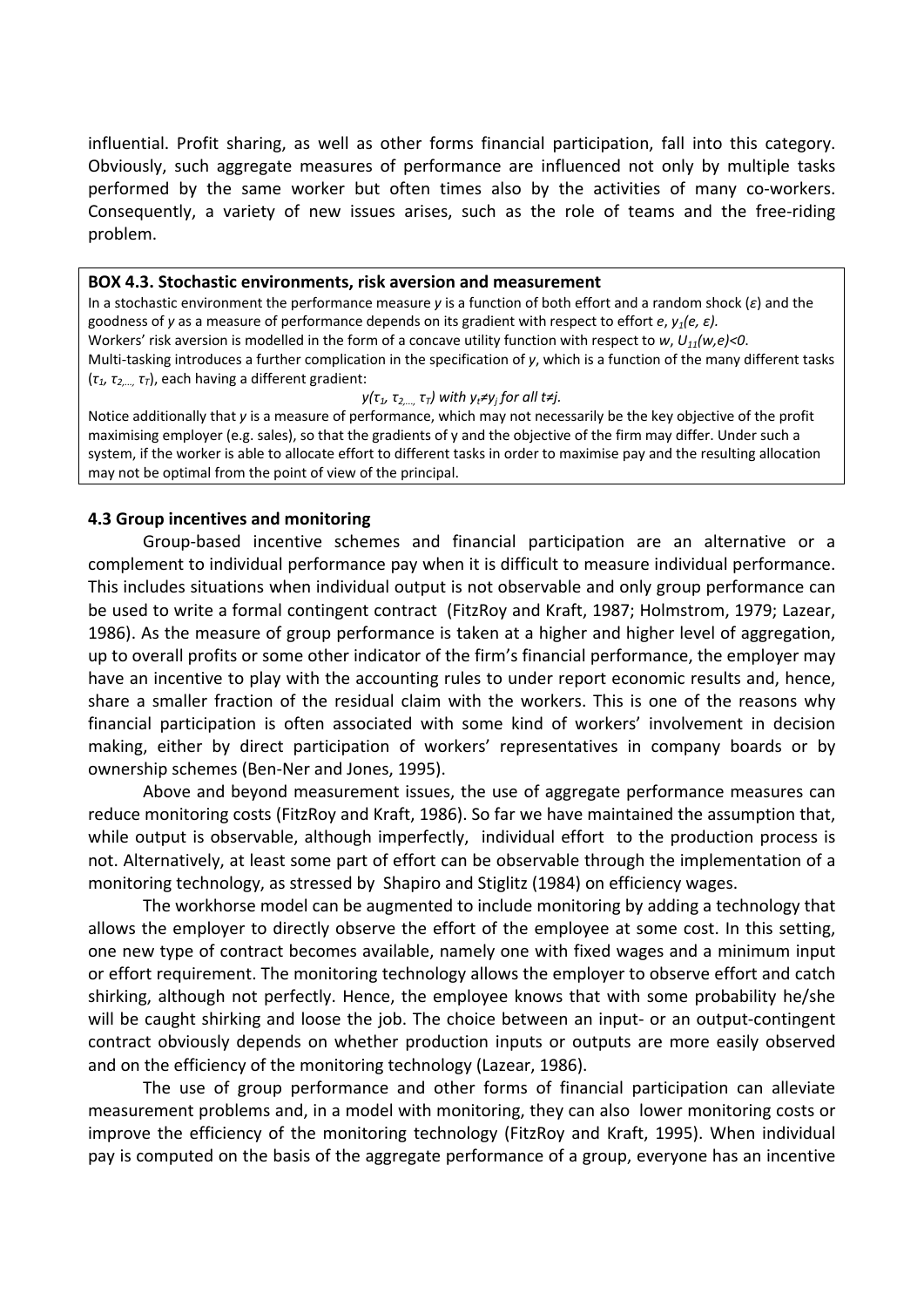influential. Profit sharing, as well as other forms financial participation, fall into this category. Obviously, such aggregate measures of performance are influenced not only by multiple tasks performed by the same worker but often times also by the activities of many co-workers. Consequently, a variety of new issues arises, such as the role of teams and the free-riding problem.

**BOX 4.3. Stochastic environments, risk aversion and measurement**

In a stochastic environment the performance measure $y$ is a function of both effort and a random shock ($\varepsilon$) and the goodness of $y$ as a measure of performance depends on its gradient with respect to effort $e$, $y_1(e, \varepsilon)$.
Workers' risk aversion is modelled in the form of a concave utility function with respect to $w$, $U_{11}(w,e)<0$.
Multi-tasking introduces a further complication in the specification of $y$, which is a function of the many different tasks ($\tau_1, \tau_2, ..., \tau_T$), each having a different gradient:

$$y(\tau_1, \tau_{2,...,} \tau_T) \text{ with } y_t \neq y_j \text{ for all } t \neq j.$$

Notice additionally that $y$ is a measure of performance, which may not necessarily be the key objective of the profit maximising employer (e.g. sales), so that the gradients of y and the objective of the firm may differ. Under such a system, if the worker is able to allocate effort to different tasks in order to maximise pay and the resulting allocation may not be optimal from the point of view of the principal.

### 4.3 Group incentives and monitoring

Group-based incentive schemes and financial participation are an alternative or a complement to individual performance pay when it is difficult to measure individual performance. This includes situations when individual output is not observable and only group performance can be used to write a formal contingent contract (FitzRoy and Kraft, 1987; Holmstrom, 1979; Lazear, 1986). As the measure of group performance is taken at a higher and higher level of aggregation, up to overall profits or some other indicator of the firm's financial performance, the employer may have an incentive to play with the accounting rules to under report economic results and, hence, share a smaller fraction of the residual claim with the workers. This is one of the reasons why financial participation is often associated with some kind of workers' involvement in decision making, either by direct participation of workers' representatives in company boards or by ownership schemes (Ben-Ner and Jones, 1995).

Above and beyond measurement issues, the use of aggregate performance measures can reduce monitoring costs (FitzRoy and Kraft, 1986). So far we have maintained the assumption that, while output is observable, although imperfectly, individual effort to the production process is not. Alternatively, at least some part of effort can be observable through the implementation of a monitoring technology, as stressed by Shapiro and Stiglitz (1984) on efficiency wages.

The workhorse model can be augmented to include monitoring by adding a technology that allows the employer to directly observe the effort of the employee at some cost. In this setting, one new type of contract becomes available, namely one with fixed wages and a minimum input or effort requirement. The monitoring technology allows the employer to observe effort and catch shirking, although not perfectly. Hence, the employee knows that with some probability he/she will be caught shirking and loose the job. The choice between an input- or an output-contingent contract obviously depends on whether production inputs or outputs are more easily observed and on the efficiency of the monitoring technology (Lazear, 1986).

The use of group performance and other forms of financial participation can alleviate measurement problems and, in a model with monitoring, they can also lower monitoring costs or improve the efficiency of the monitoring technology (FitzRoy and Kraft, 1995). When individual pay is computed on the basis of the aggregate performance of a group, everyone has an incentive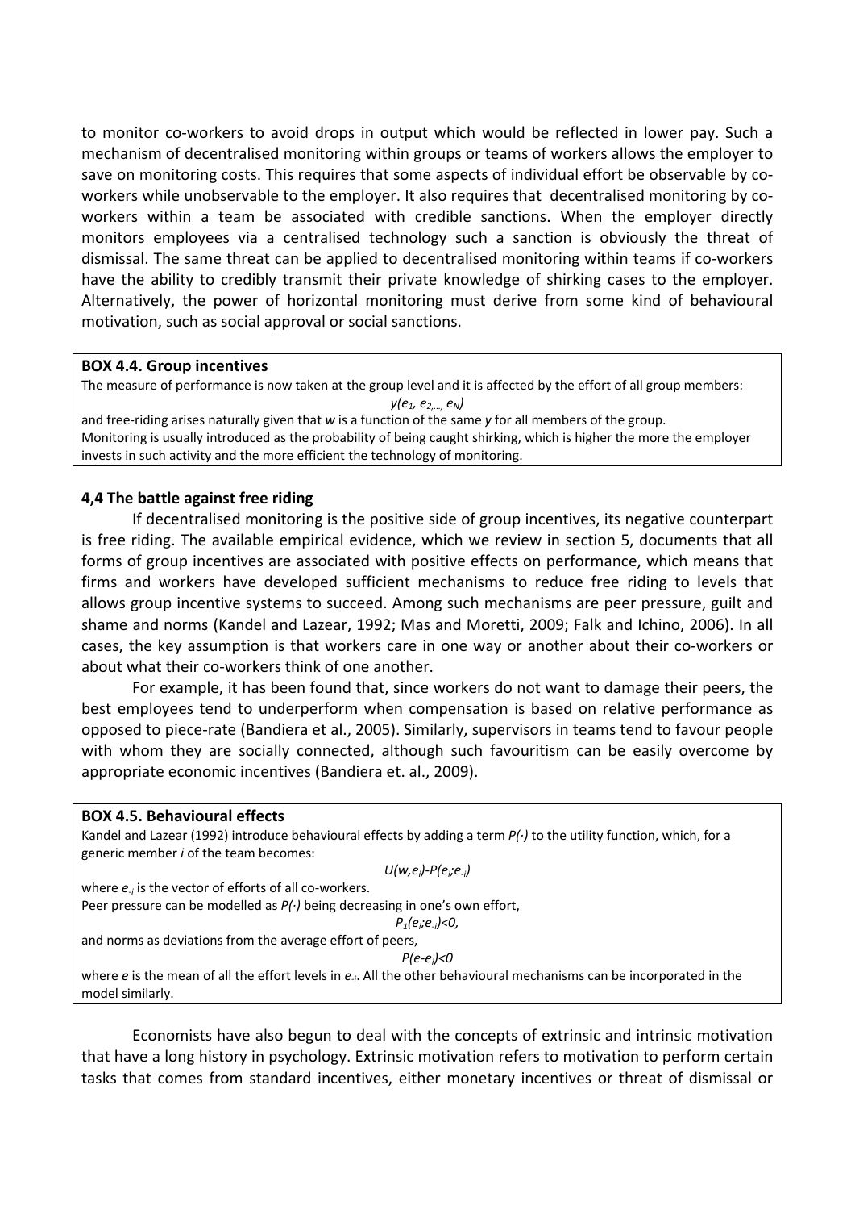to monitor co-workers to avoid drops in output which would be reflected in lower pay. Such a mechanism of decentralised monitoring within groups or teams of workers allows the employer to save on monitoring costs. This requires that some aspects of individual effort be observable by co-workers while unobservable to the employer. It also requires that decentralised monitoring by co-workers within a team be associated with credible sanctions. When the employer directly monitors employees via a centralised technology such a sanction is obviously the threat of dismissal. The same threat can be applied to decentralised monitoring within teams if co-workers have the ability to credibly transmit their private knowledge of shirking cases to the employer. Alternatively, the power of horizontal monitoring must derive from some kind of behavioural motivation, such as social approval or social sanctions.

> **BOX 4.4. Group incentives**
>
> The measure of performance is now taken at the group level and it is affected by the effort of all group members:
>
> $$y(e_1, e_2, \ldots, e_N)$$
>
> and free-riding arises naturally given that $w$ is a function of the same $y$ for all members of the group.
> Monitoring is usually introduced as the probability of being caught shirking, which is higher the more the employer invests in such activity and the more efficient the technology of monitoring.

### 4,4 The battle against free riding

If decentralised monitoring is the positive side of group incentives, its negative counterpart is free riding. The available empirical evidence, which we review in section 5, documents that all forms of group incentives are associated with positive effects on performance, which means that firms and workers have developed sufficient mechanisms to reduce free riding to levels that allows group incentive systems to succeed. Among such mechanisms are peer pressure, guilt and shame and norms (Kandel and Lazear, 1992; Mas and Moretti, 2009; Falk and Ichino, 2006). In all cases, the key assumption is that workers care in one way or another about their co-workers or about what their co-workers think of one another.

For example, it has been found that, since workers do not want to damage their peers, the best employees tend to underperform when compensation is based on relative performance as opposed to piece-rate (Bandiera et al., 2005). Similarly, supervisors in teams tend to favour people with whom they are socially connected, although such favouritism can be easily overcome by appropriate economic incentives (Bandiera et. al., 2009).

> **BOX 4.5. Behavioural effects**
>
> Kandel and Lazear (1992) introduce behavioural effects by adding a term $P(\cdot)$ to the utility function, which, for a generic member $i$ of the team becomes:
>
> $$U(w,e_i)-P(e_i;e_{-i})$$
>
> where $e_{-i}$ is the vector of efforts of all co-workers.
> Peer pressure can be modelled as $P(\cdot)$ being decreasing in one's own effort,
>
> $$P_1(e_i;e_{-i})<0,$$
>
> and norms as deviations from the average effort of peers,
>
> $$P(e-e_i)<0$$
>
> where $e$ is the mean of all the effort levels in $e_{-i}$. All the other behavioural mechanisms can be incorporated in the model similarly.

Economists have also begun to deal with the concepts of extrinsic and intrinsic motivation that have a long history in psychology. Extrinsic motivation refers to motivation to perform certain tasks that comes from standard incentives, either monetary incentives or threat of dismissal or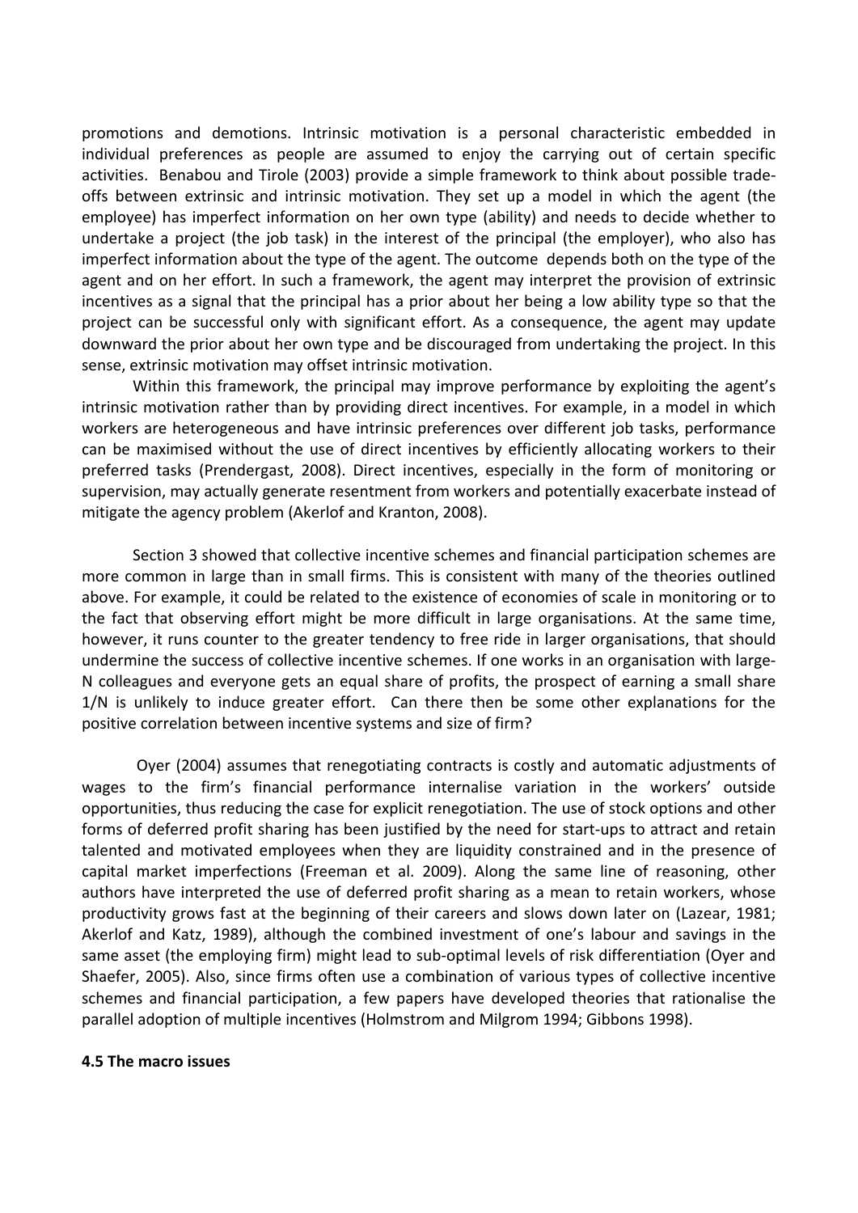promotions and demotions. Intrinsic motivation is a personal characteristic embedded in individual preferences as people are assumed to enjoy the carrying out of certain specific activities. Benabou and Tirole (2003) provide a simple framework to think about possible trade-offs between extrinsic and intrinsic motivation. They set up a model in which the agent (the employee) has imperfect information on her own type (ability) and needs to decide whether to undertake a project (the job task) in the interest of the principal (the employer), who also has imperfect information about the type of the agent. The outcome depends both on the type of the agent and on her effort. In such a framework, the agent may interpret the provision of extrinsic incentives as a signal that the principal has a prior about her being a low ability type so that the project can be successful only with significant effort. As a consequence, the agent may update downward the prior about her own type and be discouraged from undertaking the project. In this sense, extrinsic motivation may offset intrinsic motivation.

Within this framework, the principal may improve performance by exploiting the agent's intrinsic motivation rather than by providing direct incentives. For example, in a model in which workers are heterogeneous and have intrinsic preferences over different job tasks, performance can be maximised without the use of direct incentives by efficiently allocating workers to their preferred tasks (Prendergast, 2008). Direct incentives, especially in the form of monitoring or supervision, may actually generate resentment from workers and potentially exacerbate instead of mitigate the agency problem (Akerlof and Kranton, 2008).

Section 3 showed that collective incentive schemes and financial participation schemes are more common in large than in small firms. This is consistent with many of the theories outlined above. For example, it could be related to the existence of economies of scale in monitoring or to the fact that observing effort might be more difficult in large organisations. At the same time, however, it runs counter to the greater tendency to free ride in larger organisations, that should undermine the success of collective incentive schemes. If one works in an organisation with large-N colleagues and everyone gets an equal share of profits, the prospect of earning a small share 1/N is unlikely to induce greater effort. Can there then be some other explanations for the positive correlation between incentive systems and size of firm?

Oyer (2004) assumes that renegotiating contracts is costly and automatic adjustments of wages to the firm's financial performance internalise variation in the workers' outside opportunities, thus reducing the case for explicit renegotiation. The use of stock options and other forms of deferred profit sharing has been justified by the need for start-ups to attract and retain talented and motivated employees when they are liquidity constrained and in the presence of capital market imperfections (Freeman et al. 2009). Along the same line of reasoning, other authors have interpreted the use of deferred profit sharing as a mean to retain workers, whose productivity grows fast at the beginning of their careers and slows down later on (Lazear, 1981; Akerlof and Katz, 1989), although the combined investment of one's labour and savings in the same asset (the employing firm) might lead to sub-optimal levels of risk differentiation (Oyer and Shaefer, 2005). Also, since firms often use a combination of various types of collective incentive schemes and financial participation, a few papers have developed theories that rationalise the parallel adoption of multiple incentives (Holmstrom and Milgrom 1994; Gibbons 1998).

#### 4.5 The macro issues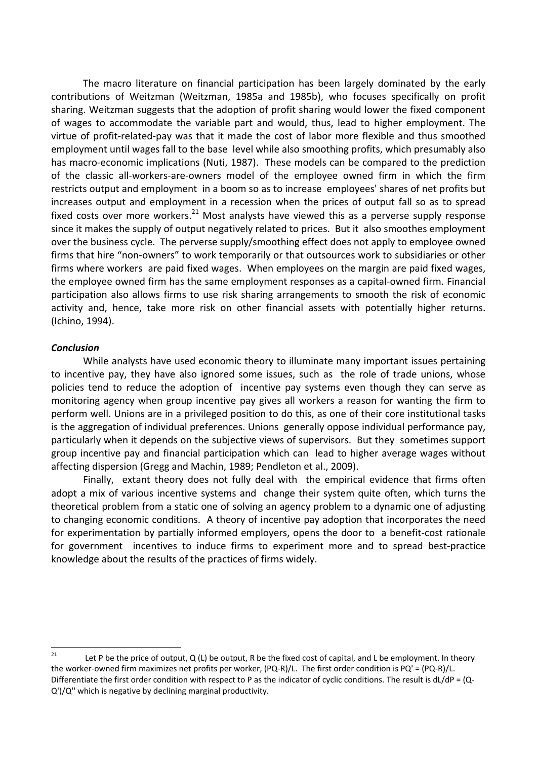The macro literature on financial participation has been largely dominated by the early contributions of Weitzman (Weitzman, 1985a and 1985b), who focuses specifically on profit sharing. Weitzman suggests that the adoption of profit sharing would lower the fixed component of wages to accommodate the variable part and would, thus, lead to higher employment. The virtue of profit-related-pay was that it made the cost of labor more flexible and thus smoothed employment until wages fall to the base level while also smoothing profits, which presumably also has macro-economic implications (Nuti, 1987). These models can be compared to the prediction of the classic all-workers-are-owners model of the employee owned firm in which the firm restricts output and employment in a boom so as to increase employees' shares of net profits but increases output and employment in a recession when the prices of output fall so as to spread fixed costs over more workers.[21] Most analysts have viewed this as a perverse supply response since it makes the supply of output negatively related to prices. But it also smoothes employment over the business cycle. The perverse supply/smoothing effect does not apply to employee owned firms that hire "non-owners" to work temporarily or that outsources work to subsidiaries or other firms where workers are paid fixed wages. When employees on the margin are paid fixed wages, the employee owned firm has the same employment responses as a capital-owned firm. Financial participation also allows firms to use risk sharing arrangements to smooth the risk of economic activity and, hence, take more risk on other financial assets with potentially higher returns. (Ichino, 1994).

***Conclusion***

While analysts have used economic theory to illuminate many important issues pertaining to incentive pay, they have also ignored some issues, such as the role of trade unions, whose policies tend to reduce the adoption of incentive pay systems even though they can serve as monitoring agency when group incentive pay gives all workers a reason for wanting the firm to perform well. Unions are in a privileged position to do this, as one of their core institutional tasks is the aggregation of individual preferences. Unions generally oppose individual performance pay, particularly when it depends on the subjective views of supervisors. But they sometimes support group incentive pay and financial participation which can lead to higher average wages without affecting dispersion (Gregg and Machin, 1989; Pendleton et al., 2009).

Finally, extant theory does not fully deal with the empirical evidence that firms often adopt a mix of various incentive systems and change their system quite often, which turns the theoretical problem from a static one of solving an agency problem to a dynamic one of adjusting to changing economic conditions. A theory of incentive pay adoption that incorporates the need for experimentation by partially informed employers, opens the door to a benefit-cost rationale for government incentives to induce firms to experiment more and to spread best-practice knowledge about the results of the practices of firms widely.

---

[21] Let $P$ be the price of output, $Q$ ($L$) be output, $R$ be the fixed cost of capital, and $L$ be employment. In theory the worker-owned firm maximizes net profits per worker, $(PQ-R)/L$. The first order condition is $PQ' = (PQ-R)/L$. Differentiate the first order condition with respect to $P$ as the indicator of cyclic conditions. The result is $dL/dP = (Q-Q')/Q''$ which is negative by declining marginal productivity.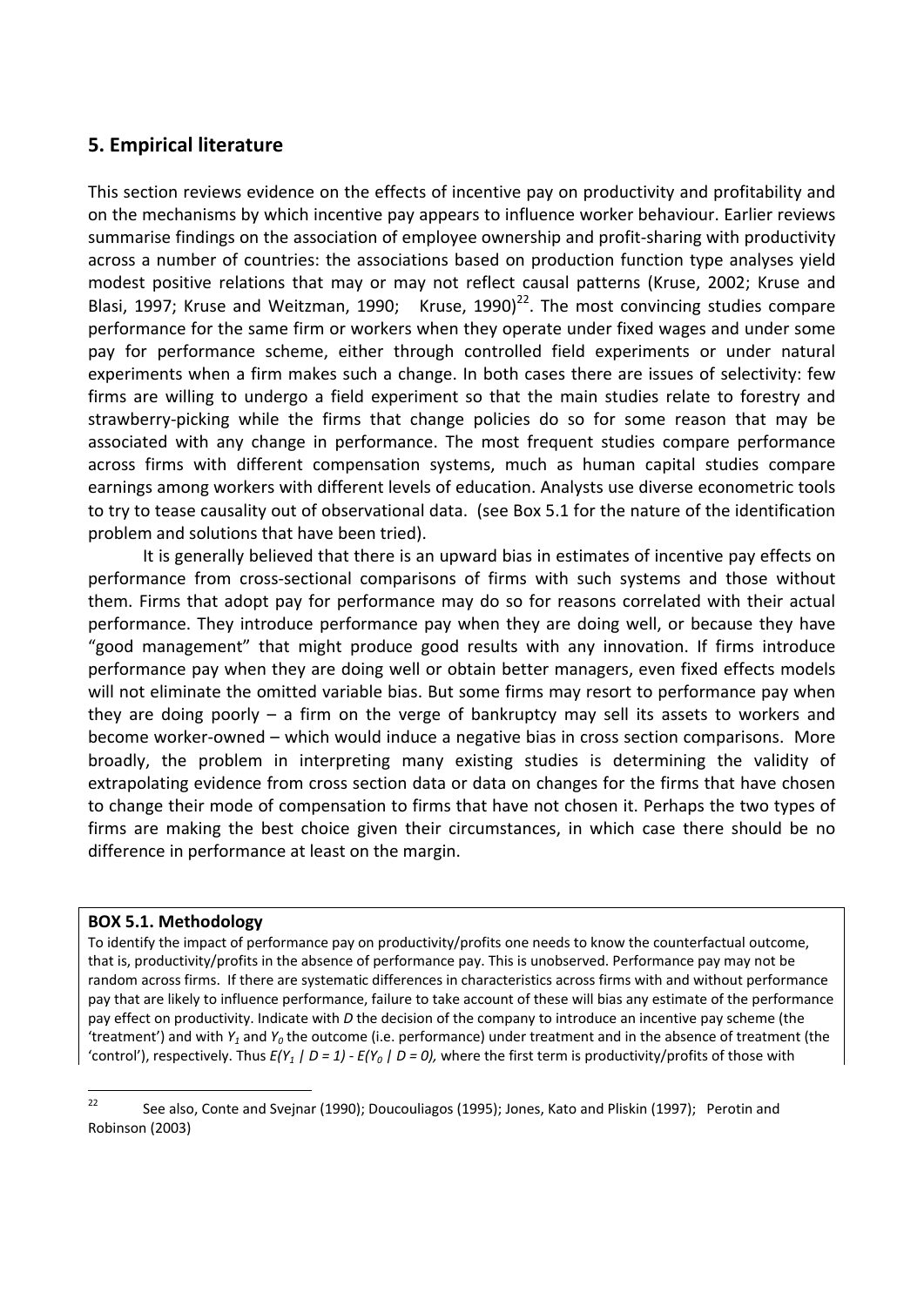## 5. Empirical literature

This section reviews evidence on the effects of incentive pay on productivity and profitability and on the mechanisms by which incentive pay appears to influence worker behaviour. Earlier reviews summarise findings on the association of employee ownership and profit-sharing with productivity across a number of countries: the associations based on production function type analyses yield modest positive relations that may or may not reflect causal patterns (Kruse, 2002; Kruse and Blasi, 1997; Kruse and Weitzman, 1990; Kruse, 1990)[22]. The most convincing studies compare performance for the same firm or workers when they operate under fixed wages and under some pay for performance scheme, either through controlled field experiments or under natural experiments when a firm makes such a change. In both cases there are issues of selectivity: few firms are willing to undergo a field experiment so that the main studies relate to forestry and strawberry-picking while the firms that change policies do so for some reason that may be associated with any change in performance. The most frequent studies compare performance across firms with different compensation systems, much as human capital studies compare earnings among workers with different levels of education. Analysts use diverse econometric tools to try to tease causality out of observational data. (see Box 5.1 for the nature of the identification problem and solutions that have been tried).

It is generally believed that there is an upward bias in estimates of incentive pay effects on performance from cross-sectional comparisons of firms with such systems and those without them. Firms that adopt pay for performance may do so for reasons correlated with their actual performance. They introduce performance pay when they are doing well, or because they have "good management" that might produce good results with any innovation. If firms introduce performance pay when they are doing well or obtain better managers, even fixed effects models will not eliminate the omitted variable bias. But some firms may resort to performance pay when they are doing poorly – a firm on the verge of bankruptcy may sell its assets to workers and become worker-owned – which would induce a negative bias in cross section comparisons. More broadly, the problem in interpreting many existing studies is determining the validity of extrapolating evidence from cross section data or data on changes for the firms that have chosen to change their mode of compensation to firms that have not chosen it. Perhaps the two types of firms are making the best choice given their circumstances, in which case there should be no difference in performance at least on the margin.

**BOX 5.1. Methodology**

To identify the impact of performance pay on productivity/profits one needs to know the counterfactual outcome, that is, productivity/profits in the absence of performance pay. This is unobserved. Performance pay may not be random across firms. If there are systematic differences in characteristics across firms with and without performance pay that are likely to influence performance, failure to take account of these will bias any estimate of the performance pay effect on productivity. Indicate with $D$ the decision of the company to introduce an incentive pay scheme (the 'treatment') and with $Y_1$ and $Y_0$ the outcome (i.e. performance) under treatment and in the absence of treatment (the 'control'), respectively. Thus $E(Y_1 \mid D = 1) - E(Y_0 \mid D = 0)$, where the first term is productivity/profits of those with

[22] See also, Conte and Svejnar (1990); Doucouliagos (1995); Jones, Kato and Pliskin (1997); Perotin and Robinson (2003)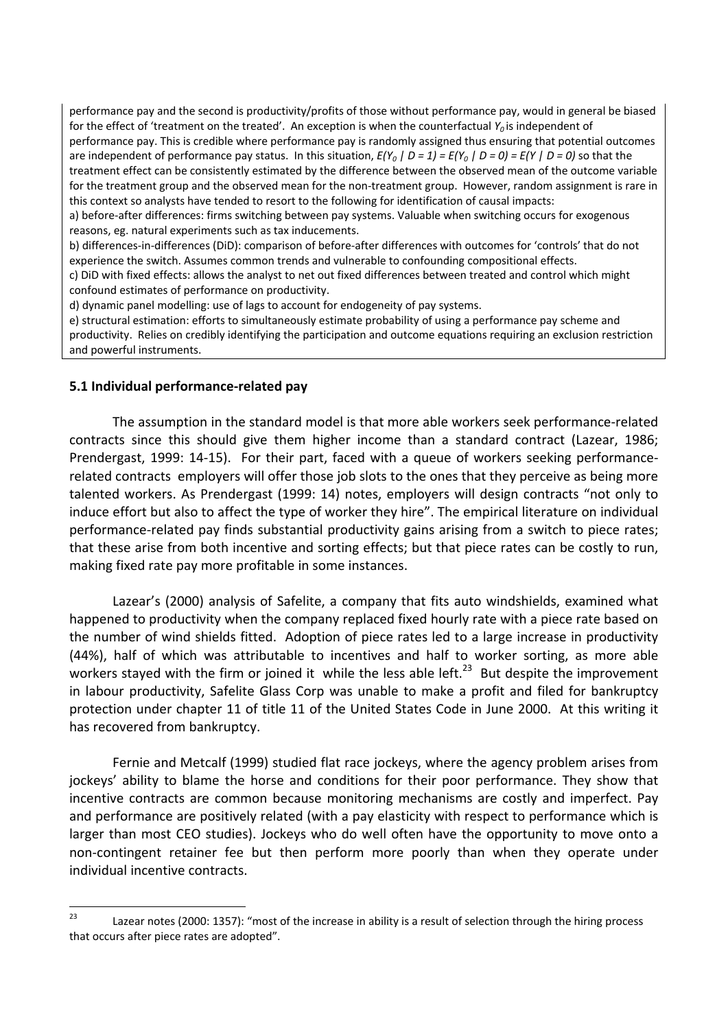performance pay and the second is productivity/profits of those without performance pay, would in general be biased for the effect of 'treatment on the treated'. An exception is when the counterfactual $Y_0$ is independent of performance pay. This is credible where performance pay is randomly assigned thus ensuring that potential outcomes are independent of performance pay status. In this situation, $E(Y_0 \mid D = 1) = E(Y_0 \mid D = 0) = E(Y \mid D = 0)$ so that the treatment effect can be consistently estimated by the difference between the observed mean of the outcome variable for the treatment group and the observed mean for the non-treatment group. However, random assignment is rare in this context so analysts have tended to resort to the following for identification of causal impacts:

a) before-after differences: firms switching between pay systems. Valuable when switching occurs for exogenous reasons, eg. natural experiments such as tax inducements.

b) differences-in-differences (DiD): comparison of before-after differences with outcomes for 'controls' that do not experience the switch. Assumes common trends and vulnerable to confounding compositional effects.

c) DiD with fixed effects: allows the analyst to net out fixed differences between treated and control which might confound estimates of performance on productivity.

d) dynamic panel modelling: use of lags to account for endogeneity of pay systems.

e) structural estimation: efforts to simultaneously estimate probability of using a performance pay scheme and productivity. Relies on credibly identifying the participation and outcome equations requiring an exclusion restriction and powerful instruments.

### 5.1 Individual performance-related pay

The assumption in the standard model is that more able workers seek performance-related contracts since this should give them higher income than a standard contract (Lazear, 1986; Prendergast, 1999: 14-15). For their part, faced with a queue of workers seeking performance-related contracts employers will offer those job slots to the ones that they perceive as being more talented workers. As Prendergast (1999: 14) notes, employers will design contracts "not only to induce effort but also to affect the type of worker they hire". The empirical literature on individual performance-related pay finds substantial productivity gains arising from a switch to piece rates; that these arise from both incentive and sorting effects; but that piece rates can be costly to run, making fixed rate pay more profitable in some instances.

Lazear's (2000) analysis of Safelite, a company that fits auto windshields, examined what happened to productivity when the company replaced fixed hourly rate with a piece rate based on the number of wind shields fitted. Adoption of piece rates led to a large increase in productivity (44%), half of which was attributable to incentives and half to worker sorting, as more able workers stayed with the firm or joined it while the less able left.[23] But despite the improvement in labour productivity, Safelite Glass Corp was unable to make a profit and filed for bankruptcy protection under chapter 11 of title 11 of the United States Code in June 2000. At this writing it has recovered from bankruptcy.

Fernie and Metcalf (1999) studied flat race jockeys, where the agency problem arises from jockeys' ability to blame the horse and conditions for their poor performance. They show that incentive contracts are common because monitoring mechanisms are costly and imperfect. Pay and performance are positively related (with a pay elasticity with respect to performance which is larger than most CEO studies). Jockeys who do well often have the opportunity to move onto a non-contingent retainer fee but then perform more poorly than when they operate under individual incentive contracts.

[23] Lazear notes (2000: 1357): "most of the increase in ability is a result of selection through the hiring process that occurs after piece rates are adopted".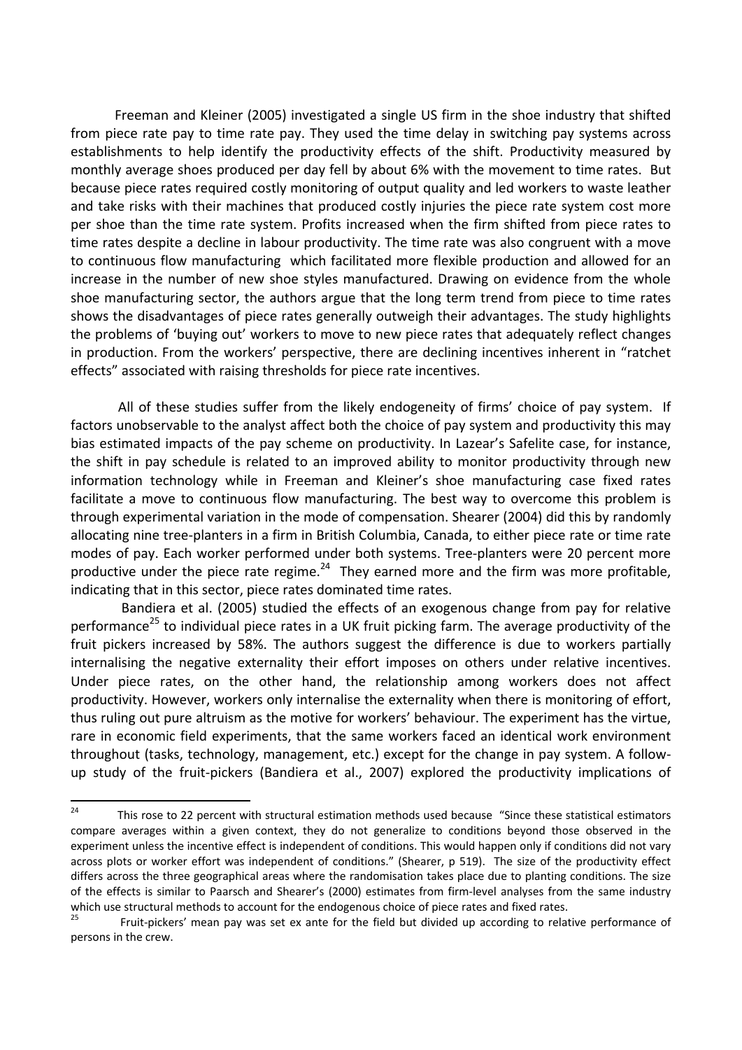Freeman and Kleiner (2005) investigated a single US firm in the shoe industry that shifted from piece rate pay to time rate pay. They used the time delay in switching pay systems across establishments to help identify the productivity effects of the shift. Productivity measured by monthly average shoes produced per day fell by about 6% with the movement to time rates. But because piece rates required costly monitoring of output quality and led workers to waste leather and take risks with their machines that produced costly injuries the piece rate system cost more per shoe than the time rate system. Profits increased when the firm shifted from piece rates to time rates despite a decline in labour productivity. The time rate was also congruent with a move to continuous flow manufacturing which facilitated more flexible production and allowed for an increase in the number of new shoe styles manufactured. Drawing on evidence from the whole shoe manufacturing sector, the authors argue that the long term trend from piece to time rates shows the disadvantages of piece rates generally outweigh their advantages. The study highlights the problems of 'buying out' workers to move to new piece rates that adequately reflect changes in production. From the workers' perspective, there are declining incentives inherent in "ratchet effects" associated with raising thresholds for piece rate incentives.

All of these studies suffer from the likely endogeneity of firms' choice of pay system. If factors unobservable to the analyst affect both the choice of pay system and productivity this may bias estimated impacts of the pay scheme on productivity. In Lazear's Safelite case, for instance, the shift in pay schedule is related to an improved ability to monitor productivity through new information technology while in Freeman and Kleiner's shoe manufacturing case fixed rates facilitate a move to continuous flow manufacturing. The best way to overcome this problem is through experimental variation in the mode of compensation. Shearer (2004) did this by randomly allocating nine tree-planters in a firm in British Columbia, Canada, to either piece rate or time rate modes of pay. Each worker performed under both systems. Tree-planters were 20 percent more productive under the piece rate regime.[24] They earned more and the firm was more profitable, indicating that in this sector, piece rates dominated time rates.

Bandiera et al. (2005) studied the effects of an exogenous change from pay for relative performance[25] to individual piece rates in a UK fruit picking farm. The average productivity of the fruit pickers increased by 58%. The authors suggest the difference is due to workers partially internalising the negative externality their effort imposes on others under relative incentives. Under piece rates, on the other hand, the relationship among workers does not affect productivity. However, workers only internalise the externality when there is monitoring of effort, thus ruling out pure altruism as the motive for workers' behaviour. The experiment has the virtue, rare in economic field experiments, that the same workers faced an identical work environment throughout (tasks, technology, management, etc.) except for the change in pay system. A follow-up study of the fruit-pickers (Bandiera et al., 2007) explored the productivity implications of

---

[24] This rose to 22 percent with structural estimation methods used because "Since these statistical estimators compare averages within a given context, they do not generalize to conditions beyond those observed in the experiment unless the incentive effect is independent of conditions. This would happen only if conditions did not vary across plots or worker effort was independent of conditions." (Shearer, p 519). The size of the productivity effect differs across the three geographical areas where the randomisation takes place due to planting conditions. The size of the effects is similar to Paarsch and Shearer's (2000) estimates from firm-level analyses from the same industry which use structural methods to account for the endogenous choice of piece rates and fixed rates.

[25] Fruit-pickers' mean pay was set ex ante for the field but divided up according to relative performance of persons in the crew.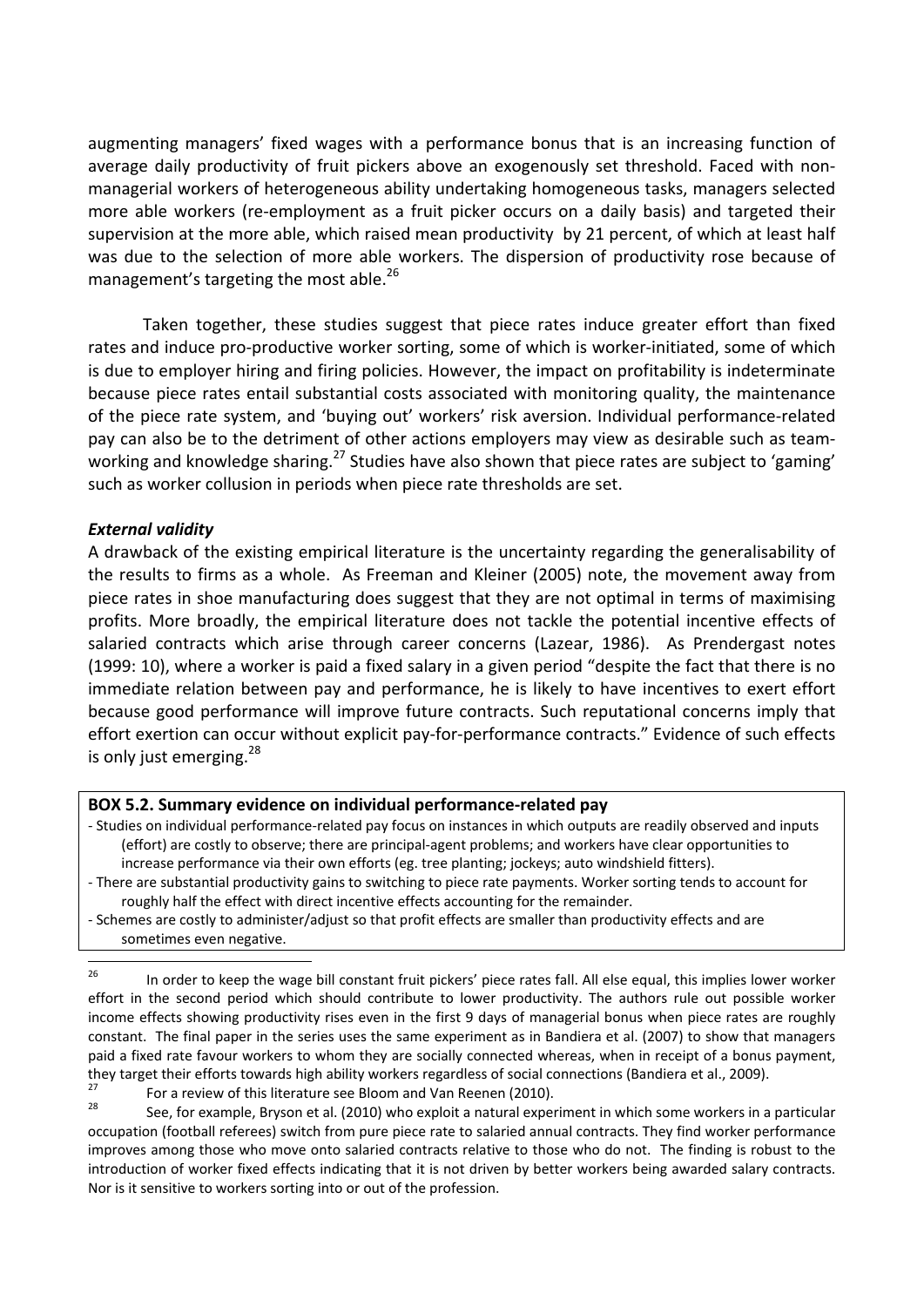augmenting managers' fixed wages with a performance bonus that is an increasing function of average daily productivity of fruit pickers above an exogenously set threshold. Faced with non-managerial workers of heterogeneous ability undertaking homogeneous tasks, managers selected more able workers (re-employment as a fruit picker occurs on a daily basis) and targeted their supervision at the more able, which raised mean productivity by 21 percent, of which at least half was due to the selection of more able workers. The dispersion of productivity rose because of management's targeting the most able.[26]

Taken together, these studies suggest that piece rates induce greater effort than fixed rates and induce pro-productive worker sorting, some of which is worker-initiated, some of which is due to employer hiring and firing policies. However, the impact on profitability is indeterminate because piece rates entail substantial costs associated with monitoring quality, the maintenance of the piece rate system, and 'buying out' workers' risk aversion. Individual performance-related pay can also be to the detriment of other actions employers may view as desirable such as team-working and knowledge sharing.[27] Studies have also shown that piece rates are subject to 'gaming' such as worker collusion in periods when piece rate thresholds are set.

***External validity***

A drawback of the existing empirical literature is the uncertainty regarding the generalisability of the results to firms as a whole. As Freeman and Kleiner (2005) note, the movement away from piece rates in shoe manufacturing does suggest that they are not optimal in terms of maximising profits. More broadly, the empirical literature does not tackle the potential incentive effects of salaried contracts which arise through career concerns (Lazear, 1986). As Prendergast notes (1999: 10), where a worker is paid a fixed salary in a given period "despite the fact that there is no immediate relation between pay and performance, he is likely to have incentives to exert effort because good performance will improve future contracts. Such reputational concerns imply that effort exertion can occur without explicit pay-for-performance contracts." Evidence of such effects is only just emerging.[28]

**BOX 5.2. Summary evidence on individual performance-related pay**

- Studies on individual performance-related pay focus on instances in which outputs are readily observed and inputs (effort) are costly to observe; there are principal-agent problems; and workers have clear opportunities to increase performance via their own efforts (eg. tree planting; jockeys; auto windshield fitters).
- There are substantial productivity gains to switching to piece rate payments. Worker sorting tends to account for roughly half the effect with direct incentive effects accounting for the remainder.
- Schemes are costly to administer/adjust so that profit effects are smaller than productivity effects and are sometimes even negative.

---

[26] In order to keep the wage bill constant fruit pickers' piece rates fall. All else equal, this implies lower worker effort in the second period which should contribute to lower productivity. The authors rule out possible worker income effects showing productivity rises even in the first 9 days of managerial bonus when piece rates are roughly constant. The final paper in the series uses the same experiment as in Bandiera et al. (2007) to show that managers paid a fixed rate favour workers to whom they are socially connected whereas, when in receipt of a bonus payment, they target their efforts towards high ability workers regardless of social connections (Bandiera et al., 2009).

[27] For a review of this literature see Bloom and Van Reenen (2010).

[28] See, for example, Bryson et al. (2010) who exploit a natural experiment in which some workers in a particular occupation (football referees) switch from pure piece rate to salaried annual contracts. They find worker performance improves among those who move onto salaried contracts relative to those who do not. The finding is robust to the introduction of worker fixed effects indicating that it is not driven by better workers being awarded salary contracts. Nor is it sensitive to workers sorting into or out of the profession.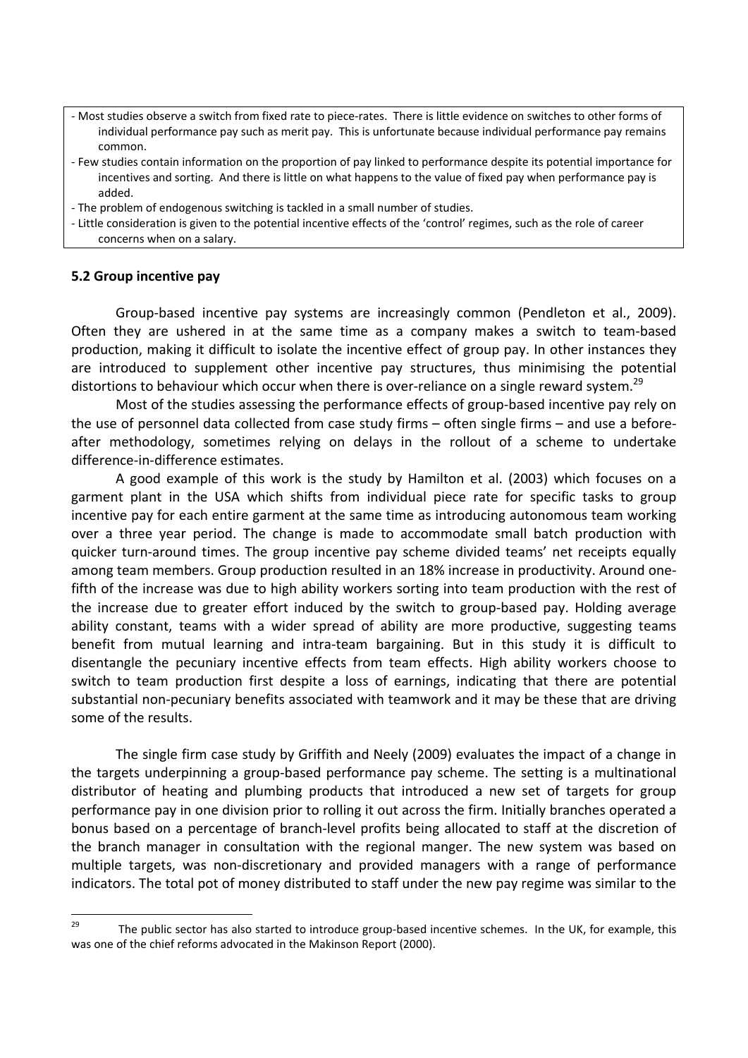- Most studies observe a switch from fixed rate to piece-rates. There is little evidence on switches to other forms of individual performance pay such as merit pay. This is unfortunate because individual performance pay remains common.
- Few studies contain information on the proportion of pay linked to performance despite its potential importance for incentives and sorting. And there is little on what happens to the value of fixed pay when performance pay is added.
- The problem of endogenous switching is tackled in a small number of studies.
- Little consideration is given to the potential incentive effects of the 'control' regimes, such as the role of career concerns when on a salary.

### 5.2 Group incentive pay

Group-based incentive pay systems are increasingly common (Pendleton et al., 2009). Often they are ushered in at the same time as a company makes a switch to team-based production, making it difficult to isolate the incentive effect of group pay. In other instances they are introduced to supplement other incentive pay structures, thus minimising the potential distortions to behaviour which occur when there is over-reliance on a single reward system.[29]

Most of the studies assessing the performance effects of group-based incentive pay rely on the use of personnel data collected from case study firms – often single firms – and use a before-after methodology, sometimes relying on delays in the rollout of a scheme to undertake difference-in-difference estimates.

A good example of this work is the study by Hamilton et al. (2003) which focuses on a garment plant in the USA which shifts from individual piece rate for specific tasks to group incentive pay for each entire garment at the same time as introducing autonomous team working over a three year period. The change is made to accommodate small batch production with quicker turn-around times. The group incentive pay scheme divided teams' net receipts equally among team members. Group production resulted in an 18% increase in productivity. Around one-fifth of the increase was due to high ability workers sorting into team production with the rest of the increase due to greater effort induced by the switch to group-based pay. Holding average ability constant, teams with a wider spread of ability are more productive, suggesting teams benefit from mutual learning and intra-team bargaining. But in this study it is difficult to disentangle the pecuniary incentive effects from team effects. High ability workers choose to switch to team production first despite a loss of earnings, indicating that there are potential substantial non-pecuniary benefits associated with teamwork and it may be these that are driving some of the results.

The single firm case study by Griffith and Neely (2009) evaluates the impact of a change in the targets underpinning a group-based performance pay scheme. The setting is a multinational distributor of heating and plumbing products that introduced a new set of targets for group performance pay in one division prior to rolling it out across the firm. Initially branches operated a bonus based on a percentage of branch-level profits being allocated to staff at the discretion of the branch manager in consultation with the regional manger. The new system was based on multiple targets, was non-discretionary and provided managers with a range of performance indicators. The total pot of money distributed to staff under the new pay regime was similar to the

[29] The public sector has also started to introduce group-based incentive schemes. In the UK, for example, this was one of the chief reforms advocated in the Makinson Report (2000).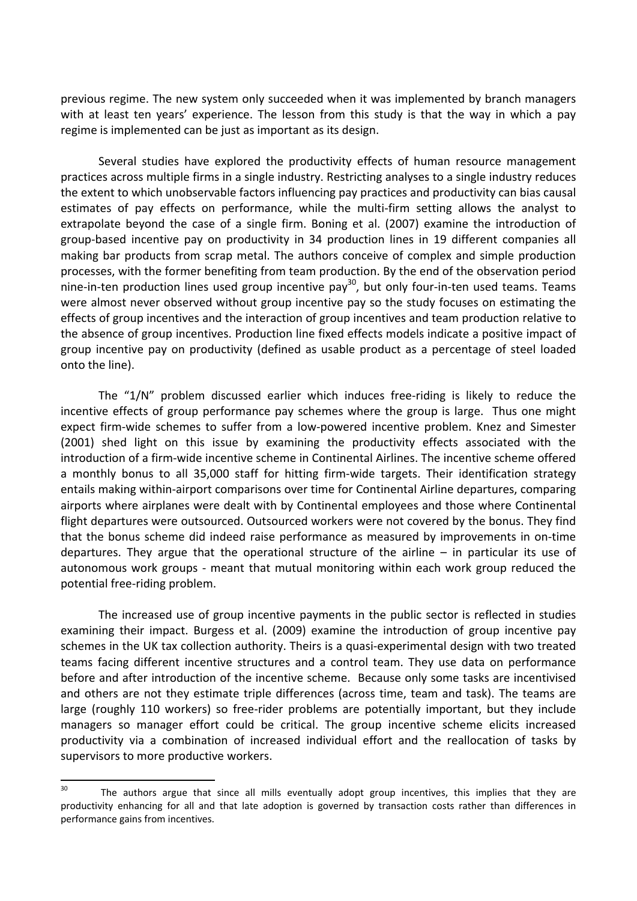previous regime. The new system only succeeded when it was implemented by branch managers with at least ten years' experience. The lesson from this study is that the way in which a pay regime is implemented can be just as important as its design.

Several studies have explored the productivity effects of human resource management practices across multiple firms in a single industry. Restricting analyses to a single industry reduces the extent to which unobservable factors influencing pay practices and productivity can bias causal estimates of pay effects on performance, while the multi-firm setting allows the analyst to extrapolate beyond the case of a single firm. Boning et al. (2007) examine the introduction of group-based incentive pay on productivity in 34 production lines in 19 different companies all making bar products from scrap metal. The authors conceive of complex and simple production processes, with the former benefiting from team production. By the end of the observation period nine-in-ten production lines used group incentive pay[30], but only four-in-ten used teams. Teams were almost never observed without group incentive pay so the study focuses on estimating the effects of group incentives and the interaction of group incentives and team production relative to the absence of group incentives. Production line fixed effects models indicate a positive impact of group incentive pay on productivity (defined as usable product as a percentage of steel loaded onto the line).

The "1/N" problem discussed earlier which induces free-riding is likely to reduce the incentive effects of group performance pay schemes where the group is large. Thus one might expect firm-wide schemes to suffer from a low-powered incentive problem. Knez and Simester (2001) shed light on this issue by examining the productivity effects associated with the introduction of a firm-wide incentive scheme in Continental Airlines. The incentive scheme offered a monthly bonus to all 35,000 staff for hitting firm-wide targets. Their identification strategy entails making within-airport comparisons over time for Continental Airline departures, comparing airports where airplanes were dealt with by Continental employees and those where Continental flight departures were outsourced. Outsourced workers were not covered by the bonus. They find that the bonus scheme did indeed raise performance as measured by improvements in on-time departures. They argue that the operational structure of the airline – in particular its use of autonomous work groups - meant that mutual monitoring within each work group reduced the potential free-riding problem.

The increased use of group incentive payments in the public sector is reflected in studies examining their impact. Burgess et al. (2009) examine the introduction of group incentive pay schemes in the UK tax collection authority. Theirs is a quasi-experimental design with two treated teams facing different incentive structures and a control team. They use data on performance before and after introduction of the incentive scheme. Because only some tasks are incentivised and others are not they estimate triple differences (across time, team and task). The teams are large (roughly 110 workers) so free-rider problems are potentially important, but they include managers so manager effort could be critical. The group incentive scheme elicits increased productivity via a combination of increased individual effort and the reallocation of tasks by supervisors to more productive workers.

[30] The authors argue that since all mills eventually adopt group incentives, this implies that they are productivity enhancing for all and that late adoption is governed by transaction costs rather than differences in performance gains from incentives.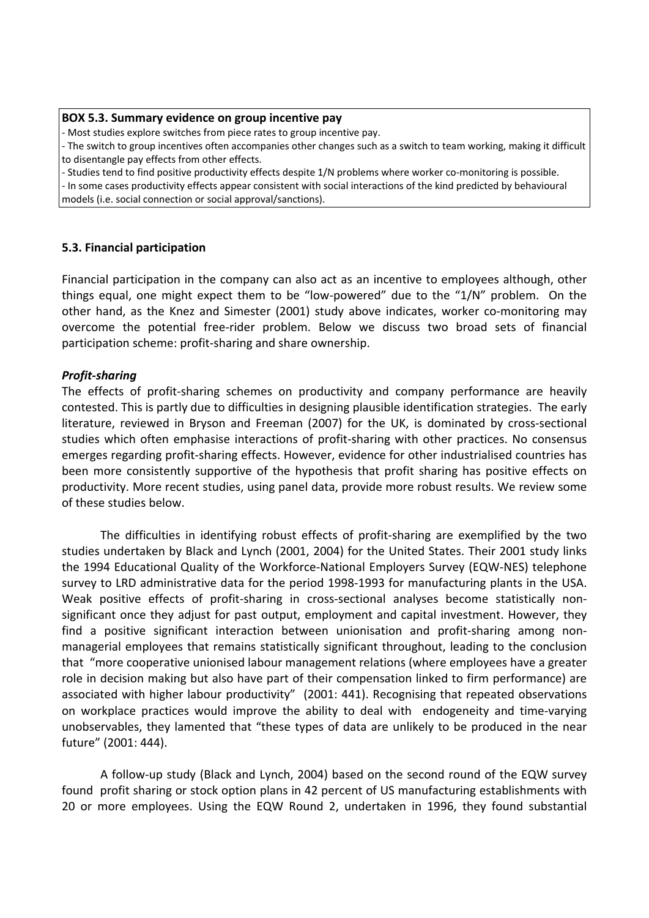**BOX 5.3. Summary evidence on group incentive pay**

- Most studies explore switches from piece rates to group incentive pay.
- The switch to group incentives often accompanies other changes such as a switch to team working, making it difficult to disentangle pay effects from other effects.
- Studies tend to find positive productivity effects despite 1/N problems where worker co-monitoring is possible.
- In some cases productivity effects appear consistent with social interactions of the kind predicted by behavioural models (i.e. social connection or social approval/sanctions).

### 5.3. Financial participation

Financial participation in the company can also act as an incentive to employees although, other things equal, one might expect them to be "low-powered" due to the "1/N" problem. On the other hand, as the Knez and Simester (2001) study above indicates, worker co-monitoring may overcome the potential free-rider problem. Below we discuss two broad sets of financial participation scheme: profit-sharing and share ownership.

***Profit-sharing***

The effects of profit-sharing schemes on productivity and company performance are heavily contested. This is partly due to difficulties in designing plausible identification strategies. The early literature, reviewed in Bryson and Freeman (2007) for the UK, is dominated by cross-sectional studies which often emphasise interactions of profit-sharing with other practices. No consensus emerges regarding profit-sharing effects. However, evidence for other industrialised countries has been more consistently supportive of the hypothesis that profit sharing has positive effects on productivity. More recent studies, using panel data, provide more robust results. We review some of these studies below.

The difficulties in identifying robust effects of profit-sharing are exemplified by the two studies undertaken by Black and Lynch (2001, 2004) for the United States. Their 2001 study links the 1994 Educational Quality of the Workforce-National Employers Survey (EQW-NES) telephone survey to LRD administrative data for the period 1998-1993 for manufacturing plants in the USA. Weak positive effects of profit-sharing in cross-sectional analyses become statistically non-significant once they adjust for past output, employment and capital investment. However, they find a positive significant interaction between unionisation and profit-sharing among non-managerial employees that remains statistically significant throughout, leading to the conclusion that "more cooperative unionised labour management relations (where employees have a greater role in decision making but also have part of their compensation linked to firm performance) are associated with higher labour productivity" (2001: 441). Recognising that repeated observations on workplace practices would improve the ability to deal with endogeneity and time-varying unobservables, they lamented that "these types of data are unlikely to be produced in the near future" (2001: 444).

A follow-up study (Black and Lynch, 2004) based on the second round of the EQW survey found profit sharing or stock option plans in 42 percent of US manufacturing establishments with 20 or more employees. Using the EQW Round 2, undertaken in 1996, they found substantial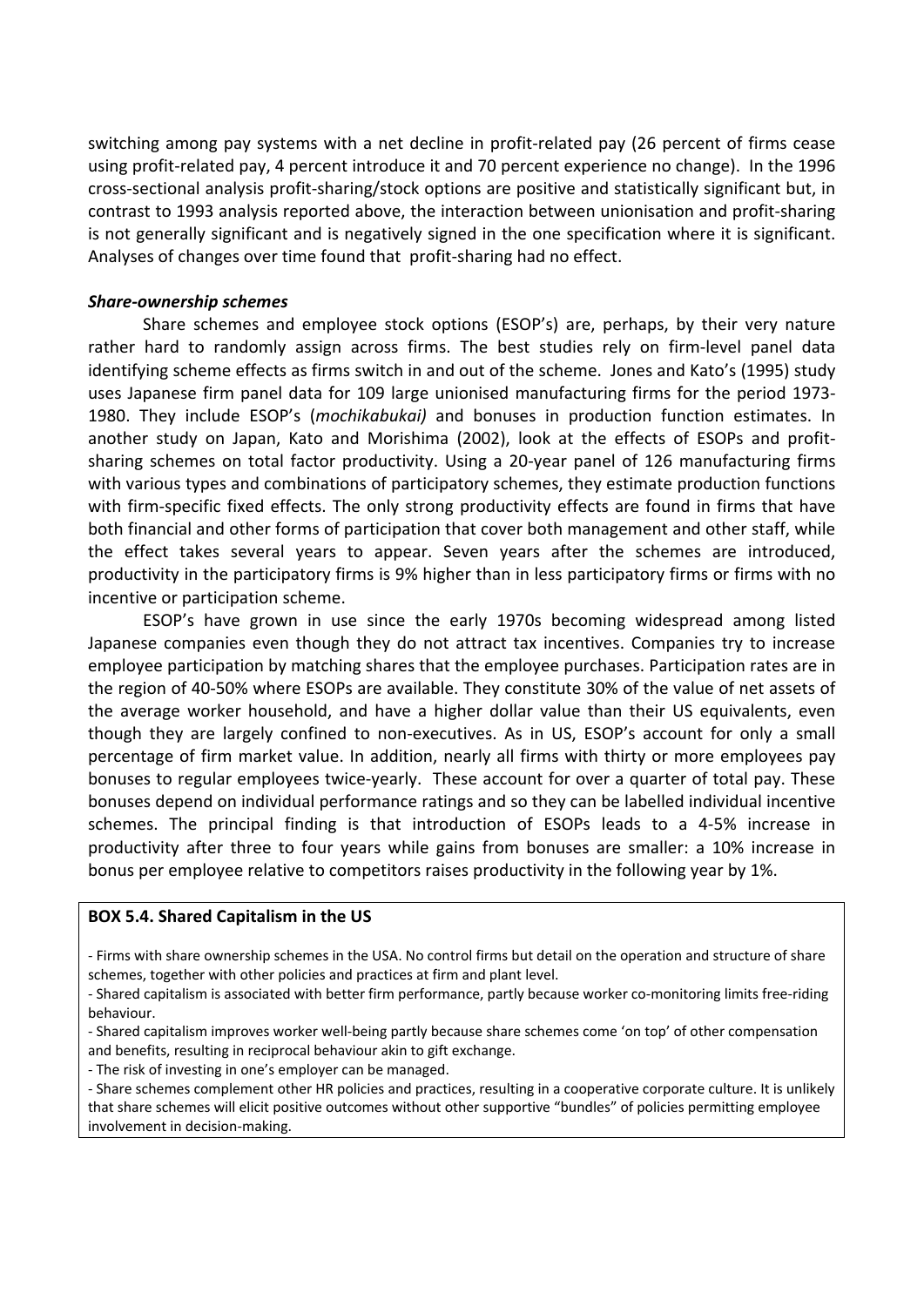switching among pay systems with a net decline in profit-related pay (26 percent of firms cease using profit-related pay, 4 percent introduce it and 70 percent experience no change). In the 1996 cross-sectional analysis profit-sharing/stock options are positive and statistically significant but, in contrast to 1993 analysis reported above, the interaction between unionisation and profit-sharing is not generally significant and is negatively signed in the one specification where it is significant. Analyses of changes over time found that profit-sharing had no effect.

***Share-ownership schemes***

Share schemes and employee stock options (ESOP's) are, perhaps, by their very nature rather hard to randomly assign across firms. The best studies rely on firm-level panel data identifying scheme effects as firms switch in and out of the scheme. Jones and Kato's (1995) study uses Japanese firm panel data for 109 large unionised manufacturing firms for the period 1973-1980. They include ESOP's (*mochikabukai)* and bonuses in production function estimates. In another study on Japan, Kato and Morishima (2002), look at the effects of ESOPs and profit-sharing schemes on total factor productivity. Using a 20-year panel of 126 manufacturing firms with various types and combinations of participatory schemes, they estimate production functions with firm-specific fixed effects. The only strong productivity effects are found in firms that have both financial and other forms of participation that cover both management and other staff, while the effect takes several years to appear. Seven years after the schemes are introduced, productivity in the participatory firms is 9% higher than in less participatory firms or firms with no incentive or participation scheme.

ESOP's have grown in use since the early 1970s becoming widespread among listed Japanese companies even though they do not attract tax incentives. Companies try to increase employee participation by matching shares that the employee purchases. Participation rates are in the region of 40-50% where ESOPs are available. They constitute 30% of the value of net assets of the average worker household, and have a higher dollar value than their US equivalents, even though they are largely confined to non-executives. As in US, ESOP's account for only a small percentage of firm market value. In addition, nearly all firms with thirty or more employees pay bonuses to regular employees twice-yearly. These account for over a quarter of total pay. These bonuses depend on individual performance ratings and so they can be labelled individual incentive schemes. The principal finding is that introduction of ESOPs leads to a 4-5% increase in productivity after three to four years while gains from bonuses are smaller: a 10% increase in bonus per employee relative to competitors raises productivity in the following year by 1%.

**BOX 5.4. Shared Capitalism in the US**

- Firms with share ownership schemes in the USA. No control firms but detail on the operation and structure of share schemes, together with other policies and practices at firm and plant level.
- Shared capitalism is associated with better firm performance, partly because worker co-monitoring limits free-riding behaviour.
- Shared capitalism improves worker well-being partly because share schemes come 'on top' of other compensation and benefits, resulting in reciprocal behaviour akin to gift exchange.
- The risk of investing in one's employer can be managed.
- Share schemes complement other HR policies and practices, resulting in a cooperative corporate culture. It is unlikely that share schemes will elicit positive outcomes without other supportive "bundles" of policies permitting employee involvement in decision-making.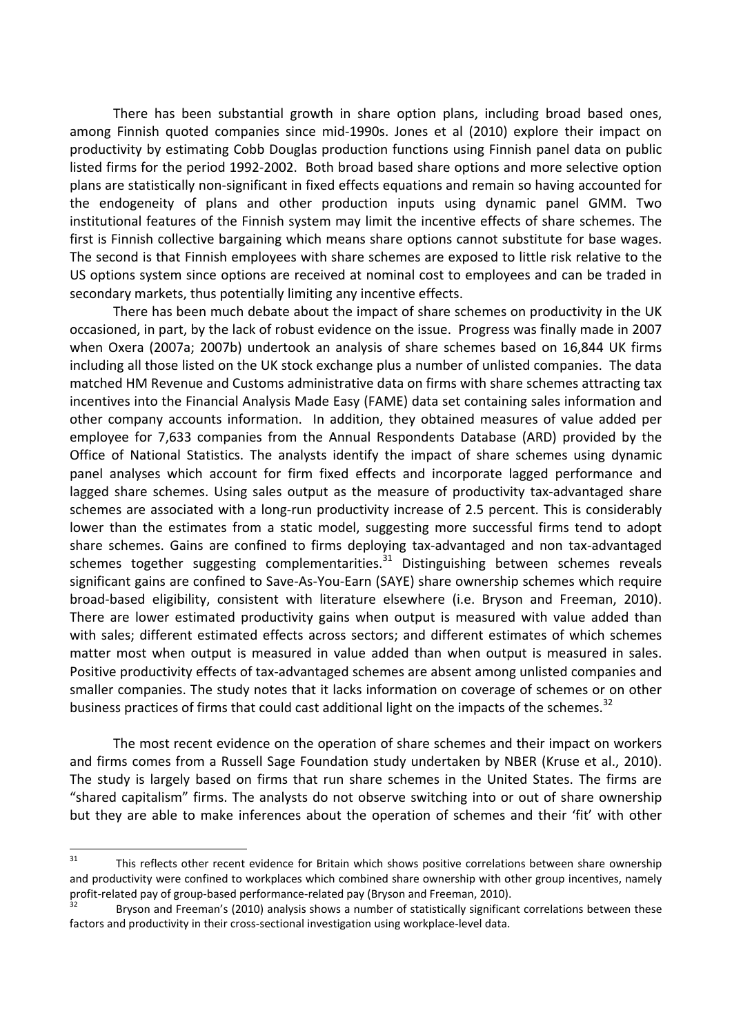There has been substantial growth in share option plans, including broad based ones, among Finnish quoted companies since mid-1990s. Jones et al (2010) explore their impact on productivity by estimating Cobb Douglas production functions using Finnish panel data on public listed firms for the period 1992-2002. Both broad based share options and more selective option plans are statistically non-significant in fixed effects equations and remain so having accounted for the endogeneity of plans and other production inputs using dynamic panel GMM. Two institutional features of the Finnish system may limit the incentive effects of share schemes. The first is Finnish collective bargaining which means share options cannot substitute for base wages. The second is that Finnish employees with share schemes are exposed to little risk relative to the US options system since options are received at nominal cost to employees and can be traded in secondary markets, thus potentially limiting any incentive effects.

There has been much debate about the impact of share schemes on productivity in the UK occasioned, in part, by the lack of robust evidence on the issue. Progress was finally made in 2007 when Oxera (2007a; 2007b) undertook an analysis of share schemes based on 16,844 UK firms including all those listed on the UK stock exchange plus a number of unlisted companies. The data matched HM Revenue and Customs administrative data on firms with share schemes attracting tax incentives into the Financial Analysis Made Easy (FAME) data set containing sales information and other company accounts information. In addition, they obtained measures of value added per employee for 7,633 companies from the Annual Respondents Database (ARD) provided by the Office of National Statistics. The analysts identify the impact of share schemes using dynamic panel analyses which account for firm fixed effects and incorporate lagged performance and lagged share schemes. Using sales output as the measure of productivity tax-advantaged share schemes are associated with a long-run productivity increase of 2.5 percent. This is considerably lower than the estimates from a static model, suggesting more successful firms tend to adopt share schemes. Gains are confined to firms deploying tax-advantaged and non tax-advantaged schemes together suggesting complementarities.[31] Distinguishing between schemes reveals significant gains are confined to Save-As-You-Earn (SAYE) share ownership schemes which require broad-based eligibility, consistent with literature elsewhere (i.e. Bryson and Freeman, 2010). There are lower estimated productivity gains when output is measured with value added than with sales; different estimated effects across sectors; and different estimates of which schemes matter most when output is measured in value added than when output is measured in sales. Positive productivity effects of tax-advantaged schemes are absent among unlisted companies and smaller companies. The study notes that it lacks information on coverage of schemes or on other business practices of firms that could cast additional light on the impacts of the schemes.[32]

The most recent evidence on the operation of share schemes and their impact on workers and firms comes from a Russell Sage Foundation study undertaken by NBER (Kruse et al., 2010). The study is largely based on firms that run share schemes in the United States. The firms are "shared capitalism" firms. The analysts do not observe switching into or out of share ownership but they are able to make inferences about the operation of schemes and their 'fit' with other

[31] This reflects other recent evidence for Britain which shows positive correlations between share ownership and productivity were confined to workplaces which combined share ownership with other group incentives, namely profit-related pay of group-based performance-related pay (Bryson and Freeman, 2010).

[32] Bryson and Freeman's (2010) analysis shows a number of statistically significant correlations between these factors and productivity in their cross-sectional investigation using workplace-level data.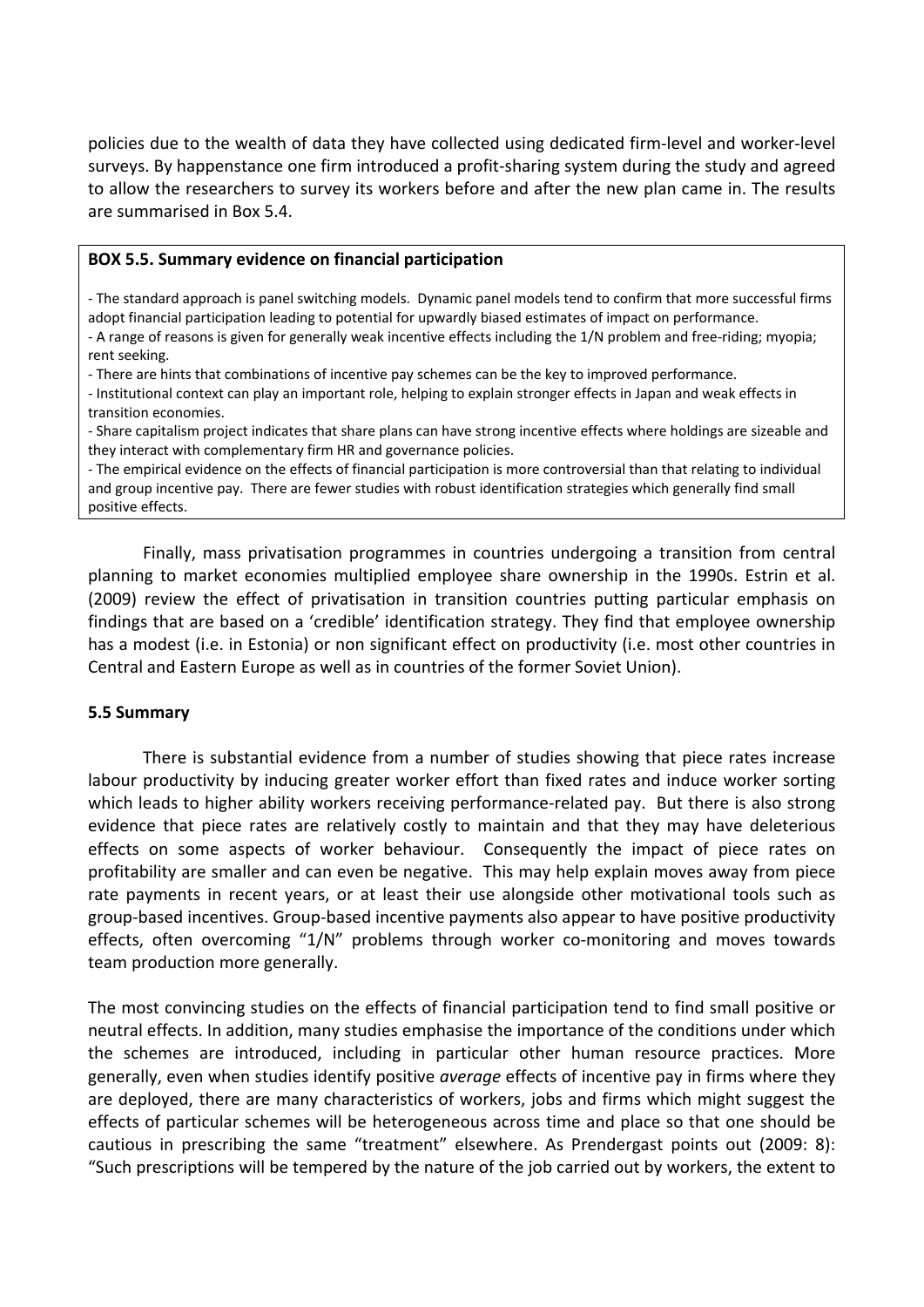policies due to the wealth of data they have collected using dedicated firm-level and worker-level surveys. By happenstance one firm introduced a profit-sharing system during the study and agreed to allow the researchers to survey its workers before and after the new plan came in. The results are summarised in Box 5.4.

**BOX 5.5. Summary evidence on financial participation**

- The standard approach is panel switching models. Dynamic panel models tend to confirm that more successful firms adopt financial participation leading to potential for upwardly biased estimates of impact on performance.
- A range of reasons is given for generally weak incentive effects including the 1/N problem and free-riding; myopia; rent seeking.
- There are hints that combinations of incentive pay schemes can be the key to improved performance.
- Institutional context can play an important role, helping to explain stronger effects in Japan and weak effects in transition economies.
- Share capitalism project indicates that share plans can have strong incentive effects where holdings are sizeable and they interact with complementary firm HR and governance policies.
- The empirical evidence on the effects of financial participation is more controversial than that relating to individual and group incentive pay. There are fewer studies with robust identification strategies which generally find small positive effects.

Finally, mass privatisation programmes in countries undergoing a transition from central planning to market economies multiplied employee share ownership in the 1990s. Estrin et al. (2009) review the effect of privatisation in transition countries putting particular emphasis on findings that are based on a 'credible' identification strategy. They find that employee ownership has a modest (i.e. in Estonia) or non significant effect on productivity (i.e. most other countries in Central and Eastern Europe as well as in countries of the former Soviet Union).

### 5.5 Summary

There is substantial evidence from a number of studies showing that piece rates increase labour productivity by inducing greater worker effort than fixed rates and induce worker sorting which leads to higher ability workers receiving performance-related pay. But there is also strong evidence that piece rates are relatively costly to maintain and that they may have deleterious effects on some aspects of worker behaviour. Consequently the impact of piece rates on profitability are smaller and can even be negative. This may help explain moves away from piece rate payments in recent years, or at least their use alongside other motivational tools such as group-based incentives. Group-based incentive payments also appear to have positive productivity effects, often overcoming "1/N" problems through worker co-monitoring and moves towards team production more generally.

The most convincing studies on the effects of financial participation tend to find small positive or neutral effects. In addition, many studies emphasise the importance of the conditions under which the schemes are introduced, including in particular other human resource practices. More generally, even when studies identify positive *average* effects of incentive pay in firms where they are deployed, there are many characteristics of workers, jobs and firms which might suggest the effects of particular schemes will be heterogeneous across time and place so that one should be cautious in prescribing the same "treatment" elsewhere. As Prendergast points out (2009: 8): "Such prescriptions will be tempered by the nature of the job carried out by workers, the extent to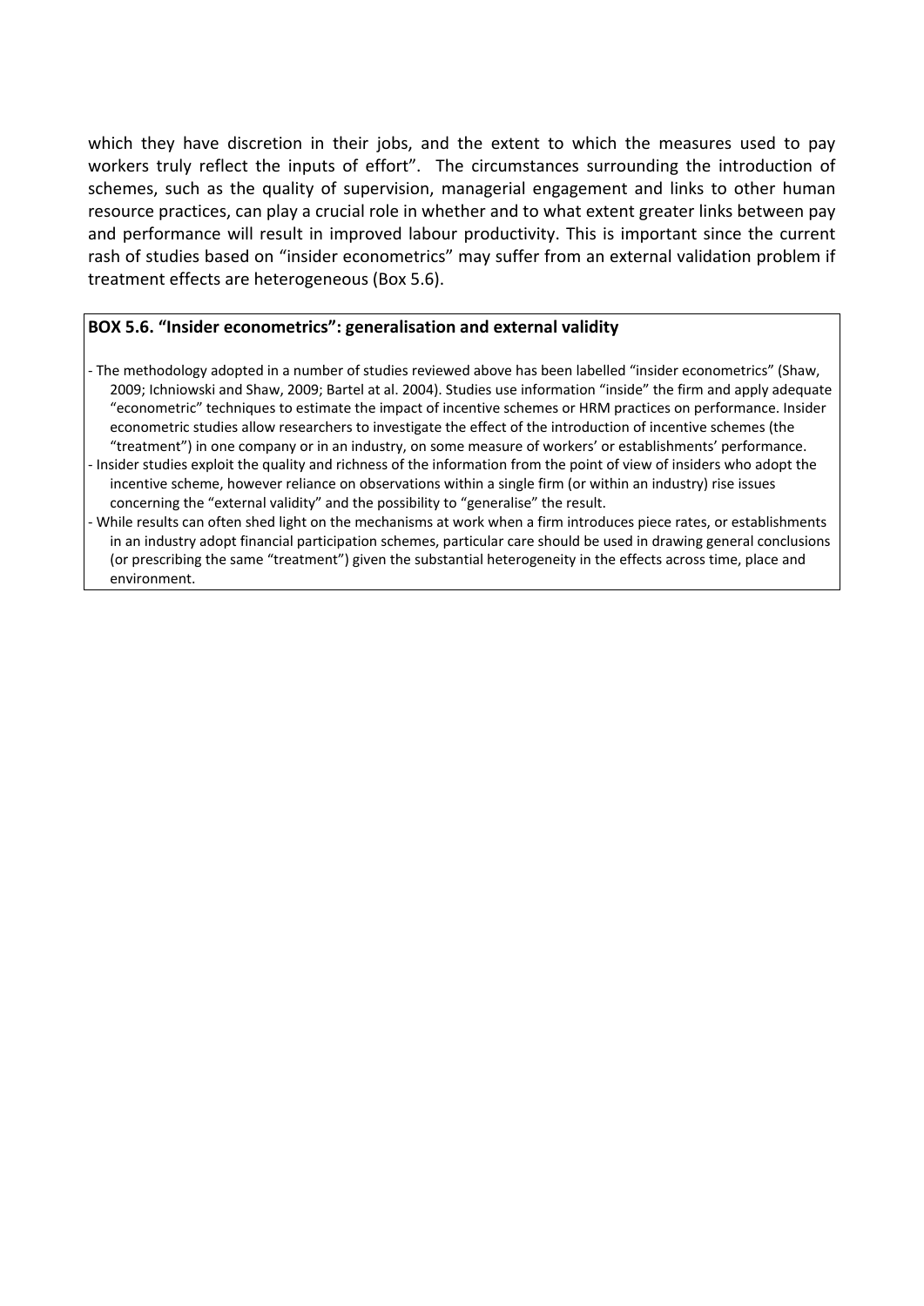which they have discretion in their jobs, and the extent to which the measures used to pay workers truly reflect the inputs of effort". The circumstances surrounding the introduction of schemes, such as the quality of supervision, managerial engagement and links to other human resource practices, can play a crucial role in whether and to what extent greater links between pay and performance will result in improved labour productivity. This is important since the current rash of studies based on "insider econometrics" may suffer from an external validation problem if treatment effects are heterogeneous (Box 5.6).

**BOX 5.6. "Insider econometrics": generalisation and external validity**

- The methodology adopted in a number of studies reviewed above has been labelled "insider econometrics" (Shaw, 2009; Ichniowski and Shaw, 2009; Bartel at al. 2004). Studies use information "inside" the firm and apply adequate "econometric" techniques to estimate the impact of incentive schemes or HRM practices on performance. Insider econometric studies allow researchers to investigate the effect of the introduction of incentive schemes (the "treatment") in one company or in an industry, on some measure of workers' or establishments' performance.
- Insider studies exploit the quality and richness of the information from the point of view of insiders who adopt the incentive scheme, however reliance on observations within a single firm (or within an industry) rise issues concerning the "external validity" and the possibility to "generalise" the result.
- While results can often shed light on the mechanisms at work when a firm introduces piece rates, or establishments in an industry adopt financial participation schemes, particular care should be used in drawing general conclusions (or prescribing the same "treatment") given the substantial heterogeneity in the effects across time, place and environment.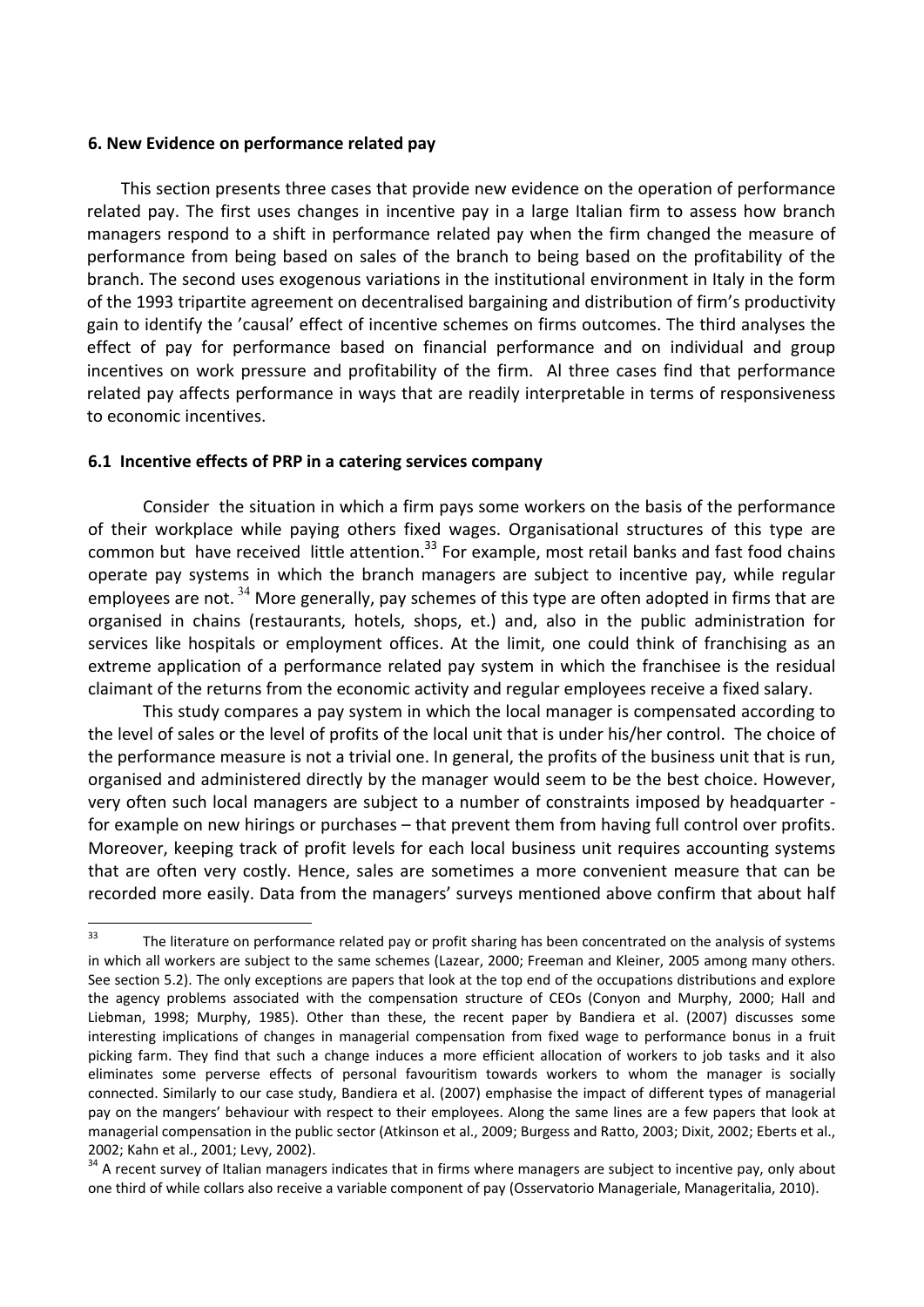### 6. New Evidence on performance related pay

This section presents three cases that provide new evidence on the operation of performance related pay. The first uses changes in incentive pay in a large Italian firm to assess how branch managers respond to a shift in performance related pay when the firm changed the measure of performance from being based on sales of the branch to being based on the profitability of the branch. The second uses exogenous variations in the institutional environment in Italy in the form of the 1993 tripartite agreement on decentralised bargaining and distribution of firm's productivity gain to identify the 'causal' effect of incentive schemes on firms outcomes. The third analyses the effect of pay for performance based on financial performance and on individual and group incentives on work pressure and profitability of the firm. Al three cases find that performance related pay affects performance in ways that are readily interpretable in terms of responsiveness to economic incentives.

#### 6.1 Incentive effects of PRP in a catering services company

Consider the situation in which a firm pays some workers on the basis of the performance of their workplace while paying others fixed wages. Organisational structures of this type are common but have received little attention.[33] For example, most retail banks and fast food chains operate pay systems in which the branch managers are subject to incentive pay, while regular employees are not. [34] More generally, pay schemes of this type are often adopted in firms that are organised in chains (restaurants, hotels, shops, et.) and, also in the public administration for services like hospitals or employment offices. At the limit, one could think of franchising as an extreme application of a performance related pay system in which the franchisee is the residual claimant of the returns from the economic activity and regular employees receive a fixed salary.

This study compares a pay system in which the local manager is compensated according to the level of sales or the level of profits of the local unit that is under his/her control. The choice of the performance measure is not a trivial one. In general, the profits of the business unit that is run, organised and administered directly by the manager would seem to be the best choice. However, very often such local managers are subject to a number of constraints imposed by headquarter - for example on new hirings or purchases – that prevent them from having full control over profits. Moreover, keeping track of profit levels for each local business unit requires accounting systems that are often very costly. Hence, sales are sometimes a more convenient measure that can be recorded more easily. Data from the managers' surveys mentioned above confirm that about half

---

[33] The literature on performance related pay or profit sharing has been concentrated on the analysis of systems in which all workers are subject to the same schemes (Lazear, 2000; Freeman and Kleiner, 2005 among many others. See section 5.2). The only exceptions are papers that look at the top end of the occupations distributions and explore the agency problems associated with the compensation structure of CEOs (Conyon and Murphy, 2000; Hall and Liebman, 1998; Murphy, 1985). Other than these, the recent paper by Bandiera et al. (2007) discusses some interesting implications of changes in managerial compensation from fixed wage to performance bonus in a fruit picking farm. They find that such a change induces a more efficient allocation of workers to job tasks and it also eliminates some perverse effects of personal favouritism towards workers to whom the manager is socially connected. Similarly to our case study, Bandiera et al. (2007) emphasise the impact of different types of managerial pay on the mangers' behaviour with respect to their employees. Along the same lines are a few papers that look at managerial compensation in the public sector (Atkinson et al., 2009; Burgess and Ratto, 2003; Dixit, 2002; Eberts et al., 2002; Kahn et al., 2001; Levy, 2002).

[34] A recent survey of Italian managers indicates that in firms where managers are subject to incentive pay, only about one third of while collars also receive a variable component of pay (Osservatorio Manageriale, Manageritalia, 2010).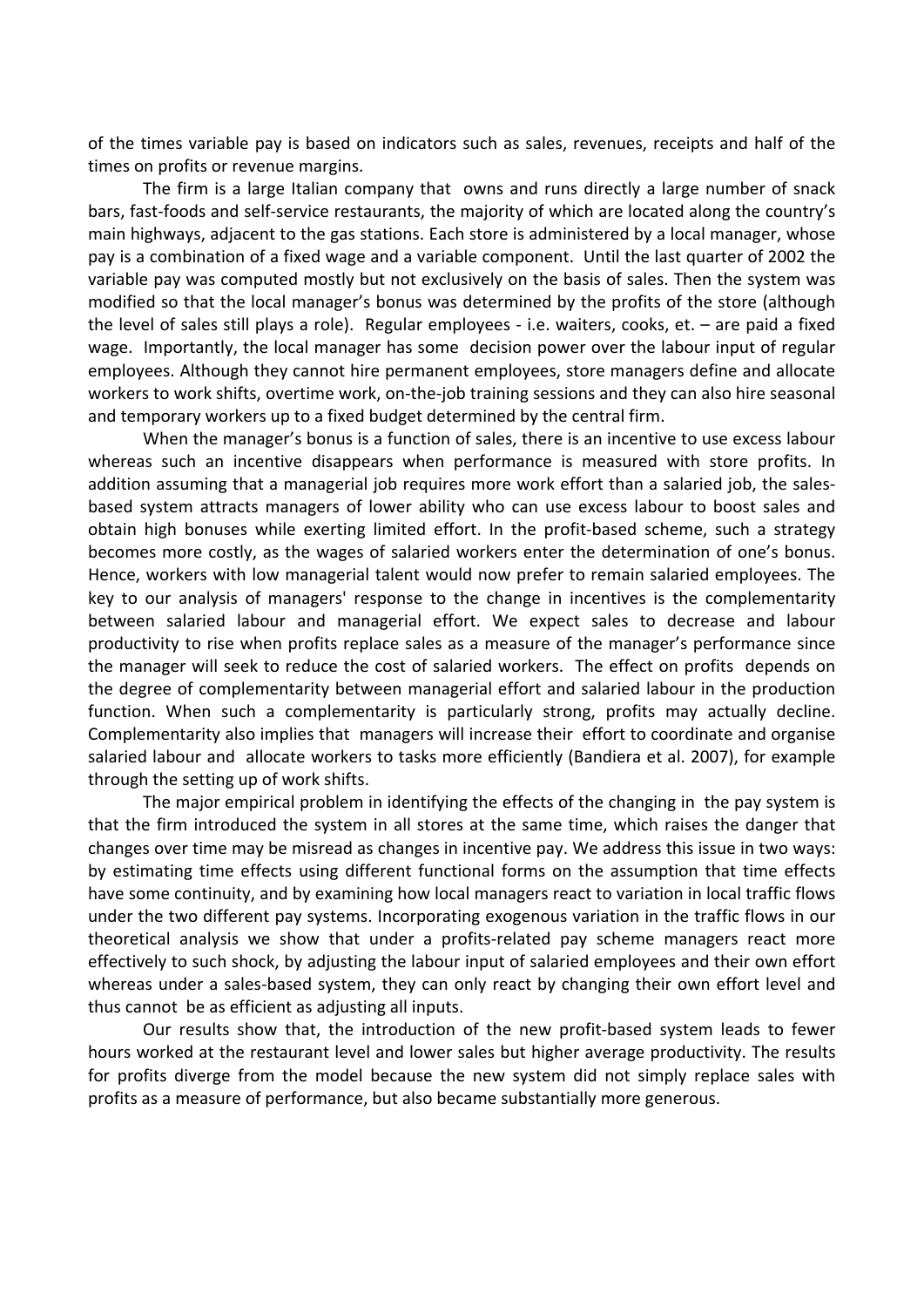of the times variable pay is based on indicators such as sales, revenues, receipts and half of the times on profits or revenue margins.

The firm is a large Italian company that owns and runs directly a large number of snack bars, fast-foods and self-service restaurants, the majority of which are located along the country's main highways, adjacent to the gas stations. Each store is administered by a local manager, whose pay is a combination of a fixed wage and a variable component. Until the last quarter of 2002 the variable pay was computed mostly but not exclusively on the basis of sales. Then the system was modified so that the local manager's bonus was determined by the profits of the store (although the level of sales still plays a role). Regular employees - i.e. waiters, cooks, et. – are paid a fixed wage. Importantly, the local manager has some decision power over the labour input of regular employees. Although they cannot hire permanent employees, store managers define and allocate workers to work shifts, overtime work, on-the-job training sessions and they can also hire seasonal and temporary workers up to a fixed budget determined by the central firm.

When the manager's bonus is a function of sales, there is an incentive to use excess labour whereas such an incentive disappears when performance is measured with store profits. In addition assuming that a managerial job requires more work effort than a salaried job, the sales-based system attracts managers of lower ability who can use excess labour to boost sales and obtain high bonuses while exerting limited effort. In the profit-based scheme, such a strategy becomes more costly, as the wages of salaried workers enter the determination of one's bonus. Hence, workers with low managerial talent would now prefer to remain salaried employees. The key to our analysis of managers' response to the change in incentives is the complementarity between salaried labour and managerial effort. We expect sales to decrease and labour productivity to rise when profits replace sales as a measure of the manager's performance since the manager will seek to reduce the cost of salaried workers. The effect on profits depends on the degree of complementarity between managerial effort and salaried labour in the production function. When such a complementarity is particularly strong, profits may actually decline. Complementarity also implies that managers will increase their effort to coordinate and organise salaried labour and allocate workers to tasks more efficiently (Bandiera et al. 2007), for example through the setting up of work shifts.

The major empirical problem in identifying the effects of the changing in the pay system is that the firm introduced the system in all stores at the same time, which raises the danger that changes over time may be misread as changes in incentive pay. We address this issue in two ways: by estimating time effects using different functional forms on the assumption that time effects have some continuity, and by examining how local managers react to variation in local traffic flows under the two different pay systems. Incorporating exogenous variation in the traffic flows in our theoretical analysis we show that under a profits-related pay scheme managers react more effectively to such shock, by adjusting the labour input of salaried employees and their own effort whereas under a sales-based system, they can only react by changing their own effort level and thus cannot be as efficient as adjusting all inputs.

Our results show that, the introduction of the new profit-based system leads to fewer hours worked at the restaurant level and lower sales but higher average productivity. The results for profits diverge from the model because the new system did not simply replace sales with profits as a measure of performance, but also became substantially more generous.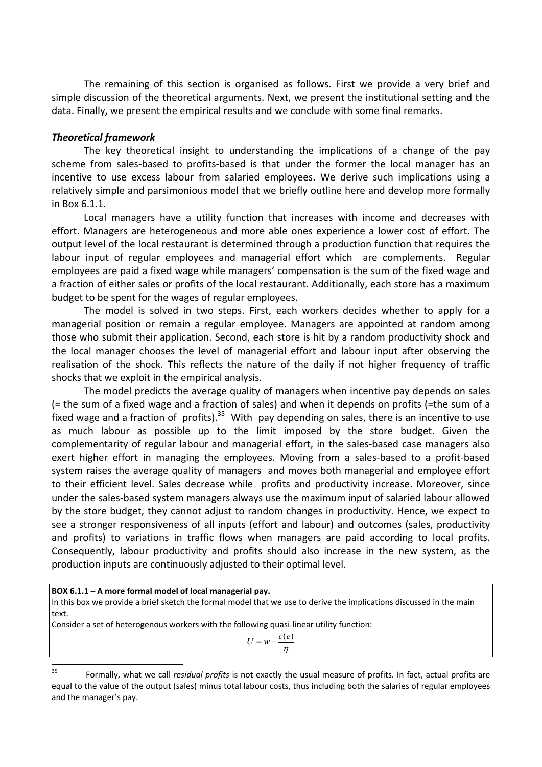The remaining of this section is organised as follows. First we provide a very brief and simple discussion of the theoretical arguments. Next, we present the institutional setting and the data. Finally, we present the empirical results and we conclude with some final remarks.

***Theoretical framework***

The key theoretical insight to understanding the implications of a change of the pay scheme from sales-based to profits-based is that under the former the local manager has an incentive to use excess labour from salaried employees. We derive such implications using a relatively simple and parsimonious model that we briefly outline here and develop more formally in Box 6.1.1.

Local managers have a utility function that increases with income and decreases with effort. Managers are heterogeneous and more able ones experience a lower cost of effort. The output level of the local restaurant is determined through a production function that requires the labour input of regular employees and managerial effort which are complements. Regular employees are paid a fixed wage while managers' compensation is the sum of the fixed wage and a fraction of either sales or profits of the local restaurant. Additionally, each store has a maximum budget to be spent for the wages of regular employees.

The model is solved in two steps. First, each workers decides whether to apply for a managerial position or remain a regular employee. Managers are appointed at random among those who submit their application. Second, each store is hit by a random productivity shock and the local manager chooses the level of managerial effort and labour input after observing the realisation of the shock. This reflects the nature of the daily if not higher frequency of traffic shocks that we exploit in the empirical analysis.

The model predicts the average quality of managers when incentive pay depends on sales (= the sum of a fixed wage and a fraction of sales) and when it depends on profits (=the sum of a fixed wage and a fraction of profits).[35] With pay depending on sales, there is an incentive to use as much labour as possible up to the limit imposed by the store budget. Given the complementarity of regular labour and managerial effort, in the sales-based case managers also exert higher effort in managing the employees. Moving from a sales-based to a profit-based system raises the average quality of managers and moves both managerial and employee effort to their efficient level. Sales decrease while profits and productivity increase. Moreover, since under the sales-based system managers always use the maximum input of salaried labour allowed by the store budget, they cannot adjust to random changes in productivity. Hence, we expect to see a stronger responsiveness of all inputs (effort and labour) and outcomes (sales, productivity and profits) to variations in traffic flows when managers are paid according to local profits. Consequently, labour productivity and profits should also increase in the new system, as the production inputs are continuously adjusted to their optimal level.

**BOX 6.1.1 – A more formal model of local managerial pay.**

In this box we provide a brief sketch the formal model that we use to derive the implications discussed in the main text.

Consider a set of heterogenous workers with the following quasi-linear utility function:

$$U = w - \frac{c(e)}{\eta}$$

[35] Formally, what we call *residual profits* is not exactly the usual measure of profits. In fact, actual profits are equal to the value of the output (sales) minus total labour costs, thus including both the salaries of regular employees and the manager's pay.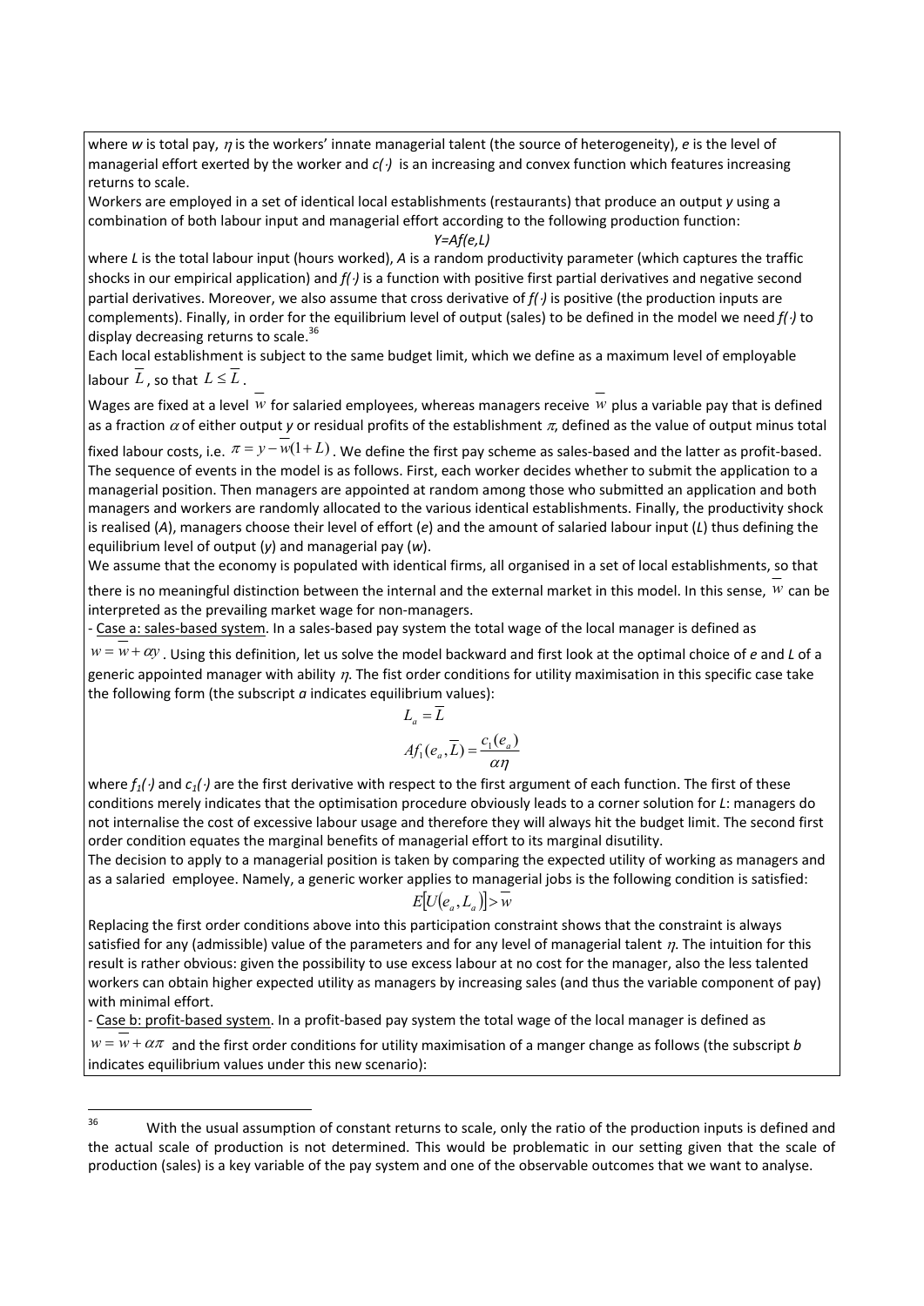where $w$ is total pay, $\eta$ is the workers' innate managerial talent (the source of heterogeneity), $e$ is the level of managerial effort exerted by the worker and $c(\cdot)$ is an increasing and convex function which features increasing returns to scale.

Workers are employed in a set of identical local establishments (restaurants) that produce an output $y$ using a combination of both labour input and managerial effort according to the following production function:

$$Y=Af(e,L)$$

where $L$ is the total labour input (hours worked), $A$ is a random productivity parameter (which captures the traffic shocks in our empirical application) and $f(\cdot)$ is a function with positive first partial derivatives and negative second partial derivatives. Moreover, we also assume that cross derivative of $f(\cdot)$ is positive (the production inputs are complements). Finally, in order for the equilibrium level of output (sales) to be defined in the model we need $f(\cdot)$ to display decreasing returns to scale.[36]

Each local establishment is subject to the same budget limit, which we define as a maximum level of employable labour $\overline{L}$, so that $L \leq \overline{L}$.

Wages are fixed at a level $\overline{w}$ for salaried employees, whereas managers receive $\overline{w}$ plus a variable pay that is defined as a fraction $\alpha$ of either output $y$ or residual profits of the establishment $\pi$, defined as the value of output minus total fixed labour costs, i.e. $\pi = y - \overline{w}(1+L)$. We define the first pay scheme as sales-based and the latter as profit-based. The sequence of events in the model is as follows. First, each worker decides whether to submit the application to a managerial position. Then managers are appointed at random among those who submitted an application and both managers and workers are randomly allocated to the various identical establishments. Finally, the productivity shock is realised ($A$), managers choose their level of effort ($e$) and the amount of salaried labour input ($L$) thus defining the equilibrium level of output ($y$) and managerial pay ($w$).

We assume that the economy is populated with identical firms, all organised in a set of local establishments, so that there is no meaningful distinction between the internal and the external market in this model. In this sense, $\overline{w}$ can be interpreted as the prevailing market wage for non-managers.

- Case a: sales-based system. In a sales-based pay system the total wage of the local manager is defined as $w = \overline{w} + \alpha y$. Using this definition, let us solve the model backward and first look at the optimal choice of $e$ and $L$ of a generic appointed manager with ability $\eta$. The fist order conditions for utility maximisation in this specific case take the following form (the subscript $a$ indicates equilibrium values):

$$L_a = \overline{L}$$

$$Af_1(e_a, \overline{L}) = \frac{c_1(e_a)}{\alpha\eta}$$

where $f_1(\cdot)$ and $c_1(\cdot)$ are the first derivative with respect to the first argument of each function. The first of these conditions merely indicates that the optimisation procedure obviously leads to a corner solution for $L$: managers do not internalise the cost of excessive labour usage and therefore they will always hit the budget limit. The second first order condition equates the marginal benefits of managerial effort to its marginal disutility.

The decision to apply to a managerial position is taken by comparing the expected utility of working as managers and as a salaried employee. Namely, a generic worker applies to managerial jobs is the following condition is satisfied:

$$E[U(e_a, L_a)] > \overline{w}$$

Replacing the first order conditions above into this participation constraint shows that the constraint is always satisfied for any (admissible) value of the parameters and for any level of managerial talent $\eta$. The intuition for this result is rather obvious: given the possibility to use excess labour at no cost for the manager, also the less talented workers can obtain higher expected utility as managers by increasing sales (and thus the variable component of pay) with minimal effort.

- Case b: profit-based system. In a profit-based pay system the total wage of the local manager is defined as $w = \overline{w} + \alpha\pi$ and the first order conditions for utility maximisation of a manger change as follows (the subscript $b$ indicates equilibrium values under this new scenario):

[36] With the usual assumption of constant returns to scale, only the ratio of the production inputs is defined and the actual scale of production is not determined. This would be problematic in our setting given that the scale of production (sales) is a key variable of the pay system and one of the observable outcomes that we want to analyse.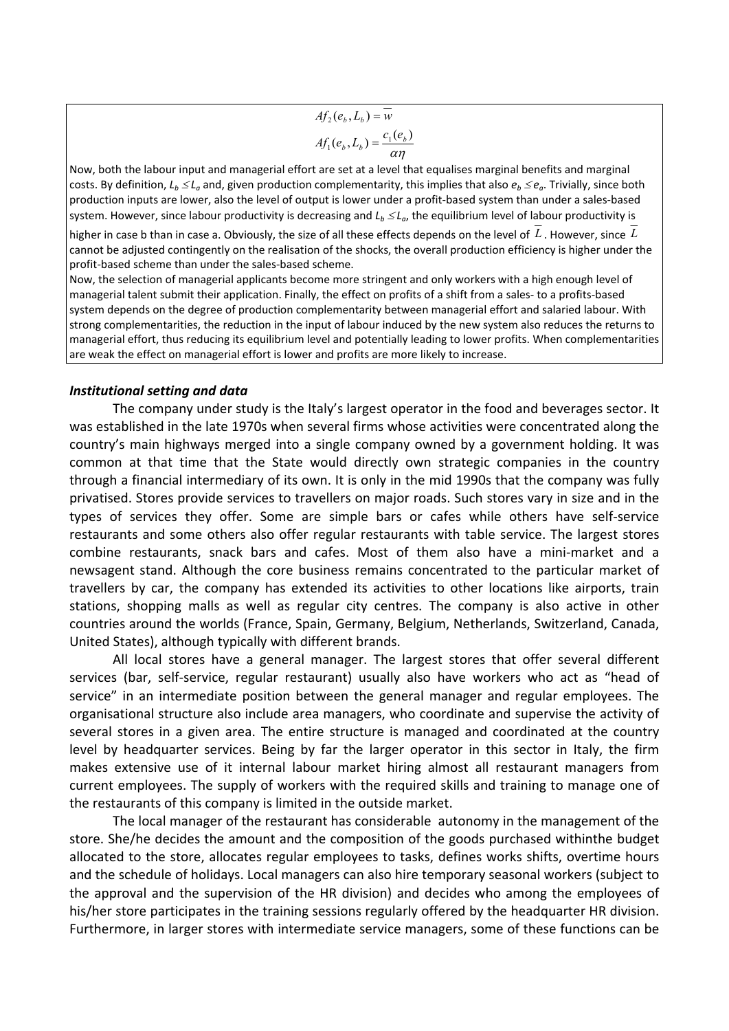$$Af_2(e_b, L_b) = \overline{w}$$

$$Af_1(e_b, L_b) = \frac{c_1(e_b)}{\alpha\eta}$$

Now, both the labour input and managerial effort are set at a level that equalises marginal benefits and marginal costs. By definition, $L_b \leq L_a$ and, given production complementarity, this implies that also $e_b \leq e_a$. Trivially, since both production inputs are lower, also the level of output is lower under a profit-based system than under a sales-based system. However, since labour productivity is decreasing and $L_b \leq L_a$, the equilibrium level of labour productivity is higher in case b than in case a. Obviously, the size of all these effects depends on the level of $\overline{L}$. However, since $\overline{L}$ cannot be adjusted contingently on the realisation of the shocks, the overall production efficiency is higher under the profit-based scheme than under the sales-based scheme.

Now, the selection of managerial applicants become more stringent and only workers with a high enough level of managerial talent submit their application. Finally, the effect on profits of a shift from a sales- to a profits-based system depends on the degree of production complementarity between managerial effort and salaried labour. With strong complementarities, the reduction in the input of labour induced by the new system also reduces the returns to managerial effort, thus reducing its equilibrium level and potentially leading to lower profits. When complementarities are weak the effect on managerial effort is lower and profits are more likely to increase.

### *Institutional setting and data*

The company under study is the Italy's largest operator in the food and beverages sector. It was established in the late 1970s when several firms whose activities were concentrated along the country's main highways merged into a single company owned by a government holding. It was common at that time that the State would directly own strategic companies in the country through a financial intermediary of its own. It is only in the mid 1990s that the company was fully privatised. Stores provide services to travellers on major roads. Such stores vary in size and in the types of services they offer. Some are simple bars or cafes while others have self-service restaurants and some others also offer regular restaurants with table service. The largest stores combine restaurants, snack bars and cafes. Most of them also have a mini-market and a newsagent stand. Although the core business remains concentrated to the particular market of travellers by car, the company has extended its activities to other locations like airports, train stations, shopping malls as well as regular city centres. The company is also active in other countries around the worlds (France, Spain, Germany, Belgium, Netherlands, Switzerland, Canada, United States), although typically with different brands.

All local stores have a general manager. The largest stores that offer several different services (bar, self-service, regular restaurant) usually also have workers who act as "head of service" in an intermediate position between the general manager and regular employees. The organisational structure also include area managers, who coordinate and supervise the activity of several stores in a given area. The entire structure is managed and coordinated at the country level by headquarter services. Being by far the larger operator in this sector in Italy, the firm makes extensive use of it internal labour market hiring almost all restaurant managers from current employees. The supply of workers with the required skills and training to manage one of the restaurants of this company is limited in the outside market.

The local manager of the restaurant has considerable autonomy in the management of the store. She/he decides the amount and the composition of the goods purchased withinthe budget allocated to the store, allocates regular employees to tasks, defines works shifts, overtime hours and the schedule of holidays. Local managers can also hire temporary seasonal workers (subject to the approval and the supervision of the HR division) and decides who among the employees of his/her store participates in the training sessions regularly offered by the headquarter HR division. Furthermore, in larger stores with intermediate service managers, some of these functions can be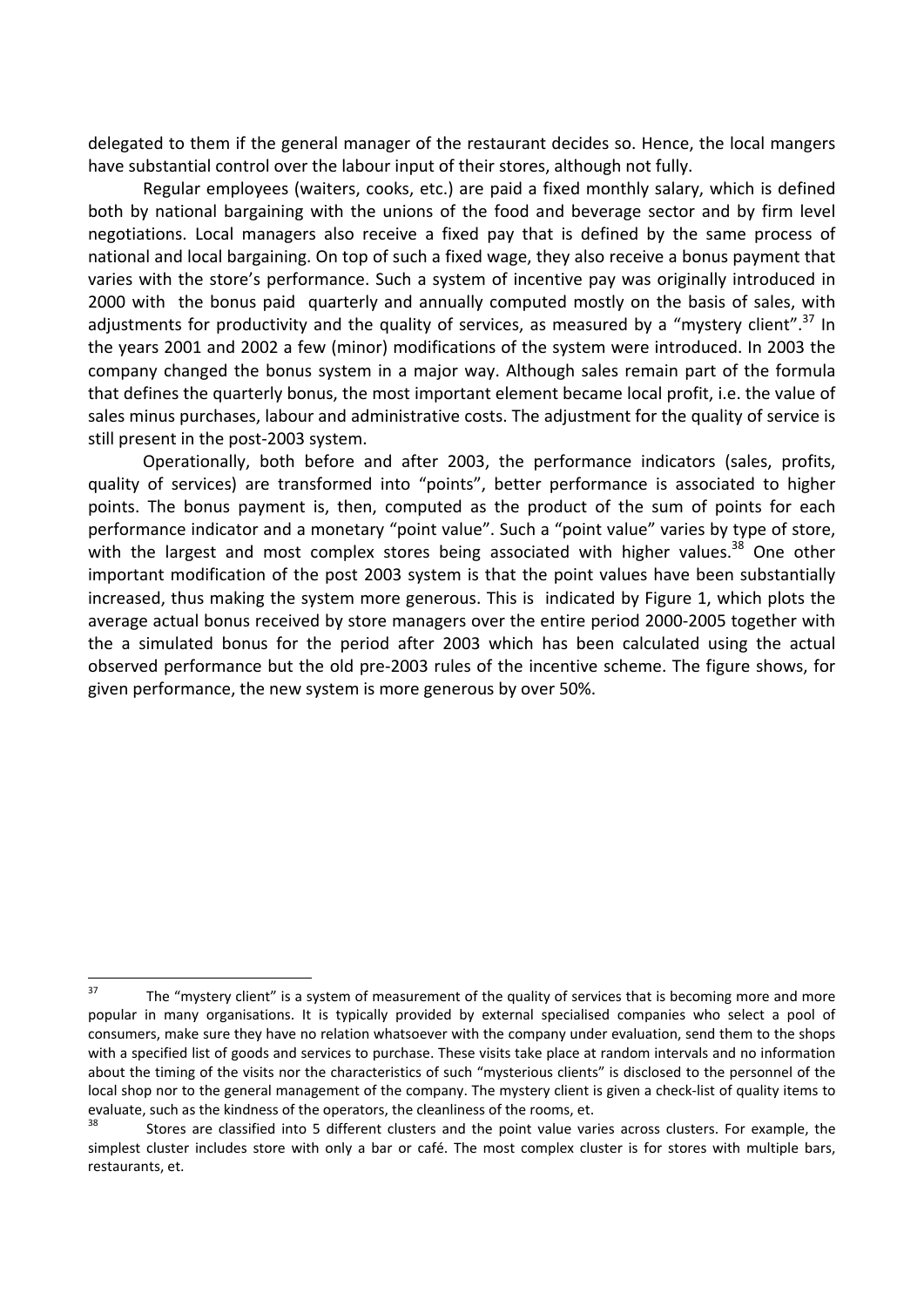delegated to them if the general manager of the restaurant decides so. Hence, the local mangers have substantial control over the labour input of their stores, although not fully.

Regular employees (waiters, cooks, etc.) are paid a fixed monthly salary, which is defined both by national bargaining with the unions of the food and beverage sector and by firm level negotiations. Local managers also receive a fixed pay that is defined by the same process of national and local bargaining. On top of such a fixed wage, they also receive a bonus payment that varies with the store's performance. Such a system of incentive pay was originally introduced in 2000 with the bonus paid quarterly and annually computed mostly on the basis of sales, with adjustments for productivity and the quality of services, as measured by a "mystery client".[37] In the years 2001 and 2002 a few (minor) modifications of the system were introduced. In 2003 the company changed the bonus system in a major way. Although sales remain part of the formula that defines the quarterly bonus, the most important element became local profit, i.e. the value of sales minus purchases, labour and administrative costs. The adjustment for the quality of service is still present in the post-2003 system.

Operationally, both before and after 2003, the performance indicators (sales, profits, quality of services) are transformed into "points", better performance is associated to higher points. The bonus payment is, then, computed as the product of the sum of points for each performance indicator and a monetary "point value". Such a "point value" varies by type of store, with the largest and most complex stores being associated with higher values.[38] One other important modification of the post 2003 system is that the point values have been substantially increased, thus making the system more generous. This is indicated by Figure 1, which plots the average actual bonus received by store managers over the entire period 2000-2005 together with the a simulated bonus for the period after 2003 which has been calculated using the actual observed performance but the old pre-2003 rules of the incentive scheme. The figure shows, for given performance, the new system is more generous by over 50%.

---

[37] The "mystery client" is a system of measurement of the quality of services that is becoming more and more popular in many organisations. It is typically provided by external specialised companies who select a pool of consumers, make sure they have no relation whatsoever with the company under evaluation, send them to the shops with a specified list of goods and services to purchase. These visits take place at random intervals and no information about the timing of the visits nor the characteristics of such "mysterious clients" is disclosed to the personnel of the local shop nor to the general management of the company. The mystery client is given a check-list of quality items to evaluate, such as the kindness of the operators, the cleanliness of the rooms, et.

[38] Stores are classified into 5 different clusters and the point value varies across clusters. For example, the simplest cluster includes store with only a bar or café. The most complex cluster is for stores with multiple bars, restaurants, et.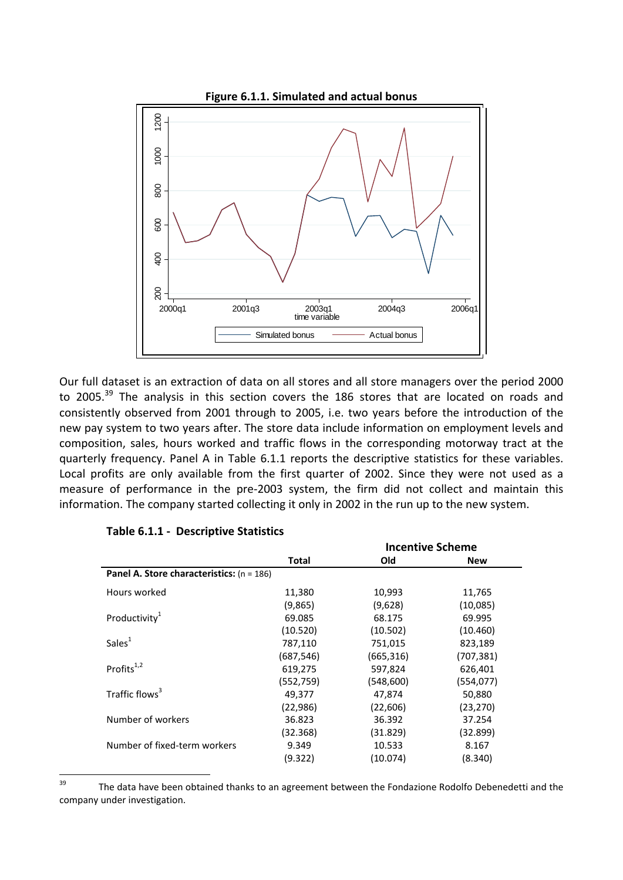**Figure 6.1.1. Simulated and actual bonus**

Our full dataset is an extraction of data on all stores and all store managers over the period 2000 to 2005.[39] The analysis in this section covers the 186 stores that are located on roads and consistently observed from 2001 through to 2005, i.e. two years before the introduction of the new pay system to two years after. The store data include information on employment levels and composition, sales, hours worked and traffic flows in the corresponding motorway tract at the quarterly frequency. Panel A in Table 6.1.1 reports the descriptive statistics for these variables. Local profits are only available from the first quarter of 2002. Since they were not used as a measure of performance in the pre-2003 system, the firm did not collect and maintain this information. The company started collecting it only in 2002 in the run up to the new system.

**Table 6.1.1 - Descriptive Statistics**

| | | Incentive Scheme | |
|---|---|---|---|
| | **Total** | **Old** | **New** |
| **Panel A. Store characteristics:** (n = 186) | | | |
| Hours worked | 11,380 | 10,993 | 11,765 |
| | (9,865) | (9,628) | (10,085) |
| Productivity[1] | 69.085 | 68.175 | 69.995 |
| | (10.520) | (10.502) | (10.460) |
| Sales[1] | 787,110 | 751,015 | 823,189 |
| | (687,546) | (665,316) | (707,381) |
| Profits[1,2] | 619,275 | 597,824 | 626,401 |
| | (552,759) | (548,600) | (554,077) |
| Traffic flows[3] | 49,377 | 47,874 | 50,880 |
| | (22,986) | (22,606) | (23,270) |
| Number of workers | 36.823 | 36.392 | 37.254 |
| | (32.368) | (31.829) | (32.899) |
| Number of fixed-term workers | 9.349 | 10.533 | 8.167 |
| | (9.322) | (10.074) | (8.340) |

[39] The data have been obtained thanks to an agreement between the Fondazione Rodolfo Debenedetti and the company under investigation.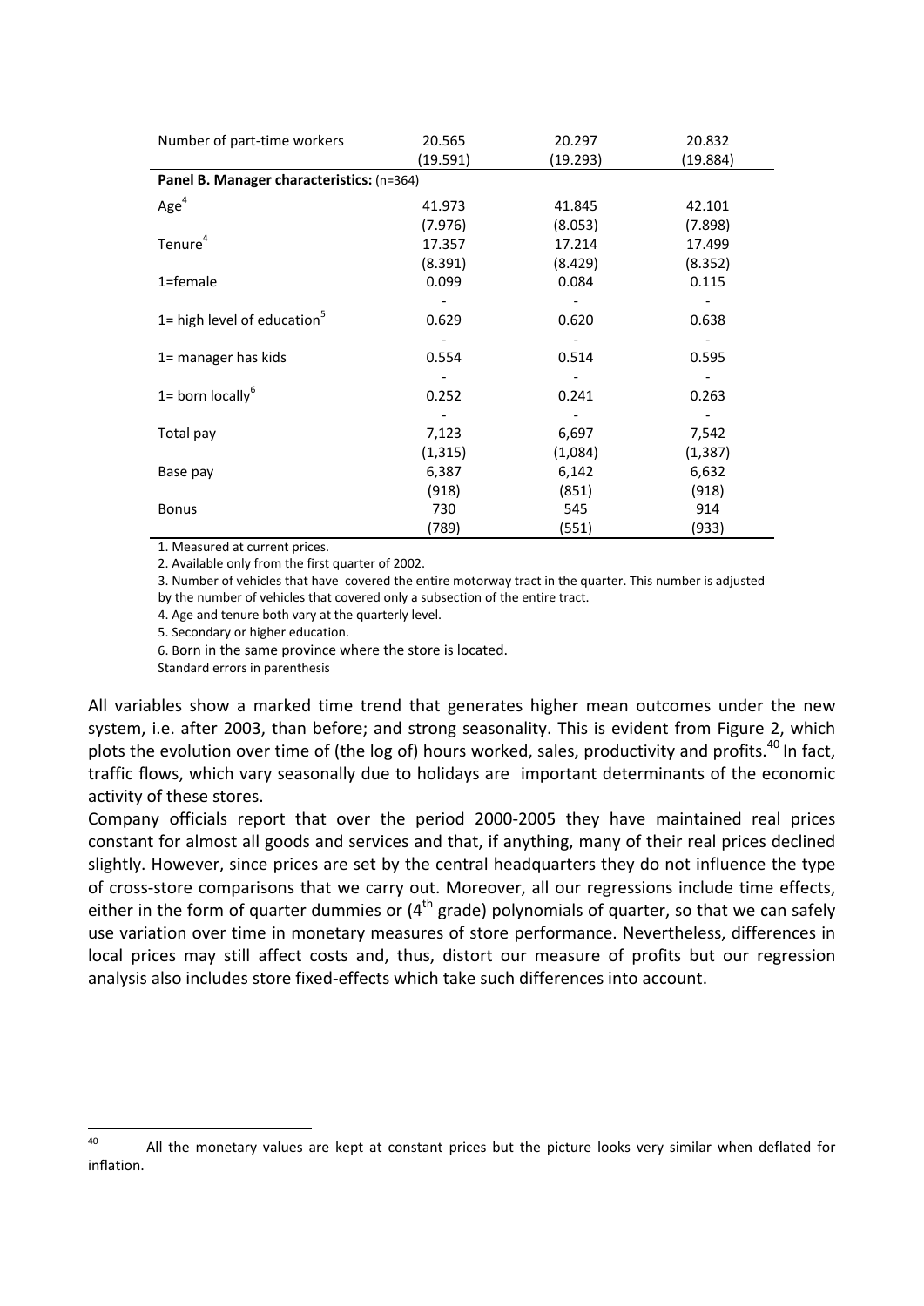| | | | |
|---|---|---|---|
| Number of part-time workers | 20.565 | 20.297 | 20.832 |
| | (19.591) | (19.293) | (19.884) |
| **Panel B. Manager characteristics:** (n=364) | | | |
| Age[4] | 41.973 | 41.845 | 42.101 |
| | (7.976) | (8.053) | (7.898) |
| Tenure[4] | 17.357 | 17.214 | 17.499 |
| | (8.391) | (8.429) | (8.352) |
| 1=female | 0.099 | 0.084 | 0.115 |
| | - | - | - |
| 1= high level of education[5] | 0.629 | 0.620 | 0.638 |
| | - | - | - |
| 1= manager has kids | 0.554 | 0.514 | 0.595 |
| | - | - | - |
| 1= born locally[6] | 0.252 | 0.241 | 0.263 |
| | - | - | - |
| Total pay | 7,123 | 6,697 | 7,542 |
| | (1,315) | (1,084) | (1,387) |
| Base pay | 6,387 | 6,142 | 6,632 |
| | (918) | (851) | (918) |
| Bonus | 730 | 545 | 914 |
| | (789) | (551) | (933) |

1. Measured at current prices.
2. Available only from the first quarter of 2002.
3. Number of vehicles that have covered the entire motorway tract in the quarter. This number is adjusted by the number of vehicles that covered only a subsection of the entire tract.
4. Age and tenure both vary at the quarterly level.
5. Secondary or higher education.
6. Born in the same province where the store is located.
Standard errors in parenthesis

All variables show a marked time trend that generates higher mean outcomes under the new system, i.e. after 2003, than before; and strong seasonality. This is evident from Figure 2, which plots the evolution over time of (the log of) hours worked, sales, productivity and profits.[40] In fact, traffic flows, which vary seasonally due to holidays are important determinants of the economic activity of these stores.

Company officials report that over the period 2000-2005 they have maintained real prices constant for almost all goods and services and that, if anything, many of their real prices declined slightly. However, since prices are set by the central headquarters they do not influence the type of cross-store comparisons that we carry out. Moreover, all our regressions include time effects, either in the form of quarter dummies or (4$^{th}$ grade) polynomials of quarter, so that we can safely use variation over time in monetary measures of store performance. Nevertheless, differences in local prices may still affect costs and, thus, distort our measure of profits but our regression analysis also includes store fixed-effects which take such differences into account.

[40] All the monetary values are kept at constant prices but the picture looks very similar when deflated for inflation.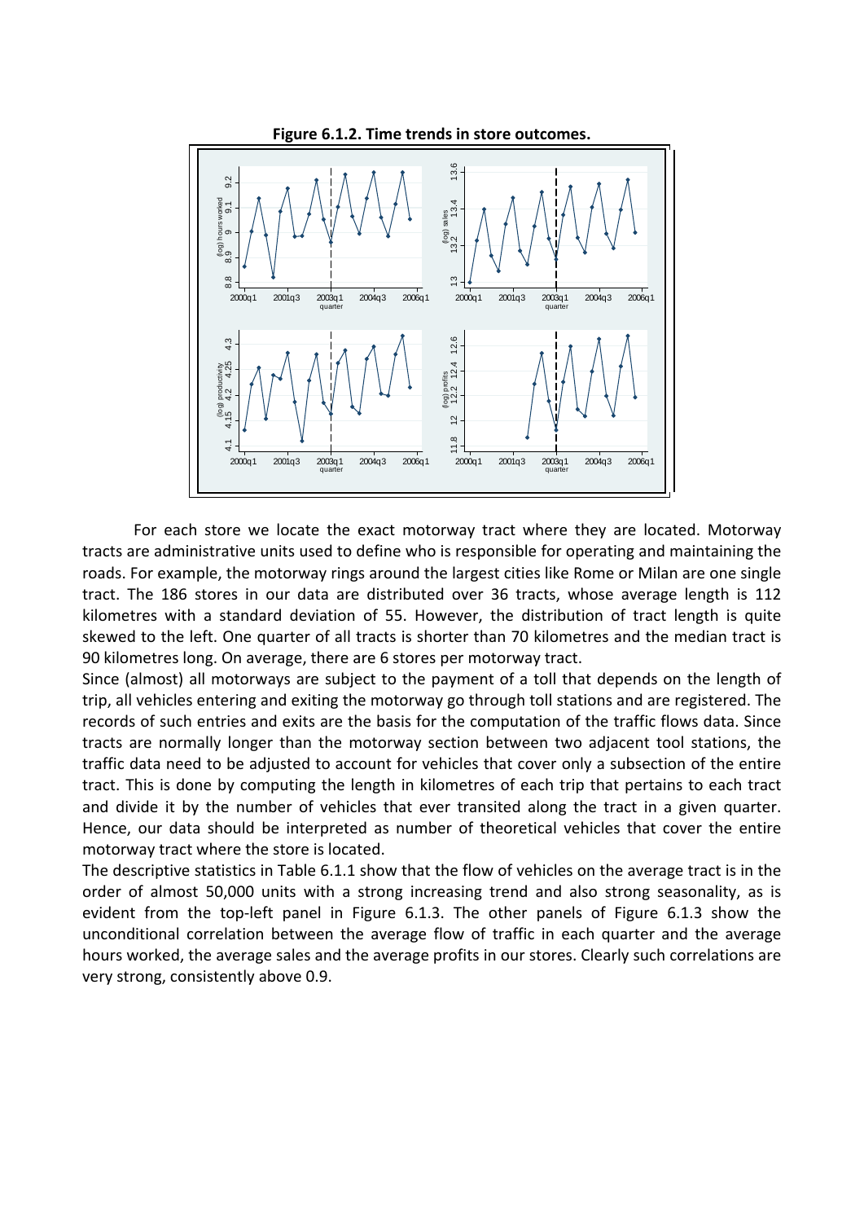**Figure 6.1.2. Time trends in store outcomes.**

For each store we locate the exact motorway tract where they are located. Motorway tracts are administrative units used to define who is responsible for operating and maintaining the roads. For example, the motorway rings around the largest cities like Rome or Milan are one single tract. The 186 stores in our data are distributed over 36 tracts, whose average length is 112 kilometres with a standard deviation of 55. However, the distribution of tract length is quite skewed to the left. One quarter of all tracts is shorter than 70 kilometres and the median tract is 90 kilometres long. On average, there are 6 stores per motorway tract.

Since (almost) all motorways are subject to the payment of a toll that depends on the length of trip, all vehicles entering and exiting the motorway go through toll stations and are registered. The records of such entries and exits are the basis for the computation of the traffic flows data. Since tracts are normally longer than the motorway section between two adjacent tool stations, the traffic data need to be adjusted to account for vehicles that cover only a subsection of the entire tract. This is done by computing the length in kilometres of each trip that pertains to each tract and divide it by the number of vehicles that ever transited along the tract in a given quarter. Hence, our data should be interpreted as number of theoretical vehicles that cover the entire motorway tract where the store is located.

The descriptive statistics in Table 6.1.1 show that the flow of vehicles on the average tract is in the order of almost 50,000 units with a strong increasing trend and also strong seasonality, as is evident from the top-left panel in Figure 6.1.3. The other panels of Figure 6.1.3 show the unconditional correlation between the average flow of traffic in each quarter and the average hours worked, the average sales and the average profits in our stores. Clearly such correlations are very strong, consistently above 0.9.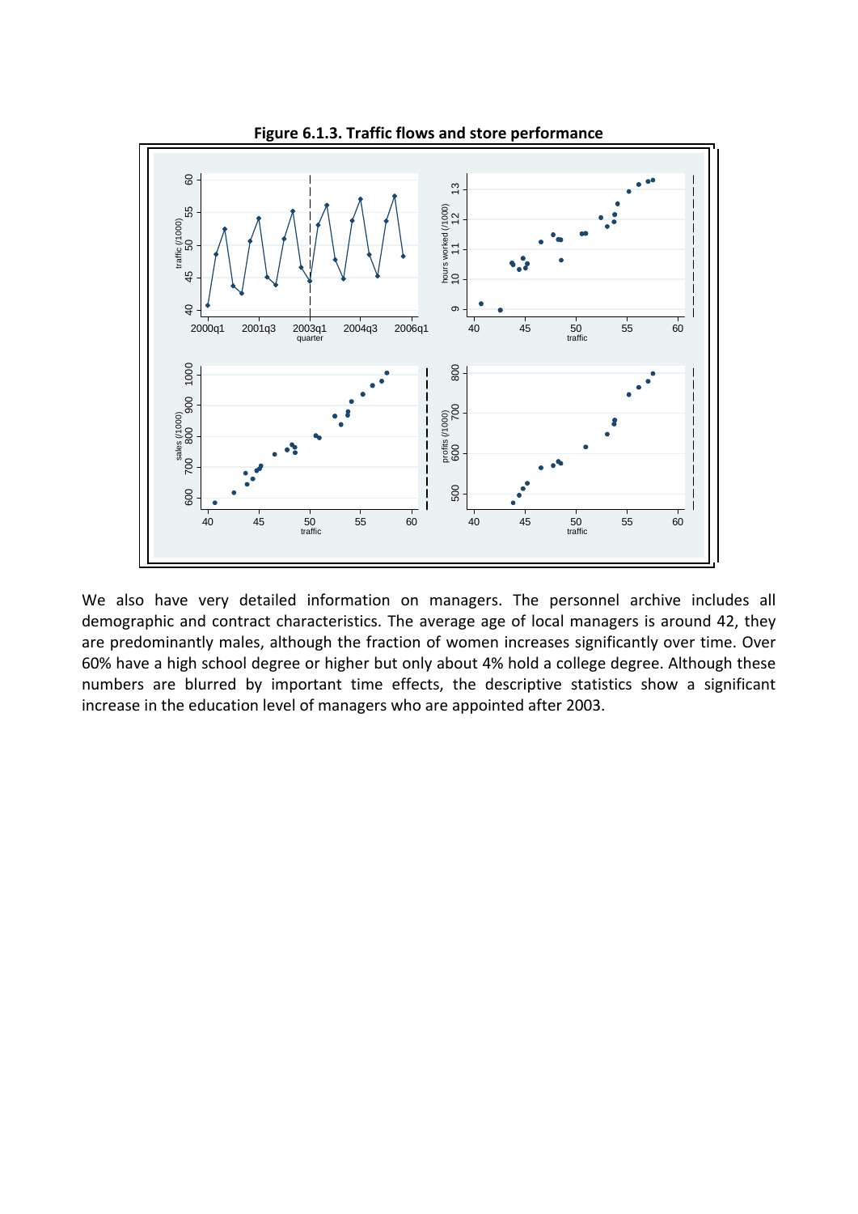**Figure 6.1.3. Traffic flows and store performance**

We also have very detailed information on managers. The personnel archive includes all demographic and contract characteristics. The average age of local managers is around 42, they are predominantly males, although the fraction of women increases significantly over time. Over 60% have a high school degree or higher but only about 4% hold a college degree. Although these numbers are blurred by important time effects, the descriptive statistics show a significant increase in the education level of managers who are appointed after 2003.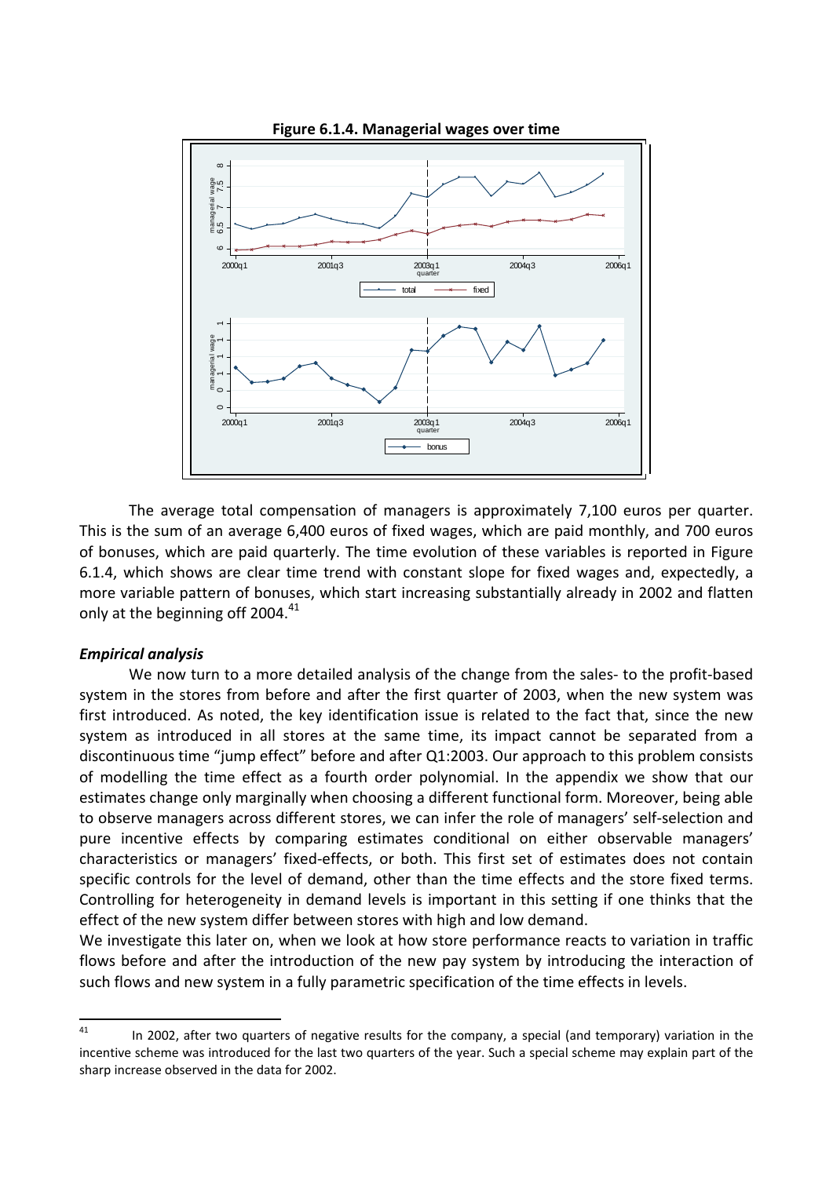**Figure 6.1.4. Managerial wages over time**

The average total compensation of managers is approximately 7,100 euros per quarter. This is the sum of an average 6,400 euros of fixed wages, which are paid monthly, and 700 euros of bonuses, which are paid quarterly. The time evolution of these variables is reported in Figure 6.1.4, which shows are clear time trend with constant slope for fixed wages and, expectedly, a more variable pattern of bonuses, which start increasing substantially already in 2002 and flatten only at the beginning off 2004.[41]

### *Empirical analysis*

We now turn to a more detailed analysis of the change from the sales- to the profit-based system in the stores from before and after the first quarter of 2003, when the new system was first introduced. As noted, the key identification issue is related to the fact that, since the new system as introduced in all stores at the same time, its impact cannot be separated from a discontinuous time "jump effect" before and after Q1:2003. Our approach to this problem consists of modelling the time effect as a fourth order polynomial. In the appendix we show that our estimates change only marginally when choosing a different functional form. Moreover, being able to observe managers across different stores, we can infer the role of managers' self-selection and pure incentive effects by comparing estimates conditional on either observable managers' characteristics or managers' fixed-effects, or both. This first set of estimates does not contain specific controls for the level of demand, other than the time effects and the store fixed terms. Controlling for heterogeneity in demand levels is important in this setting if one thinks that the effect of the new system differ between stores with high and low demand.

We investigate this later on, when we look at how store performance reacts to variation in traffic flows before and after the introduction of the new pay system by introducing the interaction of such flows and new system in a fully parametric specification of the time effects in levels.

---

[41] In 2002, after two quarters of negative results for the company, a special (and temporary) variation in the incentive scheme was introduced for the last two quarters of the year. Such a special scheme may explain part of the sharp increase observed in the data for 2002.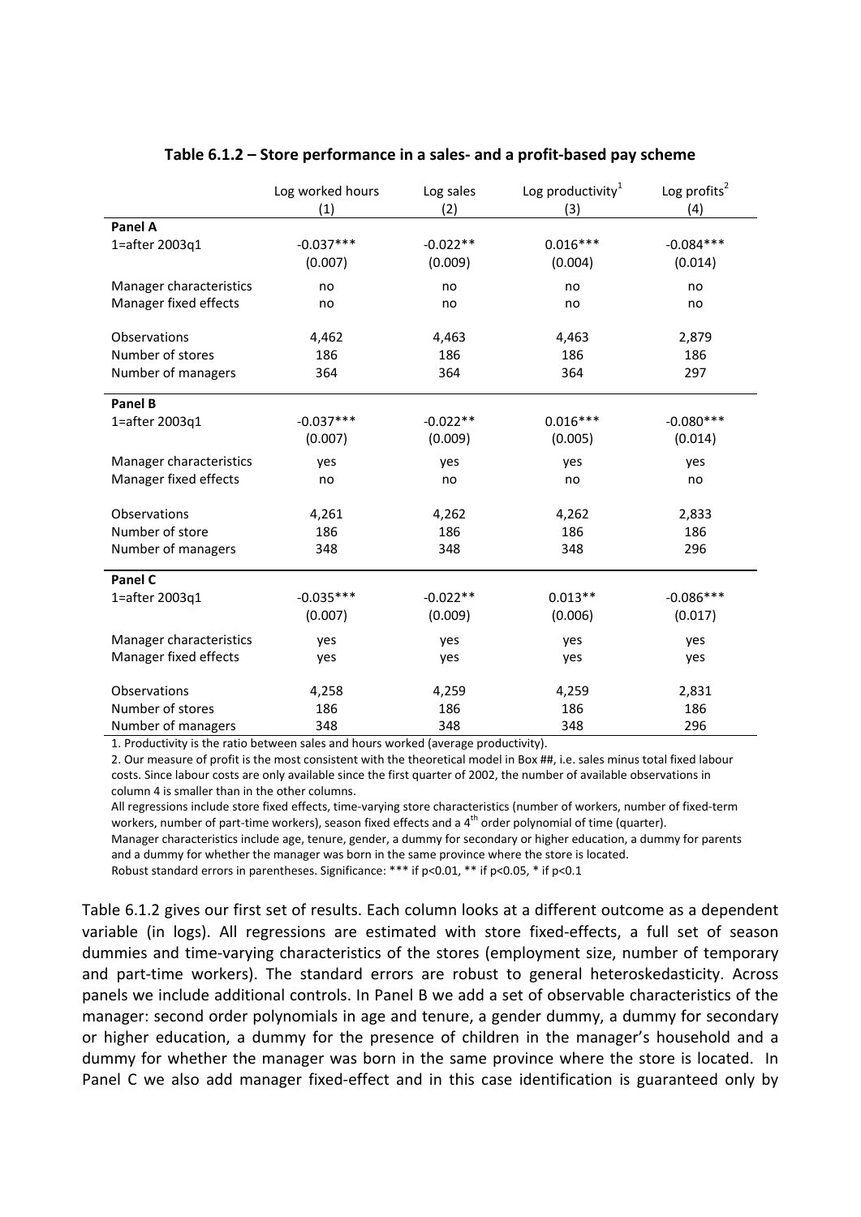**Table 6.1.2 – Store performance in a sales- and a profit-based pay scheme**

| | Log worked hours<br>(1) | Log sales<br>(2) | Log productivity[1]<br>(3) | Log profits[2]<br>(4) |
|---|---|---|---|---|
| **Panel A** | | | | |
| 1=after 2003q1 | -0.037*** | -0.022** | 0.016*** | -0.084*** |
| | (0.007) | (0.009) | (0.004) | (0.014) |
| Manager characteristics | no | no | no | no |
| Manager fixed effects | no | no | no | no |
| Observations | 4,462 | 4,463 | 4,463 | 2,879 |
| Number of stores | 186 | 186 | 186 | 186 |
| Number of managers | 364 | 364 | 364 | 297 |
| **Panel B** | | | | |
| 1=after 2003q1 | -0.037*** | -0.022** | 0.016*** | -0.080*** |
| | (0.007) | (0.009) | (0.005) | (0.014) |
| Manager characteristics | yes | yes | yes | yes |
| Manager fixed effects | no | no | no | no |
| Observations | 4,261 | 4,262 | 4,262 | 2,833 |
| Number of store | 186 | 186 | 186 | 186 |
| Number of managers | 348 | 348 | 348 | 296 |
| **Panel C** | | | | |
| 1=after 2003q1 | -0.035*** | -0.022** | 0.013** | -0.086*** |
| | (0.007) | (0.009) | (0.006) | (0.017) |
| Manager characteristics | yes | yes | yes | yes |
| Manager fixed effects | yes | yes | yes | yes |
| Observations | 4,258 | 4,259 | 4,259 | 2,831 |
| Number of stores | 186 | 186 | 186 | 186 |
| Number of managers | 348 | 348 | 348 | 296 |

1. Productivity is the ratio between sales and hours worked (average productivity).
2. Our measure of profit is the most consistent with the theoretical model in Box ##, i.e. sales minus total fixed labour costs. Since labour costs are only available since the first quarter of 2002, the number of available observations in column 4 is smaller than in the other columns.
All regressions include store fixed effects, time-varying store characteristics (number of workers, number of fixed-term workers, number of part-time workers), season fixed effects and a 4th order polynomial of time (quarter).
Manager characteristics include age, tenure, gender, a dummy for secondary or higher education, a dummy for parents and a dummy for whether the manager was born in the same province where the store is located.
Robust standard errors in parentheses. Significance: *** if p<0.01, ** if p<0.05, * if p<0.1

Table 6.1.2 gives our first set of results. Each column looks at a different outcome as a dependent variable (in logs). All regressions are estimated with store fixed-effects, a full set of season dummies and time-varying characteristics of the stores (employment size, number of temporary and part-time workers). The standard errors are robust to general heteroskedasticity. Across panels we include additional controls. In Panel B we add a set of observable characteristics of the manager: second order polynomials in age and tenure, a gender dummy, a dummy for secondary or higher education, a dummy for the presence of children in the manager's household and a dummy for whether the manager was born in the same province where the store is located. In Panel C we also add manager fixed-effect and in this case identification is guaranteed only by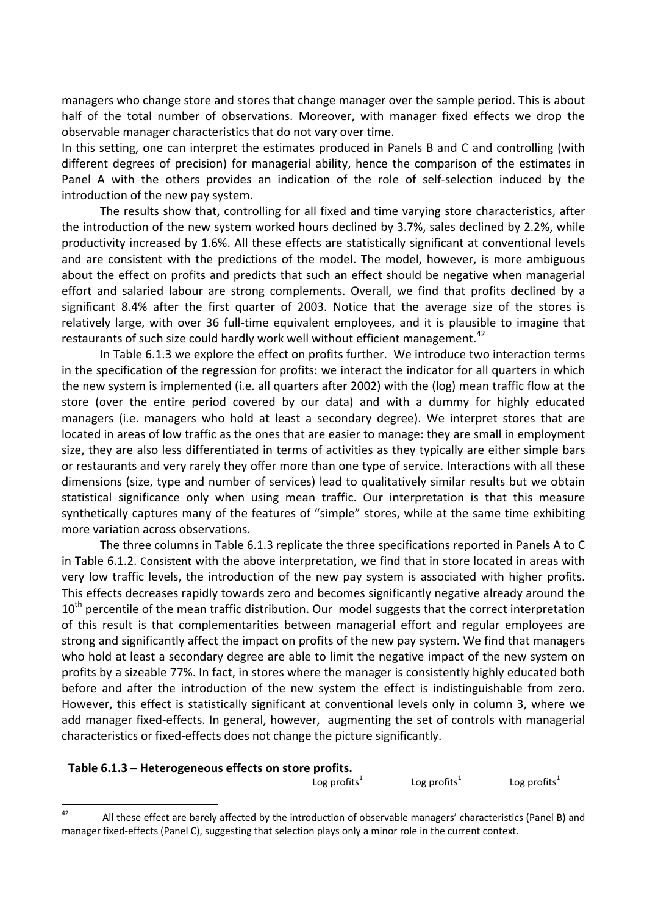managers who change store and stores that change manager over the sample period. This is about half of the total number of observations. Moreover, with manager fixed effects we drop the observable manager characteristics that do not vary over time.

In this setting, one can interpret the estimates produced in Panels B and C and controlling (with different degrees of precision) for managerial ability, hence the comparison of the estimates in Panel A with the others provides an indication of the role of self-selection induced by the introduction of the new pay system.

The results show that, controlling for all fixed and time varying store characteristics, after the introduction of the new system worked hours declined by 3.7%, sales declined by 2.2%, while productivity increased by 1.6%. All these effects are statistically significant at conventional levels and are consistent with the predictions of the model. The model, however, is more ambiguous about the effect on profits and predicts that such an effect should be negative when managerial effort and salaried labour are strong complements. Overall, we find that profits declined by a significant 8.4% after the first quarter of 2003. Notice that the average size of the stores is relatively large, with over 36 full-time equivalent employees, and it is plausible to imagine that restaurants of such size could hardly work well without efficient management.[42]

In Table 6.1.3 we explore the effect on profits further. We introduce two interaction terms in the specification of the regression for profits: we interact the indicator for all quarters in which the new system is implemented (i.e. all quarters after 2002) with the (log) mean traffic flow at the store (over the entire period covered by our data) and with a dummy for highly educated managers (i.e. managers who hold at least a secondary degree). We interpret stores that are located in areas of low traffic as the ones that are easier to manage: they are small in employment size, they are also less differentiated in terms of activities as they typically are either simple bars or restaurants and very rarely they offer more than one type of service. Interactions with all these dimensions (size, type and number of services) lead to qualitatively similar results but we obtain statistical significance only when using mean traffic. Our interpretation is that this measure synthetically captures many of the features of "simple" stores, while at the same time exhibiting more variation across observations.

The three columns in Table 6.1.3 replicate the three specifications reported in Panels A to C in Table 6.1.2. Consistent with the above interpretation, we find that in store located in areas with very low traffic levels, the introduction of the new pay system is associated with higher profits. This effects decreases rapidly towards zero and becomes significantly negative already around the 10[th] percentile of the mean traffic distribution. Our model suggests that the correct interpretation of this result is that complementarities between managerial effort and regular employees are strong and significantly affect the impact on profits of the new pay system. We find that managers who hold at least a secondary degree are able to limit the negative impact of the new system on profits by a sizeable 77%. In fact, in stores where the manager is consistently highly educated both before and after the introduction of the new system the effect is indistinguishable from zero. However, this effect is statistically significant at conventional levels only in column 3, where we add manager fixed-effects. In general, however, augmenting the set of controls with managerial characteristics or fixed-effects does not change the picture significantly.

**Table 6.1.3 – Heterogeneous effects on store profits.**

| | Log profits[1] | Log profits[1] | Log profits[1] |
|---|---|---|---|

[42] All these effect are barely affected by the introduction of observable managers' characteristics (Panel B) and manager fixed-effects (Panel C), suggesting that selection plays only a minor role in the current context.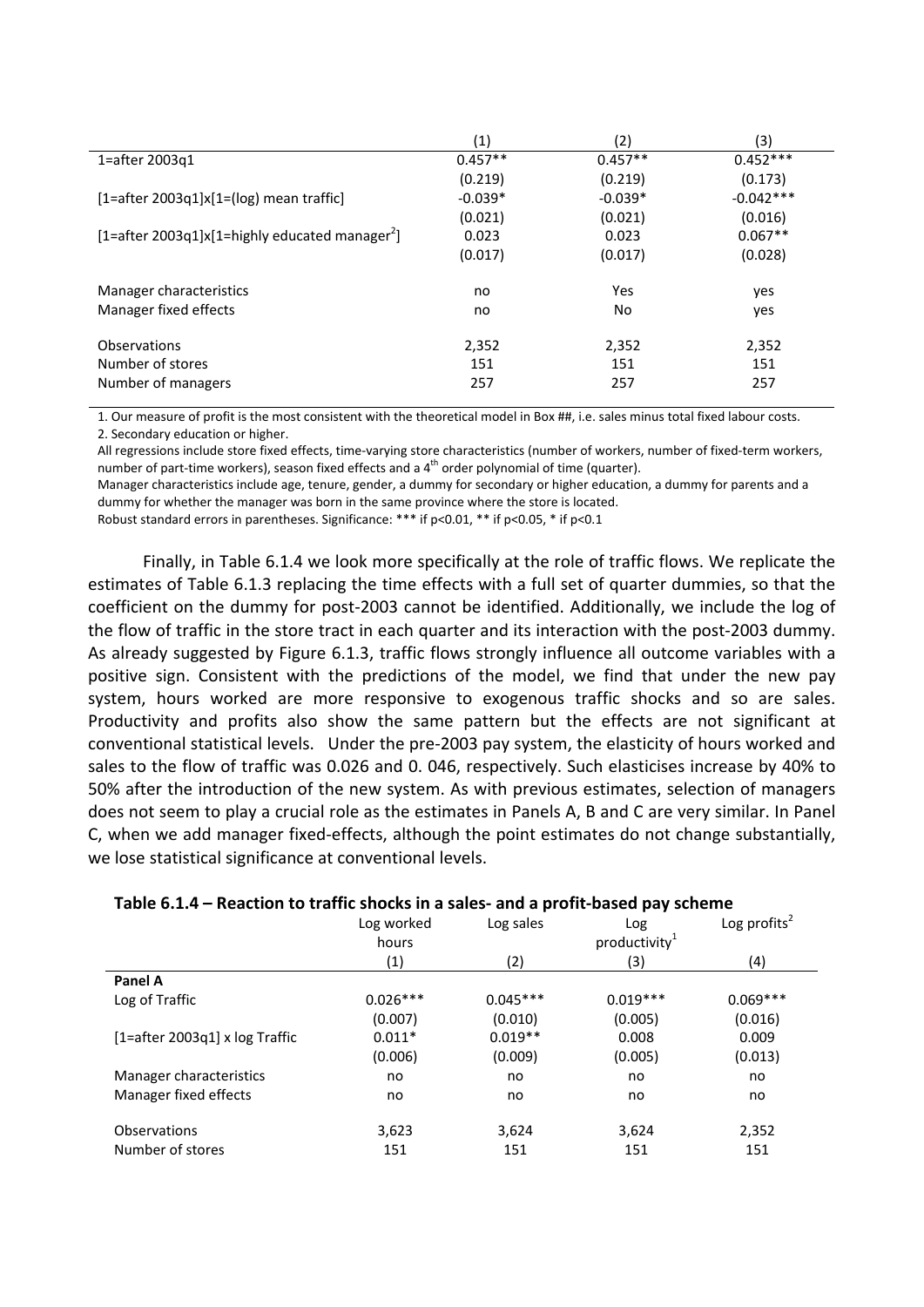| | (1) | (2) | (3) |
|---|---|---|---|
| 1=after 2003q1 | 0.457** | 0.457** | 0.452*** |
| | (0.219) | (0.219) | (0.173) |
| [1=after 2003q1]x[1=(log) mean traffic] | -0.039* | -0.039* | -0.042*** |
| | (0.021) | (0.021) | (0.016) |
| [1=after 2003q1]x[1=highly educated manager[2]] | 0.023 | 0.023 | 0.067** |
| | (0.017) | (0.017) | (0.028) |
| Manager characteristics | no | Yes | yes |
| Manager fixed effects | no | No | yes |
| Observations | 2,352 | 2,352 | 2,352 |
| Number of stores | 151 | 151 | 151 |
| Number of managers | 257 | 257 | 257 |

1. Our measure of profit is the most consistent with the theoretical model in Box ##, i.e. sales minus total fixed labour costs.
2. Secondary education or higher.
All regressions include store fixed effects, time-varying store characteristics (number of workers, number of fixed-term workers, number of part-time workers), season fixed effects and a 4th order polynomial of time (quarter).
Manager characteristics include age, tenure, gender, a dummy for secondary or higher education, a dummy for parents and a dummy for whether the manager was born in the same province where the store is located.
Robust standard errors in parentheses. Significance: *** if p<0.01, ** if p<0.05, * if p<0.1

Finally, in Table 6.1.4 we look more specifically at the role of traffic flows. We replicate the estimates of Table 6.1.3 replacing the time effects with a full set of quarter dummies, so that the coefficient on the dummy for post-2003 cannot be identified. Additionally, we include the log of the flow of traffic in the store tract in each quarter and its interaction with the post-2003 dummy. As already suggested by Figure 6.1.3, traffic flows strongly influence all outcome variables with a positive sign. Consistent with the predictions of the model, we find that under the new pay system, hours worked are more responsive to exogenous traffic shocks and so are sales. Productivity and profits also show the same pattern but the effects are not significant at conventional statistical levels. Under the pre-2003 pay system, the elasticity of hours worked and sales to the flow of traffic was 0.026 and 0. 046, respectively. Such elasticises increase by 40% to 50% after the introduction of the new system. As with previous estimates, selection of managers does not seem to play a crucial role as the estimates in Panels A, B and C are very similar. In Panel C, when we add manager fixed-effects, although the point estimates do not change substantially, we lose statistical significance at conventional levels.

**Table 6.1.4 – Reaction to traffic shocks in a sales- and a profit-based pay scheme**

| | Log worked hours | Log sales | Log productivity[1] | Log profits[2] |
|---|---|---|---|---|
| | (1) | (2) | (3) | (4) |
| **Panel A** | | | | |
| Log of Traffic | 0.026*** | 0.045*** | 0.019*** | 0.069*** |
| | (0.007) | (0.010) | (0.005) | (0.016) |
| [1=after 2003q1] x log Traffic | 0.011* | 0.019** | 0.008 | 0.009 |
| | (0.006) | (0.009) | (0.005) | (0.013) |
| Manager characteristics | no | no | no | no |
| Manager fixed effects | no | no | no | no |
| Observations | 3,623 | 3,624 | 3,624 | 2,352 |
| Number of stores | 151 | 151 | 151 | 151 |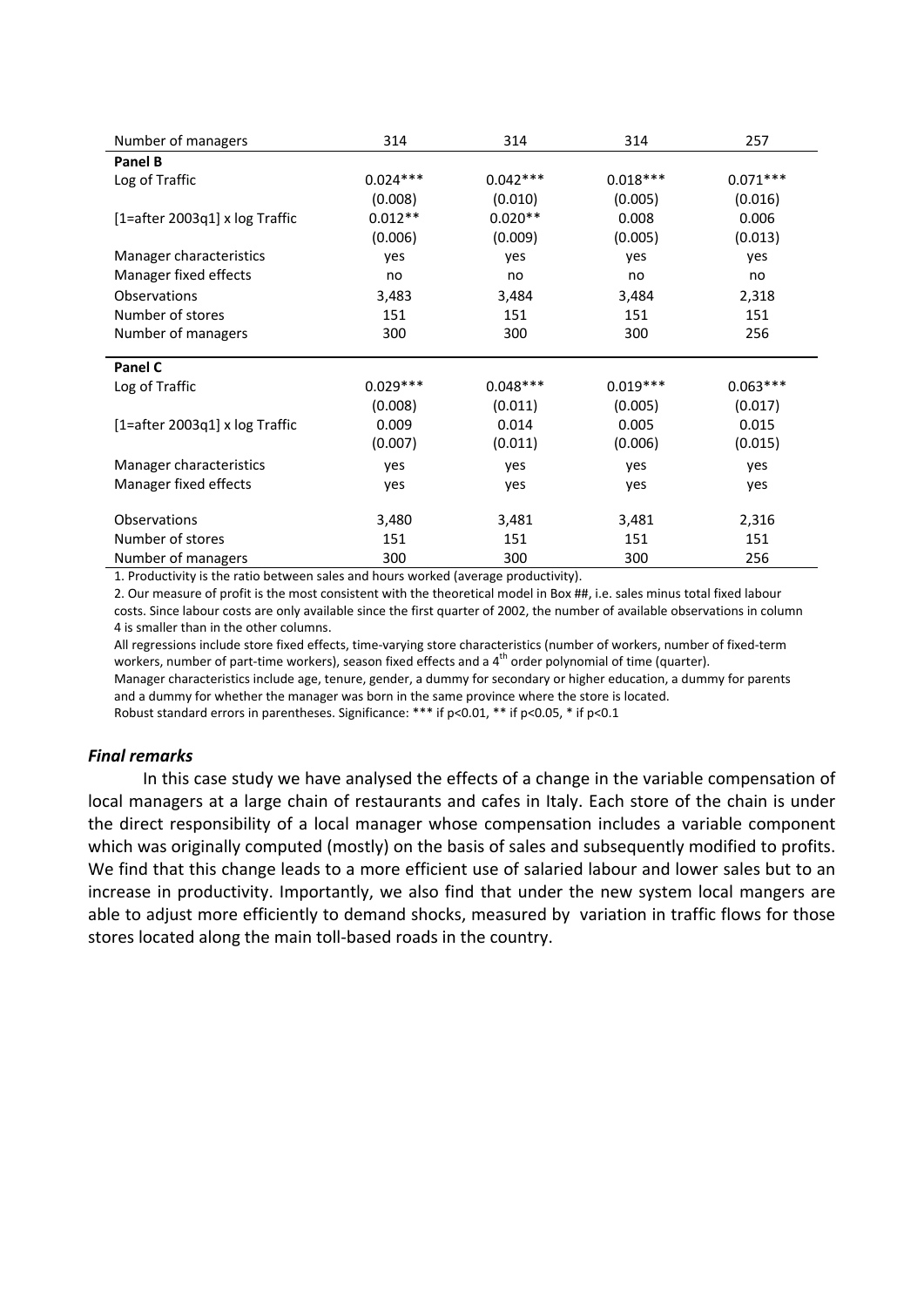| | | | | |
|---|---|---|---|---|
| Number of managers | 314 | 314 | 314 | 257 |
| **Panel B** | | | | |
| Log of Traffic | 0.024*** | 0.042*** | 0.018*** | 0.071*** |
| | (0.008) | (0.010) | (0.005) | (0.016) |
| [1=after 2003q1] x log Traffic | 0.012** | 0.020** | 0.008 | 0.006 |
| | (0.006) | (0.009) | (0.005) | (0.013) |
| Manager characteristics | yes | yes | yes | yes |
| Manager fixed effects | no | no | no | no |
| Observations | 3,483 | 3,484 | 3,484 | 2,318 |
| Number of stores | 151 | 151 | 151 | 151 |
| Number of managers | 300 | 300 | 300 | 256 |
| **Panel C** | | | | |
| Log of Traffic | 0.029*** | 0.048*** | 0.019*** | 0.063*** |
| | (0.008) | (0.011) | (0.005) | (0.017) |
| [1=after 2003q1] x log Traffic | 0.009 | 0.014 | 0.005 | 0.015 |
| | (0.007) | (0.011) | (0.006) | (0.015) |
| Manager characteristics | yes | yes | yes | yes |
| Manager fixed effects | yes | yes | yes | yes |
| Observations | 3,480 | 3,481 | 3,481 | 2,316 |
| Number of stores | 151 | 151 | 151 | 151 |
| Number of managers | 300 | 300 | 300 | 256 |

1. Productivity is the ratio between sales and hours worked (average productivity).

2. Our measure of profit is the most consistent with the theoretical model in Box ##, i.e. sales minus total fixed labour costs. Since labour costs are only available since the first quarter of 2002, the number of available observations in column 4 is smaller than in the other columns.

All regressions include store fixed effects, time-varying store characteristics (number of workers, number of fixed-term workers, number of part-time workers), season fixed effects and a 4th order polynomial of time (quarter).

Manager characteristics include age, tenure, gender, a dummy for secondary or higher education, a dummy for parents and a dummy for whether the manager was born in the same province where the store is located.

Robust standard errors in parentheses. Significance: *** if p<0.01, ** if p<0.05, * if p<0.1

### *Final remarks*

In this case study we have analysed the effects of a change in the variable compensation of local managers at a large chain of restaurants and cafes in Italy. Each store of the chain is under the direct responsibility of a local manager whose compensation includes a variable component which was originally computed (mostly) on the basis of sales and subsequently modified to profits. We find that this change leads to a more efficient use of salaried labour and lower sales but to an increase in productivity. Importantly, we also find that under the new system local mangers are able to adjust more efficiently to demand shocks, measured by variation in traffic flows for those stores located along the main toll-based roads in the country.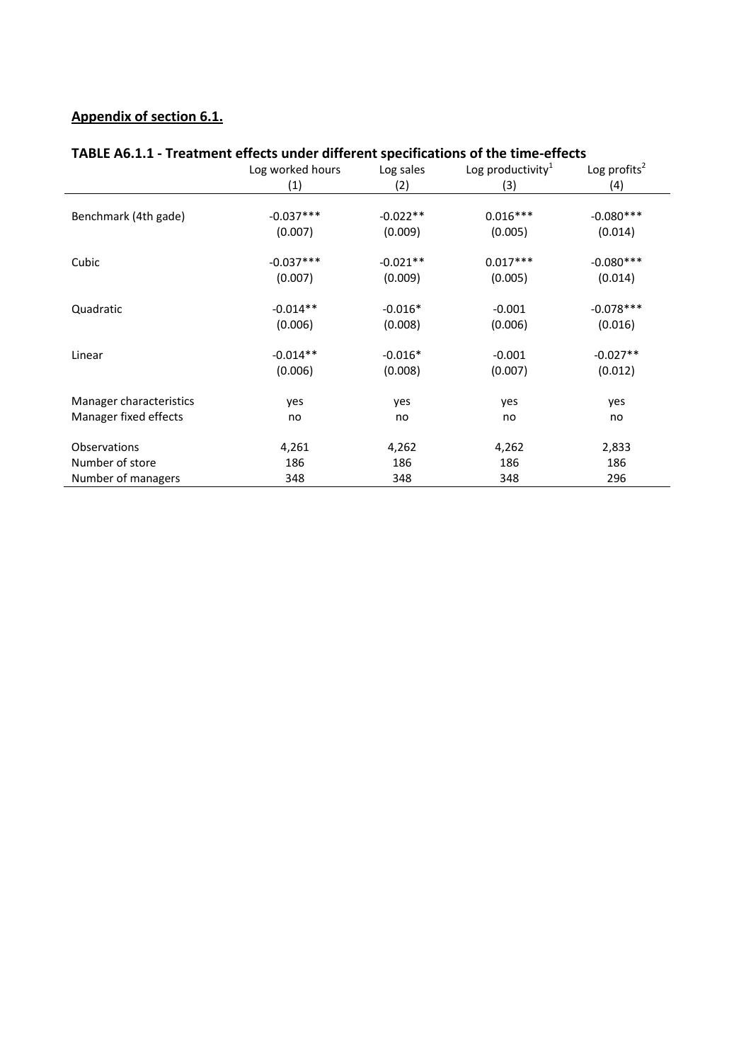**Appendix of section 6.1.**

**TABLE A6.1.1 - Treatment effects under different specifications of the time-effects**

| | Log worked hours | Log sales | Log productivity[1] | Log profits[2] |
|---|---|---|---|---|
| | (1) | (2) | (3) | (4) |
| Benchmark (4th gade) | -0.037*** | -0.022** | 0.016*** | -0.080*** |
| | (0.007) | (0.009) | (0.005) | (0.014) |
| Cubic | -0.037*** | -0.021** | 0.017*** | -0.080*** |
| | (0.007) | (0.009) | (0.005) | (0.014) |
| Quadratic | -0.014** | -0.016* | -0.001 | -0.078*** |
| | (0.006) | (0.008) | (0.006) | (0.016) |
| Linear | -0.014** | -0.016* | -0.001 | -0.027** |
| | (0.006) | (0.008) | (0.007) | (0.012) |
| Manager characteristics | yes | yes | yes | yes |
| Manager fixed effects | no | no | no | no |
| Observations | 4,261 | 4,262 | 4,262 | 2,833 |
| Number of store | 186 | 186 | 186 | 186 |
| Number of managers | 348 | 348 | 348 | 296 |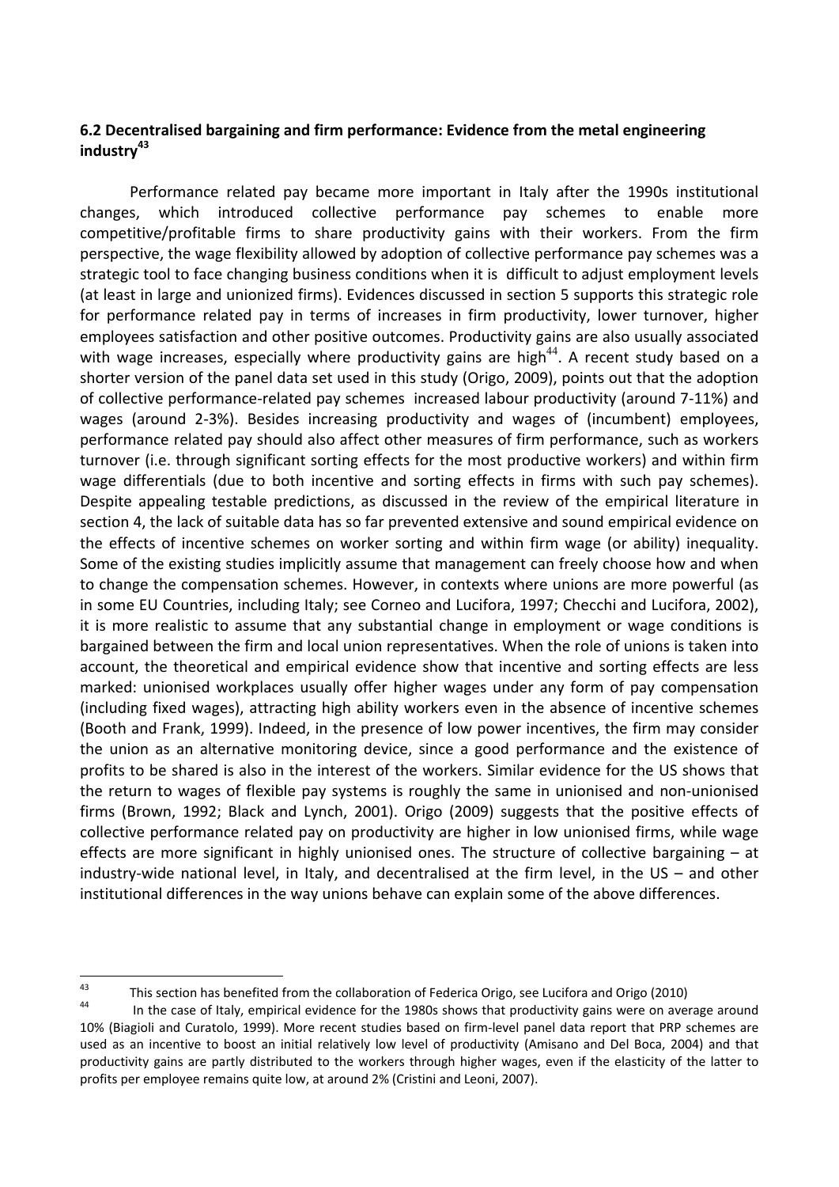### 6.2 Decentralised bargaining and firm performance: Evidence from the metal engineering industry[43]

Performance related pay became more important in Italy after the 1990s institutional changes, which introduced collective performance pay schemes to enable more competitive/profitable firms to share productivity gains with their workers. From the firm perspective, the wage flexibility allowed by adoption of collective performance pay schemes was a strategic tool to face changing business conditions when it is difficult to adjust employment levels (at least in large and unionized firms). Evidences discussed in section 5 supports this strategic role for performance related pay in terms of increases in firm productivity, lower turnover, higher employees satisfaction and other positive outcomes. Productivity gains are also usually associated with wage increases, especially where productivity gains are high[44]. A recent study based on a shorter version of the panel data set used in this study (Origo, 2009), points out that the adoption of collective performance-related pay schemes increased labour productivity (around 7-11%) and wages (around 2-3%). Besides increasing productivity and wages of (incumbent) employees, performance related pay should also affect other measures of firm performance, such as workers turnover (i.e. through significant sorting effects for the most productive workers) and within firm wage differentials (due to both incentive and sorting effects in firms with such pay schemes). Despite appealing testable predictions, as discussed in the review of the empirical literature in section 4, the lack of suitable data has so far prevented extensive and sound empirical evidence on the effects of incentive schemes on worker sorting and within firm wage (or ability) inequality. Some of the existing studies implicitly assume that management can freely choose how and when to change the compensation schemes. However, in contexts where unions are more powerful (as in some EU Countries, including Italy; see Corneo and Lucifora, 1997; Checchi and Lucifora, 2002), it is more realistic to assume that any substantial change in employment or wage conditions is bargained between the firm and local union representatives. When the role of unions is taken into account, the theoretical and empirical evidence show that incentive and sorting effects are less marked: unionised workplaces usually offer higher wages under any form of pay compensation (including fixed wages), attracting high ability workers even in the absence of incentive schemes (Booth and Frank, 1999). Indeed, in the presence of low power incentives, the firm may consider the union as an alternative monitoring device, since a good performance and the existence of profits to be shared is also in the interest of the workers. Similar evidence for the US shows that the return to wages of flexible pay systems is roughly the same in unionised and non-unionised firms (Brown, 1992; Black and Lynch, 2001). Origo (2009) suggests that the positive effects of collective performance related pay on productivity are higher in low unionised firms, while wage effects are more significant in highly unionised ones. The structure of collective bargaining – at industry-wide national level, in Italy, and decentralised at the firm level, in the US – and other institutional differences in the way unions behave can explain some of the above differences.

---

[43] This section has benefited from the collaboration of Federica Origo, see Lucifora and Origo (2010)

[44] In the case of Italy, empirical evidence for the 1980s shows that productivity gains were on average around 10% (Biagioli and Curatolo, 1999). More recent studies based on firm-level panel data report that PRP schemes are used as an incentive to boost an initial relatively low level of productivity (Amisano and Del Boca, 2004) and that productivity gains are partly distributed to the workers through higher wages, even if the elasticity of the latter to profits per employee remains quite low, at around 2% (Cristini and Leoni, 2007).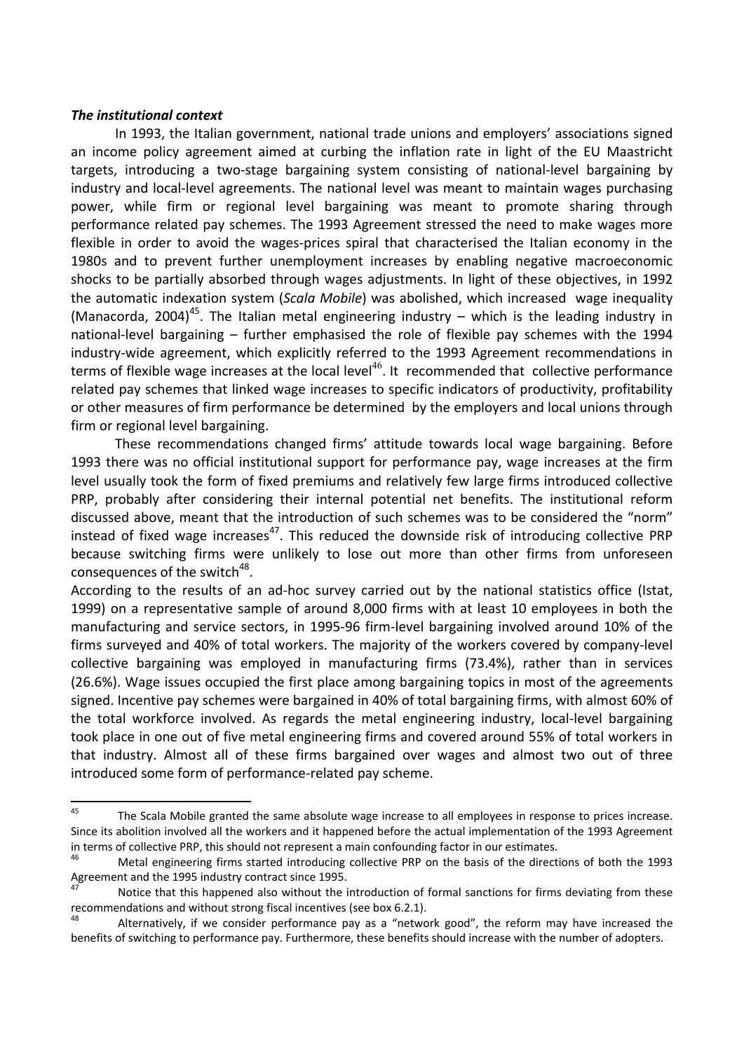***The institutional context***

In 1993, the Italian government, national trade unions and employers' associations signed an income policy agreement aimed at curbing the inflation rate in light of the EU Maastricht targets, introducing a two-stage bargaining system consisting of national-level bargaining by industry and local-level agreements. The national level was meant to maintain wages purchasing power, while firm or regional level bargaining was meant to promote sharing through performance related pay schemes. The 1993 Agreement stressed the need to make wages more flexible in order to avoid the wages-prices spiral that characterised the Italian economy in the 1980s and to prevent further unemployment increases by enabling negative macroeconomic shocks to be partially absorbed through wages adjustments. In light of these objectives, in 1992 the automatic indexation system (*Scala Mobile*) was abolished, which increased wage inequality (Manacorda, 2004)[45]. The Italian metal engineering industry – which is the leading industry in national-level bargaining – further emphasised the role of flexible pay schemes with the 1994 industry-wide agreement, which explicitly referred to the 1993 Agreement recommendations in terms of flexible wage increases at the local level[46]. It recommended that collective performance related pay schemes that linked wage increases to specific indicators of productivity, profitability or other measures of firm performance be determined by the employers and local unions through firm or regional level bargaining.

These recommendations changed firms' attitude towards local wage bargaining. Before 1993 there was no official institutional support for performance pay, wage increases at the firm level usually took the form of fixed premiums and relatively few large firms introduced collective PRP, probably after considering their internal potential net benefits. The institutional reform discussed above, meant that the introduction of such schemes was to be considered the "norm" instead of fixed wage increases[47]. This reduced the downside risk of introducing collective PRP because switching firms were unlikely to lose out more than other firms from unforeseen consequences of the switch[48].

According to the results of an ad-hoc survey carried out by the national statistics office (Istat, 1999) on a representative sample of around 8,000 firms with at least 10 employees in both the manufacturing and service sectors, in 1995-96 firm-level bargaining involved around 10% of the firms surveyed and 40% of total workers. The majority of the workers covered by company-level collective bargaining was employed in manufacturing firms (73.4%), rather than in services (26.6%). Wage issues occupied the first place among bargaining topics in most of the agreements signed. Incentive pay schemes were bargained in 40% of total bargaining firms, with almost 60% of the total workforce involved. As regards the metal engineering industry, local-level bargaining took place in one out of five metal engineering firms and covered around 55% of total workers in that industry. Almost all of these firms bargained over wages and almost two out of three introduced some form of performance-related pay scheme.

---

[45] The Scala Mobile granted the same absolute wage increase to all employees in response to prices increase. Since its abolition involved all the workers and it happened before the actual implementation of the 1993 Agreement in terms of collective PRP, this should not represent a main confounding factor in our estimates.

[46] Metal engineering firms started introducing collective PRP on the basis of the directions of both the 1993 Agreement and the 1995 industry contract since 1995.

[47] Notice that this happened also without the introduction of formal sanctions for firms deviating from these recommendations and without strong fiscal incentives (see box 6.2.1).

[48] Alternatively, if we consider performance pay as a "network good", the reform may have increased the benefits of switching to performance pay. Furthermore, these benefits should increase with the number of adopters.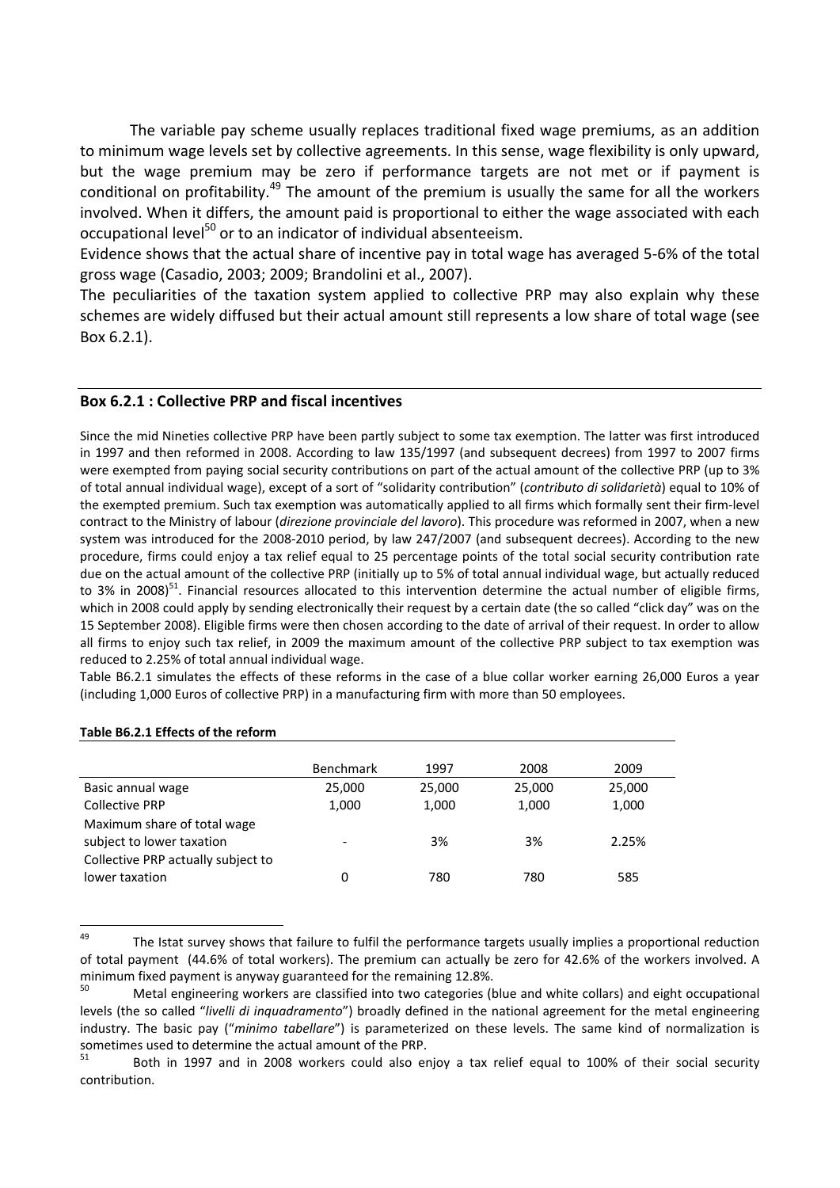The variable pay scheme usually replaces traditional fixed wage premiums, as an addition to minimum wage levels set by collective agreements. In this sense, wage flexibility is only upward, but the wage premium may be zero if performance targets are not met or if payment is conditional on profitability.[49] The amount of the premium is usually the same for all the workers involved. When it differs, the amount paid is proportional to either the wage associated with each occupational level[50] or to an indicator of individual absenteeism.

Evidence shows that the actual share of incentive pay in total wage has averaged 5-6% of the total gross wage (Casadio, 2003; 2009; Brandolini et al., 2007).

The peculiarities of the taxation system applied to collective PRP may also explain why these schemes are widely diffused but their actual amount still represents a low share of total wage (see Box 6.2.1).

## Box 6.2.1 : Collective PRP and fiscal incentives

Since the mid Nineties collective PRP have been partly subject to some tax exemption. The latter was first introduced in 1997 and then reformed in 2008. According to law 135/1997 (and subsequent decrees) from 1997 to 2007 firms were exempted from paying social security contributions on part of the actual amount of the collective PRP (up to 3% of total annual individual wage), except of a sort of "solidarity contribution" (*contributo di solidarietà*) equal to 10% of the exempted premium. Such tax exemption was automatically applied to all firms which formally sent their firm-level contract to the Ministry of labour (*direzione provinciale del lavoro*). This procedure was reformed in 2007, when a new system was introduced for the 2008-2010 period, by law 247/2007 (and subsequent decrees). According to the new procedure, firms could enjoy a tax relief equal to 25 percentage points of the total social security contribution rate due on the actual amount of the collective PRP (initially up to 5% of total annual individual wage, but actually reduced to 3% in 2008)[51]. Financial resources allocated to this intervention determine the actual number of eligible firms, which in 2008 could apply by sending electronically their request by a certain date (the so called "click day" was on the 15 September 2008). Eligible firms were then chosen according to the date of arrival of their request. In order to allow all firms to enjoy such tax relief, in 2009 the maximum amount of the collective PRP subject to tax exemption was reduced to 2.25% of total annual individual wage.

Table B6.2.1 simulates the effects of these reforms in the case of a blue collar worker earning 26,000 Euros a year (including 1,000 Euros of collective PRP) in a manufacturing firm with more than 50 employees.

**Table B6.2.1 Effects of the reform**

| | Benchmark | 1997 | 2008 | 2009 |
|---|---|---|---|---|
| Basic annual wage | 25,000 | 25,000 | 25,000 | 25,000 |
| Collective PRP | 1,000 | 1,000 | 1,000 | 1,000 |
| Maximum share of total wage subject to lower taxation | - | 3% | 3% | 2.25% |
| Collective PRP actually subject to lower taxation | 0 | 780 | 780 | 585 |

---

[49] The Istat survey shows that failure to fulfil the performance targets usually implies a proportional reduction of total payment (44.6% of total workers). The premium can actually be zero for 42.6% of the workers involved. A minimum fixed payment is anyway guaranteed for the remaining 12.8%.

[50] Metal engineering workers are classified into two categories (blue and white collars) and eight occupational levels (the so called "*livelli di inquadramento*") broadly defined in the national agreement for the metal engineering industry. The basic pay ("*minimo tabellare*") is parameterized on these levels. The same kind of normalization is sometimes used to determine the actual amount of the PRP.

[51] Both in 1997 and in 2008 workers could also enjoy a tax relief equal to 100% of their social security contribution.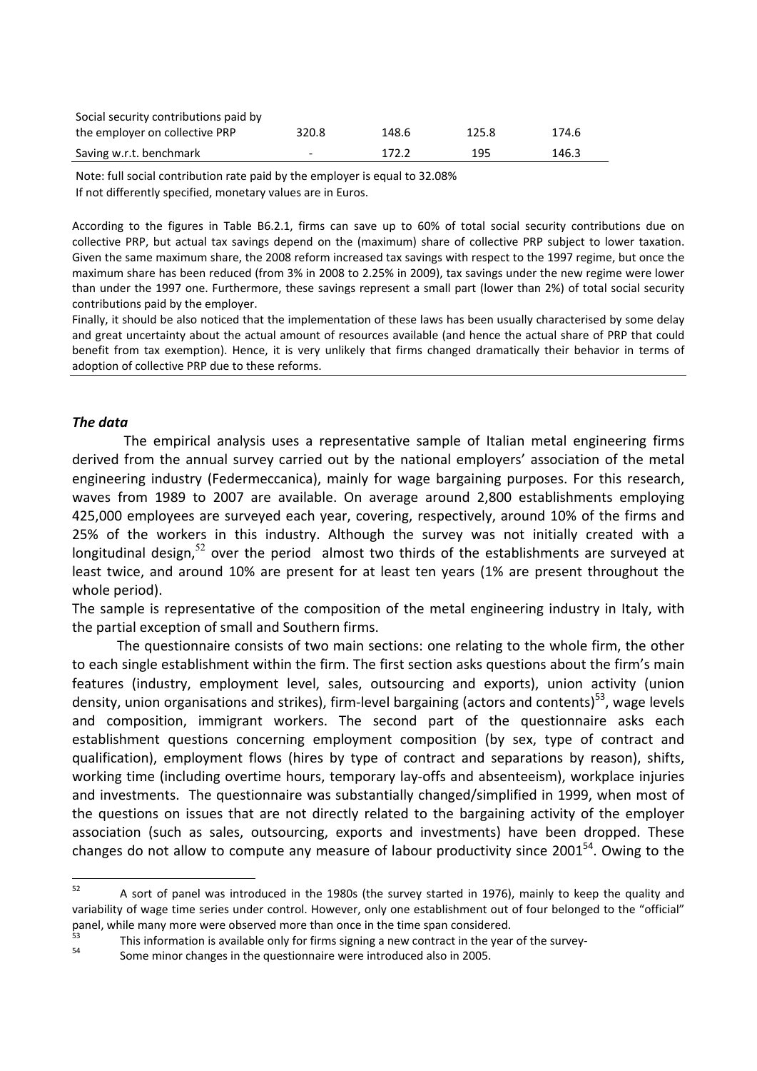| | | | | |
|---|---|---|---|---|
| Social security contributions paid by the employer on collective PRP | 320.8 | 148.6 | 125.8 | 174.6 |
| Saving w.r.t. benchmark | - | 172.2 | 195 | 146.3 |

Note: full social contribution rate paid by the employer is equal to 32.08%
If not differently specified, monetary values are in Euros.

According to the figures in Table B6.2.1, firms can save up to 60% of total social security contributions due on collective PRP, but actual tax savings depend on the (maximum) share of collective PRP subject to lower taxation. Given the same maximum share, the 2008 reform increased tax savings with respect to the 1997 regime, but once the maximum share has been reduced (from 3% in 2008 to 2.25% in 2009), tax savings under the new regime were lower than under the 1997 one. Furthermore, these savings represent a small part (lower than 2%) of total social security contributions paid by the employer.

Finally, it should be also noticed that the implementation of these laws has been usually characterised by some delay and great uncertainty about the actual amount of resources available (and hence the actual share of PRP that could benefit from tax exemption). Hence, it is very unlikely that firms changed dramatically their behavior in terms of adoption of collective PRP due to these reforms.

***The data***

The empirical analysis uses a representative sample of Italian metal engineering firms derived from the annual survey carried out by the national employers' association of the metal engineering industry (Federmeccanica), mainly for wage bargaining purposes. For this research, waves from 1989 to 2007 are available. On average around 2,800 establishments employing 425,000 employees are surveyed each year, covering, respectively, around 10% of the firms and 25% of the workers in this industry. Although the survey was not initially created with a longitudinal design,[52] over the period almost two thirds of the establishments are surveyed at least twice, and around 10% are present for at least ten years (1% are present throughout the whole period).

The sample is representative of the composition of the metal engineering industry in Italy, with the partial exception of small and Southern firms.

The questionnaire consists of two main sections: one relating to the whole firm, the other to each single establishment within the firm. The first section asks questions about the firm's main features (industry, employment level, sales, outsourcing and exports), union activity (union density, union organisations and strikes), firm-level bargaining (actors and contents)[53], wage levels and composition, immigrant workers. The second part of the questionnaire asks each establishment questions concerning employment composition (by sex, type of contract and qualification), employment flows (hires by type of contract and separations by reason), shifts, working time (including overtime hours, temporary lay-offs and absenteeism), workplace injuries and investments. The questionnaire was substantially changed/simplified in 1999, when most of the questions on issues that are not directly related to the bargaining activity of the employer association (such as sales, outsourcing, exports and investments) have been dropped. These changes do not allow to compute any measure of labour productivity since 2001[54]. Owing to the

---

[52] A sort of panel was introduced in the 1980s (the survey started in 1976), mainly to keep the quality and variability of wage time series under control. However, only one establishment out of four belonged to the "official" panel, while many more were observed more than once in the time span considered.

[53] This information is available only for firms signing a new contract in the year of the survey-

[54] Some minor changes in the questionnaire were introduced also in 2005.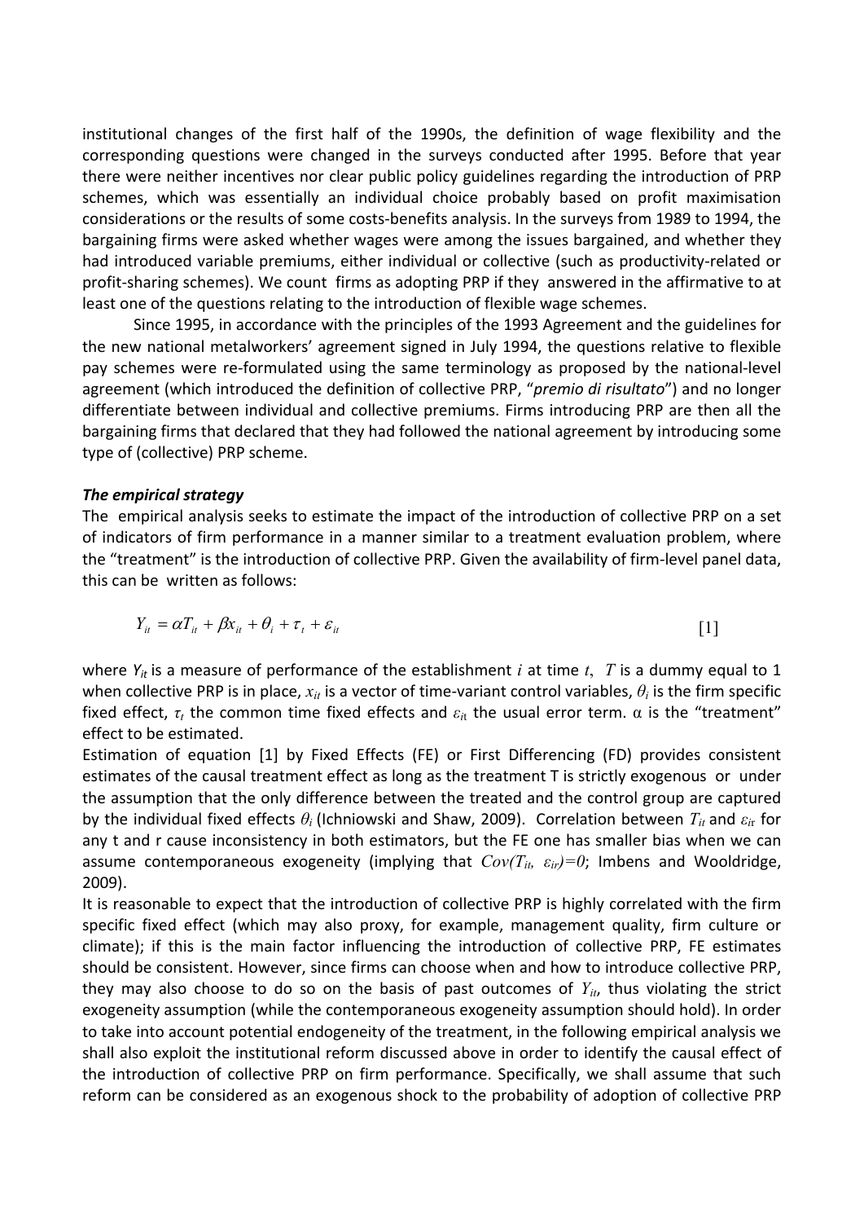institutional changes of the first half of the 1990s, the definition of wage flexibility and the corresponding questions were changed in the surveys conducted after 1995. Before that year there were neither incentives nor clear public policy guidelines regarding the introduction of PRP schemes, which was essentially an individual choice probably based on profit maximisation considerations or the results of some costs-benefits analysis. In the surveys from 1989 to 1994, the bargaining firms were asked whether wages were among the issues bargained, and whether they had introduced variable premiums, either individual or collective (such as productivity-related or profit-sharing schemes). We count firms as adopting PRP if they answered in the affirmative to at least one of the questions relating to the introduction of flexible wage schemes.

Since 1995, in accordance with the principles of the 1993 Agreement and the guidelines for the new national metalworkers' agreement signed in July 1994, the questions relative to flexible pay schemes were re-formulated using the same terminology as proposed by the national-level agreement (which introduced the definition of collective PRP, "*premio di risultato*") and no longer differentiate between individual and collective premiums. Firms introducing PRP are then all the bargaining firms that declared that they had followed the national agreement by introducing some type of (collective) PRP scheme.

***The empirical strategy***

The empirical analysis seeks to estimate the impact of the introduction of collective PRP on a set of indicators of firm performance in a manner similar to a treatment evaluation problem, where the "treatment" is the introduction of collective PRP. Given the availability of firm-level panel data, this can be written as follows:

$$Y_{it} = \alpha T_{it} + \beta x_{it} + \theta_i + \tau_t + \varepsilon_{it} \qquad [1]$$

where $Y_{it}$ is a measure of performance of the establishment $i$ at time $t$, $T$ is a dummy equal to 1 when collective PRP is in place, $x_{it}$ is a vector of time-variant control variables, $\theta_i$ is the firm specific fixed effect, $\tau_t$ the common time fixed effects and $\varepsilon_{it}$ the usual error term. $\alpha$ is the "treatment" effect to be estimated.

Estimation of equation [1] by Fixed Effects (FE) or First Differencing (FD) provides consistent estimates of the causal treatment effect as long as the treatment T is strictly exogenous or under the assumption that the only difference between the treated and the control group are captured by the individual fixed effects $\theta_i$ (Ichniowski and Shaw, 2009). Correlation between $T_{it}$ and $\varepsilon_{ir}$ for any t and r cause inconsistency in both estimators, but the FE one has smaller bias when we can assume contemporaneous exogeneity (implying that $Cov(T_{it}, \varepsilon_{ir})=0$; Imbens and Wooldridge, 2009).

It is reasonable to expect that the introduction of collective PRP is highly correlated with the firm specific fixed effect (which may also proxy, for example, management quality, firm culture or climate); if this is the main factor influencing the introduction of collective PRP, FE estimates should be consistent. However, since firms can choose when and how to introduce collective PRP, they may also choose to do so on the basis of past outcomes of $Y_{it}$, thus violating the strict exogeneity assumption (while the contemporaneous exogeneity assumption should hold). In order to take into account potential endogeneity of the treatment, in the following empirical analysis we shall also exploit the institutional reform discussed above in order to identify the causal effect of the introduction of collective PRP on firm performance. Specifically, we shall assume that such reform can be considered as an exogenous shock to the probability of adoption of collective PRP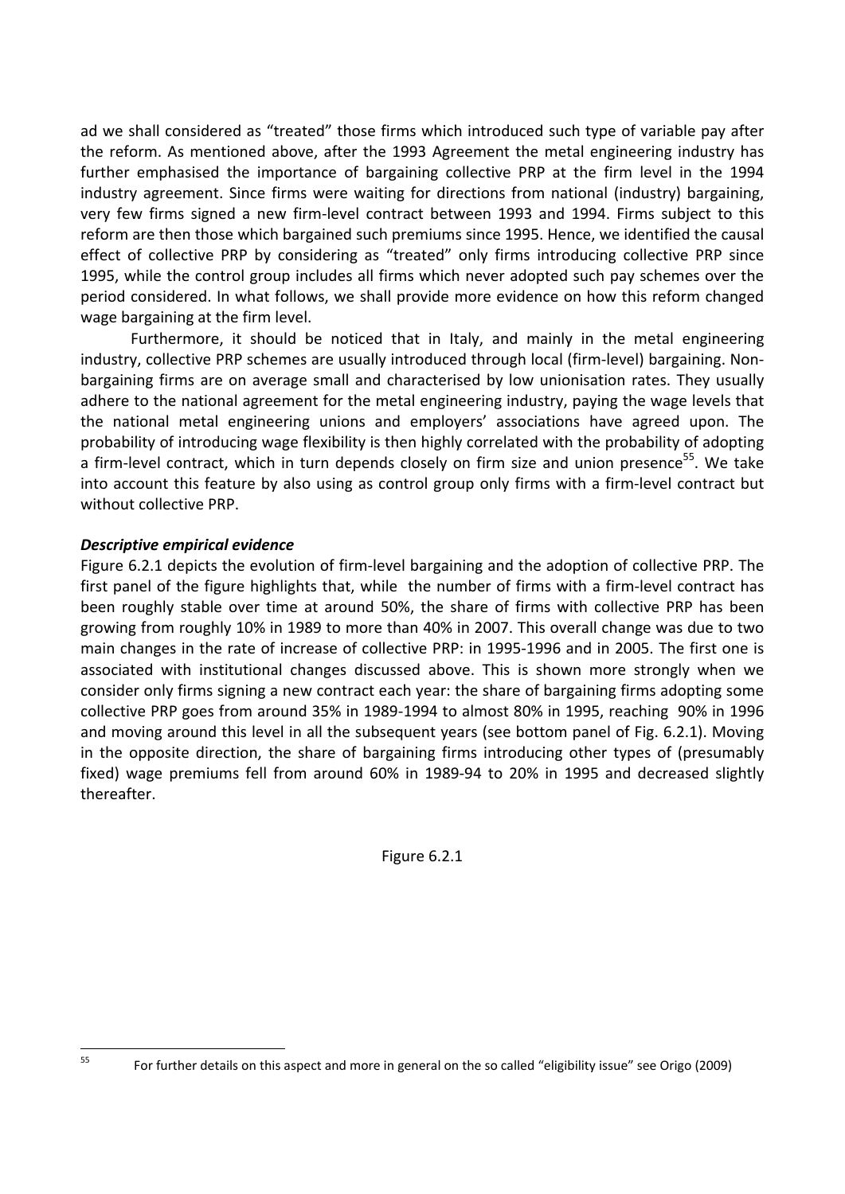ad we shall considered as "treated" those firms which introduced such type of variable pay after the reform. As mentioned above, after the 1993 Agreement the metal engineering industry has further emphasised the importance of bargaining collective PRP at the firm level in the 1994 industry agreement. Since firms were waiting for directions from national (industry) bargaining, very few firms signed a new firm-level contract between 1993 and 1994. Firms subject to this reform are then those which bargained such premiums since 1995. Hence, we identified the causal effect of collective PRP by considering as "treated" only firms introducing collective PRP since 1995, while the control group includes all firms which never adopted such pay schemes over the period considered. In what follows, we shall provide more evidence on how this reform changed wage bargaining at the firm level.

Furthermore, it should be noticed that in Italy, and mainly in the metal engineering industry, collective PRP schemes are usually introduced through local (firm-level) bargaining. Non-bargaining firms are on average small and characterised by low unionisation rates. They usually adhere to the national agreement for the metal engineering industry, paying the wage levels that the national metal engineering unions and employers' associations have agreed upon. The probability of introducing wage flexibility is then highly correlated with the probability of adopting a firm-level contract, which in turn depends closely on firm size and union presence[55]. We take into account this feature by also using as control group only firms with a firm-level contract but without collective PRP.

***Descriptive empirical evidence***

Figure 6.2.1 depicts the evolution of firm-level bargaining and the adoption of collective PRP. The first panel of the figure highlights that, while the number of firms with a firm-level contract has been roughly stable over time at around 50%, the share of firms with collective PRP has been growing from roughly 10% in 1989 to more than 40% in 2007. This overall change was due to two main changes in the rate of increase of collective PRP: in 1995-1996 and in 2005. The first one is associated with institutional changes discussed above. This is shown more strongly when we consider only firms signing a new contract each year: the share of bargaining firms adopting some collective PRP goes from around 35% in 1989-1994 to almost 80% in 1995, reaching 90% in 1996 and moving around this level in all the subsequent years (see bottom panel of Fig. 6.2.1). Moving in the opposite direction, the share of bargaining firms introducing other types of (presumably fixed) wage premiums fell from around 60% in 1989-94 to 20% in 1995 and decreased slightly thereafter.

Figure 6.2.1

[55] For further details on this aspect and more in general on the so called "eligibility issue" see Origo (2009)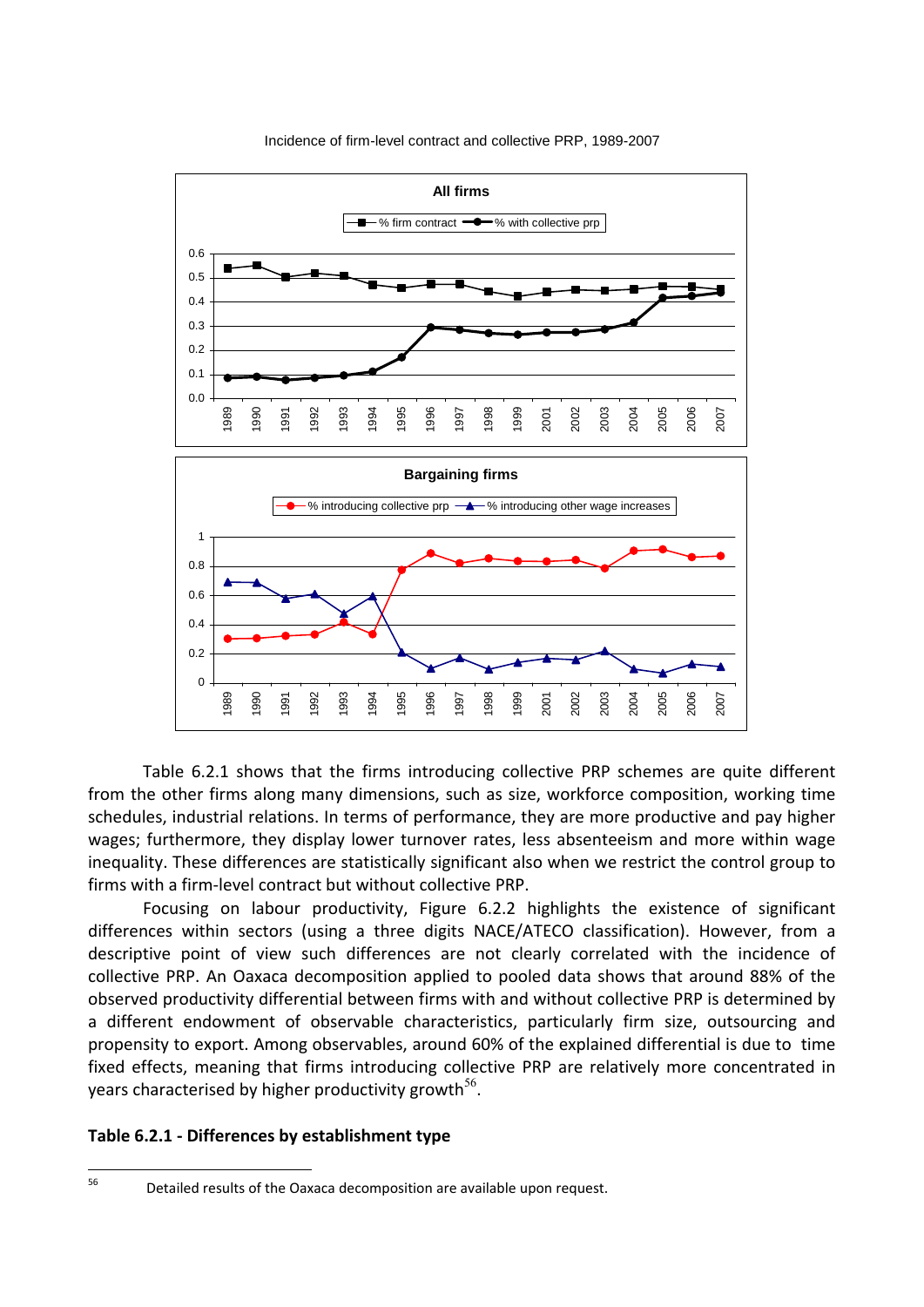Incidence of firm-level contract and collective PRP, 1989-2007

Table 6.2.1 shows that the firms introducing collective PRP schemes are quite different from the other firms along many dimensions, such as size, workforce composition, working time schedules, industrial relations. In terms of performance, they are more productive and pay higher wages; furthermore, they display lower turnover rates, less absenteeism and more within wage inequality. These differences are statistically significant also when we restrict the control group to firms with a firm-level contract but without collective PRP.

Focusing on labour productivity, Figure 6.2.2 highlights the existence of significant differences within sectors (using a three digits NACE/ATECO classification). However, from a descriptive point of view such differences are not clearly correlated with the incidence of collective PRP. An Oaxaca decomposition applied to pooled data shows that around 88% of the observed productivity differential between firms with and without collective PRP is determined by a different endowment of observable characteristics, particularly firm size, outsourcing and propensity to export. Among observables, around 60% of the explained differential is due to time fixed effects, meaning that firms introducing collective PRP are relatively more concentrated in years characterised by higher productivity growth[56].

**Table 6.2.1 - Differences by establishment type**

[56] Detailed results of the Oaxaca decomposition are available upon request.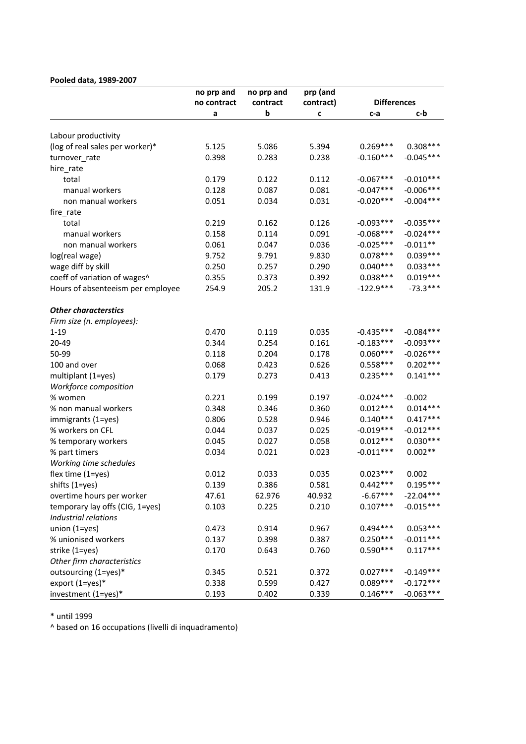**Pooled data, 1989-2007**

| | no prp and no contract | no prp and contract | prp (and contract) | Differences | |
|---|---|---|---|---|---|
| | a | b | c | c-a | c-b |
| Labour productivity | | | | | |
| (log of real sales per worker)* | 5.125 | 5.086 | 5.394 | 0.269*** | 0.308*** |
| turnover_rate | 0.398 | 0.283 | 0.238 | -0.160*** | -0.045*** |
| hire_rate | | | | | |
| total | 0.179 | 0.122 | 0.112 | -0.067*** | -0.010*** |
| manual workers | 0.128 | 0.087 | 0.081 | -0.047*** | -0.006*** |
| non manual workers | 0.051 | 0.034 | 0.031 | -0.020*** | -0.004*** |
| fire_rate | | | | | |
| total | 0.219 | 0.162 | 0.126 | -0.093*** | -0.035*** |
| manual workers | 0.158 | 0.114 | 0.091 | -0.068*** | -0.024*** |
| non manual workers | 0.061 | 0.047 | 0.036 | -0.025*** | -0.011** |
| log(real wage) | 9.752 | 9.791 | 9.830 | 0.078*** | 0.039*** |
| wage diff by skill | 0.250 | 0.257 | 0.290 | 0.040*** | 0.033*** |
| coeff of variation of wages^ | 0.355 | 0.373 | 0.392 | 0.038*** | 0.019*** |
| Hours of absenteeism per employee | 254.9 | 205.2 | 131.9 | -122.9*** | -73.3*** |
| ***Other characterstics*** | | | | | |
| *Firm size (n. employees):* | | | | | |
| 1-19 | 0.470 | 0.119 | 0.035 | -0.435*** | -0.084*** |
| 20-49 | 0.344 | 0.254 | 0.161 | -0.183*** | -0.093*** |
| 50-99 | 0.118 | 0.204 | 0.178 | 0.060*** | -0.026*** |
| 100 and over | 0.068 | 0.423 | 0.626 | 0.558*** | 0.202*** |
| multiplant (1=yes) | 0.179 | 0.273 | 0.413 | 0.235*** | 0.141*** |
| *Workforce composition* | | | | | |
| % women | 0.221 | 0.199 | 0.197 | -0.024*** | -0.002 |
| % non manual workers | 0.348 | 0.346 | 0.360 | 0.012*** | 0.014*** |
| immigrants (1=yes) | 0.806 | 0.528 | 0.946 | 0.140*** | 0.417*** |
| % workers on CFL | 0.044 | 0.037 | 0.025 | -0.019*** | -0.012*** |
| % temporary workers | 0.045 | 0.027 | 0.058 | 0.012*** | 0.030*** |
| % part timers | 0.034 | 0.021 | 0.023 | -0.011*** | 0.002** |
| *Working time schedules* | | | | | |
| flex time (1=yes) | 0.012 | 0.033 | 0.035 | 0.023*** | 0.002 |
| shifts (1=yes) | 0.139 | 0.386 | 0.581 | 0.442*** | 0.195*** |
| overtime hours per worker | 47.61 | 62.976 | 40.932 | -6.67*** | -22.04*** |
| temporary lay offs (CIG, 1=yes) | 0.103 | 0.225 | 0.210 | 0.107*** | -0.015*** |
| *Industrial relations* | | | | | |
| union (1=yes) | 0.473 | 0.914 | 0.967 | 0.494*** | 0.053*** |
| % unionised workers | 0.137 | 0.398 | 0.387 | 0.250*** | -0.011*** |
| strike (1=yes) | 0.170 | 0.643 | 0.760 | 0.590*** | 0.117*** |
| *Other firm characteristics* | | | | | |
| outsourcing (1=yes)* | 0.345 | 0.521 | 0.372 | 0.027*** | -0.149*** |
| export (1=yes)* | 0.338 | 0.599 | 0.427 | 0.089*** | -0.172*** |
| investment (1=yes)* | 0.193 | 0.402 | 0.339 | 0.146*** | -0.063*** |

\* until 1999

^ based on 16 occupations (livelli di inquadramento)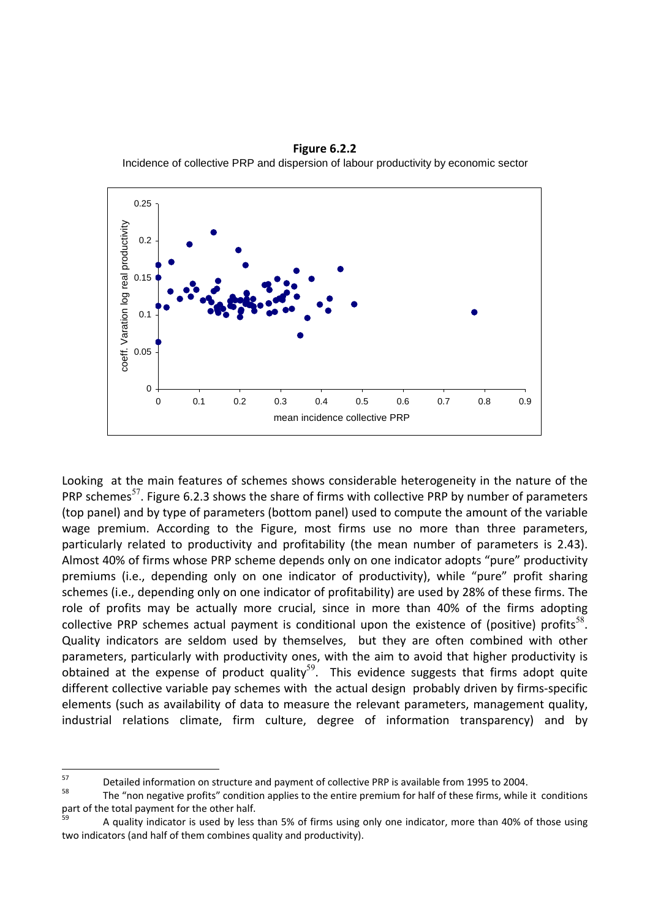**Figure 6.2.2**

Incidence of collective PRP and dispersion of labour productivity by economic sector

Looking at the main features of schemes shows considerable heterogeneity in the nature of the PRP schemes[57]. Figure 6.2.3 shows the share of firms with collective PRP by number of parameters (top panel) and by type of parameters (bottom panel) used to compute the amount of the variable wage premium. According to the Figure, most firms use no more than three parameters, particularly related to productivity and profitability (the mean number of parameters is 2.43). Almost 40% of firms whose PRP scheme depends only on one indicator adopts "pure" productivity premiums (i.e., depending only on one indicator of productivity), while "pure" profit sharing schemes (i.e., depending only on one indicator of profitability) are used by 28% of these firms. The role of profits may be actually more crucial, since in more than 40% of the firms adopting collective PRP schemes actual payment is conditional upon the existence of (positive) profits[58]. Quality indicators are seldom used by themselves, but they are often combined with other parameters, particularly with productivity ones, with the aim to avoid that higher productivity is obtained at the expense of product quality[59]. This evidence suggests that firms adopt quite different collective variable pay schemes with the actual design probably driven by firms-specific elements (such as availability of data to measure the relevant parameters, management quality, industrial relations climate, firm culture, degree of information transparency) and by

---

[57] Detailed information on structure and payment of collective PRP is available from 1995 to 2004.

[58] The "non negative profits" condition applies to the entire premium for half of these firms, while it conditions part of the total payment for the other half.

[59] A quality indicator is used by less than 5% of firms using only one indicator, more than 40% of those using two indicators (and half of them combines quality and productivity).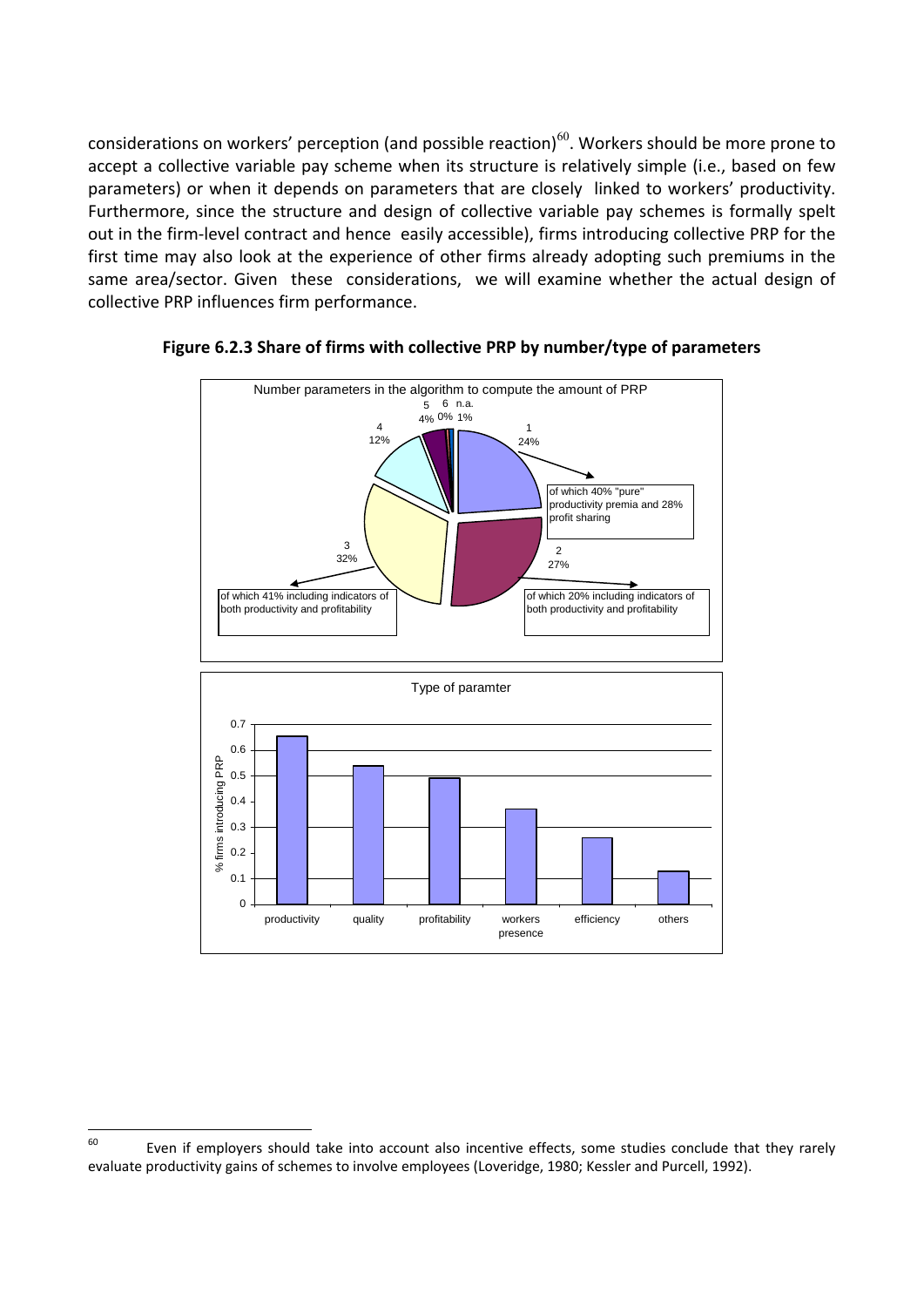considerations on workers' perception (and possible reaction)[60]. Workers should be more prone to accept a collective variable pay scheme when its structure is relatively simple (i.e., based on few parameters) or when it depends on parameters that are closely linked to workers' productivity. Furthermore, since the structure and design of collective variable pay schemes is formally spelt out in the firm-level contract and hence easily accessible), firms introducing collective PRP for the first time may also look at the experience of other firms already adopting such premiums in the same area/sector. Given these considerations, we will examine whether the actual design of collective PRP influences firm performance.

**Figure 6.2.3 Share of firms with collective PRP by number/type of parameters**

Number parameters in the algorithm to compute the amount of PRP

| Number of parameters | Share | Note |
|---|---|---|
| 1 | 24% | of which 40% "pure" productivity premia and 28% profit sharing |
| 2 | 27% | of which 20% including indicators of both productivity and profitability |
| 3 | 32% | of which 41% including indicators of both productivity and profitability |
| 4 | 12% | |
| 5 | 4% | |
| 6 | 0% | |
| n.a. | 1% | |

Type of paramter

| Type of parameter | % firms introducing PRP |
|---|---|
| productivity | 0.65 |
| quality | 0.54 |
| profitability | 0.49 |
| workers presence | 0.37 |
| efficiency | 0.26 |
| others | 0.13 |

---

[60] Even if employers should take into account also incentive effects, some studies conclude that they rarely evaluate productivity gains of schemes to involve employees (Loveridge, 1980; Kessler and Purcell, 1992).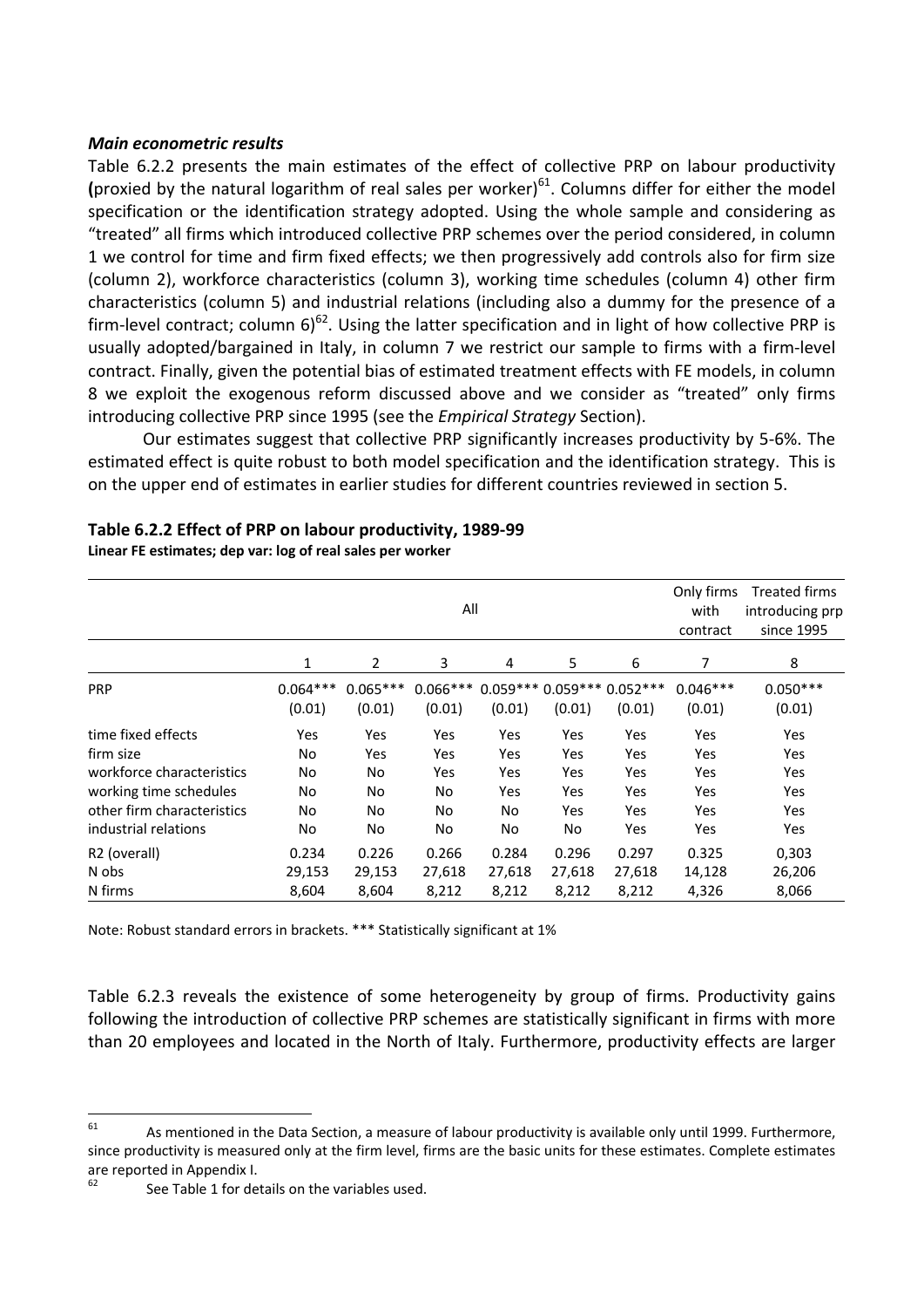***Main econometric results***

Table 6.2.2 presents the main estimates of the effect of collective PRP on labour productivity **(**proxied by the natural logarithm of real sales per worker)[61]. Columns differ for either the model specification or the identification strategy adopted. Using the whole sample and considering as "treated" all firms which introduced collective PRP schemes over the period considered, in column 1 we control for time and firm fixed effects; we then progressively add controls also for firm size (column 2), workforce characteristics (column 3), working time schedules (column 4) other firm characteristics (column 5) and industrial relations (including also a dummy for the presence of a firm-level contract; column 6)[62]. Using the latter specification and in light of how collective PRP is usually adopted/bargained in Italy, in column 7 we restrict our sample to firms with a firm-level contract. Finally, given the potential bias of estimated treatment effects with FE models, in column 8 we exploit the exogenous reform discussed above and we consider as "treated" only firms introducing collective PRP since 1995 (see the *Empirical Strategy* Section).

Our estimates suggest that collective PRP significantly increases productivity by 5-6%. The estimated effect is quite robust to both model specification and the identification strategy. This is on the upper end of estimates in earlier studies for different countries reviewed in section 5.

**Table 6.2.2 Effect of PRP on labour productivity, 1989-99**
**Linear FE estimates; dep var: log of real sales per worker**

| | All | | | | | | Only firms with contract | Treated firms introducing prp since 1995 |
|---|---|---|---|---|---|---|---|---|
| | 1 | 2 | 3 | 4 | 5 | 6 | 7 | 8 |
| PRP | 0.064*** | 0.065*** | 0.066*** | 0.059*** | 0.059*** | 0.052*** | 0.046*** | 0.050*** |
| | (0.01) | (0.01) | (0.01) | (0.01) | (0.01) | (0.01) | (0.01) | (0.01) |
| time fixed effects | Yes | Yes | Yes | Yes | Yes | Yes | Yes | Yes |
| firm size | No | Yes | Yes | Yes | Yes | Yes | Yes | Yes |
| workforce characteristics | No | No | Yes | Yes | Yes | Yes | Yes | Yes |
| working time schedules | No | No | No | Yes | Yes | Yes | Yes | Yes |
| other firm characteristics | No | No | No | No | Yes | Yes | Yes | Yes |
| industrial relations | No | No | No | No | No | Yes | Yes | Yes |
| R2 (overall) | 0.234 | 0.226 | 0.266 | 0.284 | 0.296 | 0.297 | 0.325 | 0,303 |
| N obs | 29,153 | 29,153 | 27,618 | 27,618 | 27,618 | 27,618 | 14,128 | 26,206 |
| N firms | 8,604 | 8,604 | 8,212 | 8,212 | 8,212 | 8,212 | 4,326 | 8,066 |

Note: Robust standard errors in brackets. *** Statistically significant at 1%

Table 6.2.3 reveals the existence of some heterogeneity by group of firms. Productivity gains following the introduction of collective PRP schemes are statistically significant in firms with more than 20 employees and located in the North of Italy. Furthermore, productivity effects are larger

[61] As mentioned in the Data Section, a measure of labour productivity is available only until 1999. Furthermore, since productivity is measured only at the firm level, firms are the basic units for these estimates. Complete estimates are reported in Appendix I.

[62] See Table 1 for details on the variables used.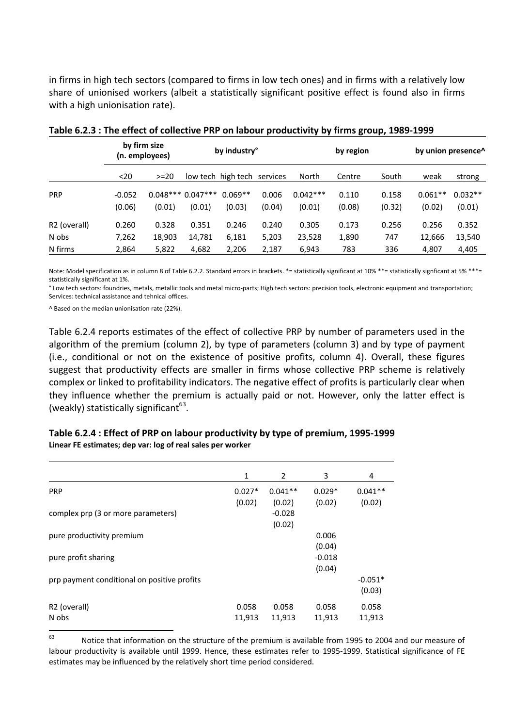in firms in high tech sectors (compared to firms in low tech ones) and in firms with a relatively low share of unionised workers (albeit a statistically significant positive effect is found also in firms with a high unionisation rate).

**Table 6.2.3 : The effect of collective PRP on labour productivity by firms group, 1989-1999**

| | by firm size (n. employees) | | by industry° | | | by region | | | by union presence^ | |
|---|---|---|---|---|---|---|---|---|---|---|
| | <20 | >=20 | low tech | high tech | services | North | Centre | South | weak | strong |
| PRP | -0.052 | 0.048*** | 0.047*** | 0.069** | 0.006 | 0.042*** | 0.110 | 0.158 | 0.061** | 0.032** |
| | (0.06) | (0.01) | (0.01) | (0.03) | (0.04) | (0.01) | (0.08) | (0.32) | (0.02) | (0.01) |
| R2 (overall) | 0.260 | 0.328 | 0.351 | 0.246 | 0.240 | 0.305 | 0.173 | 0.256 | 0.256 | 0.352 |
| N obs | 7,262 | 18,903 | 14,781 | 6,181 | 5,203 | 23,528 | 1,890 | 747 | 12,666 | 13,540 |
| N firms | 2,864 | 5,822 | 4,682 | 2,206 | 2,187 | 6,943 | 783 | 336 | 4,807 | 4,405 |

Note: Model specification as in column 8 of Table 6.2.2. Standard errors in brackets. *= statistically significant at 10% **= statistically signficant at 5% ***= statistically significant at 1%.

° Low tech sectors: foundries, metals, metallic tools and metal micro-parts; High tech sectors: precision tools, electronic equipment and transportation; Services: technical assistance and tehnical offices.

^ Based on the median unionisation rate (22%).

Table 6.2.4 reports estimates of the effect of collective PRP by number of parameters used in the algorithm of the premium (column 2), by type of parameters (column 3) and by type of payment (i.e., conditional or not on the existence of positive profits, column 4). Overall, these figures suggest that productivity effects are smaller in firms whose collective PRP scheme is relatively complex or linked to profitability indicators. The negative effect of profits is particularly clear when they influence whether the premium is actually paid or not. However, only the latter effect is (weakly) statistically significant[63].

**Table 6.2.4 : Effect of PRP on labour productivity by type of premium, 1995-1999**
**Linear FE estimates; dep var: log of real sales per worker**

| | 1 | 2 | 3 | 4 |
|---|---|---|---|---|
| PRP | 0.027* | 0.041** | 0.029* | 0.041** |
| | (0.02) | (0.02) | (0.02) | (0.02) |
| complex prp (3 or more parameters) | | -0.028 | | |
| | | (0.02) | | |
| pure productivity premium | | | 0.006 | |
| | | | (0.04) | |
| pure profit sharing | | | -0.018 | |
| | | | (0.04) | |
| prp payment conditional on positive profits | | | | -0.051* |
| | | | | (0.03) |
| R2 (overall) | 0.058 | 0.058 | 0.058 | 0.058 |
| N obs | 11,913 | 11,913 | 11,913 | 11,913 |

[63] Notice that information on the structure of the premium is available from 1995 to 2004 and our measure of labour productivity is available until 1999. Hence, these estimates refer to 1995-1999. Statistical significance of FE estimates may be influenced by the relatively short time period considered.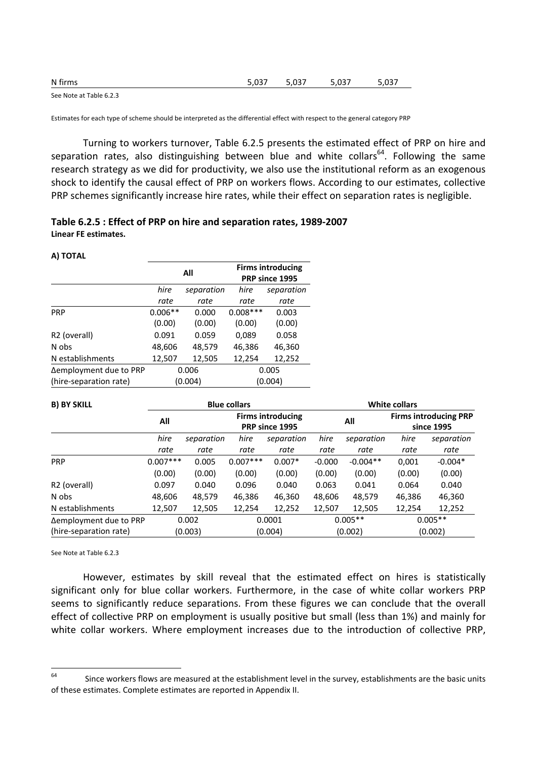| N firms | 5,037 | 5,037 | 5,037 | 5,037 |
|---|---|---|---|---|

See Note at Table 6.2.3

Estimates for each type of scheme should be interpreted as the differential effect with respect to the general category PRP

Turning to workers turnover, Table 6.2.5 presents the estimated effect of PRP on hire and separation rates, also distinguishing between blue and white collars[64]. Following the same research strategy as we did for productivity, we also use the institutional reform as an exogenous shock to identify the causal effect of PRP on workers flows. According to our estimates, collective PRP schemes significantly increase hire rates, while their effect on separation rates is negligible.

**Table 6.2.5 : Effect of PRP on hire and separation rates, 1989-2007**
**Linear FE estimates.**

**A) TOTAL**

| | All | | Firms introducing PRP since 1995 | |
|---|---|---|---|---|
| | *hire rate* | *separation rate* | *hire rate* | *separation rate* |
| PRP | 0.006** | 0.000 | 0.008*** | 0.003 |
| | (0.00) | (0.00) | (0.00) | (0.00) |
| R2 (overall) | 0.091 | 0.059 | 0,089 | 0.058 |
| N obs | 48,606 | 48,579 | 46,386 | 46,360 |
| N establishments | 12,507 | 12,505 | 12,254 | 12,252 |
| Δemployment due to PRP | 0.006 | | 0.005 | |
| (hire-separation rate) | (0.004) | | (0.004) | |

| **B) BY SKILL** | Blue collars | | | | White collars | | | |
|---|---|---|---|---|---|---|---|---|
| | All | | Firms introducing PRP since 1995 | | All | | Firms introducing PRP since 1995 | |
| | *hire rate* | *separation rate* | *hire rate* | *separation rate* | *hire rate* | *separation rate* | *hire rate* | *separation rate* |
| PRP | 0.007*** | 0.005 | 0.007*** | 0.007* | -0.000 | -0.004** | 0,001 | -0.004* |
| | (0.00) | (0.00) | (0.00) | (0.00) | (0.00) | (0.00) | (0.00) | (0.00) |
| R2 (overall) | 0.097 | 0.040 | 0.096 | 0.040 | 0.063 | 0.041 | 0.064 | 0.040 |
| N obs | 48,606 | 48,579 | 46,386 | 46,360 | 48,606 | 48,579 | 46,386 | 46,360 |
| N establishments | 12,507 | 12,505 | 12,254 | 12,252 | 12,507 | 12,505 | 12,254 | 12,252 |
| Δemployment due to PRP | 0.002 | | 0.0001 | | 0.005** | | 0.005** | |
| (hire-separation rate) | (0.003) | | (0.004) | | (0.002) | | (0.002) | |

See Note at Table 6.2.3

However, estimates by skill reveal that the estimated effect on hires is statistically significant only for blue collar workers. Furthermore, in the case of white collar workers PRP seems to significantly reduce separations. From these figures we can conclude that the overall effect of collective PRP on employment is usually positive but small (less than 1%) and mainly for white collar workers. Where employment increases due to the introduction of collective PRP,

[64] Since workers flows are measured at the establishment level in the survey, establishments are the basic units of these estimates. Complete estimates are reported in Appendix II.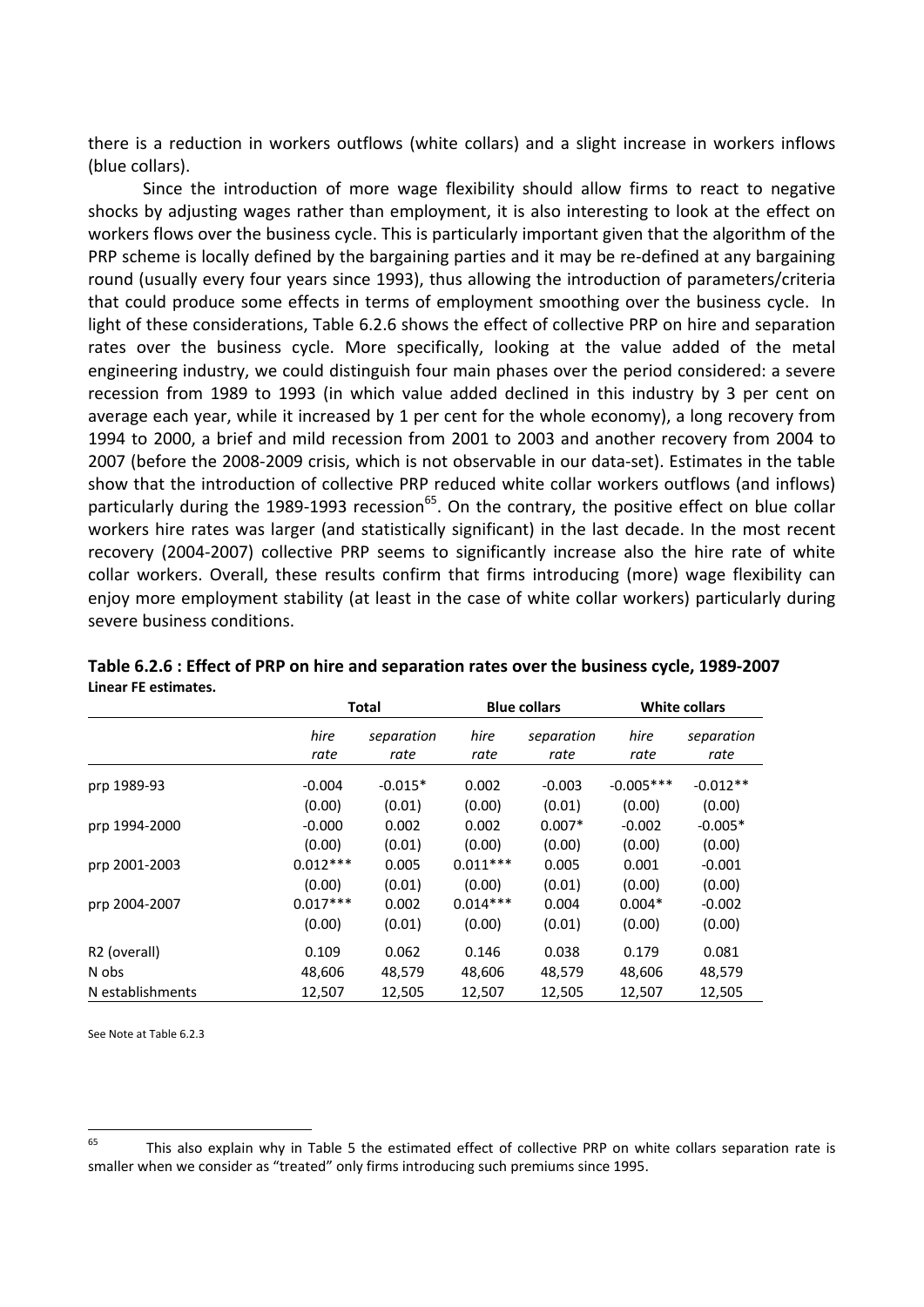there is a reduction in workers outflows (white collars) and a slight increase in workers inflows (blue collars).

Since the introduction of more wage flexibility should allow firms to react to negative shocks by adjusting wages rather than employment, it is also interesting to look at the effect on workers flows over the business cycle. This is particularly important given that the algorithm of the PRP scheme is locally defined by the bargaining parties and it may be re-defined at any bargaining round (usually every four years since 1993), thus allowing the introduction of parameters/criteria that could produce some effects in terms of employment smoothing over the business cycle. In light of these considerations, Table 6.2.6 shows the effect of collective PRP on hire and separation rates over the business cycle. More specifically, looking at the value added of the metal engineering industry, we could distinguish four main phases over the period considered: a severe recession from 1989 to 1993 (in which value added declined in this industry by 3 per cent on average each year, while it increased by 1 per cent for the whole economy), a long recovery from 1994 to 2000, a brief and mild recession from 2001 to 2003 and another recovery from 2004 to 2007 (before the 2008-2009 crisis, which is not observable in our data-set). Estimates in the table show that the introduction of collective PRP reduced white collar workers outflows (and inflows) particularly during the 1989-1993 recession[65]. On the contrary, the positive effect on blue collar workers hire rates was larger (and statistically significant) in the last decade. In the most recent recovery (2004-2007) collective PRP seems to significantly increase also the hire rate of white collar workers. Overall, these results confirm that firms introducing (more) wage flexibility can enjoy more employment stability (at least in the case of white collar workers) particularly during severe business conditions.

**Table 6.2.6 : Effect of PRP on hire and separation rates over the business cycle, 1989-2007**
**Linear FE estimates.**

| | **Total** | | **Blue collars** | | **White collars** | |
|---|---|---|---|---|---|---|
| | *hire rate* | *separation rate* | *hire rate* | *separation rate* | *hire rate* | *separation rate* |
| prp 1989-93 | -0.004 | -0.015* | 0.002 | -0.003 | -0.005*** | -0.012** |
| | (0.00) | (0.01) | (0.00) | (0.01) | (0.00) | (0.00) |
| prp 1994-2000 | -0.000 | 0.002 | 0.002 | 0.007* | -0.002 | -0.005* |
| | (0.00) | (0.01) | (0.00) | (0.00) | (0.00) | (0.00) |
| prp 2001-2003 | 0.012*** | 0.005 | 0.011*** | 0.005 | 0.001 | -0.001 |
| | (0.00) | (0.01) | (0.00) | (0.01) | (0.00) | (0.00) |
| prp 2004-2007 | 0.017*** | 0.002 | 0.014*** | 0.004 | 0.004* | -0.002 |
| | (0.00) | (0.01) | (0.00) | (0.01) | (0.00) | (0.00) |
| R2 (overall) | 0.109 | 0.062 | 0.146 | 0.038 | 0.179 | 0.081 |
| N obs | 48,606 | 48,579 | 48,606 | 48,579 | 48,606 | 48,579 |
| N establishments | 12,507 | 12,505 | 12,507 | 12,505 | 12,507 | 12,505 |

See Note at Table 6.2.3

[65] This also explain why in Table 5 the estimated effect of collective PRP on white collars separation rate is smaller when we consider as "treated" only firms introducing such premiums since 1995.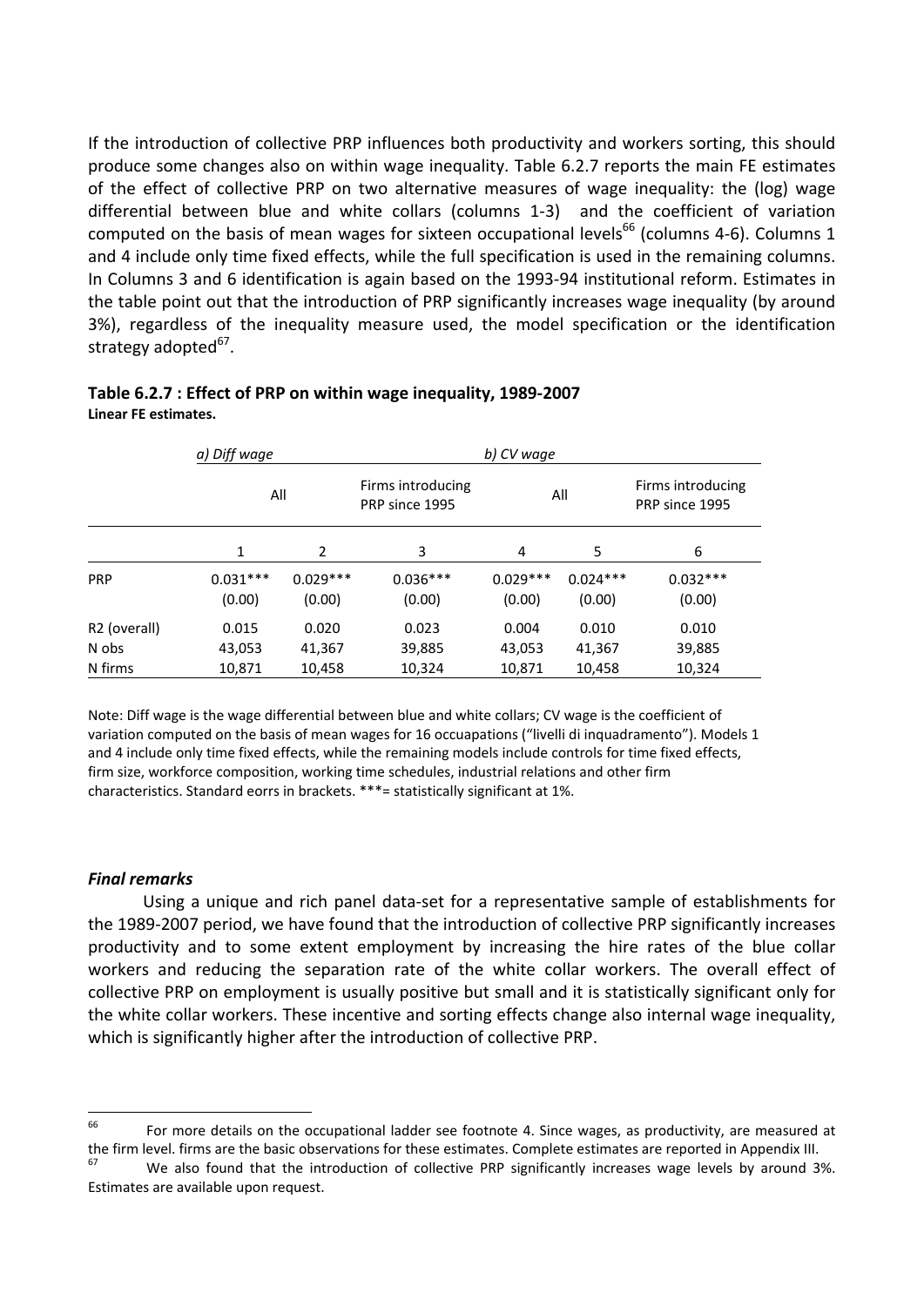If the introduction of collective PRP influences both productivity and workers sorting, this should produce some changes also on within wage inequality. Table 6.2.7 reports the main FE estimates of the effect of collective PRP on two alternative measures of wage inequality: the (log) wage differential between blue and white collars (columns 1-3) and the coefficient of variation computed on the basis of mean wages for sixteen occupational levels[66] (columns 4-6). Columns 1 and 4 include only time fixed effects, while the full specification is used in the remaining columns. In Columns 3 and 6 identification is again based on the 1993-94 institutional reform. Estimates in the table point out that the introduction of PRP significantly increases wage inequality (by around 3%), regardless of the inequality measure used, the model specification or the identification strategy adopted[67].

**Table 6.2.7 : Effect of PRP on within wage inequality, 1989-2007**
**Linear FE estimates.**

| | *a) Diff wage* | | | *b) CV wage* | | |
|---|---|---|---|---|---|---|
| | All | | Firms introducing PRP since 1995 | All | | Firms introducing PRP since 1995 |
| | 1 | 2 | 3 | 4 | 5 | 6 |
| PRP | 0.031*** | 0.029*** | 0.036*** | 0.029*** | 0.024*** | 0.032*** |
| | (0.00) | (0.00) | (0.00) | (0.00) | (0.00) | (0.00) |
| R2 (overall) | 0.015 | 0.020 | 0.023 | 0.004 | 0.010 | 0.010 |
| N obs | 43,053 | 41,367 | 39,885 | 43,053 | 41,367 | 39,885 |
| N firms | 10,871 | 10,458 | 10,324 | 10,871 | 10,458 | 10,324 |

Note: Diff wage is the wage differential between blue and white collars; CV wage is the coefficient of variation computed on the basis of mean wages for 16 occuapations ("livelli di inquadramento"). Models 1 and 4 include only time fixed effects, while the remaining models include controls for time fixed effects, firm size, workforce composition, working time schedules, industrial relations and other firm characteristics. Standard eorrs in brackets. ***= statistically significant at 1%.

### *Final remarks*

Using a unique and rich panel data-set for a representative sample of establishments for the 1989-2007 period, we have found that the introduction of collective PRP significantly increases productivity and to some extent employment by increasing the hire rates of the blue collar workers and reducing the separation rate of the white collar workers. The overall effect of collective PRP on employment is usually positive but small and it is statistically significant only for the white collar workers. These incentive and sorting effects change also internal wage inequality, which is significantly higher after the introduction of collective PRP.

---

[66] For more details on the occupational ladder see footnote 4. Since wages, as productivity, are measured at the firm level. firms are the basic observations for these estimates. Complete estimates are reported in Appendix III.

[67] We also found that the introduction of collective PRP significantly increases wage levels by around 3%. Estimates are available upon request.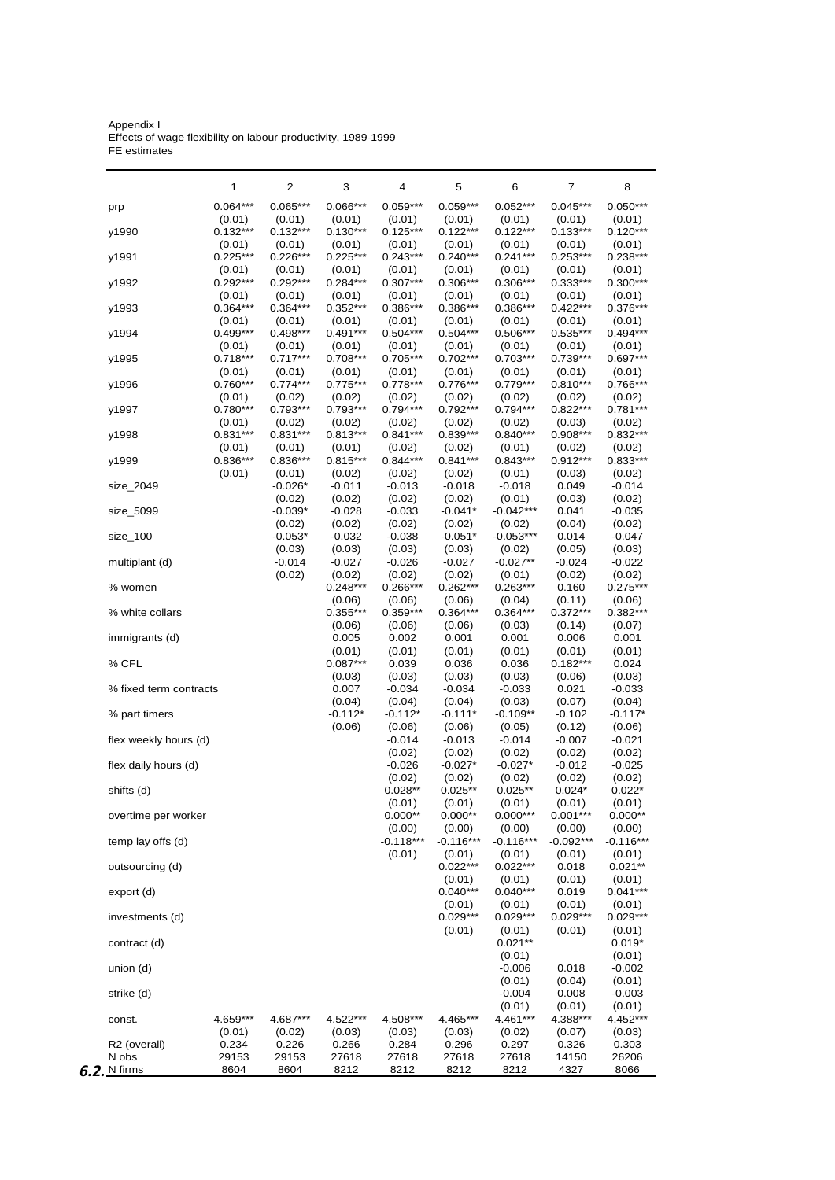Appendix I
Effects of wage flexibility on labour productivity, 1989-1999
FE estimates

| | 1 | 2 | 3 | 4 | 5 | 6 | 7 | 8 |
|---|---|---|---|---|---|---|---|---|
| prp | 0.064*** | 0.065*** | 0.066*** | 0.059*** | 0.059*** | 0.052*** | 0.045*** | 0.050*** |
| | (0.01) | (0.01) | (0.01) | (0.01) | (0.01) | (0.01) | (0.01) | (0.01) |
| y1990 | 0.132*** | 0.132*** | 0.130*** | 0.125*** | 0.122*** | 0.122*** | 0.133*** | 0.120*** |
| | (0.01) | (0.01) | (0.01) | (0.01) | (0.01) | (0.01) | (0.01) | (0.01) |
| y1991 | 0.225*** | 0.226*** | 0.225*** | 0.243*** | 0.240*** | 0.241*** | 0.253*** | 0.238*** |
| | (0.01) | (0.01) | (0.01) | (0.01) | (0.01) | (0.01) | (0.01) | (0.01) |
| y1992 | 0.292*** | 0.292*** | 0.284*** | 0.307*** | 0.306*** | 0.306*** | 0.333*** | 0.300*** |
| | (0.01) | (0.01) | (0.01) | (0.01) | (0.01) | (0.01) | (0.01) | (0.01) |
| y1993 | 0.364*** | 0.364*** | 0.352*** | 0.386*** | 0.386*** | 0.386*** | 0.422*** | 0.376*** |
| | (0.01) | (0.01) | (0.01) | (0.01) | (0.01) | (0.01) | (0.01) | (0.01) |
| y1994 | 0.499*** | 0.498*** | 0.491*** | 0.504*** | 0.504*** | 0.506*** | 0.535*** | 0.494*** |
| | (0.01) | (0.01) | (0.01) | (0.01) | (0.01) | (0.01) | (0.01) | (0.01) |
| y1995 | 0.718*** | 0.717*** | 0.708*** | 0.705*** | 0.702*** | 0.703*** | 0.739*** | 0.697*** |
| | (0.01) | (0.01) | (0.01) | (0.01) | (0.01) | (0.01) | (0.01) | (0.01) |
| y1996 | 0.760*** | 0.774*** | 0.775*** | 0.778*** | 0.776*** | 0.779*** | 0.810*** | 0.766*** |
| | (0.01) | (0.02) | (0.02) | (0.02) | (0.02) | (0.02) | (0.02) | (0.02) |
| y1997 | 0.780*** | 0.793*** | 0.793*** | 0.794*** | 0.792*** | 0.794*** | 0.822*** | 0.781*** |
| | (0.01) | (0.02) | (0.02) | (0.02) | (0.02) | (0.02) | (0.03) | (0.02) |
| y1998 | 0.831*** | 0.831*** | 0.813*** | 0.841*** | 0.839*** | 0.840*** | 0.908*** | 0.832*** |
| | (0.01) | (0.01) | (0.01) | (0.02) | (0.02) | (0.01) | (0.02) | (0.02) |
| y1999 | 0.836*** | 0.836*** | 0.815*** | 0.844*** | 0.841*** | 0.843*** | 0.912*** | 0.833*** |
| | (0.01) | (0.01) | (0.02) | (0.02) | (0.02) | (0.01) | (0.03) | (0.02) |
| size_2049 | | -0.026* | -0.011 | -0.013 | -0.018 | -0.018 | 0.049 | -0.014 |
| | | (0.02) | (0.02) | (0.02) | (0.02) | (0.01) | (0.03) | (0.02) |
| size_5099 | | -0.039* | -0.028 | -0.033 | -0.041* | -0.042*** | 0.041 | -0.035 |
| | | (0.02) | (0.02) | (0.02) | (0.02) | (0.02) | (0.04) | (0.02) |
| size_100 | | -0.053* | -0.032 | -0.038 | -0.051* | -0.053*** | 0.014 | -0.047 |
| | | (0.03) | (0.03) | (0.03) | (0.03) | (0.02) | (0.05) | (0.03) |
| multiplant (d) | | -0.014 | -0.027 | -0.026 | -0.027 | -0.027** | -0.024 | -0.022 |
| | | (0.02) | (0.02) | (0.02) | (0.02) | (0.01) | (0.02) | (0.02) |
| % women | | | 0.248*** | 0.266*** | 0.262*** | 0.263*** | 0.160 | 0.275*** |
| | | | (0.06) | (0.06) | (0.06) | (0.04) | (0.11) | (0.06) |
| % white collars | | | 0.355*** | 0.359*** | 0.364*** | 0.364*** | 0.372*** | 0.382*** |
| | | | (0.06) | (0.06) | (0.06) | (0.03) | (0.14) | (0.07) |
| immigrants (d) | | | 0.005 | 0.002 | 0.001 | 0.001 | 0.006 | 0.001 |
| | | | (0.01) | (0.01) | (0.01) | (0.01) | (0.01) | (0.01) |
| % CFL | | | 0.087*** | 0.039 | 0.036 | 0.036 | 0.182*** | 0.024 |
| | | | (0.03) | (0.03) | (0.03) | (0.03) | (0.06) | (0.03) |
| % fixed term contracts | | | 0.007 | -0.034 | -0.034 | -0.033 | 0.021 | -0.033 |
| | | | (0.04) | (0.04) | (0.04) | (0.03) | (0.07) | (0.04) |
| % part timers | | | -0.112* | -0.112* | -0.111* | -0.109** | -0.102 | -0.117* |
| | | | (0.06) | (0.06) | (0.06) | (0.05) | (0.12) | (0.06) |
| flex weekly hours (d) | | | | -0.014 | -0.013 | -0.014 | -0.007 | -0.021 |
| | | | | (0.02) | (0.02) | (0.02) | (0.02) | (0.02) |
| flex daily hours (d) | | | | -0.026 | -0.027* | -0.027* | -0.012 | -0.025 |
| | | | | (0.02) | (0.02) | (0.02) | (0.02) | (0.02) |
| shifts (d) | | | | 0.028** | 0.025** | 0.025** | 0.024* | 0.022* |
| | | | | (0.01) | (0.01) | (0.01) | (0.01) | (0.01) |
| overtime per worker | | | | 0.000** | 0.000** | 0.000*** | 0.001*** | 0.000** |
| | | | | (0.00) | (0.00) | (0.00) | (0.00) | (0.00) |
| temp lay offs (d) | | | | -0.118*** | -0.116*** | -0.116*** | -0.092*** | -0.116*** |
| | | | | (0.01) | (0.01) | (0.01) | (0.01) | (0.01) |
| outsourcing (d) | | | | | 0.022*** | 0.022*** | 0.018 | 0.021** |
| | | | | | (0.01) | (0.01) | (0.01) | (0.01) |
| export (d) | | | | | 0.040*** | 0.040*** | 0.019 | 0.041*** |
| | | | | | (0.01) | (0.01) | (0.01) | (0.01) |
| investments (d) | | | | | 0.029*** | 0.029*** | 0.029*** | 0.029*** |
| | | | | | (0.01) | (0.01) | (0.01) | (0.01) |
| contract (d) | | | | | | 0.021** | | 0.019* |
| | | | | | | (0.01) | | (0.01) |
| union (d) | | | | | | -0.006 | 0.018 | -0.002 |
| | | | | | | (0.01) | (0.04) | (0.01) |
| strike (d) | | | | | | -0.004 | 0.008 | -0.003 |
| | | | | | | (0.01) | (0.01) | (0.01) |
| const. | 4.659*** | 4.687*** | 4.522*** | 4.508*** | 4.465*** | 4.461*** | 4.388*** | 4.452*** |
| | (0.01) | (0.02) | (0.03) | (0.03) | (0.03) | (0.02) | (0.07) | (0.03) |
| R2 (overall) | 0.234 | 0.226 | 0.266 | 0.284 | 0.296 | 0.297 | 0.326 | 0.303 |
| N obs | 29153 | 29153 | 27618 | 27618 | 27618 | 27618 | 14150 | 26206 |
| N firms | 8604 | 8604 | 8212 | 8212 | 8212 | 8212 | 4327 | 8066 |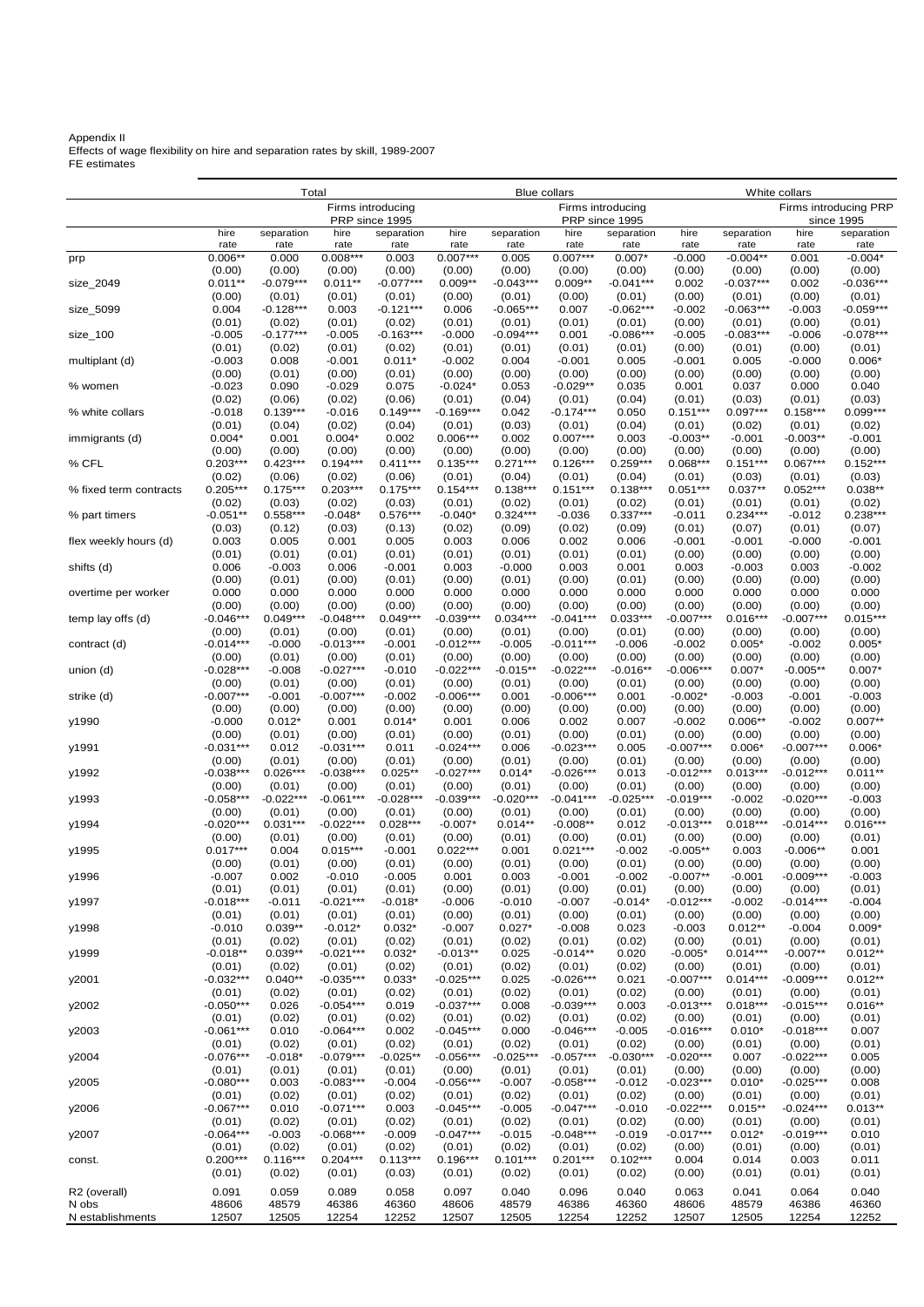Appendix II
Effects of wage flexibility on hire and separation rates by skill, 1989-2007
FE estimates

| | Total | | | | Blue collars | | | | White collars | | | |
|---|---|---|---|---|---|---|---|---|---|---|---|---|
| | | | Firms introducing PRP since 1995 | | | | Firms introducing PRP since 1995 | | | | Firms introducing PRP since 1995 | |
| | hire rate | separation rate | hire rate | separation rate | hire rate | separation rate | hire rate | separation rate | hire rate | separation rate | hire rate | separation rate |
| prp | 0.006** | 0.000 | 0.008*** | 0.003 | 0.007*** | 0.005 | 0.007*** | 0.007* | -0.000 | -0.004** | 0.001 | -0.004* |
| | (0.00) | (0.00) | (0.00) | (0.00) | (0.00) | (0.00) | (0.00) | (0.00) | (0.00) | (0.00) | (0.00) | (0.00) |
| size_2049 | 0.011** | -0.079*** | 0.011** | -0.077*** | 0.009** | -0.043*** | 0.009** | -0.041*** | 0.002 | -0.037*** | 0.002 | -0.036*** |
| | (0.00) | (0.01) | (0.00) | (0.01) | (0.00) | (0.01) | (0.00) | (0.01) | (0.00) | (0.01) | (0.00) | (0.01) |
| size_5099 | 0.004 | -0.128*** | 0.003 | -0.121*** | 0.006 | -0.065*** | 0.007 | -0.062*** | -0.002 | -0.063*** | -0.003 | -0.059*** |
| | (0.01) | (0.02) | (0.01) | (0.02) | (0.01) | (0.01) | (0.01) | (0.01) | (0.00) | (0.01) | (0.00) | (0.01) |
| size_100 | -0.005 | -0.177*** | -0.005 | -0.163*** | -0.000 | -0.094*** | 0.001 | -0.086*** | -0.005 | -0.083*** | -0.006 | -0.078*** |
| | (0.01) | (0.02) | (0.01) | (0.02) | (0.01) | (0.01) | (0.01) | (0.01) | (0.00) | (0.01) | (0.00) | (0.01) |
| multiplant (d) | -0.003 | 0.008 | -0.001 | 0.011* | -0.002 | 0.004 | -0.001 | 0.005 | -0.001 | 0.005 | -0.000 | 0.006* |
| | (0.00) | (0.01) | (0.00) | (0.01) | (0.00) | (0.00) | (0.00) | (0.00) | (0.00) | (0.00) | (0.00) | (0.00) |
| % women | -0.023 | 0.090 | -0.029 | 0.075 | -0.024* | 0.053 | -0.029** | 0.035 | 0.001 | 0.037 | 0.000 | 0.040 |
| | (0.02) | (0.06) | (0.02) | (0.06) | (0.01) | (0.04) | (0.01) | (0.04) | (0.01) | (0.03) | (0.01) | (0.03) |
| % white collars | -0.018 | 0.139*** | -0.016 | 0.149*** | -0.169*** | 0.042 | -0.174*** | 0.050 | 0.151*** | 0.097*** | 0.158*** | 0.099*** |
| | (0.01) | (0.04) | (0.02) | (0.04) | (0.01) | (0.03) | (0.01) | (0.04) | (0.01) | (0.02) | (0.01) | (0.02) |
| immigrants (d) | 0.004* | 0.001 | 0.004* | 0.002 | 0.006*** | 0.002 | 0.007*** | 0.003 | -0.003** | -0.001 | -0.003** | -0.001 |
| | (0.00) | (0.00) | (0.00) | (0.00) | (0.00) | (0.00) | (0.00) | (0.00) | (0.00) | (0.00) | (0.00) | (0.00) |
| % CFL | 0.203*** | 0.423*** | 0.194*** | 0.411*** | 0.135*** | 0.271*** | 0.126*** | 0.259*** | 0.068*** | 0.151*** | 0.067*** | 0.152*** |
| | (0.02) | (0.06) | (0.02) | (0.06) | (0.01) | (0.04) | (0.01) | (0.04) | (0.01) | (0.03) | (0.01) | (0.03) |
| % fixed term contracts | 0.205*** | 0.175*** | 0.203*** | 0.175*** | 0.154*** | 0.138*** | 0.151*** | 0.138*** | 0.051*** | 0.037** | 0.052*** | 0.038** |
| | (0.02) | (0.03) | (0.02) | (0.03) | (0.01) | (0.02) | (0.01) | (0.02) | (0.01) | (0.01) | (0.01) | (0.02) |
| % part timers | -0.051** | 0.558*** | -0.048* | 0.576*** | -0.040* | 0.324*** | -0.036 | 0.337*** | -0.011 | 0.234*** | -0.012 | 0.238*** |
| | (0.03) | (0.12) | (0.03) | (0.13) | (0.02) | (0.09) | (0.02) | (0.09) | (0.01) | (0.07) | (0.01) | (0.07) |
| flex weekly hours (d) | 0.003 | 0.005 | 0.001 | 0.005 | 0.003 | 0.006 | 0.002 | 0.006 | -0.001 | -0.001 | -0.000 | -0.001 |
| | (0.01) | (0.01) | (0.01) | (0.01) | (0.01) | (0.01) | (0.01) | (0.01) | (0.00) | (0.00) | (0.00) | (0.00) |
| shifts (d) | 0.006 | -0.003 | 0.006 | -0.001 | 0.003 | -0.000 | 0.003 | 0.001 | 0.003 | -0.003 | 0.003 | -0.002 |
| | (0.00) | (0.01) | (0.00) | (0.01) | (0.00) | (0.01) | (0.00) | (0.01) | (0.00) | (0.00) | (0.00) | (0.00) |
| overtime per worker | 0.000 | 0.000 | 0.000 | 0.000 | 0.000 | 0.000 | 0.000 | 0.000 | 0.000 | 0.000 | 0.000 | 0.000 |
| | (0.00) | (0.00) | (0.00) | (0.00) | (0.00) | (0.00) | (0.00) | (0.00) | (0.00) | (0.00) | (0.00) | (0.00) |
| temp lay offs (d) | -0.046*** | 0.049*** | -0.048*** | 0.049*** | -0.039*** | 0.034*** | -0.041*** | 0.033*** | -0.007*** | 0.016*** | -0.007*** | 0.015*** |
| | (0.00) | (0.01) | (0.00) | (0.01) | (0.00) | (0.01) | (0.00) | (0.01) | (0.00) | (0.00) | (0.00) | (0.00) |
| contract (d) | -0.014*** | -0.000 | -0.013*** | -0.001 | -0.012*** | -0.005 | -0.011*** | -0.006 | -0.002 | 0.005* | -0.002 | 0.005* |
| | (0.00) | (0.01) | (0.00) | (0.01) | (0.00) | (0.00) | (0.00) | (0.00) | (0.00) | (0.00) | (0.00) | (0.00) |
| union (d) | -0.028*** | -0.008 | -0.027*** | -0.010 | -0.022*** | -0.015** | -0.022*** | -0.016** | -0.006*** | 0.007* | -0.005** | 0.007* |
| | (0.00) | (0.01) | (0.00) | (0.01) | (0.00) | (0.01) | (0.00) | (0.01) | (0.00) | (0.00) | (0.00) | (0.00) |
| strike (d) | -0.007*** | -0.001 | -0.007*** | -0.002 | -0.006*** | 0.001 | -0.006*** | 0.001 | -0.002* | -0.003 | -0.001 | -0.003 |
| | (0.00) | (0.00) | (0.00) | (0.00) | (0.00) | (0.00) | (0.00) | (0.00) | (0.00) | (0.00) | (0.00) | (0.00) |
| y1990 | -0.000 | 0.012* | 0.001 | 0.014* | 0.001 | 0.006 | 0.002 | 0.007 | -0.002 | 0.006** | -0.002 | 0.007** |
| | (0.00) | (0.01) | (0.00) | (0.01) | (0.00) | (0.00) | (0.00) | (0.01) | (0.00) | (0.00) | (0.00) | (0.00) |
| y1991 | -0.031*** | 0.012 | -0.031*** | 0.011 | -0.024*** | 0.006 | -0.023*** | 0.005 | -0.007*** | 0.006* | -0.007*** | 0.006* |
| | (0.00) | (0.01) | (0.00) | (0.01) | (0.00) | (0.01) | (0.00) | (0.01) | (0.00) | (0.00) | (0.00) | (0.00) |
| y1992 | -0.038*** | 0.026*** | -0.038*** | 0.025** | -0.027*** | 0.014* | -0.026*** | 0.013 | -0.012*** | 0.013*** | -0.012*** | 0.011** |
| | (0.00) | (0.01) | (0.00) | (0.01) | (0.00) | (0.01) | (0.00) | (0.01) | (0.00) | (0.00) | (0.00) | (0.00) |
| y1993 | -0.058*** | -0.022*** | -0.061*** | -0.028*** | -0.039*** | -0.020*** | -0.041*** | -0.025*** | -0.019*** | -0.002 | -0.020*** | -0.003 |
| | (0.00) | (0.01) | (0.00) | (0.01) | (0.00) | (0.01) | (0.00) | (0.01) | (0.00) | (0.00) | (0.00) | (0.00) |
| y1994 | -0.020*** | 0.031*** | -0.022*** | 0.028*** | -0.007* | 0.014** | -0.008** | 0.012 | -0.013*** | 0.018*** | -0.014*** | 0.016*** |
| | (0.00) | (0.01) | (0.00) | (0.01) | (0.00) | (0.01) | (0.00) | (0.01) | (0.00) | (0.00) | (0.00) | (0.01) |
| y1995 | 0.017*** | 0.004 | 0.015*** | -0.001 | 0.022*** | 0.001 | 0.021*** | -0.002 | -0.005** | 0.003 | -0.006** | 0.001 |
| | (0.00) | (0.01) | (0.00) | (0.01) | (0.00) | (0.01) | (0.00) | (0.01) | (0.00) | (0.00) | (0.00) | (0.00) |
| y1996 | -0.007 | 0.002 | -0.010 | -0.005 | 0.001 | 0.003 | -0.001 | -0.002 | -0.007** | -0.001 | -0.009*** | -0.003 |
| | (0.01) | (0.01) | (0.01) | (0.01) | (0.00) | (0.01) | (0.00) | (0.01) | (0.00) | (0.00) | (0.00) | (0.01) |
| y1997 | -0.018*** | -0.011 | -0.021*** | -0.018* | -0.006 | -0.010 | -0.007 | -0.014* | -0.012*** | -0.002 | -0.014*** | -0.004 |
| | (0.01) | (0.01) | (0.01) | (0.01) | (0.00) | (0.01) | (0.00) | (0.01) | (0.00) | (0.00) | (0.00) | (0.00) |
| y1998 | -0.010 | 0.039** | -0.012* | 0.032* | -0.007 | 0.027* | -0.008 | 0.023 | -0.003 | 0.012** | -0.004 | 0.009* |
| | (0.01) | (0.02) | (0.01) | (0.02) | (0.01) | (0.02) | (0.01) | (0.02) | (0.00) | (0.01) | (0.00) | (0.01) |
| y1999 | -0.018** | 0.039** | -0.021*** | 0.032* | -0.013** | 0.025 | -0.014** | 0.020 | -0.005* | 0.014*** | -0.007** | 0.012** |
| | (0.01) | (0.02) | (0.01) | (0.02) | (0.01) | (0.02) | (0.01) | (0.02) | (0.00) | (0.01) | (0.00) | (0.01) |
| y2001 | -0.032*** | 0.040** | -0.035*** | 0.033* | -0.025*** | 0.025 | -0.026*** | 0.021 | -0.007*** | 0.014*** | -0.009*** | 0.012** |
| | (0.01) | (0.02) | (0.01) | (0.02) | (0.01) | (0.02) | (0.01) | (0.02) | (0.00) | (0.01) | (0.00) | (0.01) |
| y2002 | -0.050*** | 0.026 | -0.054*** | 0.019 | -0.037*** | 0.008 | -0.039*** | 0.003 | -0.013*** | 0.018*** | -0.015*** | 0.016** |
| | (0.01) | (0.02) | (0.01) | (0.02) | (0.01) | (0.02) | (0.01) | (0.02) | (0.00) | (0.01) | (0.00) | (0.01) |
| y2003 | -0.061*** | 0.010 | -0.064*** | 0.002 | -0.045*** | 0.000 | -0.046*** | -0.005 | -0.016*** | 0.010* | -0.018*** | 0.007 |
| | (0.01) | (0.02) | (0.01) | (0.02) | (0.01) | (0.02) | (0.01) | (0.02) | (0.00) | (0.01) | (0.00) | (0.01) |
| y2004 | -0.076*** | -0.018* | -0.079*** | -0.025** | -0.056*** | -0.025*** | -0.057*** | -0.030*** | -0.020*** | 0.007 | -0.022*** | 0.005 |
| | (0.01) | (0.01) | (0.01) | (0.01) | (0.00) | (0.01) | (0.01) | (0.01) | (0.00) | (0.00) | (0.00) | (0.00) |
| y2005 | -0.080*** | 0.003 | -0.083*** | -0.004 | -0.056*** | -0.007 | -0.058*** | -0.012 | -0.023*** | 0.010* | -0.025*** | 0.008 |
| | (0.01) | (0.02) | (0.01) | (0.02) | (0.01) | (0.02) | (0.01) | (0.02) | (0.00) | (0.01) | (0.00) | (0.01) |
| y2006 | -0.067*** | 0.010 | -0.071*** | 0.003 | -0.045*** | -0.005 | -0.047*** | -0.010 | -0.022*** | 0.015** | -0.024*** | 0.013** |
| | (0.01) | (0.02) | (0.01) | (0.02) | (0.01) | (0.02) | (0.01) | (0.02) | (0.00) | (0.01) | (0.00) | (0.01) |
| y2007 | -0.064*** | -0.003 | -0.068*** | -0.009 | -0.047*** | -0.015 | -0.048*** | -0.019 | -0.017*** | 0.012* | -0.019*** | 0.010 |
| | (0.01) | (0.02) | (0.01) | (0.02) | (0.01) | (0.02) | (0.01) | (0.02) | (0.00) | (0.01) | (0.00) | (0.01) |
| const. | 0.200*** | 0.116*** | 0.204*** | 0.113*** | 0.196*** | 0.101*** | 0.201*** | 0.102*** | 0.004 | 0.014 | 0.003 | 0.011 |
| | (0.01) | (0.02) | (0.01) | (0.03) | (0.01) | (0.02) | (0.01) | (0.02) | (0.00) | (0.01) | (0.01) | (0.01) |
| $R^2$ (overall) | 0.091 | 0.059 | 0.089 | 0.058 | 0.097 | 0.040 | 0.096 | 0.040 | 0.063 | 0.041 | 0.064 | 0.040 |
| N obs | 48606 | 48579 | 46386 | 46360 | 48606 | 48579 | 46386 | 46360 | 48606 | 48579 | 46386 | 46360 |
| N establishments | 12507 | 12505 | 12254 | 12252 | 12507 | 12505 | 12254 | 12252 | 12507 | 12505 | 12254 | 12252 |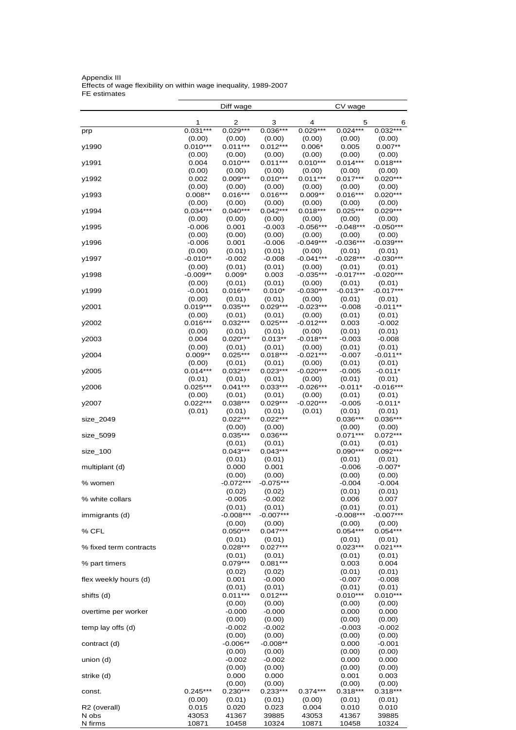Appendix III
Effects of wage flexibility on within wage inequality, 1989-2007
FE estimates

| | Diff wage | | | CV wage | | |
|---|---|---|---|---|---|---|
| | 1 | 2 | 3 | 4 | 5 | 6 |
| prp | 0.031*** | 0.029*** | 0.036*** | 0.029*** | 0.024*** | 0.032*** |
| | (0.00) | (0.00) | (0.00) | (0.00) | (0.00) | (0.00) |
| y1990 | 0.010*** | 0.011*** | 0.012*** | 0.006* | 0.005 | 0.007** |
| | (0.00) | (0.00) | (0.00) | (0.00) | (0.00) | (0.00) |
| y1991 | 0.004 | 0.010*** | 0.011*** | 0.010*** | 0.014*** | 0.018*** |
| | (0.00) | (0.00) | (0.00) | (0.00) | (0.00) | (0.00) |
| y1992 | 0.002 | 0.009*** | 0.010*** | 0.011*** | 0.017*** | 0.020*** |
| | (0.00) | (0.00) | (0.00) | (0.00) | (0.00) | (0.00) |
| y1993 | 0.008** | 0.016*** | 0.016*** | 0.009** | 0.016*** | 0.020*** |
| | (0.00) | (0.00) | (0.00) | (0.00) | (0.00) | (0.00) |
| y1994 | 0.034*** | 0.040*** | 0.042*** | 0.018*** | 0.025*** | 0.029*** |
| | (0.00) | (0.00) | (0.00) | (0.00) | (0.00) | (0.00) |
| y1995 | -0.006 | 0.001 | -0.003 | -0.056*** | -0.048*** | -0.050*** |
| | (0.00) | (0.00) | (0.00) | (0.00) | (0.00) | (0.00) |
| y1996 | -0.006 | 0.001 | -0.006 | -0.049*** | -0.036*** | -0.039*** |
| | (0.00) | (0.01) | (0.01) | (0.00) | (0.01) | (0.01) |
| y1997 | -0.010** | -0.002 | -0.008 | -0.041*** | -0.028*** | -0.030*** |
| | (0.00) | (0.01) | (0.01) | (0.00) | (0.01) | (0.01) |
| y1998 | -0.009** | 0.009* | 0.003 | -0.035*** | -0.017*** | -0.020*** |
| | (0.00) | (0.01) | (0.01) | (0.00) | (0.01) | (0.01) |
| y1999 | -0.001 | 0.016*** | 0.010* | -0.030*** | -0.013** | -0.017*** |
| | (0.00) | (0.01) | (0.01) | (0.00) | (0.01) | (0.01) |
| y2001 | 0.019*** | 0.035*** | 0.029*** | -0.023*** | -0.008 | -0.011** |
| | (0.00) | (0.01) | (0.01) | (0.00) | (0.01) | (0.01) |
| y2002 | 0.016*** | 0.032*** | 0.025*** | -0.012*** | 0.003 | -0.002 |
| | (0.00) | (0.01) | (0.01) | (0.00) | (0.01) | (0.01) |
| y2003 | 0.004 | 0.020*** | 0.013** | -0.018*** | -0.003 | -0.008 |
| | (0.00) | (0.01) | (0.01) | (0.00) | (0.01) | (0.01) |
| y2004 | 0.009** | 0.025*** | 0.018*** | -0.021*** | -0.007 | -0.011** |
| | (0.00) | (0.01) | (0.01) | (0.00) | (0.01) | (0.01) |
| y2005 | 0.014*** | 0.032*** | 0.023*** | -0.020*** | -0.005 | -0.011* |
| | (0.01) | (0.01) | (0.01) | (0.00) | (0.01) | (0.01) |
| y2006 | 0.025*** | 0.041*** | 0.033*** | -0.026*** | -0.011* | -0.016*** |
| | (0.00) | (0.01) | (0.01) | (0.00) | (0.01) | (0.01) |
| y2007 | 0.022*** | 0.038*** | 0.029*** | -0.020*** | -0.005 | -0.011* |
| | (0.01) | (0.01) | (0.01) | (0.01) | (0.01) | (0.01) |
| size_2049 | | 0.022*** | 0.022*** | | 0.036*** | 0.036*** |
| | | (0.00) | (0.00) | | (0.00) | (0.00) |
| size_5099 | | 0.035*** | 0.036*** | | 0.071*** | 0.072*** |
| | | (0.01) | (0.01) | | (0.01) | (0.01) |
| size_100 | | 0.043*** | 0.043*** | | 0.090*** | 0.092*** |
| | | (0.01) | (0.01) | | (0.01) | (0.01) |
| multiplant (d) | | 0.000 | 0.001 | | -0.006 | -0.007* |
| | | (0.00) | (0.00) | | (0.00) | (0.00) |
| % women | | -0.072*** | -0.075*** | | -0.004 | -0.004 |
| | | (0.02) | (0.02) | | (0.01) | (0.01) |
| % white collars | | -0.005 | -0.002 | | 0.006 | 0.007 |
| | | (0.01) | (0.01) | | (0.01) | (0.01) |
| immigrants (d) | | -0.008*** | -0.007*** | | -0.008*** | -0.007*** |
| | | (0.00) | (0.00) | | (0.00) | (0.00) |
| % CFL | | 0.050*** | 0.047*** | | 0.054*** | 0.054*** |
| | | (0.01) | (0.01) | | (0.01) | (0.01) |
| % fixed term contracts | | 0.028*** | 0.027*** | | 0.023*** | 0.021*** |
| | | (0.01) | (0.01) | | (0.01) | (0.01) |
| % part timers | | 0.079*** | 0.081*** | | 0.003 | 0.004 |
| | | (0.02) | (0.02) | | (0.01) | (0.01) |
| flex weekly hours (d) | | 0.001 | -0.000 | | -0.007 | -0.008 |
| | | (0.01) | (0.01) | | (0.01) | (0.01) |
| shifts (d) | | 0.011*** | 0.012*** | | 0.010*** | 0.010*** |
| | | (0.00) | (0.00) | | (0.00) | (0.00) |
| overtime per worker | | -0.000 | -0.000 | | 0.000 | 0.000 |
| | | (0.00) | (0.00) | | (0.00) | (0.00) |
| temp lay offs (d) | | -0.002 | -0.002 | | -0.003 | -0.002 |
| | | (0.00) | (0.00) | | (0.00) | (0.00) |
| contract (d) | | -0.006** | -0.008** | | 0.000 | -0.001 |
| | | (0.00) | (0.00) | | (0.00) | (0.00) |
| union (d) | | -0.002 | -0.002 | | 0.000 | 0.000 |
| | | (0.00) | (0.00) | | (0.00) | (0.00) |
| strike (d) | | 0.000 | 0.000 | | 0.001 | 0.003 |
| | | (0.00) | (0.00) | | (0.00) | (0.00) |
| const. | 0.245*** | 0.230*** | 0.233*** | 0.374*** | 0.318*** | 0.318*** |
| | (0.00) | (0.01) | (0.01) | (0.00) | (0.01) | (0.01) |
| R2 (overall) | 0.015 | 0.020 | 0.023 | 0.004 | 0.010 | 0.010 |
| N obs | 43053 | 41367 | 39885 | 43053 | 41367 | 39885 |
| N firms | 10871 | 10458 | 10324 | 10871 | 10458 | 10324 |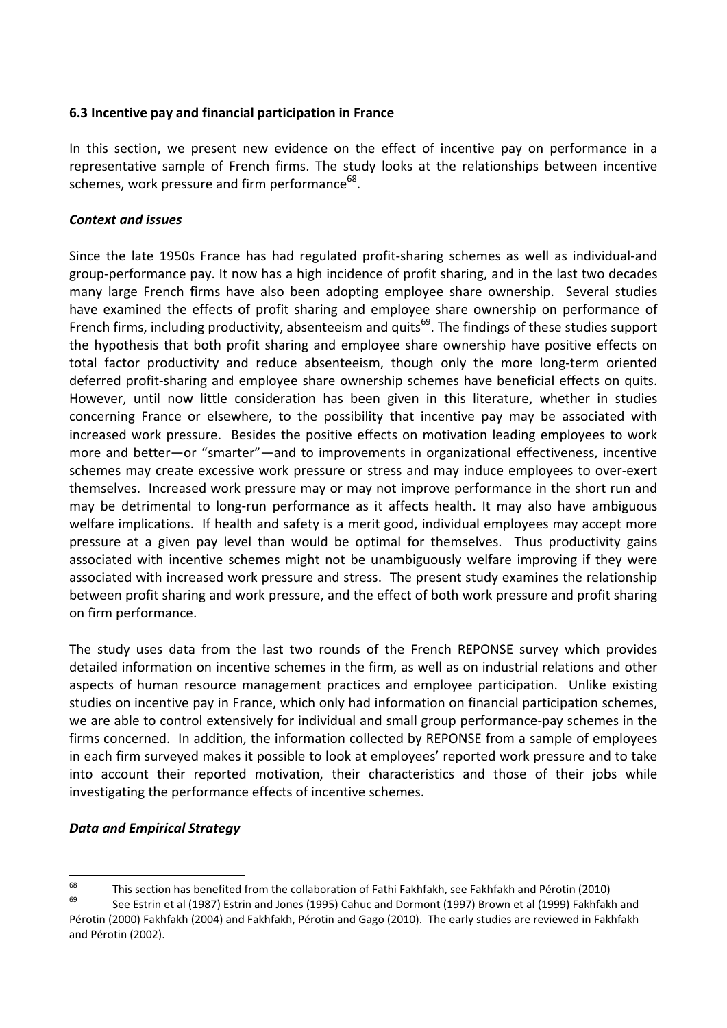**6.3 Incentive pay and financial participation in France**

In this section, we present new evidence on the effect of incentive pay on performance in a representative sample of French firms. The study looks at the relationships between incentive schemes, work pressure and firm performance[68].

***Context and issues***

Since the late 1950s France has had regulated profit-sharing schemes as well as individual-and group-performance pay. It now has a high incidence of profit sharing, and in the last two decades many large French firms have also been adopting employee share ownership. Several studies have examined the effects of profit sharing and employee share ownership on performance of French firms, including productivity, absenteeism and quits[69]. The findings of these studies support the hypothesis that both profit sharing and employee share ownership have positive effects on total factor productivity and reduce absenteeism, though only the more long-term oriented deferred profit-sharing and employee share ownership schemes have beneficial effects on quits. However, until now little consideration has been given in this literature, whether in studies concerning France or elsewhere, to the possibility that incentive pay may be associated with increased work pressure. Besides the positive effects on motivation leading employees to work more and better—or "smarter"—and to improvements in organizational effectiveness, incentive schemes may create excessive work pressure or stress and may induce employees to over-exert themselves. Increased work pressure may or may not improve performance in the short run and may be detrimental to long-run performance as it affects health. It may also have ambiguous welfare implications. If health and safety is a merit good, individual employees may accept more pressure at a given pay level than would be optimal for themselves. Thus productivity gains associated with incentive schemes might not be unambiguously welfare improving if they were associated with increased work pressure and stress. The present study examines the relationship between profit sharing and work pressure, and the effect of both work pressure and profit sharing on firm performance.

The study uses data from the last two rounds of the French REPONSE survey which provides detailed information on incentive schemes in the firm, as well as on industrial relations and other aspects of human resource management practices and employee participation. Unlike existing studies on incentive pay in France, which only had information on financial participation schemes, we are able to control extensively for individual and small group performance-pay schemes in the firms concerned. In addition, the information collected by REPONSE from a sample of employees in each firm surveyed makes it possible to look at employees' reported work pressure and to take into account their reported motivation, their characteristics and those of their jobs while investigating the performance effects of incentive schemes.

***Data and Empirical Strategy***

---

[68] This section has benefited from the collaboration of Fathi Fakhfakh, see Fakhfakh and Pérotin (2010)

[69] See Estrin et al (1987) Estrin and Jones (1995) Cahuc and Dormont (1997) Brown et al (1999) Fakhfakh and Pérotin (2000) Fakhfakh (2004) and Fakhfakh, Pérotin and Gago (2010). The early studies are reviewed in Fakhfakh and Pérotin (2002).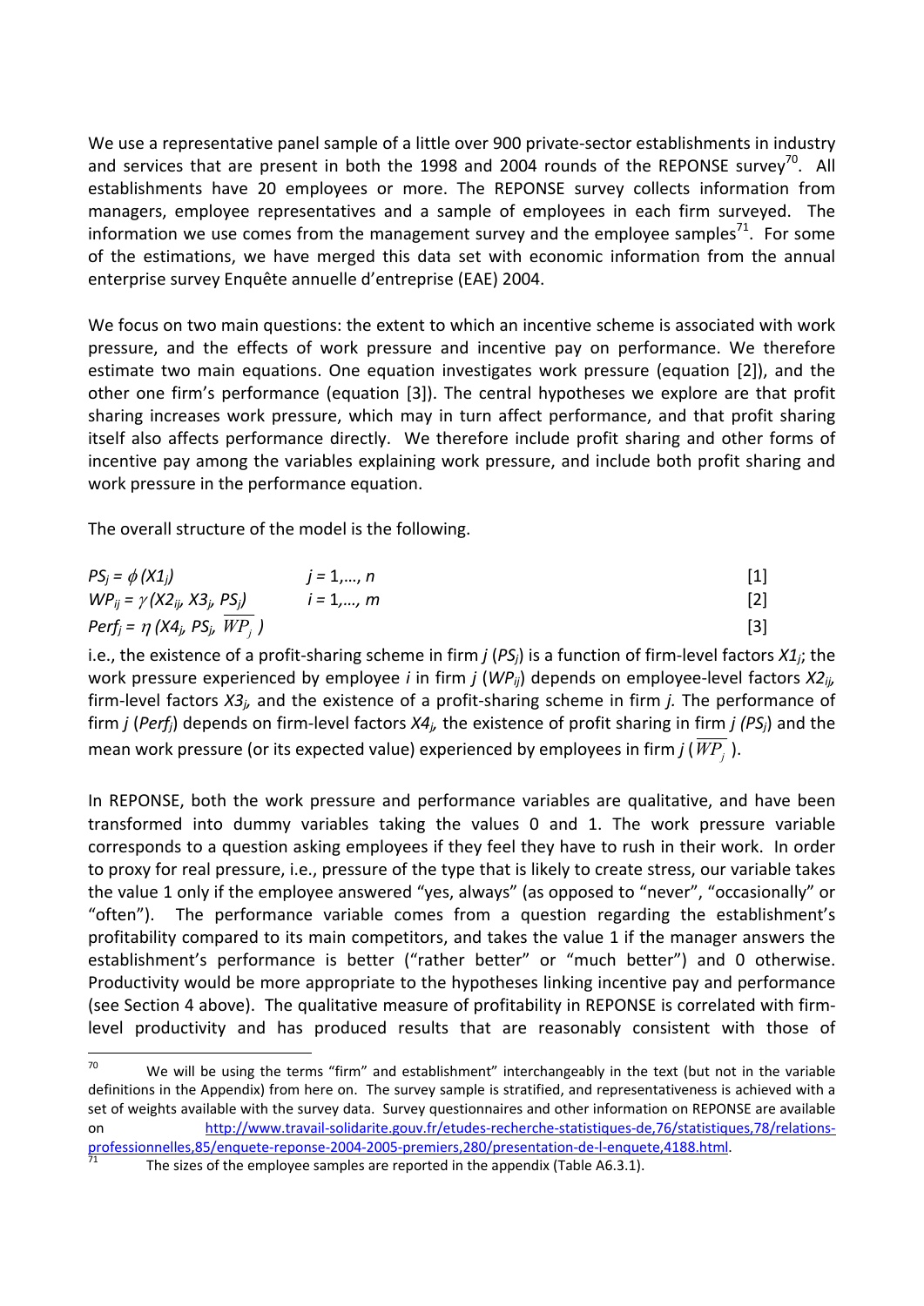We use a representative panel sample of a little over 900 private-sector establishments in industry and services that are present in both the 1998 and 2004 rounds of the REPONSE survey[70]. All establishments have 20 employees or more. The REPONSE survey collects information from managers, employee representatives and a sample of employees in each firm surveyed. The information we use comes from the management survey and the employee samples[71]. For some of the estimations, we have merged this data set with economic information from the annual enterprise survey Enquête annuelle d'entreprise (EAE) 2004.

We focus on two main questions: the extent to which an incentive scheme is associated with work pressure, and the effects of work pressure and incentive pay on performance. We therefore estimate two main equations. One equation investigates work pressure (equation [2]), and the other one firm's performance (equation [3]). The central hypotheses we explore are that profit sharing increases work pressure, which may in turn affect performance, and that profit sharing itself also affects performance directly. We therefore include profit sharing and other forms of incentive pay among the variables explaining work pressure, and include both profit sharing and work pressure in the performance equation.

The overall structure of the model is the following.

$$PS_j = \phi\,(X1_j) \qquad j = 1, \ldots, n \qquad [1]$$

$$WP_{ij} = \gamma\,(X2_{ij}, X3_j, PS_j) \qquad i = 1, \ldots, m \qquad [2]$$

$$Perf_j = \eta\,(X4_j, PS_j, \overline{WP_j}\,) \qquad [3]$$

i.e., the existence of a profit-sharing scheme in firm $j$ ($PS_j$) is a function of firm-level factors $X1_j$; the work pressure experienced by employee $i$ in firm $j$ ($WP_{ij}$) depends on employee-level factors $X2_{ij}$, firm-level factors $X3_j$, and the existence of a profit-sharing scheme in firm $j$. The performance of firm $j$ ($Perf_j$) depends on firm-level factors $X4_j$, the existence of profit sharing in firm $j$ ($PS_j$) and the mean work pressure (or its expected value) experienced by employees in firm $j$ ($\overline{WP_j}$).

In REPONSE, both the work pressure and performance variables are qualitative, and have been transformed into dummy variables taking the values 0 and 1. The work pressure variable corresponds to a question asking employees if they feel they have to rush in their work. In order to proxy for real pressure, i.e., pressure of the type that is likely to create stress, our variable takes the value 1 only if the employee answered "yes, always" (as opposed to "never", "occasionally" or "often"). The performance variable comes from a question regarding the establishment's profitability compared to its main competitors, and takes the value 1 if the manager answers the establishment's performance is better ("rather better" or "much better") and 0 otherwise. Productivity would be more appropriate to the hypotheses linking incentive pay and performance (see Section 4 above). The qualitative measure of profitability in REPONSE is correlated with firm-level productivity and has produced results that are reasonably consistent with those of

---

[70] We will be using the terms "firm" and establishment" interchangeably in the text (but not in the variable definitions in the Appendix) from here on. The survey sample is stratified, and representativeness is achieved with a set of weights available with the survey data. Survey questionnaires and other information on REPONSE are available on http://www.travail-solidarite.gouv.fr/etudes-recherche-statistiques-de,76/statistiques,78/relations-professionnelles,85/enquete-reponse-2004-2005-premiers,280/presentation-de-l-enquete,4188.html.

[71] The sizes of the employee samples are reported in the appendix (Table A6.3.1).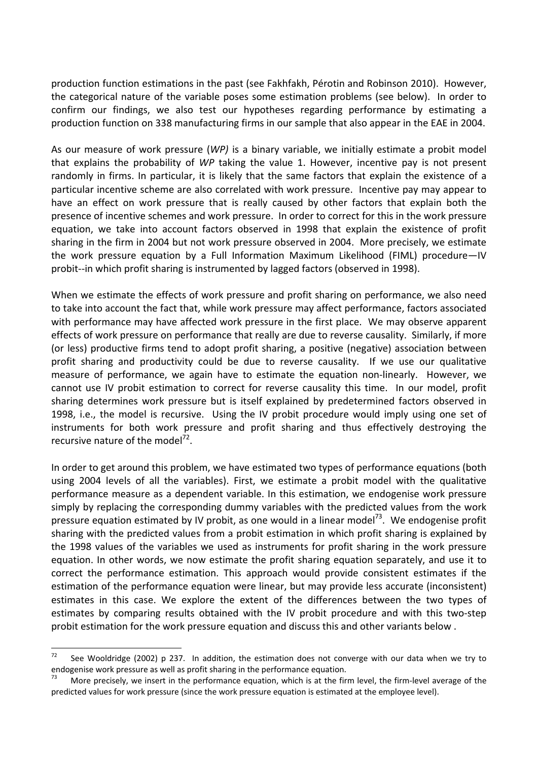production function estimations in the past (see Fakhfakh, Pérotin and Robinson 2010). However, the categorical nature of the variable poses some estimation problems (see below). In order to confirm our findings, we also test our hypotheses regarding performance by estimating a production function on 338 manufacturing firms in our sample that also appear in the EAE in 2004.

As our measure of work pressure (*WP)* is a binary variable, we initially estimate a probit model that explains the probability of *WP* taking the value 1. However, incentive pay is not present randomly in firms. In particular, it is likely that the same factors that explain the existence of a particular incentive scheme are also correlated with work pressure. Incentive pay may appear to have an effect on work pressure that is really caused by other factors that explain both the presence of incentive schemes and work pressure. In order to correct for this in the work pressure equation, we take into account factors observed in 1998 that explain the existence of profit sharing in the firm in 2004 but not work pressure observed in 2004. More precisely, we estimate the work pressure equation by a Full Information Maximum Likelihood (FIML) procedure—IV probit--in which profit sharing is instrumented by lagged factors (observed in 1998).

When we estimate the effects of work pressure and profit sharing on performance, we also need to take into account the fact that, while work pressure may affect performance, factors associated with performance may have affected work pressure in the first place. We may observe apparent effects of work pressure on performance that really are due to reverse causality. Similarly, if more (or less) productive firms tend to adopt profit sharing, a positive (negative) association between profit sharing and productivity could be due to reverse causality. If we use our qualitative measure of performance, we again have to estimate the equation non-linearly. However, we cannot use IV probit estimation to correct for reverse causality this time. In our model, profit sharing determines work pressure but is itself explained by predetermined factors observed in 1998, i.e., the model is recursive. Using the IV probit procedure would imply using one set of instruments for both work pressure and profit sharing and thus effectively destroying the recursive nature of the model[72].

In order to get around this problem, we have estimated two types of performance equations (both using 2004 levels of all the variables). First, we estimate a probit model with the qualitative performance measure as a dependent variable. In this estimation, we endogenise work pressure simply by replacing the corresponding dummy variables with the predicted values from the work pressure equation estimated by IV probit, as one would in a linear model[73]. We endogenise profit sharing with the predicted values from a probit estimation in which profit sharing is explained by the 1998 values of the variables we used as instruments for profit sharing in the work pressure equation. In other words, we now estimate the profit sharing equation separately, and use it to correct the performance estimation. This approach would provide consistent estimates if the estimation of the performance equation were linear, but may provide less accurate (inconsistent) estimates in this case. We explore the extent of the differences between the two types of estimates by comparing results obtained with the IV probit procedure and with this two-step probit estimation for the work pressure equation and discuss this and other variants below .

---

[72] See Wooldridge (2002) p 237. In addition, the estimation does not converge with our data when we try to endogenise work pressure as well as profit sharing in the performance equation.

[73] More precisely, we insert in the performance equation, which is at the firm level, the firm-level average of the predicted values for work pressure (since the work pressure equation is estimated at the employee level).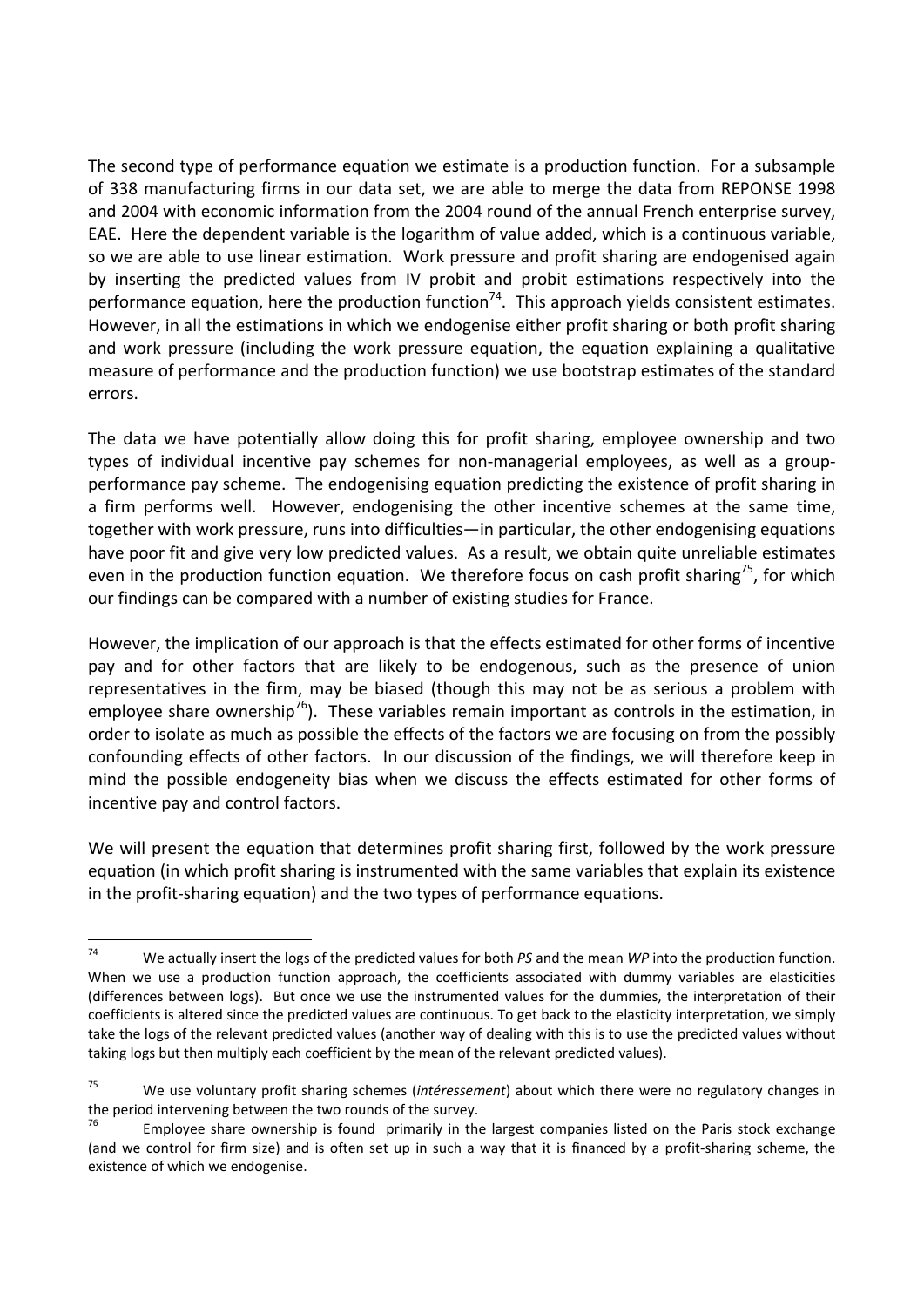The second type of performance equation we estimate is a production function. For a subsample of 338 manufacturing firms in our data set, we are able to merge the data from REPONSE 1998 and 2004 with economic information from the 2004 round of the annual French enterprise survey, EAE. Here the dependent variable is the logarithm of value added, which is a continuous variable, so we are able to use linear estimation. Work pressure and profit sharing are endogenised again by inserting the predicted values from IV probit and probit estimations respectively into the performance equation, here the production function[74]. This approach yields consistent estimates. However, in all the estimations in which we endogenise either profit sharing or both profit sharing and work pressure (including the work pressure equation, the equation explaining a qualitative measure of performance and the production function) we use bootstrap estimates of the standard errors.

The data we have potentially allow doing this for profit sharing, employee ownership and two types of individual incentive pay schemes for non-managerial employees, as well as a group-performance pay scheme. The endogenising equation predicting the existence of profit sharing in a firm performs well. However, endogenising the other incentive schemes at the same time, together with work pressure, runs into difficulties—in particular, the other endogenising equations have poor fit and give very low predicted values. As a result, we obtain quite unreliable estimates even in the production function equation. We therefore focus on cash profit sharing[75], for which our findings can be compared with a number of existing studies for France.

However, the implication of our approach is that the effects estimated for other forms of incentive pay and for other factors that are likely to be endogenous, such as the presence of union representatives in the firm, may be biased (though this may not be as serious a problem with employee share ownership[76]). These variables remain important as controls in the estimation, in order to isolate as much as possible the effects of the factors we are focusing on from the possibly confounding effects of other factors. In our discussion of the findings, we will therefore keep in mind the possible endogeneity bias when we discuss the effects estimated for other forms of incentive pay and control factors.

We will present the equation that determines profit sharing first, followed by the work pressure equation (in which profit sharing is instrumented with the same variables that explain its existence in the profit-sharing equation) and the two types of performance equations.

---

[74] We actually insert the logs of the predicted values for both *PS* and the mean *WP* into the production function. When we use a production function approach, the coefficients associated with dummy variables are elasticities (differences between logs). But once we use the instrumented values for the dummies, the interpretation of their coefficients is altered since the predicted values are continuous. To get back to the elasticity interpretation, we simply take the logs of the relevant predicted values (another way of dealing with this is to use the predicted values without taking logs but then multiply each coefficient by the mean of the relevant predicted values).

[75] We use voluntary profit sharing schemes (*intéressement*) about which there were no regulatory changes in the period intervening between the two rounds of the survey.

[76] Employee share ownership is found primarily in the largest companies listed on the Paris stock exchange (and we control for firm size) and is often set up in such a way that it is financed by a profit-sharing scheme, the existence of which we endogenise.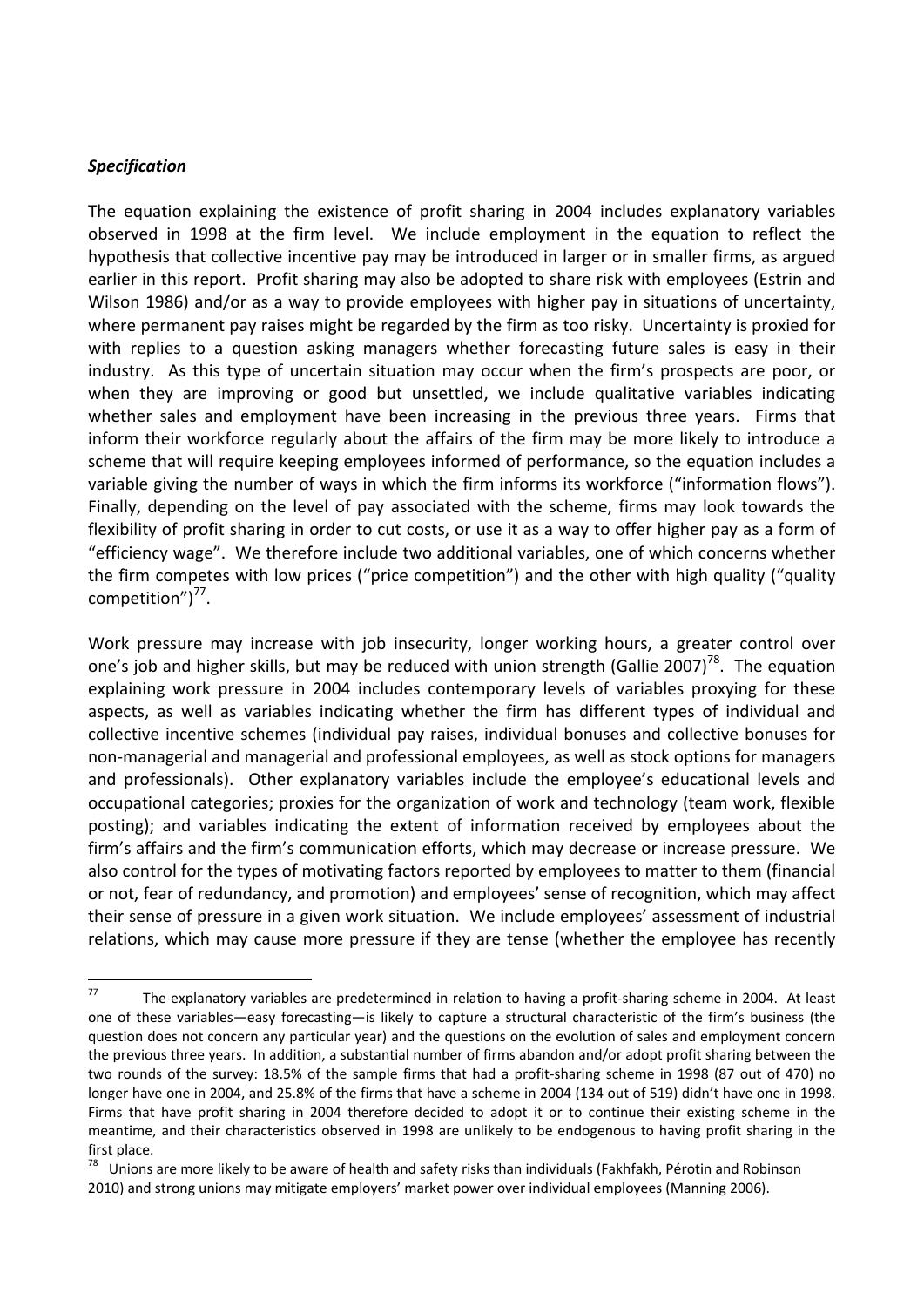***Specification***

The equation explaining the existence of profit sharing in 2004 includes explanatory variables observed in 1998 at the firm level. We include employment in the equation to reflect the hypothesis that collective incentive pay may be introduced in larger or in smaller firms, as argued earlier in this report. Profit sharing may also be adopted to share risk with employees (Estrin and Wilson 1986) and/or as a way to provide employees with higher pay in situations of uncertainty, where permanent pay raises might be regarded by the firm as too risky. Uncertainty is proxied for with replies to a question asking managers whether forecasting future sales is easy in their industry. As this type of uncertain situation may occur when the firm's prospects are poor, or when they are improving or good but unsettled, we include qualitative variables indicating whether sales and employment have been increasing in the previous three years. Firms that inform their workforce regularly about the affairs of the firm may be more likely to introduce a scheme that will require keeping employees informed of performance, so the equation includes a variable giving the number of ways in which the firm informs its workforce ("information flows"). Finally, depending on the level of pay associated with the scheme, firms may look towards the flexibility of profit sharing in order to cut costs, or use it as a way to offer higher pay as a form of "efficiency wage". We therefore include two additional variables, one of which concerns whether the firm competes with low prices ("price competition") and the other with high quality ("quality competition")[77].

Work pressure may increase with job insecurity, longer working hours, a greater control over one's job and higher skills, but may be reduced with union strength (Gallie 2007)[78]. The equation explaining work pressure in 2004 includes contemporary levels of variables proxying for these aspects, as well as variables indicating whether the firm has different types of individual and collective incentive schemes (individual pay raises, individual bonuses and collective bonuses for non-managerial and managerial and professional employees, as well as stock options for managers and professionals). Other explanatory variables include the employee's educational levels and occupational categories; proxies for the organization of work and technology (team work, flexible posting); and variables indicating the extent of information received by employees about the firm's affairs and the firm's communication efforts, which may decrease or increase pressure. We also control for the types of motivating factors reported by employees to matter to them (financial or not, fear of redundancy, and promotion) and employees' sense of recognition, which may affect their sense of pressure in a given work situation. We include employees' assessment of industrial relations, which may cause more pressure if they are tense (whether the employee has recently

---

[77] The explanatory variables are predetermined in relation to having a profit-sharing scheme in 2004. At least one of these variables—easy forecasting—is likely to capture a structural characteristic of the firm's business (the question does not concern any particular year) and the questions on the evolution of sales and employment concern the previous three years. In addition, a substantial number of firms abandon and/or adopt profit sharing between the two rounds of the survey: 18.5% of the sample firms that had a profit-sharing scheme in 1998 (87 out of 470) no longer have one in 2004, and 25.8% of the firms that have a scheme in 2004 (134 out of 519) didn't have one in 1998. Firms that have profit sharing in 2004 therefore decided to adopt it or to continue their existing scheme in the meantime, and their characteristics observed in 1998 are unlikely to be endogenous to having profit sharing in the first place.

[78] Unions are more likely to be aware of health and safety risks than individuals (Fakhfakh, Pérotin and Robinson 2010) and strong unions may mitigate employers' market power over individual employees (Manning 2006).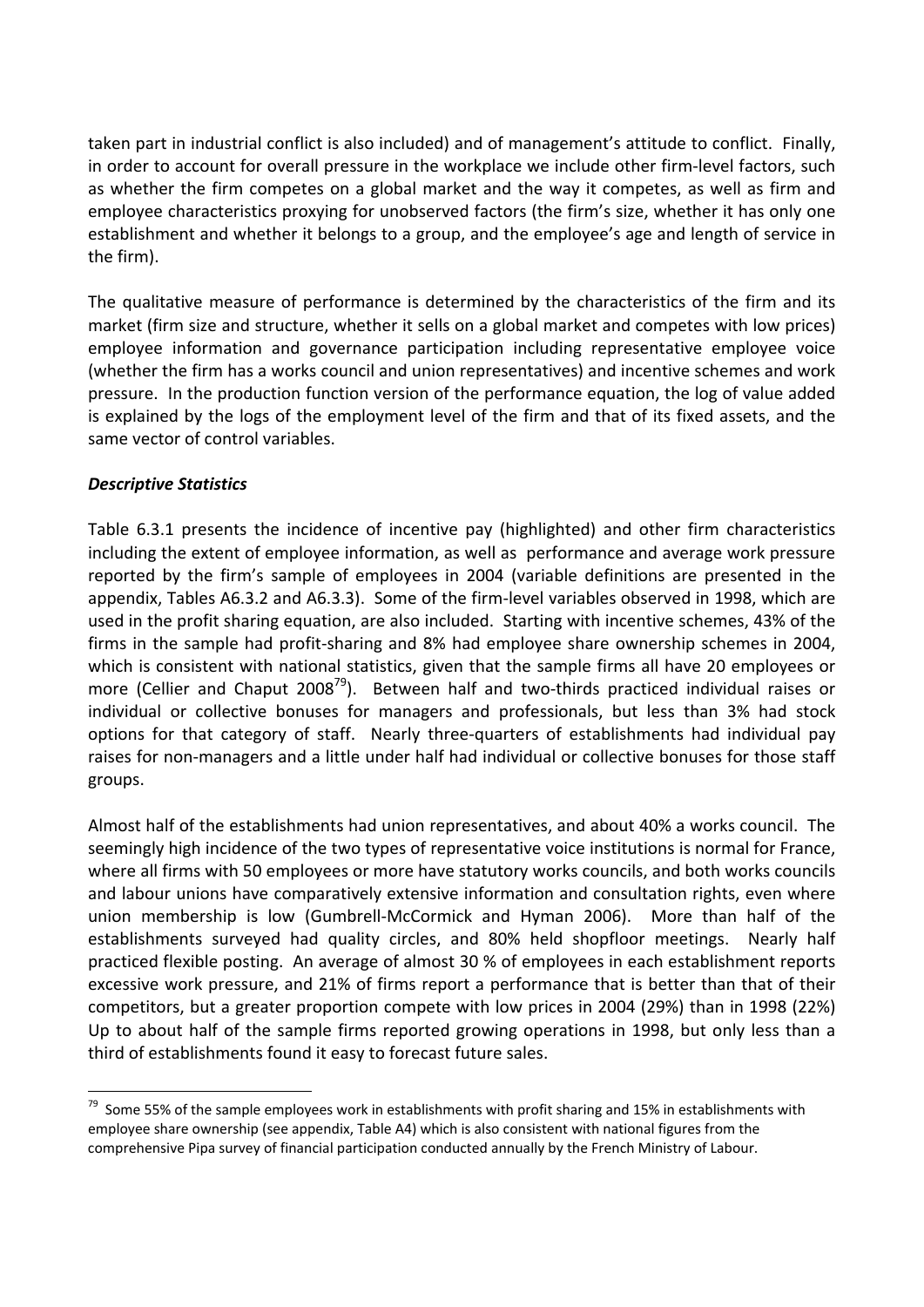taken part in industrial conflict is also included) and of management's attitude to conflict. Finally, in order to account for overall pressure in the workplace we include other firm-level factors, such as whether the firm competes on a global market and the way it competes, as well as firm and employee characteristics proxying for unobserved factors (the firm's size, whether it has only one establishment and whether it belongs to a group, and the employee's age and length of service in the firm).

The qualitative measure of performance is determined by the characteristics of the firm and its market (firm size and structure, whether it sells on a global market and competes with low prices) employee information and governance participation including representative employee voice (whether the firm has a works council and union representatives) and incentive schemes and work pressure. In the production function version of the performance equation, the log of value added is explained by the logs of the employment level of the firm and that of its fixed assets, and the same vector of control variables.

### *Descriptive Statistics*

Table 6.3.1 presents the incidence of incentive pay (highlighted) and other firm characteristics including the extent of employee information, as well as performance and average work pressure reported by the firm's sample of employees in 2004 (variable definitions are presented in the appendix, Tables A6.3.2 and A6.3.3). Some of the firm-level variables observed in 1998, which are used in the profit sharing equation, are also included. Starting with incentive schemes, 43% of the firms in the sample had profit-sharing and 8% had employee share ownership schemes in 2004, which is consistent with national statistics, given that the sample firms all have 20 employees or more (Cellier and Chaput 2008[79]). Between half and two-thirds practiced individual raises or individual or collective bonuses for managers and professionals, but less than 3% had stock options for that category of staff. Nearly three-quarters of establishments had individual pay raises for non-managers and a little under half had individual or collective bonuses for those staff groups.

Almost half of the establishments had union representatives, and about 40% a works council. The seemingly high incidence of the two types of representative voice institutions is normal for France, where all firms with 50 employees or more have statutory works councils, and both works councils and labour unions have comparatively extensive information and consultation rights, even where union membership is low (Gumbrell-McCormick and Hyman 2006). More than half of the establishments surveyed had quality circles, and 80% held shopfloor meetings. Nearly half practiced flexible posting. An average of almost 30 % of employees in each establishment reports excessive work pressure, and 21% of firms report a performance that is better than that of their competitors, but a greater proportion compete with low prices in 2004 (29%) than in 1998 (22%) Up to about half of the sample firms reported growing operations in 1998, but only less than a third of establishments found it easy to forecast future sales.

---

[79] Some 55% of the sample employees work in establishments with profit sharing and 15% in establishments with employee share ownership (see appendix, Table A4) which is also consistent with national figures from the comprehensive Pipa survey of financial participation conducted annually by the French Ministry of Labour.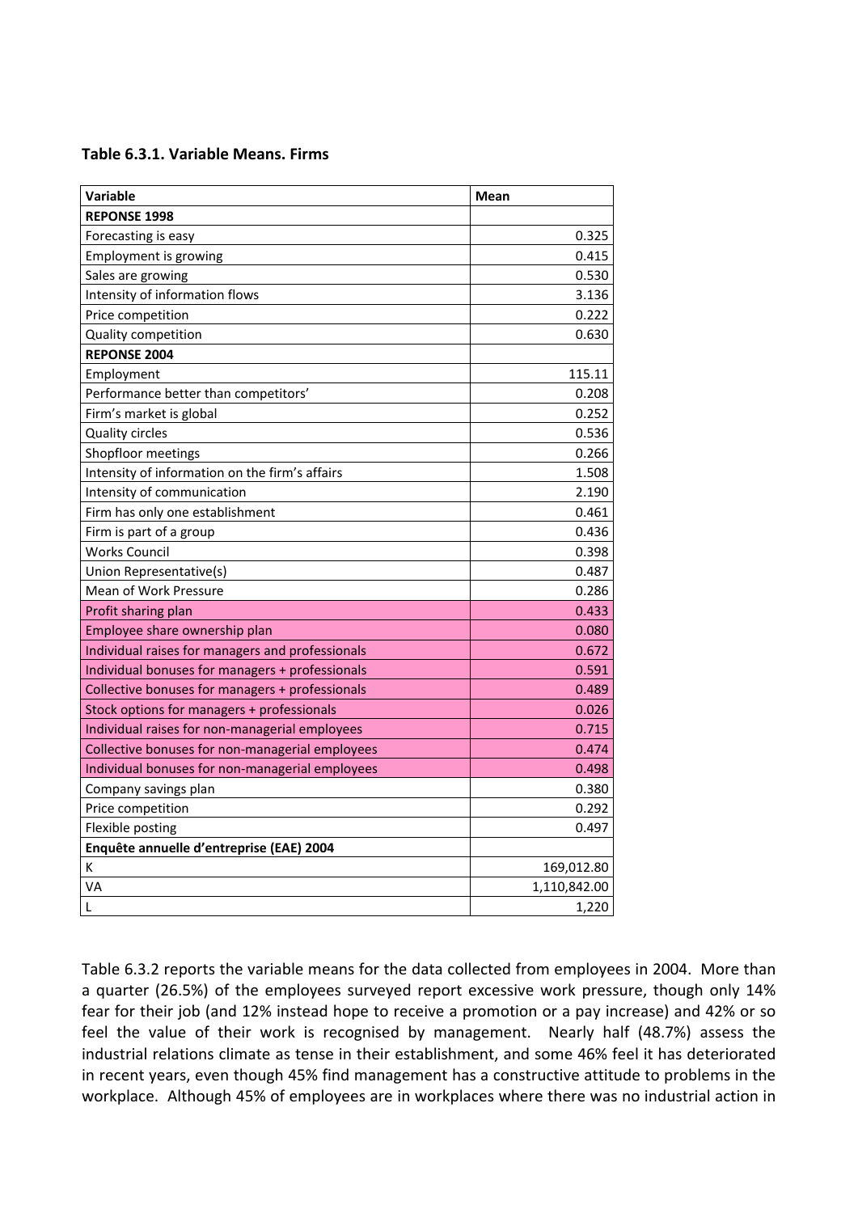**Table 6.3.1. Variable Means. Firms**

| Variable | Mean |
|---|---|
| **REPONSE 1998** | |
| Forecasting is easy | 0.325 |
| Employment is growing | 0.415 |
| Sales are growing | 0.530 |
| Intensity of information flows | 3.136 |
| Price competition | 0.222 |
| Quality competition | 0.630 |
| **REPONSE 2004** | |
| Employment | 115.11 |
| Performance better than competitors' | 0.208 |
| Firm's market is global | 0.252 |
| Quality circles | 0.536 |
| Shopfloor meetings | 0.266 |
| Intensity of information on the firm's affairs | 1.508 |
| Intensity of communication | 2.190 |
| Firm has only one establishment | 0.461 |
| Firm is part of a group | 0.436 |
| Works Council | 0.398 |
| Union Representative(s) | 0.487 |
| Mean of Work Pressure | 0.286 |
| Profit sharing plan | 0.433 |
| Employee share ownership plan | 0.080 |
| Individual raises for managers and professionals | 0.672 |
| Individual bonuses for managers + professionals | 0.591 |
| Collective bonuses for managers + professionals | 0.489 |
| Stock options for managers + professionals | 0.026 |
| Individual raises for non-managerial employees | 0.715 |
| Collective bonuses for non-managerial employees | 0.474 |
| Individual bonuses for non-managerial employees | 0.498 |
| Company savings plan | 0.380 |
| Price competition | 0.292 |
| Flexible posting | 0.497 |
| **Enquête annuelle d'entreprise (EAE) 2004** | |
| K | 169,012.80 |
| VA | 1,110,842.00 |
| L | 1,220 |

Table 6.3.2 reports the variable means for the data collected from employees in 2004. More than a quarter (26.5%) of the employees surveyed report excessive work pressure, though only 14% fear for their job (and 12% instead hope to receive a promotion or a pay increase) and 42% or so feel the value of their work is recognised by management. Nearly half (48.7%) assess the industrial relations climate as tense in their establishment, and some 46% feel it has deteriorated in recent years, even though 45% find management has a constructive attitude to problems in the workplace. Although 45% of employees are in workplaces where there was no industrial action in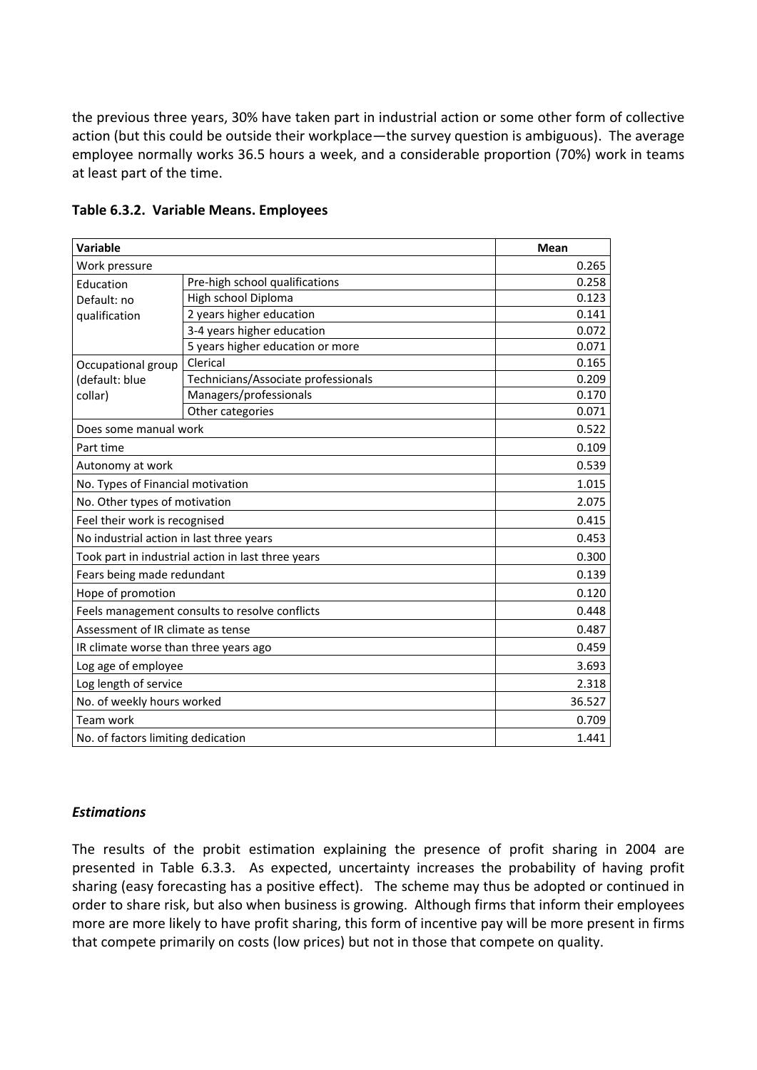the previous three years, 30% have taken part in industrial action or some other form of collective action (but this could be outside their workplace—the survey question is ambiguous). The average employee normally works 36.5 hours a week, and a considerable proportion (70%) work in teams at least part of the time.

**Table 6.3.2. Variable Means. Employees**

| Variable | | Mean |
|---|---|---|
| Work pressure | | 0.265 |
| Education Default: no qualification | Pre-high school qualifications | 0.258 |
| | High school Diploma | 0.123 |
| | 2 years higher education | 0.141 |
| | 3-4 years higher education | 0.072 |
| | 5 years higher education or more | 0.071 |
| Occupational group (default: blue collar) | Clerical | 0.165 |
| | Technicians/Associate professionals | 0.209 |
| | Managers/professionals | 0.170 |
| | Other categories | 0.071 |
| Does some manual work | | 0.522 |
| Part time | | 0.109 |
| Autonomy at work | | 0.539 |
| No. Types of Financial motivation | | 1.015 |
| No. Other types of motivation | | 2.075 |
| Feel their work is recognised | | 0.415 |
| No industrial action in last three years | | 0.453 |
| Took part in industrial action in last three years | | 0.300 |
| Fears being made redundant | | 0.139 |
| Hope of promotion | | 0.120 |
| Feels management consults to resolve conflicts | | 0.448 |
| Assessment of IR climate as tense | | 0.487 |
| IR climate worse than three years ago | | 0.459 |
| Log age of employee | | 3.693 |
| Log length of service | | 2.318 |
| No. of weekly hours worked | | 36.527 |
| Team work | | 0.709 |
| No. of factors limiting dedication | | 1.441 |

### *Estimations*

The results of the probit estimation explaining the presence of profit sharing in 2004 are presented in Table 6.3.3. As expected, uncertainty increases the probability of having profit sharing (easy forecasting has a positive effect). The scheme may thus be adopted or continued in order to share risk, but also when business is growing. Although firms that inform their employees more are more likely to have profit sharing, this form of incentive pay will be more present in firms that compete primarily on costs (low prices) but not in those that compete on quality.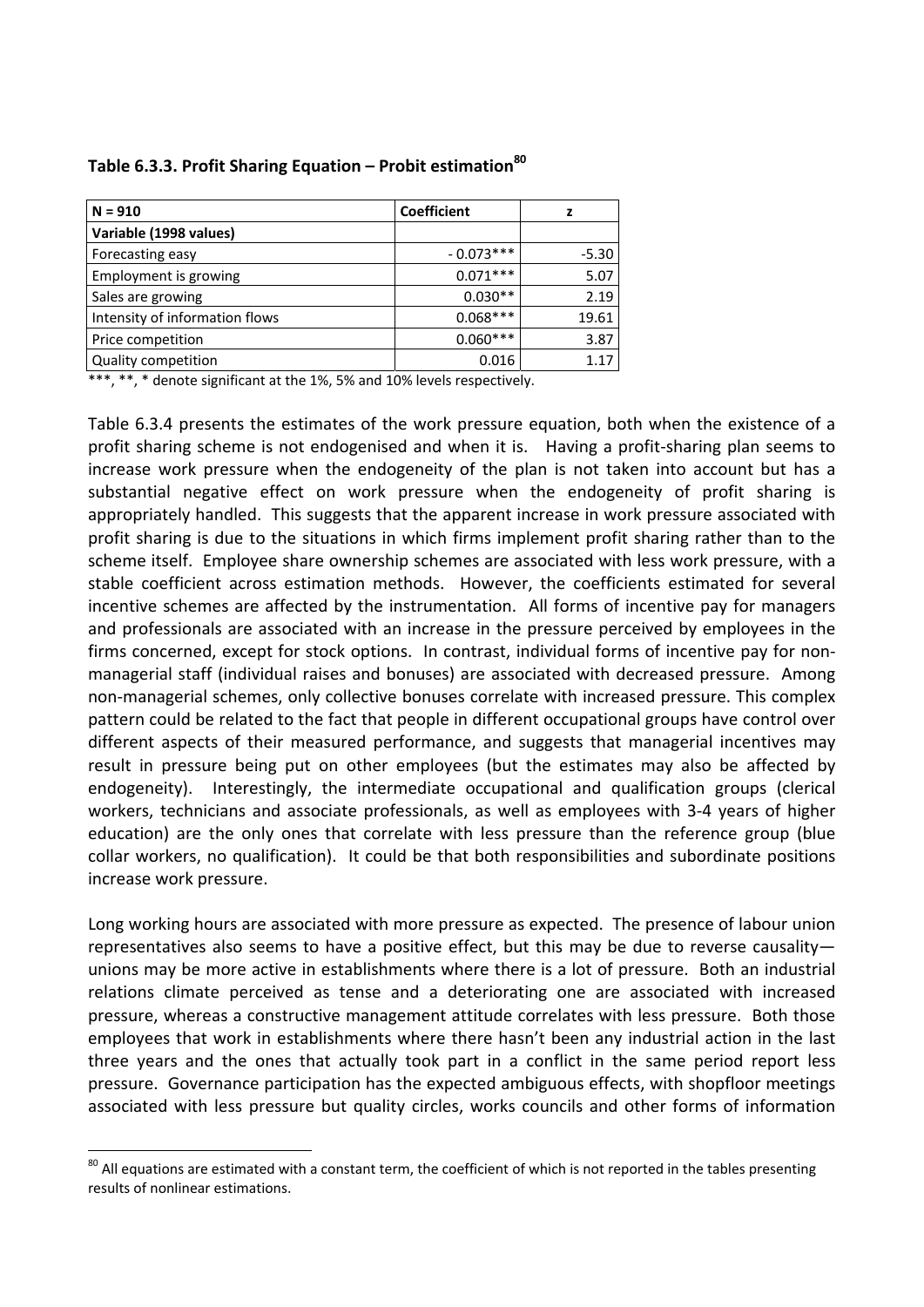**Table 6.3.3. Profit Sharing Equation – Probit estimation**[80]

| N = 910 | Coefficient | z |
|---|---|---|
| **Variable (1998 values)** | | |
| Forecasting easy | - 0.073*** | -5.30 |
| Employment is growing | 0.071*** | 5.07 |
| Sales are growing | 0.030** | 2.19 |
| Intensity of information flows | 0.068*** | 19.61 |
| Price competition | 0.060*** | 3.87 |
| Quality competition | 0.016 | 1.17 |

***, **, * denote significant at the 1%, 5% and 10% levels respectively.

Table 6.3.4 presents the estimates of the work pressure equation, both when the existence of a profit sharing scheme is not endogenised and when it is. Having a profit-sharing plan seems to increase work pressure when the endogeneity of the plan is not taken into account but has a substantial negative effect on work pressure when the endogeneity of profit sharing is appropriately handled. This suggests that the apparent increase in work pressure associated with profit sharing is due to the situations in which firms implement profit sharing rather than to the scheme itself. Employee share ownership schemes are associated with less work pressure, with a stable coefficient across estimation methods. However, the coefficients estimated for several incentive schemes are affected by the instrumentation. All forms of incentive pay for managers and professionals are associated with an increase in the pressure perceived by employees in the firms concerned, except for stock options. In contrast, individual forms of incentive pay for non-managerial staff (individual raises and bonuses) are associated with decreased pressure. Among non-managerial schemes, only collective bonuses correlate with increased pressure. This complex pattern could be related to the fact that people in different occupational groups have control over different aspects of their measured performance, and suggests that managerial incentives may result in pressure being put on other employees (but the estimates may also be affected by endogeneity). Interestingly, the intermediate occupational and qualification groups (clerical workers, technicians and associate professionals, as well as employees with 3-4 years of higher education) are the only ones that correlate with less pressure than the reference group (blue collar workers, no qualification). It could be that both responsibilities and subordinate positions increase work pressure.

Long working hours are associated with more pressure as expected. The presence of labour union representatives also seems to have a positive effect, but this may be due to reverse causality—unions may be more active in establishments where there is a lot of pressure. Both an industrial relations climate perceived as tense and a deteriorating one are associated with increased pressure, whereas a constructive management attitude correlates with less pressure. Both those employees that work in establishments where there hasn't been any industrial action in the last three years and the ones that actually took part in a conflict in the same period report less pressure. Governance participation has the expected ambiguous effects, with shopfloor meetings associated with less pressure but quality circles, works councils and other forms of information

[80] All equations are estimated with a constant term, the coefficient of which is not reported in the tables presenting results of nonlinear estimations.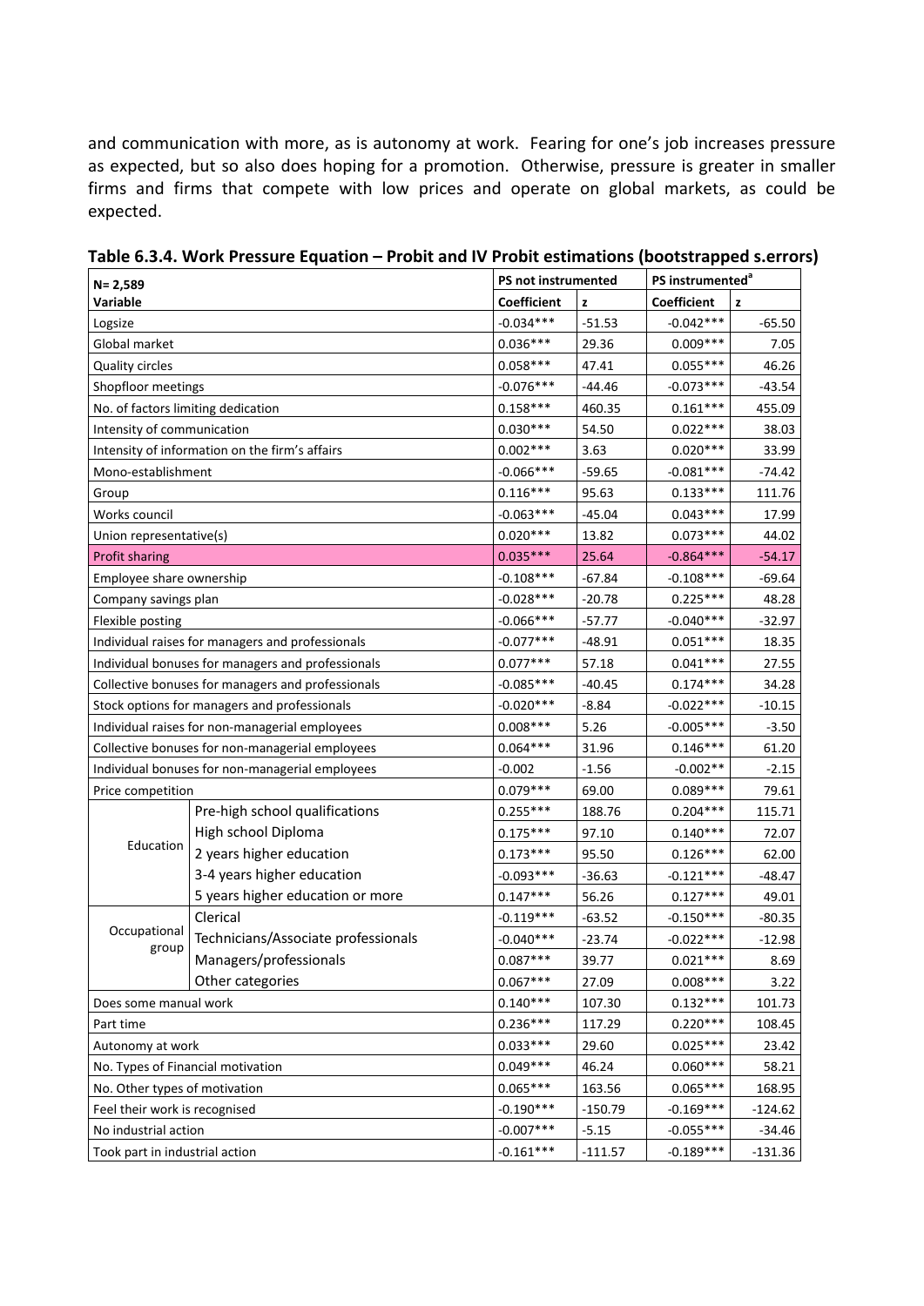and communication with more, as is autonomy at work. Fearing for one's job increases pressure as expected, but so also does hoping for a promotion. Otherwise, pressure is greater in smaller firms and firms that compete with low prices and operate on global markets, as could be expected.

**Table 6.3.4. Work Pressure Equation – Probit and IV Probit estimations (bootstrapped s.errors)**

| N= 2,589 | | PS not instrumented | | PS instrumented[a] | |
|---|---|---|---|---|---|
| **Variable** | | **Coefficient** | **z** | **Coefficient** | **z** |
| Logsize | | -0.034*** | -51.53 | -0.042*** | -65.50 |
| Global market | | 0.036*** | 29.36 | 0.009*** | 7.05 |
| Quality circles | | 0.058*** | 47.41 | 0.055*** | 46.26 |
| Shopfloor meetings | | -0.076*** | -44.46 | -0.073*** | -43.54 |
| No. of factors limiting dedication | | 0.158*** | 460.35 | 0.161*** | 455.09 |
| Intensity of communication | | 0.030*** | 54.50 | 0.022*** | 38.03 |
| Intensity of information on the firm's affairs | | 0.002*** | 3.63 | 0.020*** | 33.99 |
| Mono-establishment | | -0.066*** | -59.65 | -0.081*** | -74.42 |
| Group | | 0.116*** | 95.63 | 0.133*** | 111.76 |
| Works council | | -0.063*** | -45.04 | 0.043*** | 17.99 |
| Union representative(s) | | 0.020*** | 13.82 | 0.073*** | 44.02 |
| Profit sharing | | 0.035*** | 25.64 | -0.864*** | -54.17 |
| Employee share ownership | | -0.108*** | -67.84 | -0.108*** | -69.64 |
| Company savings plan | | -0.028*** | -20.78 | 0.225*** | 48.28 |
| Flexible posting | | -0.066*** | -57.77 | -0.040*** | -32.97 |
| Individual raises for managers and professionals | | -0.077*** | -48.91 | 0.051*** | 18.35 |
| Individual bonuses for managers and professionals | | 0.077*** | 57.18 | 0.041*** | 27.55 |
| Collective bonuses for managers and professionals | | -0.085*** | -40.45 | 0.174*** | 34.28 |
| Stock options for managers and professionals | | -0.020*** | -8.84 | -0.022*** | -10.15 |
| Individual raises for non-managerial employees | | 0.008*** | 5.26 | -0.005*** | -3.50 |
| Collective bonuses for non-managerial employees | | 0.064*** | 31.96 | 0.146*** | 61.20 |
| Individual bonuses for non-managerial employees | | -0.002 | -1.56 | -0.002** | -2.15 |
| Price competition | | 0.079*** | 69.00 | 0.089*** | 79.61 |
| Education | Pre-high school qualifications | 0.255*** | 188.76 | 0.204*** | 115.71 |
| | High school Diploma | 0.175*** | 97.10 | 0.140*** | 72.07 |
| | 2 years higher education | 0.173*** | 95.50 | 0.126*** | 62.00 |
| | 3-4 years higher education | -0.093*** | -36.63 | -0.121*** | -48.47 |
| | 5 years higher education or more | 0.147*** | 56.26 | 0.127*** | 49.01 |
| Occupational group | Clerical | -0.119*** | -63.52 | -0.150*** | -80.35 |
| | Technicians/Associate professionals | -0.040*** | -23.74 | -0.022*** | -12.98 |
| | Managers/professionals | 0.087*** | 39.77 | 0.021*** | 8.69 |
| | Other categories | 0.067*** | 27.09 | 0.008*** | 3.22 |
| Does some manual work | | 0.140*** | 107.30 | 0.132*** | 101.73 |
| Part time | | 0.236*** | 117.29 | 0.220*** | 108.45 |
| Autonomy at work | | 0.033*** | 29.60 | 0.025*** | 23.42 |
| No. Types of Financial motivation | | 0.049*** | 46.24 | 0.060*** | 58.21 |
| No. Other types of motivation | | 0.065*** | 163.56 | 0.065*** | 168.95 |
| Feel their work is recognised | | -0.190*** | -150.79 | -0.169*** | -124.62 |
| No industrial action | | -0.007*** | -5.15 | -0.055*** | -34.46 |
| Took part in industrial action | | -0.161*** | -111.57 | -0.189*** | -131.36 |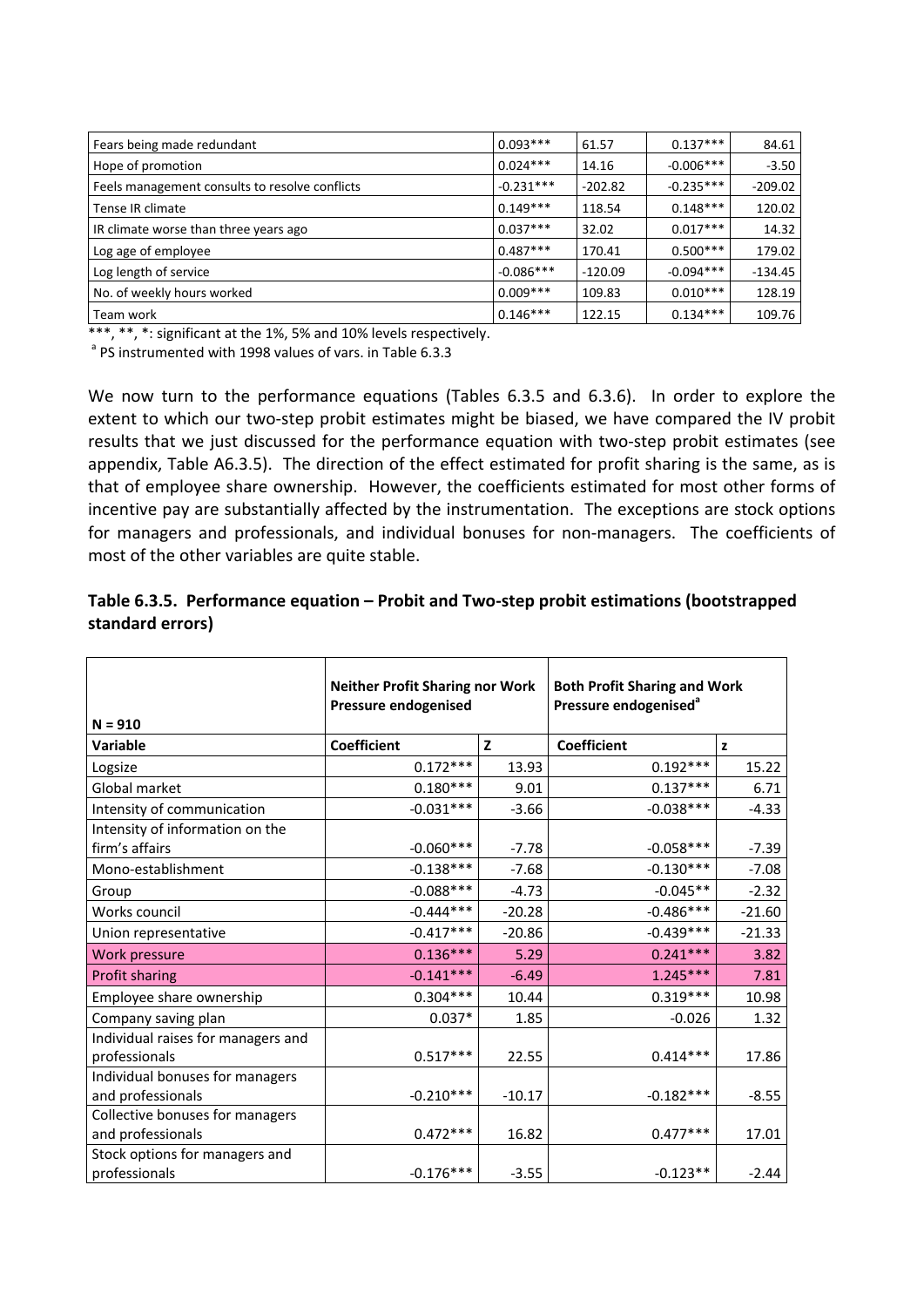| Fears being made redundant | 0.093*** | 61.57 | 0.137*** | 84.61 |
|---|---|---|---|---|
| Hope of promotion | 0.024*** | 14.16 | -0.006*** | -3.50 |
| Feels management consults to resolve conflicts | -0.231*** | -202.82 | -0.235*** | -209.02 |
| Tense IR climate | 0.149*** | 118.54 | 0.148*** | 120.02 |
| IR climate worse than three years ago | 0.037*** | 32.02 | 0.017*** | 14.32 |
| Log age of employee | 0.487*** | 170.41 | 0.500*** | 179.02 |
| Log length of service | -0.086*** | -120.09 | -0.094*** | -134.45 |
| No. of weekly hours worked | 0.009*** | 109.83 | 0.010*** | 128.19 |
| Team work | 0.146*** | 122.15 | 0.134*** | 109.76 |

***, **, *: significant at the 1%, 5% and 10% levels respectively.

[a] PS instrumented with 1998 values of vars. in Table 6.3.3

We now turn to the performance equations (Tables 6.3.5 and 6.3.6). In order to explore the extent to which our two-step probit estimates might be biased, we have compared the IV probit results that we just discussed for the performance equation with two-step probit estimates (see appendix, Table A6.3.5). The direction of the effect estimated for profit sharing is the same, as is that of employee share ownership. However, the coefficients estimated for most other forms of incentive pay are substantially affected by the instrumentation. The exceptions are stock options for managers and professionals, and individual bonuses for non-managers. The coefficients of most of the other variables are quite stable.

**Table 6.3.5. Performance equation – Probit and Two-step probit estimations (bootstrapped standard errors)**

| N = 910 | Neither Profit Sharing nor Work Pressure endogenised | | Both Profit Sharing and Work Pressure endogenised[a] | |
|---|---|---|---|---|
| **Variable** | **Coefficient** | **z** | **Coefficient** | **z** |
| Logsize | 0.172*** | 13.93 | 0.192*** | 15.22 |
| Global market | 0.180*** | 9.01 | 0.137*** | 6.71 |
| Intensity of communication | -0.031*** | -3.66 | -0.038*** | -4.33 |
| Intensity of information on the firm's affairs | -0.060*** | -7.78 | -0.058*** | -7.39 |
| Mono-establishment | -0.138*** | -7.68 | -0.130*** | -7.08 |
| Group | -0.088*** | -4.73 | -0.045** | -2.32 |
| Works council | -0.444*** | -20.28 | -0.486*** | -21.60 |
| Union representative | -0.417*** | -20.86 | -0.439*** | -21.33 |
| Work pressure | 0.136*** | 5.29 | 0.241*** | 3.82 |
| Profit sharing | -0.141*** | -6.49 | 1.245*** | 7.81 |
| Employee share ownership | 0.304*** | 10.44 | 0.319*** | 10.98 |
| Company saving plan | 0.037* | 1.85 | -0.026 | 1.32 |
| Individual raises for managers and professionals | 0.517*** | 22.55 | 0.414*** | 17.86 |
| Individual bonuses for managers and professionals | -0.210*** | -10.17 | -0.182*** | -8.55 |
| Collective bonuses for managers and professionals | 0.472*** | 16.82 | 0.477*** | 17.01 |
| Stock options for managers and professionals | -0.176*** | -3.55 | -0.123** | -2.44 |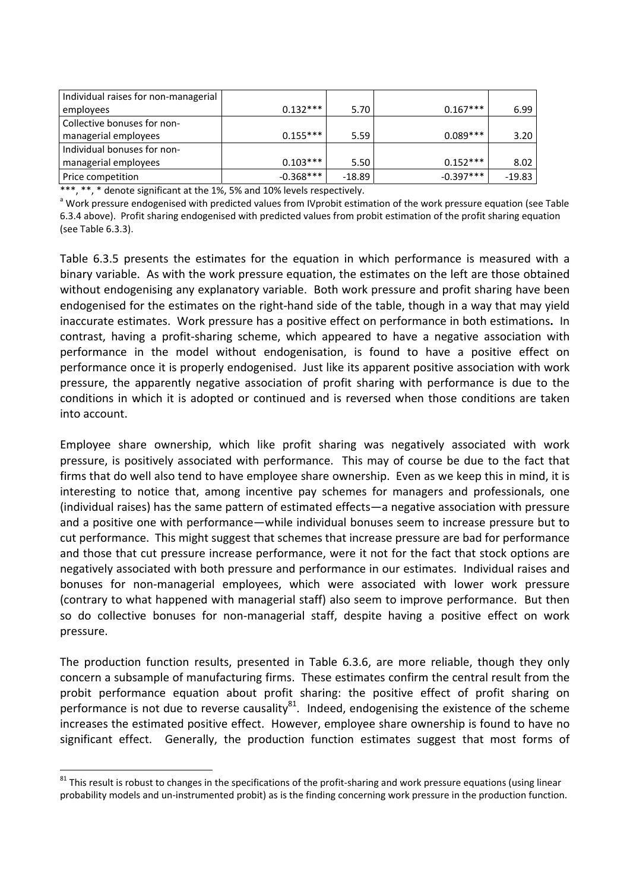| | | | | |
|---|---|---|---|---|
| Individual raises for non-managerial employees | 0.132*** | 5.70 | 0.167*** | 6.99 |
| Collective bonuses for non-managerial employees | 0.155*** | 5.59 | 0.089*** | 3.20 |
| Individual bonuses for non-managerial employees | 0.103*** | 5.50 | 0.152*** | 8.02 |
| Price competition | -0.368*** | -18.89 | -0.397*** | -19.83 |

***, **, * denote significant at the 1%, 5% and 10% levels respectively.

[a] Work pressure endogenised with predicted values from IVprobit estimation of the work pressure equation (see Table 6.3.4 above). Profit sharing endogenised with predicted values from probit estimation of the profit sharing equation (see Table 6.3.3).

Table 6.3.5 presents the estimates for the equation in which performance is measured with a binary variable. As with the work pressure equation, the estimates on the left are those obtained without endogenising any explanatory variable. Both work pressure and profit sharing have been endogenised for the estimates on the right-hand side of the table, though in a way that may yield inaccurate estimates. Work pressure has a positive effect on performance in both estimations. In contrast, having a profit-sharing scheme, which appeared to have a negative association with performance in the model without endogenisation, is found to have a positive effect on performance once it is properly endogenised. Just like its apparent positive association with work pressure, the apparently negative association of profit sharing with performance is due to the conditions in which it is adopted or continued and is reversed when those conditions are taken into account.

Employee share ownership, which like profit sharing was negatively associated with work pressure, is positively associated with performance. This may of course be due to the fact that firms that do well also tend to have employee share ownership. Even as we keep this in mind, it is interesting to notice that, among incentive pay schemes for managers and professionals, one (individual raises) has the same pattern of estimated effects—a negative association with pressure and a positive one with performance—while individual bonuses seem to increase pressure but to cut performance. This might suggest that schemes that increase pressure are bad for performance and those that cut pressure increase performance, were it not for the fact that stock options are negatively associated with both pressure and performance in our estimates. Individual raises and bonuses for non-managerial employees, which were associated with lower work pressure (contrary to what happened with managerial staff) also seem to improve performance. But then so do collective bonuses for non-managerial staff, despite having a positive effect on work pressure.

The production function results, presented in Table 6.3.6, are more reliable, though they only concern a subsample of manufacturing firms. These estimates confirm the central result from the probit performance equation about profit sharing: the positive effect of profit sharing on performance is not due to reverse causality[81]. Indeed, endogenising the existence of the scheme increases the estimated positive effect. However, employee share ownership is found to have no significant effect. Generally, the production function estimates suggest that most forms of

[81] This result is robust to changes in the specifications of the profit-sharing and work pressure equations (using linear probability models and un-instrumented probit) as is the finding concerning work pressure in the production function.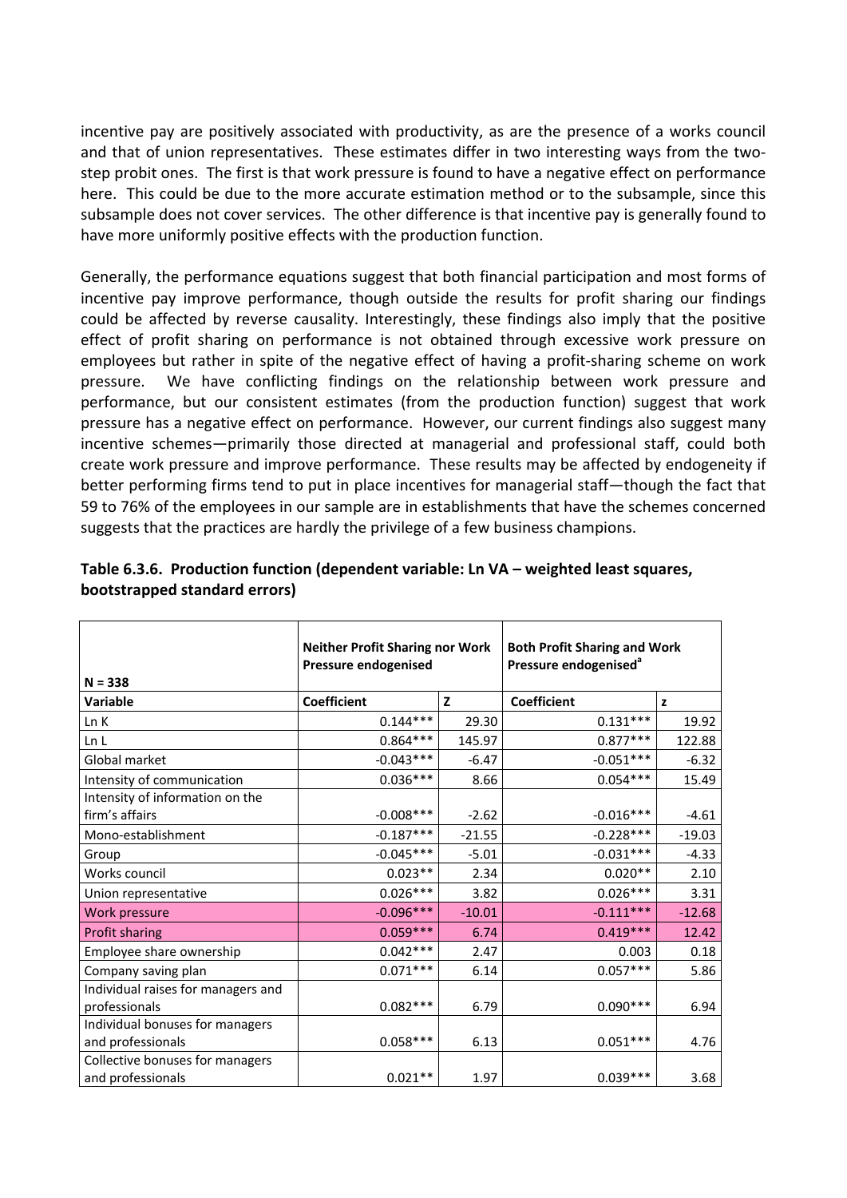incentive pay are positively associated with productivity, as are the presence of a works council and that of union representatives. These estimates differ in two interesting ways from the two-step probit ones. The first is that work pressure is found to have a negative effect on performance here. This could be due to the more accurate estimation method or to the subsample, since this subsample does not cover services. The other difference is that incentive pay is generally found to have more uniformly positive effects with the production function.

Generally, the performance equations suggest that both financial participation and most forms of incentive pay improve performance, though outside the results for profit sharing our findings could be affected by reverse causality. Interestingly, these findings also imply that the positive effect of profit sharing on performance is not obtained through excessive work pressure on employees but rather in spite of the negative effect of having a profit-sharing scheme on work pressure. We have conflicting findings on the relationship between work pressure and performance, but our consistent estimates (from the production function) suggest that work pressure has a negative effect on performance. However, our current findings also suggest many incentive schemes—primarily those directed at managerial and professional staff, could both create work pressure and improve performance. These results may be affected by endogeneity if better performing firms tend to put in place incentives for managerial staff—though the fact that 59 to 76% of the employees in our sample are in establishments that have the schemes concerned suggests that the practices are hardly the privilege of a few business champions.

**Table 6.3.6. Production function (dependent variable: Ln VA – weighted least squares, bootstrapped standard errors)**

| N = 338 | Neither Profit Sharing nor Work Pressure endogenised | | Both Profit Sharing and Work Pressure endogenised[a] | |
|---|---|---|---|---|
| **Variable** | **Coefficient** | **Z** | **Coefficient** | **z** |
| Ln K | 0.144*** | 29.30 | 0.131*** | 19.92 |
| Ln L | 0.864*** | 145.97 | 0.877*** | 122.88 |
| Global market | -0.043*** | -6.47 | -0.051*** | -6.32 |
| Intensity of communication | 0.036*** | 8.66 | 0.054*** | 15.49 |
| Intensity of information on the firm's affairs | -0.008*** | -2.62 | -0.016*** | -4.61 |
| Mono-establishment | -0.187*** | -21.55 | -0.228*** | -19.03 |
| Group | -0.045*** | -5.01 | -0.031*** | -4.33 |
| Works council | 0.023** | 2.34 | 0.020** | 2.10 |
| Union representative | 0.026*** | 3.82 | 0.026*** | 3.31 |
| Work pressure | -0.096*** | -10.01 | -0.111*** | -12.68 |
| Profit sharing | 0.059*** | 6.74 | 0.419*** | 12.42 |
| Employee share ownership | 0.042*** | 2.47 | 0.003 | 0.18 |
| Company saving plan | 0.071*** | 6.14 | 0.057*** | 5.86 |
| Individual raises for managers and professionals | 0.082*** | 6.79 | 0.090*** | 6.94 |
| Individual bonuses for managers and professionals | 0.058*** | 6.13 | 0.051*** | 4.76 |
| Collective bonuses for managers and professionals | 0.021** | 1.97 | 0.039*** | 3.68 |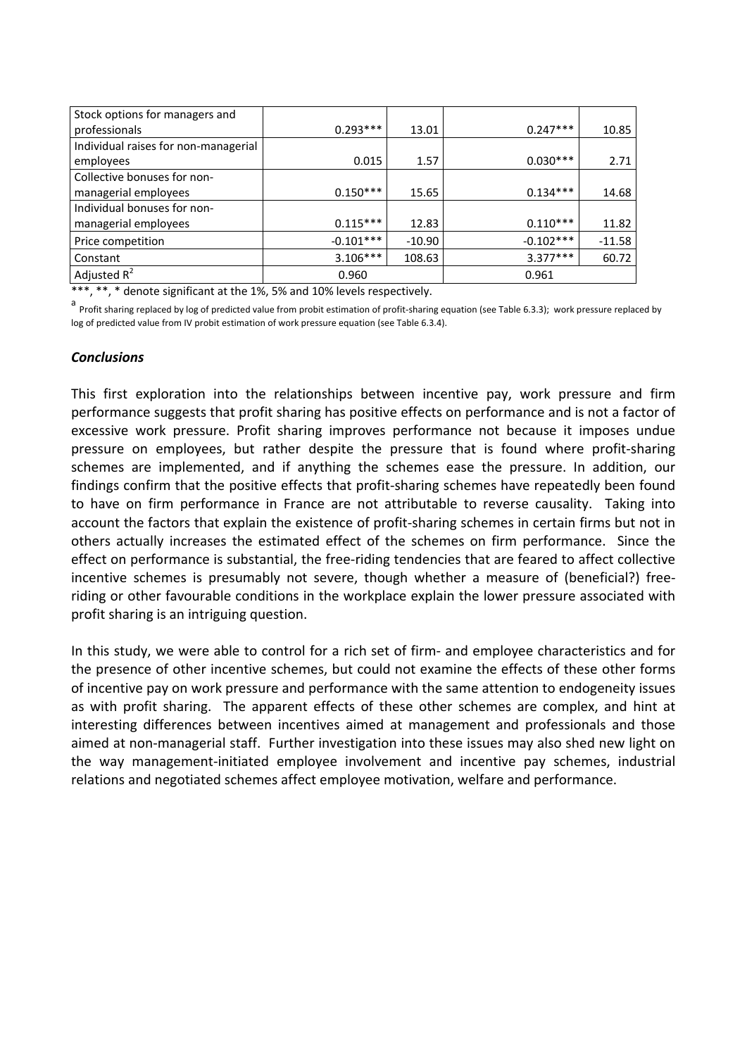| | | | | |
|---|---|---|---|---|
| Stock options for managers and professionals | 0.293*** | 13.01 | 0.247*** | 10.85 |
| Individual raises for non-managerial employees | 0.015 | 1.57 | 0.030*** | 2.71 |
| Collective bonuses for non-managerial employees | 0.150*** | 15.65 | 0.134*** | 14.68 |
| Individual bonuses for non-managerial employees | 0.115*** | 12.83 | 0.110*** | 11.82 |
| Price competition | -0.101*** | -10.90 | -0.102*** | -11.58 |
| Constant | 3.106*** | 108.63 | 3.377*** | 60.72 |
| Adjusted $R^2$ | 0.960 | | 0.961 | |

***, **, * denote significant at the 1%, 5% and 10% levels respectively.

[a] Profit sharing replaced by log of predicted value from probit estimation of profit-sharing equation (see Table 6.3.3); work pressure replaced by log of predicted value from IV probit estimation of work pressure equation (see Table 6.3.4).

### *Conclusions*

This first exploration into the relationships between incentive pay, work pressure and firm performance suggests that profit sharing has positive effects on performance and is not a factor of excessive work pressure. Profit sharing improves performance not because it imposes undue pressure on employees, but rather despite the pressure that is found where profit-sharing schemes are implemented, and if anything the schemes ease the pressure. In addition, our findings confirm that the positive effects that profit-sharing schemes have repeatedly been found to have on firm performance in France are not attributable to reverse causality. Taking into account the factors that explain the existence of profit-sharing schemes in certain firms but not in others actually increases the estimated effect of the schemes on firm performance. Since the effect on performance is substantial, the free-riding tendencies that are feared to affect collective incentive schemes is presumably not severe, though whether a measure of (beneficial?) free-riding or other favourable conditions in the workplace explain the lower pressure associated with profit sharing is an intriguing question.

In this study, we were able to control for a rich set of firm- and employee characteristics and for the presence of other incentive schemes, but could not examine the effects of these other forms of incentive pay on work pressure and performance with the same attention to endogeneity issues as with profit sharing. The apparent effects of these other schemes are complex, and hint at interesting differences between incentives aimed at management and professionals and those aimed at non-managerial staff. Further investigation into these issues may also shed new light on the way management-initiated employee involvement and incentive pay schemes, industrial relations and negotiated schemes affect employee motivation, welfare and performance.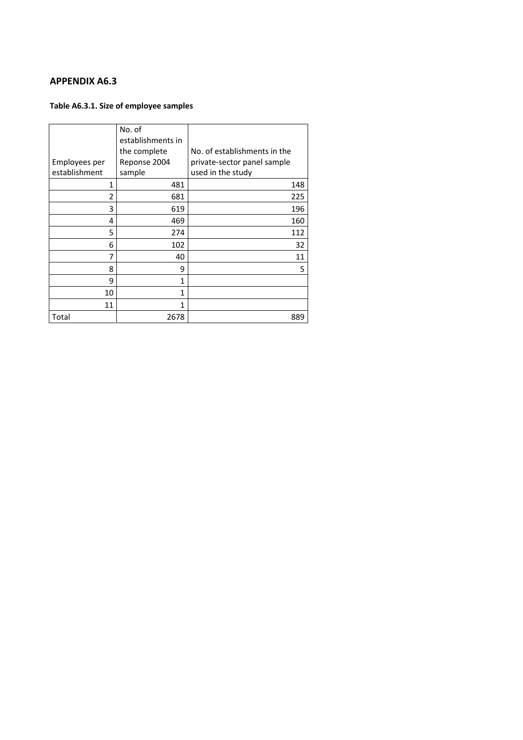## APPENDIX A6.3

**Table A6.3.1. Size of employee samples**

| Employees per establishment | No. of establishments in the complete Reponse 2004 sample | No. of establishments in the private-sector panel sample used in the study |
|---|---|---|
| 1 | 481 | 148 |
| 2 | 681 | 225 |
| 3 | 619 | 196 |
| 4 | 469 | 160 |
| 5 | 274 | 112 |
| 6 | 102 | 32 |
| 7 | 40 | 11 |
| 8 | 9 | 5 |
| 9 | 1 | |
| 10 | 1 | |
| 11 | 1 | |
| Total | 2678 | 889 |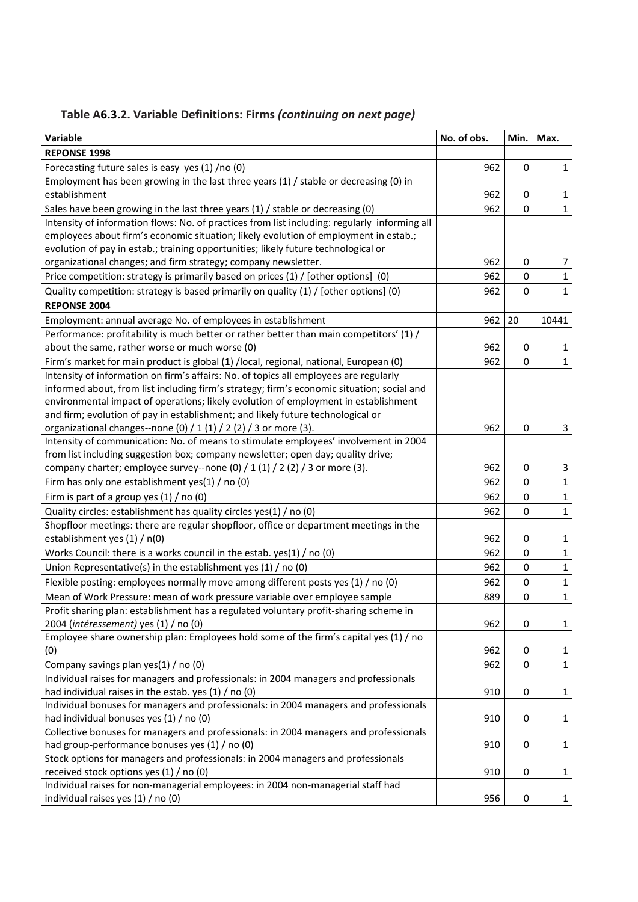**Table A6.3.2. Variable Definitions: Firms *(continuing on next page)***

| Variable | No. of obs. | Min. | Max. |
|---|---|---|---|
| **REPONSE 1998** | | | |
| Forecasting future sales is easy yes (1) /no (0) | 962 | 0 | 1 |
| Employment has been growing in the last three years (1) / stable or decreasing (0) in establishment | 962 | 0 | 1 |
| Sales have been growing in the last three years (1) / stable or decreasing (0) | 962 | 0 | 1 |
| Intensity of information flows: No. of practices from list including: regularly informing all employees about firm's economic situation; likely evolution of employment in estab.; evolution of pay in estab.; training opportunities; likely future technological or organizational changes; and firm strategy; company newsletter. | 962 | 0 | 7 |
| Price competition: strategy is primarily based on prices (1) / [other options] (0) | 962 | 0 | 1 |
| Quality competition: strategy is based primarily on quality (1) / [other options] (0) | 962 | 0 | 1 |
| **REPONSE 2004** | | | |
| Employment: annual average No. of employees in establishment | 962 | 20 | 10441 |
| Performance: profitability is much better or rather better than main competitors' (1) / about the same, rather worse or much worse (0) | 962 | 0 | 1 |
| Firm's market for main product is global (1) /local, regional, national, European (0) | 962 | 0 | 1 |
| Intensity of information on firm's affairs: No. of topics all employees are regularly informed about, from list including firm's strategy; firm's economic situation; social and environmental impact of operations; likely evolution of employment in establishment and firm; evolution of pay in establishment; and likely future technological or organizational changes--none (0) / 1 (1) / 2 (2) / 3 or more (3). | 962 | 0 | 3 |
| Intensity of communication: No. of means to stimulate employees' involvement in 2004 from list including suggestion box; company newsletter; open day; quality drive; company charter; employee survey--none (0) / 1 (1) / 2 (2) / 3 or more (3). | 962 | 0 | 3 |
| Firm has only one establishment yes(1) / no (0) | 962 | 0 | 1 |
| Firm is part of a group yes (1) / no (0) | 962 | 0 | 1 |
| Quality circles: establishment has quality circles yes(1) / no (0) | 962 | 0 | 1 |
| Shopfloor meetings: there are regular shopfloor, office or department meetings in the establishment yes (1) / n(0) | 962 | 0 | 1 |
| Works Council: there is a works council in the estab. yes(1) / no (0) | 962 | 0 | 1 |
| Union Representative(s) in the establishment yes (1) / no (0) | 962 | 0 | 1 |
| Flexible posting: employees normally move among different posts yes (1) / no (0) | 962 | 0 | 1 |
| Mean of Work Pressure: mean of work pressure variable over employee sample | 889 | 0 | 1 |
| Profit sharing plan: establishment has a regulated voluntary profit-sharing scheme in 2004 (*intéressement)* yes (1) / no (0) | 962 | 0 | 1 |
| Employee share ownership plan: Employees hold some of the firm's capital yes (1) / no (0) | 962 | 0 | 1 |
| Company savings plan yes(1) / no (0) | 962 | 0 | 1 |
| Individual raises for managers and professionals: in 2004 managers and professionals had individual raises in the estab. yes (1) / no (0) | 910 | 0 | 1 |
| Individual bonuses for managers and professionals: in 2004 managers and professionals had individual bonuses yes (1) / no (0) | 910 | 0 | 1 |
| Collective bonuses for managers and professionals: in 2004 managers and professionals had group-performance bonuses yes (1) / no (0) | 910 | 0 | 1 |
| Stock options for managers and professionals: in 2004 managers and professionals received stock options yes (1) / no (0) | 910 | 0 | 1 |
| Individual raises for non-managerial employees: in 2004 non-managerial staff had individual raises yes (1) / no (0) | 956 | 0 | 1 |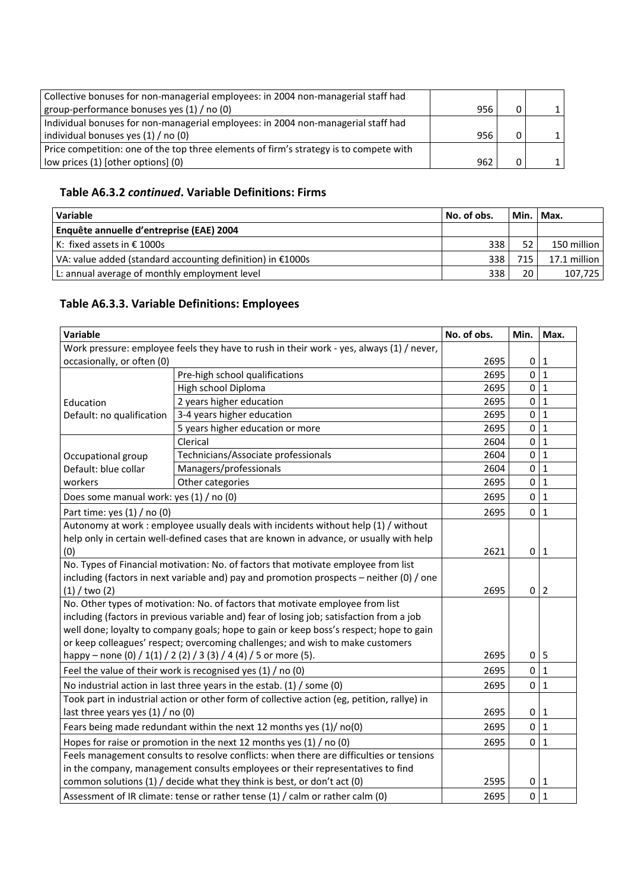| | | | |
|---|---|---|---|
| Collective bonuses for non-managerial employees: in 2004 non-managerial staff had group-performance bonuses yes (1) / no (0) | 956 | 0 | 1 |
| Individual bonuses for non-managerial employees: in 2004 non-managerial staff had individual bonuses yes (1) / no (0) | 956 | 0 | 1 |
| Price competition: one of the top three elements of firm's strategy is to compete with low prices (1) [other options] (0) | 962 | 0 | 1 |

### Table A6.3.2 *continued*. Variable Definitions: Firms

| Variable | No. of obs. | Min. | Max. |
|---|---|---|---|
| **Enquête annuelle d'entreprise (EAE) 2004** | | | |
| K: fixed assets in € 1000s | 338 | 52 | 150 million |
| VA: value added (standard accounting definition) in €1000s | 338 | 715 | 17.1 million |
| L: annual average of monthly employment level | 338 | 20 | 107,725 |

### Table A6.3.3. Variable Definitions: Employees

| Variable | | No. of obs. | Min. | Max. |
|---|---|---|---|---|
| Work pressure: employee feels they have to rush in their work - yes, always (1) / never, occasionally, or often (0) | | 2695 | 0 | 1 |
| Education Default: no qualification | Pre-high school qualifications | 2695 | 0 | 1 |
| | High school Diploma | 2695 | 0 | 1 |
| | 2 years higher education | 2695 | 0 | 1 |
| | 3-4 years higher education | 2695 | 0 | 1 |
| | 5 years higher education or more | 2695 | 0 | 1 |
| Occupational group Default: blue collar workers | Clerical | 2604 | 0 | 1 |
| | Technicians/Associate professionals | 2604 | 0 | 1 |
| | Managers/professionals | 2604 | 0 | 1 |
| | Other categories | 2695 | 0 | 1 |
| Does some manual work: yes (1) / no (0) | | 2695 | 0 | 1 |
| Part time: yes (1) / no (0) | | 2695 | 0 | 1 |
| Autonomy at work : employee usually deals with incidents without help (1) / without help only in certain well-defined cases that are known in advance, or usually with help (0) | | 2621 | 0 | 1 |
| No. Types of Financial motivation: No. of factors that motivate employee from list including (factors in next variable and) pay and promotion prospects – neither (0) / one (1) / two (2) | | 2695 | 0 | 2 |
| No. Other types of motivation: No. of factors that motivate employee from list including (factors in previous variable and) fear of losing job; satisfaction from a job well done; loyalty to company goals; hope to gain or keep boss's respect; hope to gain or keep colleagues' respect; overcoming challenges; and wish to make customers happy – none (0) / 1(1) / 2 (2) / 3 (3) / 4 (4) / 5 or more (5). | | 2695 | 0 | 5 |
| Feel the value of their work is recognised yes (1) / no (0) | | 2695 | 0 | 1 |
| No industrial action in last three years in the estab. (1) / some (0) | | 2695 | 0 | 1 |
| Took part in industrial action or other form of collective action (eg, petition, rallye) in last three years yes (1) / no (0) | | 2695 | 0 | 1 |
| Fears being made redundant within the next 12 months yes (1)/ no(0) | | 2695 | 0 | 1 |
| Hopes for raise or promotion in the next 12 months yes (1) / no (0) | | 2695 | 0 | 1 |
| Feels management consults to resolve conflicts: when there are difficulties or tensions in the company, management consults employees or their representatives to find common solutions (1) / decide what they think is best, or don't act (0) | | 2595 | 0 | 1 |
| Assessment of IR climate: tense or rather tense (1) / calm or rather calm (0) | | 2695 | 0 | 1 |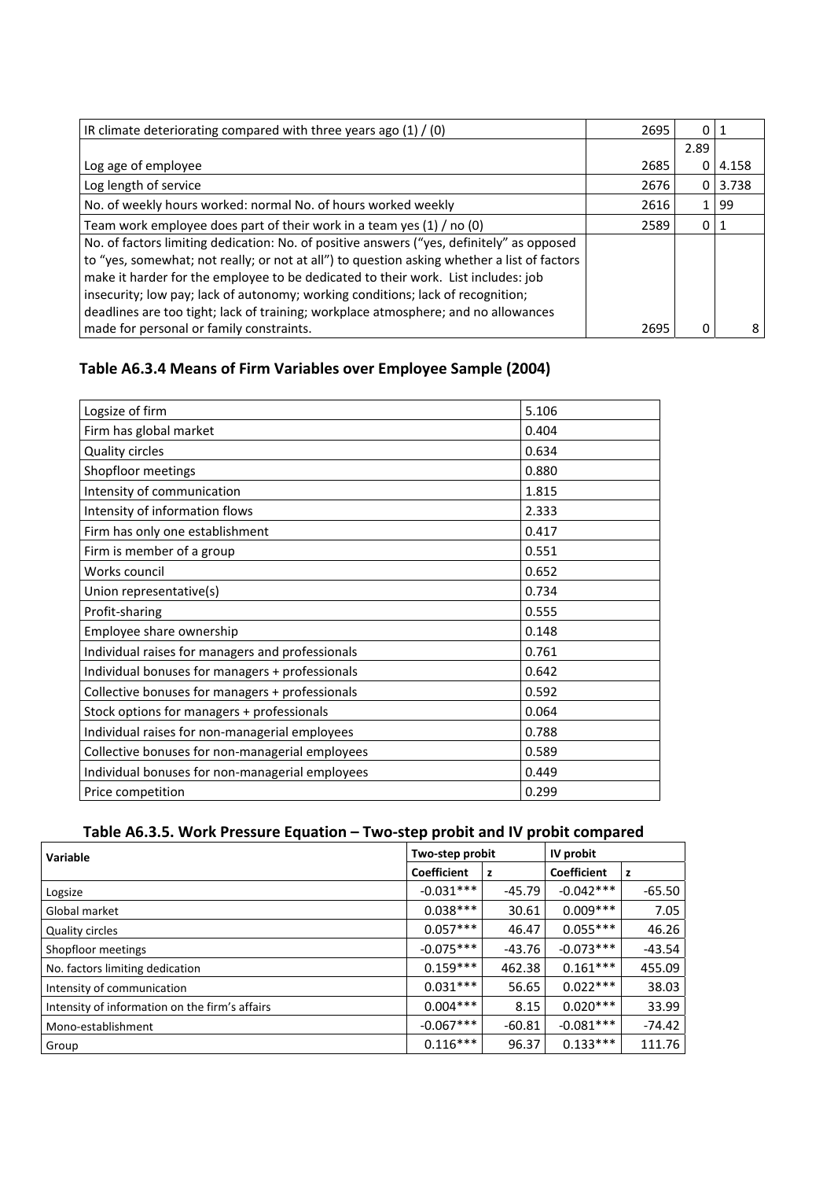| | | | |
|---|---|---|---|
| IR climate deteriorating compared with three years ago (1) / (0) | 2695 | 0 | 1 |
| Log age of employee | 2685 | 2.89 0 | 4.158 |
| Log length of service | 2676 | 0 | 3.738 |
| No. of weekly hours worked: normal No. of hours worked weekly | 2616 | 1 | 99 |
| Team work employee does part of their work in a team yes (1) / no (0) | 2589 | 0 | 1 |
| No. of factors limiting dedication: No. of positive answers ("yes, definitely" as opposed to "yes, somewhat; not really; or not at all") to question asking whether a list of factors make it harder for the employee to be dedicated to their work. List includes: job insecurity; low pay; lack of autonomy; working conditions; lack of recognition; deadlines are too tight; lack of training; workplace atmosphere; and no allowances made for personal or family constraints. | 2695 | 0 | 8 |

### Table A6.3.4 Means of Firm Variables over Employee Sample (2004)

| | |
|---|---|
| Logsize of firm | 5.106 |
| Firm has global market | 0.404 |
| Quality circles | 0.634 |
| Shopfloor meetings | 0.880 |
| Intensity of communication | 1.815 |
| Intensity of information flows | 2.333 |
| Firm has only one establishment | 0.417 |
| Firm is member of a group | 0.551 |
| Works council | 0.652 |
| Union representative(s) | 0.734 |
| Profit-sharing | 0.555 |
| Employee share ownership | 0.148 |
| Individual raises for managers and professionals | 0.761 |
| Individual bonuses for managers + professionals | 0.642 |
| Collective bonuses for managers + professionals | 0.592 |
| Stock options for managers + professionals | 0.064 |
| Individual raises for non-managerial employees | 0.788 |
| Collective bonuses for non-managerial employees | 0.589 |
| Individual bonuses for non-managerial employees | 0.449 |
| Price competition | 0.299 |

### Table A6.3.5. Work Pressure Equation – Two-step probit and IV probit compared

| Variable | Two-step probit | | IV probit | |
|---|---|---|---|---|
| | Coefficient | z | Coefficient | z |
| Logsize | -0.031*** | -45.79 | -0.042*** | -65.50 |
| Global market | 0.038*** | 30.61 | 0.009*** | 7.05 |
| Quality circles | 0.057*** | 46.47 | 0.055*** | 46.26 |
| Shopfloor meetings | -0.075*** | -43.76 | -0.073*** | -43.54 |
| No. factors limiting dedication | 0.159*** | 462.38 | 0.161*** | 455.09 |
| Intensity of communication | 0.031*** | 56.65 | 0.022*** | 38.03 |
| Intensity of information on the firm's affairs | 0.004*** | 8.15 | 0.020*** | 33.99 |
| Mono-establishment | -0.067*** | -60.81 | -0.081*** | -74.42 |
| Group | 0.116*** | 96.37 | 0.133*** | 111.76 |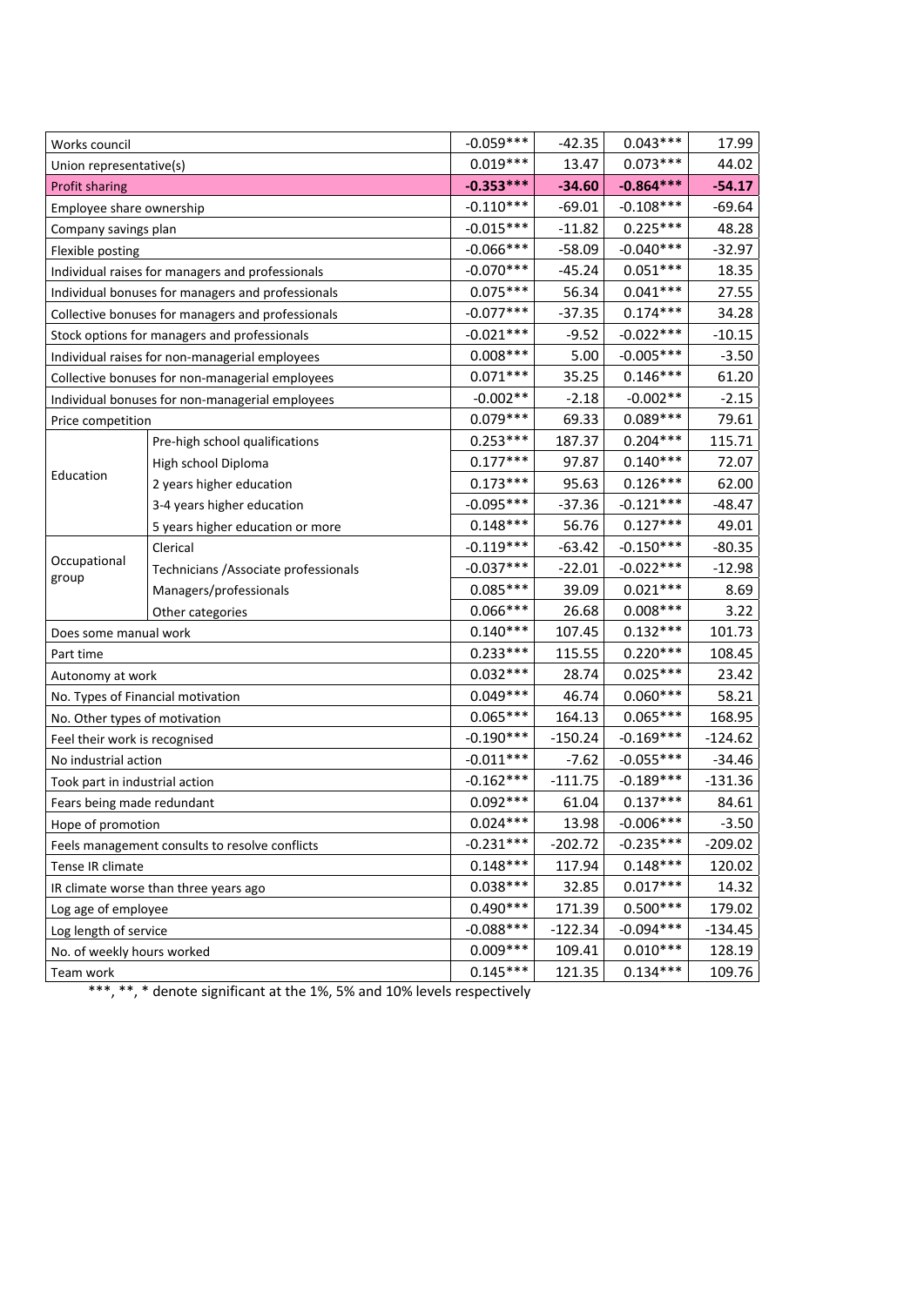| | | | | | |
|---|---|---|---|---|---|
| Works council | | -0.059*** | -42.35 | 0.043*** | 17.99 |
| Union representative(s) | | 0.019*** | 13.47 | 0.073*** | 44.02 |
| **Profit sharing** | | **-0.353*** ** | **-34.60** | **-0.864*** ** | **-54.17** |
| Employee share ownership | | -0.110*** | -69.01 | -0.108*** | -69.64 |
| Company savings plan | | -0.015*** | -11.82 | 0.225*** | 48.28 |
| Flexible posting | | -0.066*** | -58.09 | -0.040*** | -32.97 |
| Individual raises for managers and professionals | | -0.070*** | -45.24 | 0.051*** | 18.35 |
| Individual bonuses for managers and professionals | | 0.075*** | 56.34 | 0.041*** | 27.55 |
| Collective bonuses for managers and professionals | | -0.077*** | -37.35 | 0.174*** | 34.28 |
| Stock options for managers and professionals | | -0.021*** | -9.52 | -0.022*** | -10.15 |
| Individual raises for non-managerial employees | | 0.008*** | 5.00 | -0.005*** | -3.50 |
| Collective bonuses for non-managerial employees | | 0.071*** | 35.25 | 0.146*** | 61.20 |
| Individual bonuses for non-managerial employees | | -0.002** | -2.18 | -0.002** | -2.15 |
| Price competition | | 0.079*** | 69.33 | 0.089*** | 79.61 |
| Education | Pre-high school qualifications | 0.253*** | 187.37 | 0.204*** | 115.71 |
| | High school Diploma | 0.177*** | 97.87 | 0.140*** | 72.07 |
| | 2 years higher education | 0.173*** | 95.63 | 0.126*** | 62.00 |
| | 3-4 years higher education | -0.095*** | -37.36 | -0.121*** | -48.47 |
| | 5 years higher education or more | 0.148*** | 56.76 | 0.127*** | 49.01 |
| Occupational group | Clerical | -0.119*** | -63.42 | -0.150*** | -80.35 |
| | Technicians /Associate professionals | -0.037*** | -22.01 | -0.022*** | -12.98 |
| | Managers/professionals | 0.085*** | 39.09 | 0.021*** | 8.69 |
| | Other categories | 0.066*** | 26.68 | 0.008*** | 3.22 |
| Does some manual work | | 0.140*** | 107.45 | 0.132*** | 101.73 |
| Part time | | 0.233*** | 115.55 | 0.220*** | 108.45 |
| Autonomy at work | | 0.032*** | 28.74 | 0.025*** | 23.42 |
| No. Types of Financial motivation | | 0.049*** | 46.74 | 0.060*** | 58.21 |
| No. Other types of motivation | | 0.065*** | 164.13 | 0.065*** | 168.95 |
| Feel their work is recognised | | -0.190*** | -150.24 | -0.169*** | -124.62 |
| No industrial action | | -0.011*** | -7.62 | -0.055*** | -34.46 |
| Took part in industrial action | | -0.162*** | -111.75 | -0.189*** | -131.36 |
| Fears being made redundant | | 0.092*** | 61.04 | 0.137*** | 84.61 |
| Hope of promotion | | 0.024*** | 13.98 | -0.006*** | -3.50 |
| Feels management consults to resolve conflicts | | -0.231*** | -202.72 | -0.235*** | -209.02 |
| Tense IR climate | | 0.148*** | 117.94 | 0.148*** | 120.02 |
| IR climate worse than three years ago | | 0.038*** | 32.85 | 0.017*** | 14.32 |
| Log age of employee | | 0.490*** | 171.39 | 0.500*** | 179.02 |
| Log length of service | | -0.088*** | -122.34 | -0.094*** | -134.45 |
| No. of weekly hours worked | | 0.009*** | 109.41 | 0.010*** | 128.19 |
| Team work | | 0.145*** | 121.35 | 0.134*** | 109.76 |

***, **, * denote significant at the 1%, 5% and 10% levels respectively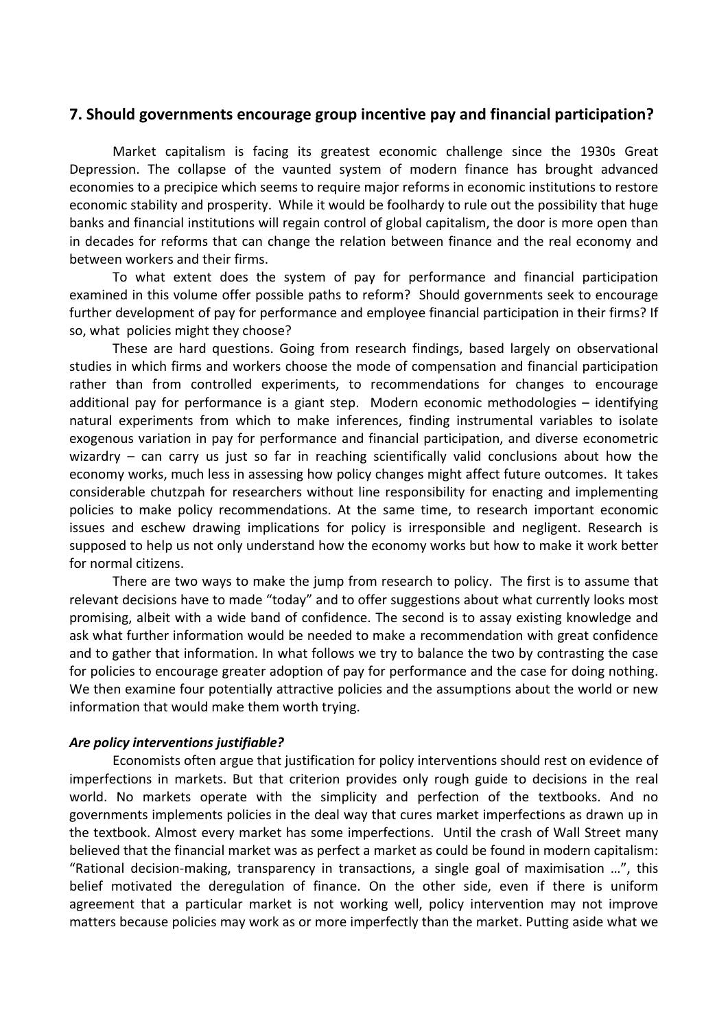## 7. Should governments encourage group incentive pay and financial participation?

Market capitalism is facing its greatest economic challenge since the 1930s Great Depression. The collapse of the vaunted system of modern finance has brought advanced economies to a precipice which seems to require major reforms in economic institutions to restore economic stability and prosperity. While it would be foolhardy to rule out the possibility that huge banks and financial institutions will regain control of global capitalism, the door is more open than in decades for reforms that can change the relation between finance and the real economy and between workers and their firms.

To what extent does the system of pay for performance and financial participation examined in this volume offer possible paths to reform? Should governments seek to encourage further development of pay for performance and employee financial participation in their firms? If so, what policies might they choose?

These are hard questions. Going from research findings, based largely on observational studies in which firms and workers choose the mode of compensation and financial participation rather than from controlled experiments, to recommendations for changes to encourage additional pay for performance is a giant step. Modern economic methodologies – identifying natural experiments from which to make inferences, finding instrumental variables to isolate exogenous variation in pay for performance and financial participation, and diverse econometric wizardry – can carry us just so far in reaching scientifically valid conclusions about how the economy works, much less in assessing how policy changes might affect future outcomes. It takes considerable chutzpah for researchers without line responsibility for enacting and implementing policies to make policy recommendations. At the same time, to research important economic issues and eschew drawing implications for policy is irresponsible and negligent. Research is supposed to help us not only understand how the economy works but how to make it work better for normal citizens.

There are two ways to make the jump from research to policy. The first is to assume that relevant decisions have to made "today" and to offer suggestions about what currently looks most promising, albeit with a wide band of confidence. The second is to assay existing knowledge and ask what further information would be needed to make a recommendation with great confidence and to gather that information. In what follows we try to balance the two by contrasting the case for policies to encourage greater adoption of pay for performance and the case for doing nothing. We then examine four potentially attractive policies and the assumptions about the world or new information that would make them worth trying.

### *Are policy interventions justifiable?*

Economists often argue that justification for policy interventions should rest on evidence of imperfections in markets. But that criterion provides only rough guide to decisions in the real world. No markets operate with the simplicity and perfection of the textbooks. And no governments implements policies in the deal way that cures market imperfections as drawn up in the textbook. Almost every market has some imperfections. Until the crash of Wall Street many believed that the financial market was as perfect a market as could be found in modern capitalism: "Rational decision-making, transparency in transactions, a single goal of maximisation …", this belief motivated the deregulation of finance. On the other side, even if there is uniform agreement that a particular market is not working well, policy intervention may not improve matters because policies may work as or more imperfectly than the market. Putting aside what we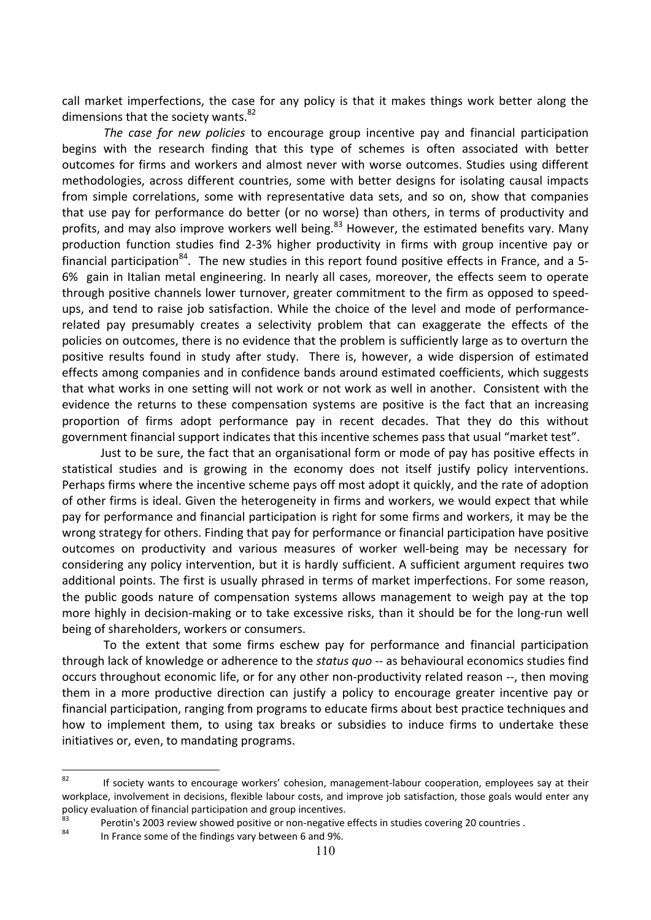call market imperfections, the case for any policy is that it makes things work better along the dimensions that the society wants.[82]

*The case for new policies* to encourage group incentive pay and financial participation begins with the research finding that this type of schemes is often associated with better outcomes for firms and workers and almost never with worse outcomes. Studies using different methodologies, across different countries, some with better designs for isolating causal impacts from simple correlations, some with representative data sets, and so on, show that companies that use pay for performance do better (or no worse) than others, in terms of productivity and profits, and may also improve workers well being.[83] However, the estimated benefits vary. Many production function studies find 2-3% higher productivity in firms with group incentive pay or financial participation[84]. The new studies in this report found positive effects in France, and a 5-6% gain in Italian metal engineering. In nearly all cases, moreover, the effects seem to operate through positive channels lower turnover, greater commitment to the firm as opposed to speed-ups, and tend to raise job satisfaction. While the choice of the level and mode of performance-related pay presumably creates a selectivity problem that can exaggerate the effects of the policies on outcomes, there is no evidence that the problem is sufficiently large as to overturn the positive results found in study after study. There is, however, a wide dispersion of estimated effects among companies and in confidence bands around estimated coefficients, which suggests that what works in one setting will not work or not work as well in another. Consistent with the evidence the returns to these compensation systems are positive is the fact that an increasing proportion of firms adopt performance pay in recent decades. That they do this without government financial support indicates that this incentive schemes pass that usual "market test".

Just to be sure, the fact that an organisational form or mode of pay has positive effects in statistical studies and is growing in the economy does not itself justify policy interventions. Perhaps firms where the incentive scheme pays off most adopt it quickly, and the rate of adoption of other firms is ideal. Given the heterogeneity in firms and workers, we would expect that while pay for performance and financial participation is right for some firms and workers, it may be the wrong strategy for others. Finding that pay for performance or financial participation have positive outcomes on productivity and various measures of worker well-being may be necessary for considering any policy intervention, but it is hardly sufficient. A sufficient argument requires two additional points. The first is usually phrased in terms of market imperfections. For some reason, the public goods nature of compensation systems allows management to weigh pay at the top more highly in decision-making or to take excessive risks, than it should be for the long-run well being of shareholders, workers or consumers.

To the extent that some firms eschew pay for performance and financial participation through lack of knowledge or adherence to the *status quo* -- as behavioural economics studies find occurs throughout economic life, or for any other non-productivity related reason --, then moving them in a more productive direction can justify a policy to encourage greater incentive pay or financial participation, ranging from programs to educate firms about best practice techniques and how to implement them, to using tax breaks or subsidies to induce firms to undertake these initiatives or, even, to mandating programs.

---

[82] If society wants to encourage workers' cohesion, management-labour cooperation, employees say at their workplace, involvement in decisions, flexible labour costs, and improve job satisfaction, those goals would enter any policy evaluation of financial participation and group incentives.

[83] Perotin's 2003 review showed positive or non-negative effects in studies covering 20 countries .

[84] In France some of the findings vary between 6 and 9%.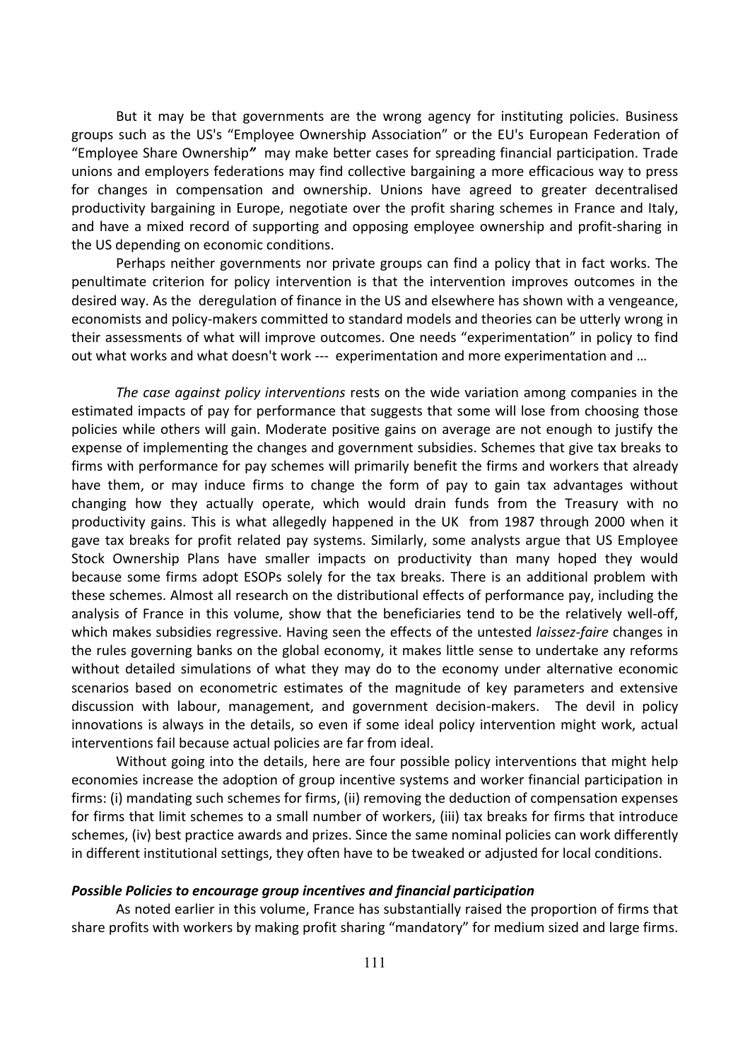But it may be that governments are the wrong agency for instituting policies. Business groups such as the US's "Employee Ownership Association" or the EU's European Federation of "Employee Share Ownership**"** may make better cases for spreading financial participation. Trade unions and employers federations may find collective bargaining a more efficacious way to press for changes in compensation and ownership. Unions have agreed to greater decentralised productivity bargaining in Europe, negotiate over the profit sharing schemes in France and Italy, and have a mixed record of supporting and opposing employee ownership and profit-sharing in the US depending on economic conditions.

Perhaps neither governments nor private groups can find a policy that in fact works. The penultimate criterion for policy intervention is that the intervention improves outcomes in the desired way. As the deregulation of finance in the US and elsewhere has shown with a vengeance, economists and policy-makers committed to standard models and theories can be utterly wrong in their assessments of what will improve outcomes. One needs "experimentation" in policy to find out what works and what doesn't work --- experimentation and more experimentation and …

*The case against policy interventions* rests on the wide variation among companies in the estimated impacts of pay for performance that suggests that some will lose from choosing those policies while others will gain. Moderate positive gains on average are not enough to justify the expense of implementing the changes and government subsidies. Schemes that give tax breaks to firms with performance for pay schemes will primarily benefit the firms and workers that already have them, or may induce firms to change the form of pay to gain tax advantages without changing how they actually operate, which would drain funds from the Treasury with no productivity gains. This is what allegedly happened in the UK from 1987 through 2000 when it gave tax breaks for profit related pay systems. Similarly, some analysts argue that US Employee Stock Ownership Plans have smaller impacts on productivity than many hoped they would because some firms adopt ESOPs solely for the tax breaks. There is an additional problem with these schemes. Almost all research on the distributional effects of performance pay, including the analysis of France in this volume, show that the beneficiaries tend to be the relatively well-off, which makes subsidies regressive. Having seen the effects of the untested *laissez-faire* changes in the rules governing banks on the global economy, it makes little sense to undertake any reforms without detailed simulations of what they may do to the economy under alternative economic scenarios based on econometric estimates of the magnitude of key parameters and extensive discussion with labour, management, and government decision-makers. The devil in policy innovations is always in the details, so even if some ideal policy intervention might work, actual interventions fail because actual policies are far from ideal.

Without going into the details, here are four possible policy interventions that might help economies increase the adoption of group incentive systems and worker financial participation in firms: (i) mandating such schemes for firms, (ii) removing the deduction of compensation expenses for firms that limit schemes to a small number of workers, (iii) tax breaks for firms that introduce schemes, (iv) best practice awards and prizes. Since the same nominal policies can work differently in different institutional settings, they often have to be tweaked or adjusted for local conditions.

***Possible Policies to encourage group incentives and financial participation***

As noted earlier in this volume, France has substantially raised the proportion of firms that share profits with workers by making profit sharing "mandatory" for medium sized and large firms.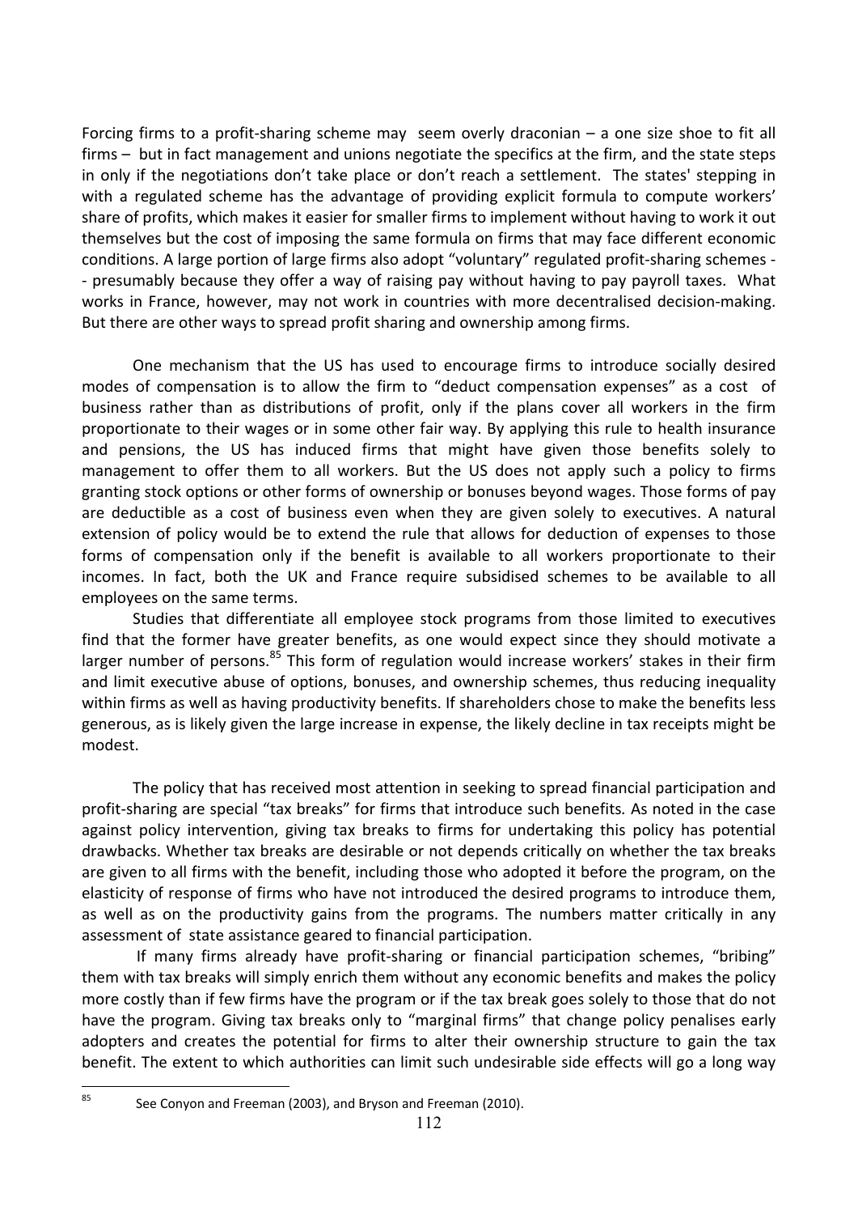Forcing firms to a profit-sharing scheme may seem overly draconian – a one size shoe to fit all firms – but in fact management and unions negotiate the specifics at the firm, and the state steps in only if the negotiations don't take place or don't reach a settlement. The states' stepping in with a regulated scheme has the advantage of providing explicit formula to compute workers' share of profits, which makes it easier for smaller firms to implement without having to work it out themselves but the cost of imposing the same formula on firms that may face different economic conditions. A large portion of large firms also adopt "voluntary" regulated profit-sharing schemes -- presumably because they offer a way of raising pay without having to pay payroll taxes. What works in France, however, may not work in countries with more decentralised decision-making. But there are other ways to spread profit sharing and ownership among firms.

One mechanism that the US has used to encourage firms to introduce socially desired modes of compensation is to allow the firm to "deduct compensation expenses" as a cost of business rather than as distributions of profit, only if the plans cover all workers in the firm proportionate to their wages or in some other fair way. By applying this rule to health insurance and pensions, the US has induced firms that might have given those benefits solely to management to offer them to all workers. But the US does not apply such a policy to firms granting stock options or other forms of ownership or bonuses beyond wages. Those forms of pay are deductible as a cost of business even when they are given solely to executives. A natural extension of policy would be to extend the rule that allows for deduction of expenses to those forms of compensation only if the benefit is available to all workers proportionate to their incomes. In fact, both the UK and France require subsidised schemes to be available to all employees on the same terms.

Studies that differentiate all employee stock programs from those limited to executives find that the former have greater benefits, as one would expect since they should motivate a larger number of persons.[85] This form of regulation would increase workers' stakes in their firm and limit executive abuse of options, bonuses, and ownership schemes, thus reducing inequality within firms as well as having productivity benefits. If shareholders chose to make the benefits less generous, as is likely given the large increase in expense, the likely decline in tax receipts might be modest.

The policy that has received most attention in seeking to spread financial participation and profit-sharing are special "tax breaks" for firms that introduce such benefits. As noted in the case against policy intervention, giving tax breaks to firms for undertaking this policy has potential drawbacks. Whether tax breaks are desirable or not depends critically on whether the tax breaks are given to all firms with the benefit, including those who adopted it before the program, on the elasticity of response of firms who have not introduced the desired programs to introduce them, as well as on the productivity gains from the programs. The numbers matter critically in any assessment of state assistance geared to financial participation.

If many firms already have profit-sharing or financial participation schemes, "bribing" them with tax breaks will simply enrich them without any economic benefits and makes the policy more costly than if few firms have the program or if the tax break goes solely to those that do not have the program. Giving tax breaks only to "marginal firms" that change policy penalises early adopters and creates the potential for firms to alter their ownership structure to gain the tax benefit. The extent to which authorities can limit such undesirable side effects will go a long way

[85] See Conyon and Freeman (2003), and Bryson and Freeman (2010).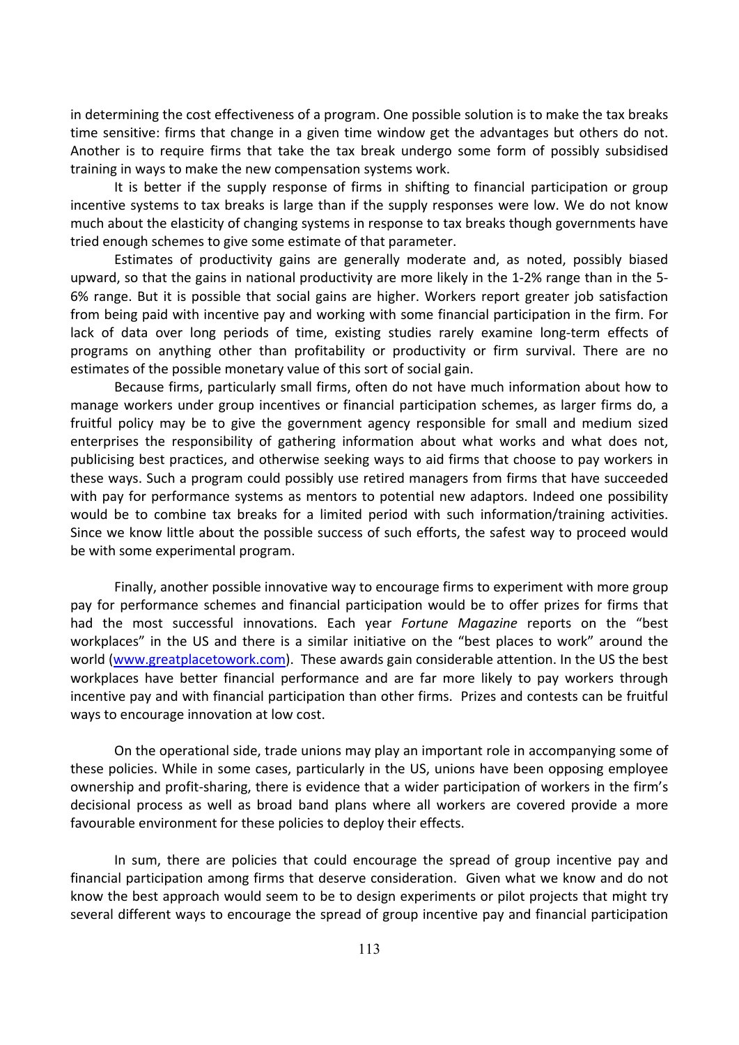in determining the cost effectiveness of a program. One possible solution is to make the tax breaks time sensitive: firms that change in a given time window get the advantages but others do not. Another is to require firms that take the tax break undergo some form of possibly subsidised training in ways to make the new compensation systems work.

It is better if the supply response of firms in shifting to financial participation or group incentive systems to tax breaks is large than if the supply responses were low. We do not know much about the elasticity of changing systems in response to tax breaks though governments have tried enough schemes to give some estimate of that parameter.

Estimates of productivity gains are generally moderate and, as noted, possibly biased upward, so that the gains in national productivity are more likely in the 1-2% range than in the 5-6% range. But it is possible that social gains are higher. Workers report greater job satisfaction from being paid with incentive pay and working with some financial participation in the firm. For lack of data over long periods of time, existing studies rarely examine long-term effects of programs on anything other than profitability or productivity or firm survival. There are no estimates of the possible monetary value of this sort of social gain.

Because firms, particularly small firms, often do not have much information about how to manage workers under group incentives or financial participation schemes, as larger firms do, a fruitful policy may be to give the government agency responsible for small and medium sized enterprises the responsibility of gathering information about what works and what does not, publicising best practices, and otherwise seeking ways to aid firms that choose to pay workers in these ways. Such a program could possibly use retired managers from firms that have succeeded with pay for performance systems as mentors to potential new adaptors. Indeed one possibility would be to combine tax breaks for a limited period with such information/training activities. Since we know little about the possible success of such efforts, the safest way to proceed would be with some experimental program.

Finally, another possible innovative way to encourage firms to experiment with more group pay for performance schemes and financial participation would be to offer prizes for firms that had the most successful innovations. Each year *Fortune Magazine* reports on the "best workplaces" in the US and there is a similar initiative on the "best places to work" around the world (www.greatplacetowork.com). These awards gain considerable attention. In the US the best workplaces have better financial performance and are far more likely to pay workers through incentive pay and with financial participation than other firms. Prizes and contests can be fruitful ways to encourage innovation at low cost.

On the operational side, trade unions may play an important role in accompanying some of these policies. While in some cases, particularly in the US, unions have been opposing employee ownership and profit-sharing, there is evidence that a wider participation of workers in the firm's decisional process as well as broad band plans where all workers are covered provide a more favourable environment for these policies to deploy their effects.

In sum, there are policies that could encourage the spread of group incentive pay and financial participation among firms that deserve consideration. Given what we know and do not know the best approach would seem to be to design experiments or pilot projects that might try several different ways to encourage the spread of group incentive pay and financial participation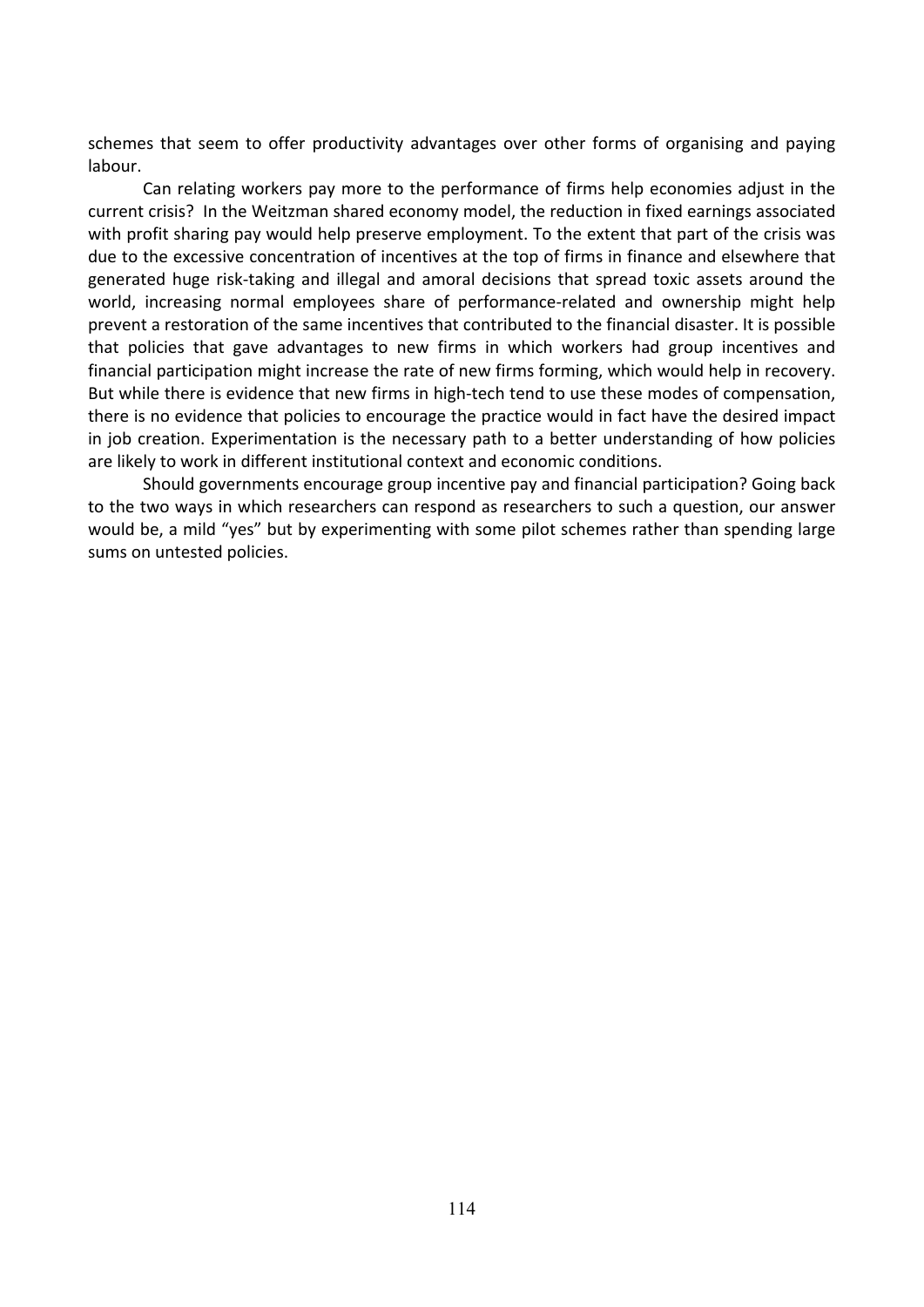schemes that seem to offer productivity advantages over other forms of organising and paying labour.

Can relating workers pay more to the performance of firms help economies adjust in the current crisis? In the Weitzman shared economy model, the reduction in fixed earnings associated with profit sharing pay would help preserve employment. To the extent that part of the crisis was due to the excessive concentration of incentives at the top of firms in finance and elsewhere that generated huge risk-taking and illegal and amoral decisions that spread toxic assets around the world, increasing normal employees share of performance-related and ownership might help prevent a restoration of the same incentives that contributed to the financial disaster. It is possible that policies that gave advantages to new firms in which workers had group incentives and financial participation might increase the rate of new firms forming, which would help in recovery. But while there is evidence that new firms in high-tech tend to use these modes of compensation, there is no evidence that policies to encourage the practice would in fact have the desired impact in job creation. Experimentation is the necessary path to a better understanding of how policies are likely to work in different institutional context and economic conditions.

Should governments encourage group incentive pay and financial participation? Going back to the two ways in which researchers can respond as researchers to such a question, our answer would be, a mild "yes" but by experimenting with some pilot schemes rather than spending large sums on untested policies.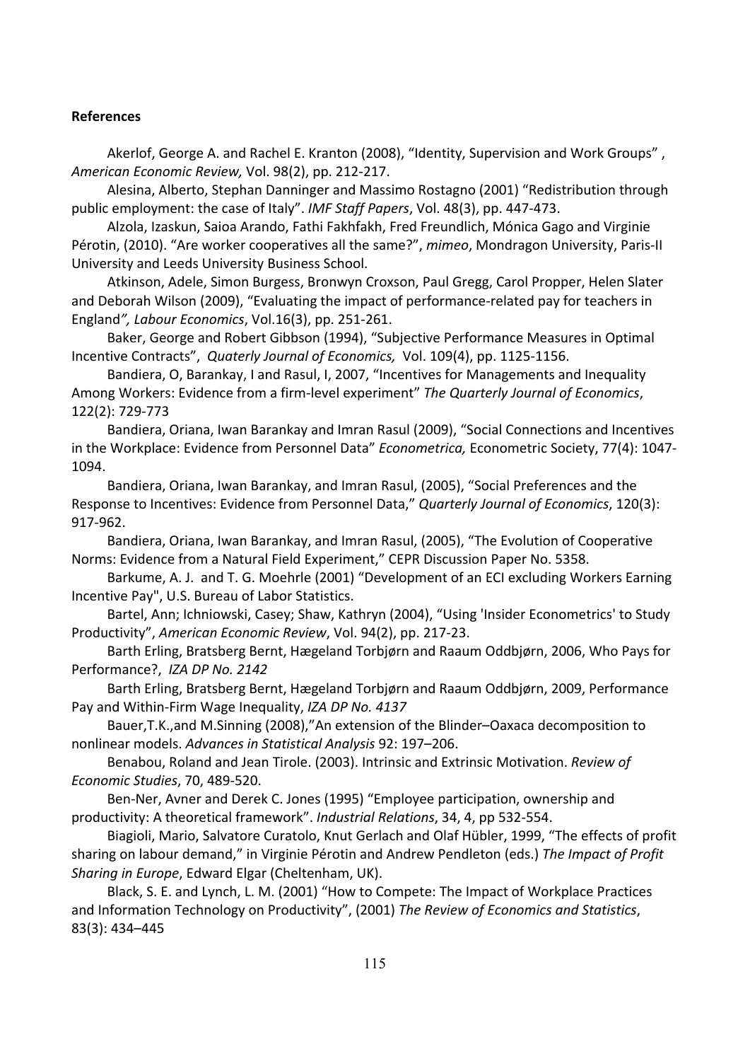**References**

Akerlof, George A. and Rachel E. Kranton (2008), "Identity, Supervision and Work Groups" , *American Economic Review,* Vol. 98(2), pp. 212-217.

Alesina, Alberto, Stephan Danninger and Massimo Rostagno (2001) "Redistribution through public employment: the case of Italy". *IMF Staff Papers*, Vol. 48(3), pp. 447-473.

Alzola, Izaskun, Saioa Arando, Fathi Fakhfakh, Fred Freundlich, Mónica Gago and Virginie Pérotin, (2010). "Are worker cooperatives all the same?", *mimeo*, Mondragon University, Paris-II University and Leeds University Business School.

Atkinson, Adele, Simon Burgess, Bronwyn Croxson, Paul Gregg, Carol Propper, Helen Slater and Deborah Wilson (2009), "Evaluating the impact of performance-related pay for teachers in England*", Labour Economics*, Vol.16(3), pp. 251-261.

Baker, George and Robert Gibbson (1994), "Subjective Performance Measures in Optimal Incentive Contracts", *Quaterly Journal of Economics,* Vol. 109(4), pp. 1125-1156.

Bandiera, O, Barankay, I and Rasul, I, 2007, "Incentives for Managements and Inequality Among Workers: Evidence from a firm-level experiment" *The Quarterly Journal of Economics*, 122(2): 729-773

Bandiera, Oriana, Iwan Barankay and Imran Rasul (2009), "Social Connections and Incentives in the Workplace: Evidence from Personnel Data" *Econometrica,* Econometric Society, 77(4): 1047-1094.

Bandiera, Oriana, Iwan Barankay, and Imran Rasul, (2005), "Social Preferences and the Response to Incentives: Evidence from Personnel Data," *Quarterly Journal of Economics*, 120(3): 917-962.

Bandiera, Oriana, Iwan Barankay, and Imran Rasul, (2005), "The Evolution of Cooperative Norms: Evidence from a Natural Field Experiment," CEPR Discussion Paper No. 5358.

Barkume, A. J. and T. G. Moehrle (2001) "Development of an ECI excluding Workers Earning Incentive Pay", U.S. Bureau of Labor Statistics.

Bartel, Ann; Ichniowski, Casey; Shaw, Kathryn (2004), "Using 'Insider Econometrics' to Study Productivity", *American Economic Review*, Vol. 94(2), pp. 217-23.

Barth Erling, Bratsberg Bernt, Hægeland Torbjørn and Raaum Oddbjørn, 2006, Who Pays for Performance?, *IZA DP No. 2142*

Barth Erling, Bratsberg Bernt, Hægeland Torbjørn and Raaum Oddbjørn, 2009, Performance Pay and Within-Firm Wage Inequality, *IZA DP No. 4137*

Bauer,T.K.,and M.Sinning (2008),"An extension of the Blinder–Oaxaca decomposition to nonlinear models. *Advances in Statistical Analysis* 92: 197–206.

Benabou, Roland and Jean Tirole. (2003). Intrinsic and Extrinsic Motivation. *Review of Economic Studies*, 70, 489-520.

Ben-Ner, Avner and Derek C. Jones (1995) "Employee participation, ownership and productivity: A theoretical framework". *Industrial Relations*, 34, 4, pp 532-554.

Biagioli, Mario, Salvatore Curatolo, Knut Gerlach and Olaf Hübler, 1999, "The effects of profit sharing on labour demand," in Virginie Pérotin and Andrew Pendleton (eds.) *The Impact of Profit Sharing in Europe*, Edward Elgar (Cheltenham, UK).

Black, S. E. and Lynch, L. M. (2001) "How to Compete: The Impact of Workplace Practices and Information Technology on Productivity", (2001) *The Review of Economics and Statistics*, 83(3): 434–445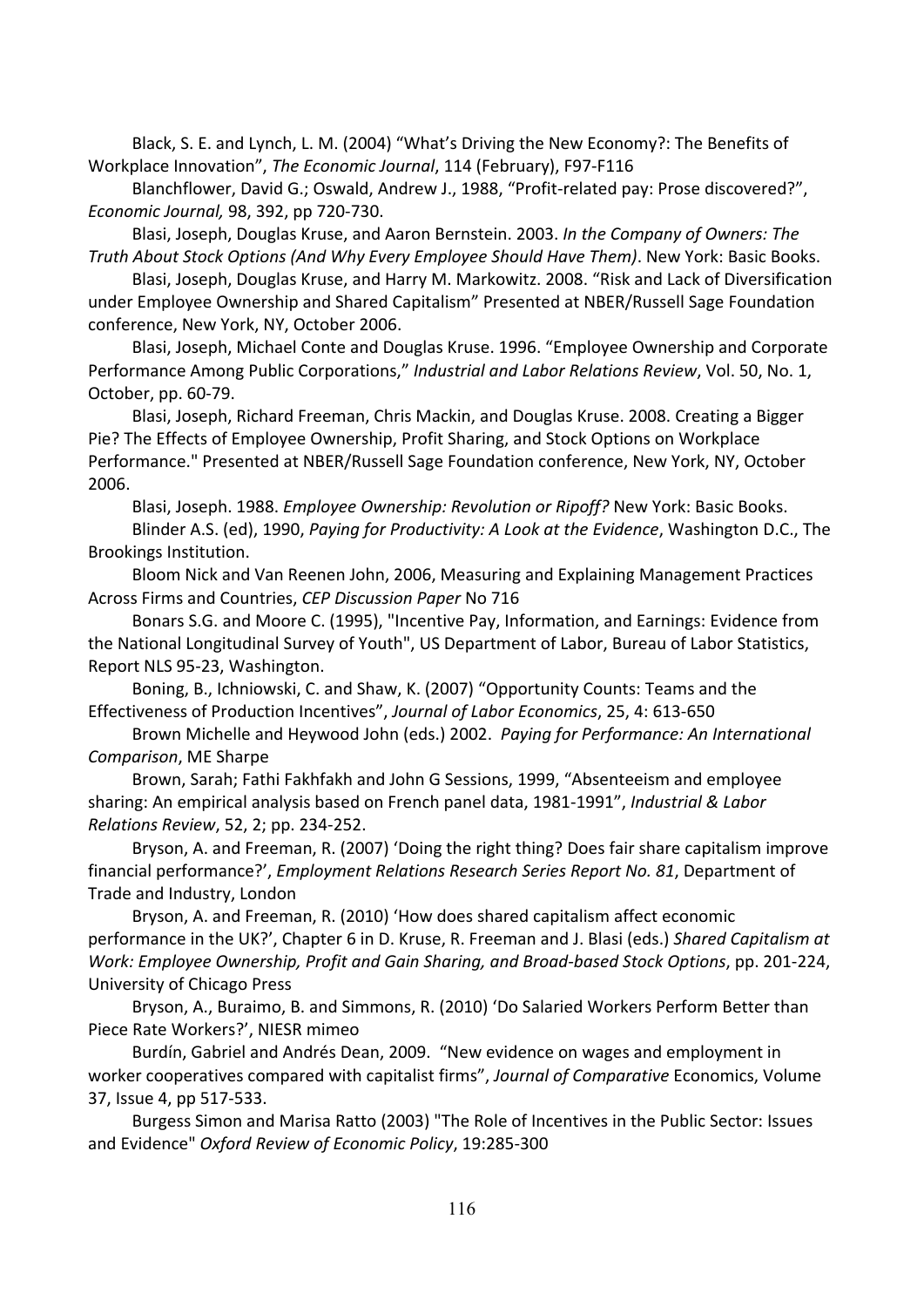Black, S. E. and Lynch, L. M. (2004) "What's Driving the New Economy?: The Benefits of Workplace Innovation", *The Economic Journal*, 114 (February), F97-F116

Blanchflower, David G.; Oswald, Andrew J., 1988, "Profit-related pay: Prose discovered?", *Economic Journal,* 98, 392, pp 720-730.

Blasi, Joseph, Douglas Kruse, and Aaron Bernstein. 2003. *In the Company of Owners: The Truth About Stock Options (And Why Every Employee Should Have Them)*. New York: Basic Books.

Blasi, Joseph, Douglas Kruse, and Harry M. Markowitz. 2008. "Risk and Lack of Diversification under Employee Ownership and Shared Capitalism" Presented at NBER/Russell Sage Foundation conference, New York, NY, October 2006.

Blasi, Joseph, Michael Conte and Douglas Kruse. 1996. "Employee Ownership and Corporate Performance Among Public Corporations," *Industrial and Labor Relations Review*, Vol. 50, No. 1, October, pp. 60-79.

Blasi, Joseph, Richard Freeman, Chris Mackin, and Douglas Kruse. 2008. Creating a Bigger Pie? The Effects of Employee Ownership, Profit Sharing, and Stock Options on Workplace Performance." Presented at NBER/Russell Sage Foundation conference, New York, NY, October 2006.

Blasi, Joseph. 1988. *Employee Ownership: Revolution or Ripoff?* New York: Basic Books.

Blinder A.S. (ed), 1990, *Paying for Productivity: A Look at the Evidence*, Washington D.C., The Brookings Institution.

Bloom Nick and Van Reenen John, 2006, Measuring and Explaining Management Practices Across Firms and Countries, *CEP Discussion Paper* No 716

Bonars S.G. and Moore C. (1995), "Incentive Pay, Information, and Earnings: Evidence from the National Longitudinal Survey of Youth", US Department of Labor, Bureau of Labor Statistics, Report NLS 95-23, Washington.

Boning, B., Ichniowski, C. and Shaw, K. (2007) "Opportunity Counts: Teams and the Effectiveness of Production Incentives", *Journal of Labor Economics*, 25, 4: 613-650

Brown Michelle and Heywood John (eds.) 2002. *Paying for Performance: An International Comparison*, ME Sharpe

Brown, Sarah; Fathi Fakhfakh and John G Sessions, 1999, "Absenteeism and employee sharing: An empirical analysis based on French panel data, 1981-1991", *Industrial & Labor Relations Review*, 52, 2; pp. 234-252.

Bryson, A. and Freeman, R. (2007) 'Doing the right thing? Does fair share capitalism improve financial performance?', *Employment Relations Research Series Report No. 81*, Department of Trade and Industry, London

Bryson, A. and Freeman, R. (2010) 'How does shared capitalism affect economic performance in the UK?', Chapter 6 in D. Kruse, R. Freeman and J. Blasi (eds.) *Shared Capitalism at Work: Employee Ownership, Profit and Gain Sharing, and Broad-based Stock Options*, pp. 201-224, University of Chicago Press

Bryson, A., Buraimo, B. and Simmons, R. (2010) 'Do Salaried Workers Perform Better than Piece Rate Workers?', NIESR mimeo

Burdín, Gabriel and Andrés Dean, 2009. "New evidence on wages and employment in worker cooperatives compared with capitalist firms", *Journal of Comparative* Economics, Volume 37, Issue 4, pp 517-533.

Burgess Simon and Marisa Ratto (2003) "The Role of Incentives in the Public Sector: Issues and Evidence" *Oxford Review of Economic Policy*, 19:285-300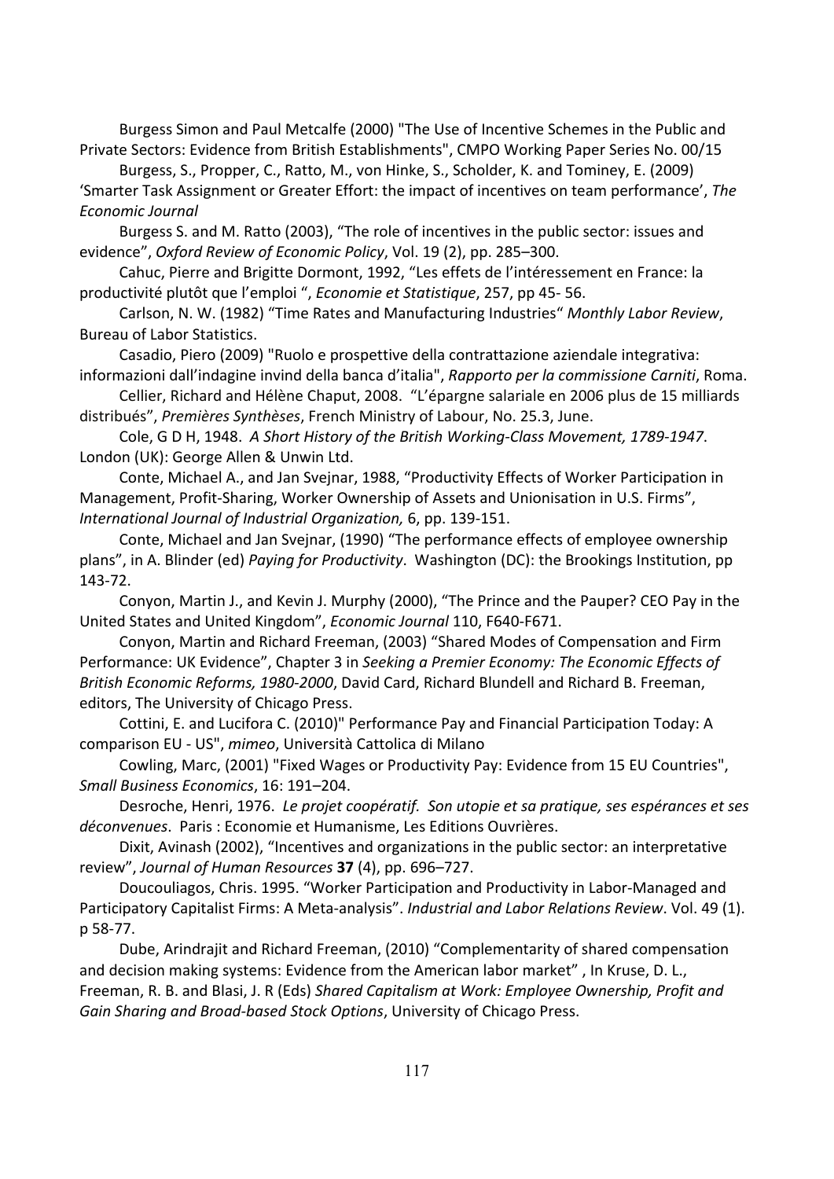Burgess Simon and Paul Metcalfe (2000) "The Use of Incentive Schemes in the Public and Private Sectors: Evidence from British Establishments", CMPO Working Paper Series No. 00/15

Burgess, S., Propper, C., Ratto, M., von Hinke, S., Scholder, K. and Tominey, E. (2009) 'Smarter Task Assignment or Greater Effort: the impact of incentives on team performance', *The Economic Journal*

Burgess S. and M. Ratto (2003), "The role of incentives in the public sector: issues and evidence", *Oxford Review of Economic Policy*, Vol. 19 (2), pp. 285–300.

Cahuc, Pierre and Brigitte Dormont, 1992, "Les effets de l'intéressement en France: la productivité plutôt que l'emploi ", *Economie et Statistique*, 257, pp 45- 56.

Carlson, N. W. (1982) "Time Rates and Manufacturing Industries" *Monthly Labor Review*, Bureau of Labor Statistics.

Casadio, Piero (2009) "Ruolo e prospettive della contrattazione aziendale integrativa: informazioni dall'indagine invind della banca d'italia", *Rapporto per la commissione Carniti*, Roma.

Cellier, Richard and Hélène Chaput, 2008. "L'épargne salariale en 2006 plus de 15 milliards distribués", *Premières Synthèses*, French Ministry of Labour, No. 25.3, June.

Cole, G D H, 1948. *A Short History of the British Working-Class Movement, 1789-1947*. London (UK): George Allen & Unwin Ltd.

Conte, Michael A., and Jan Svejnar, 1988, "Productivity Effects of Worker Participation in Management, Profit-Sharing, Worker Ownership of Assets and Unionisation in U.S. Firms", *International Journal of Industrial Organization,* 6, pp. 139-151.

Conte, Michael and Jan Svejnar, (1990) "The performance effects of employee ownership plans", in A. Blinder (ed) *Paying for Productivity*. Washington (DC): the Brookings Institution, pp 143-72.

Conyon, Martin J., and Kevin J. Murphy (2000), "The Prince and the Pauper? CEO Pay in the United States and United Kingdom", *Economic Journal* 110, F640-F671.

Conyon, Martin and Richard Freeman, (2003) "Shared Modes of Compensation and Firm Performance: UK Evidence", Chapter 3 in *Seeking a Premier Economy: The Economic Effects of British Economic Reforms, 1980-2000*, David Card, Richard Blundell and Richard B. Freeman, editors, The University of Chicago Press.

Cottini, E. and Lucifora C. (2010)" Performance Pay and Financial Participation Today: A comparison EU - US", *mimeo*, Università Cattolica di Milano

Cowling, Marc, (2001) "Fixed Wages or Productivity Pay: Evidence from 15 EU Countries", *Small Business Economics*, 16: 191–204.

Desroche, Henri, 1976. *Le projet coopératif. Son utopie et sa pratique, ses espérances et ses déconvenues*. Paris : Economie et Humanisme, Les Editions Ouvrières.

Dixit, Avinash (2002), "Incentives and organizations in the public sector: an interpretative review", *Journal of Human Resources* **37** (4), pp. 696–727.

Doucouliagos, Chris. 1995. "Worker Participation and Productivity in Labor-Managed and Participatory Capitalist Firms: A Meta-analysis". *Industrial and Labor Relations Review*. Vol. 49 (1). p 58-77.

Dube, Arindrajit and Richard Freeman, (2010) "Complementarity of shared compensation and decision making systems: Evidence from the American labor market" , In Kruse, D. L., Freeman, R. B. and Blasi, J. R (Eds) *Shared Capitalism at Work: Employee Ownership, Profit and Gain Sharing and Broad-based Stock Options*, University of Chicago Press.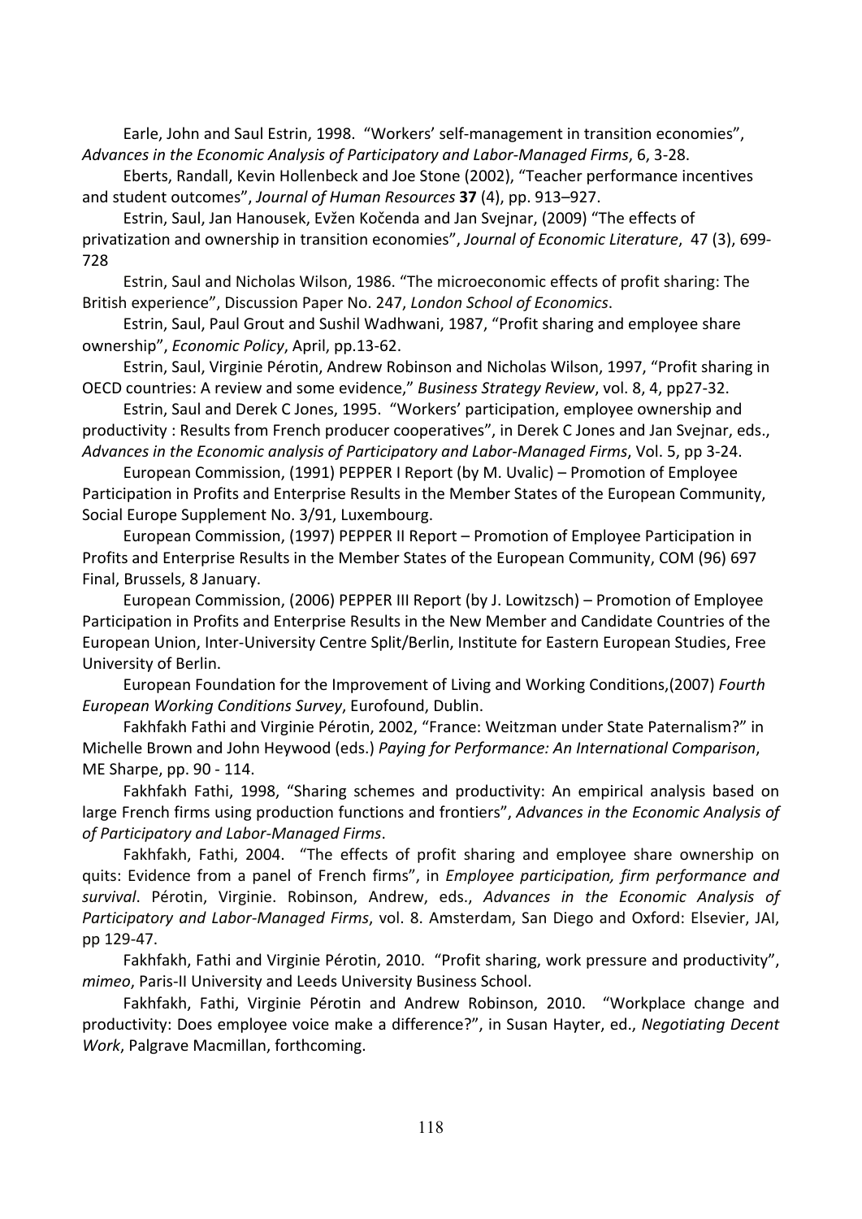Earle, John and Saul Estrin, 1998. "Workers' self-management in transition economies", *Advances in the Economic Analysis of Participatory and Labor-Managed Firms*, 6, 3-28.

Eberts, Randall, Kevin Hollenbeck and Joe Stone (2002), "Teacher performance incentives and student outcomes", *Journal of Human Resources* **37** (4), pp. 913–927.

Estrin, Saul, Jan Hanousek, Evžen Kočenda and Jan Svejnar, (2009) "The effects of privatization and ownership in transition economies", *Journal of Economic Literature*, 47 (3), 699-728

Estrin, Saul and Nicholas Wilson, 1986. "The microeconomic effects of profit sharing: The British experience", Discussion Paper No. 247, *London School of Economics*.

Estrin, Saul, Paul Grout and Sushil Wadhwani, 1987, "Profit sharing and employee share ownership", *Economic Policy*, April, pp.13-62.

Estrin, Saul, Virginie Pérotin, Andrew Robinson and Nicholas Wilson, 1997, "Profit sharing in OECD countries: A review and some evidence," *Business Strategy Review*, vol. 8, 4, pp27-32.

Estrin, Saul and Derek C Jones, 1995. "Workers' participation, employee ownership and productivity : Results from French producer cooperatives", in Derek C Jones and Jan Svejnar, eds., *Advances in the Economic analysis of Participatory and Labor-Managed Firms*, Vol. 5, pp 3-24.

European Commission, (1991) PEPPER I Report (by M. Uvalic) – Promotion of Employee Participation in Profits and Enterprise Results in the Member States of the European Community, Social Europe Supplement No. 3/91, Luxembourg.

European Commission, (1997) PEPPER II Report – Promotion of Employee Participation in Profits and Enterprise Results in the Member States of the European Community, COM (96) 697 Final, Brussels, 8 January.

European Commission, (2006) PEPPER III Report (by J. Lowitzsch) – Promotion of Employee Participation in Profits and Enterprise Results in the New Member and Candidate Countries of the European Union, Inter-University Centre Split/Berlin, Institute for Eastern European Studies, Free University of Berlin.

European Foundation for the Improvement of Living and Working Conditions,(2007) *Fourth European Working Conditions Survey*, Eurofound, Dublin.

Fakhfakh Fathi and Virginie Pérotin, 2002, "France: Weitzman under State Paternalism?" in Michelle Brown and John Heywood (eds.) *Paying for Performance: An International Comparison*, ME Sharpe, pp. 90 - 114.

Fakhfakh Fathi, 1998, "Sharing schemes and productivity: An empirical analysis based on large French firms using production functions and frontiers", *Advances in the Economic Analysis of of Participatory and Labor-Managed Firms*.

Fakhfakh, Fathi, 2004. "The effects of profit sharing and employee share ownership on quits: Evidence from a panel of French firms", in *Employee participation, firm performance and survival*. Pérotin, Virginie. Robinson, Andrew, eds., *Advances in the Economic Analysis of Participatory and Labor-Managed Firms*, vol. 8. Amsterdam, San Diego and Oxford: Elsevier, JAI, pp 129-47.

Fakhfakh, Fathi and Virginie Pérotin, 2010. "Profit sharing, work pressure and productivity", *mimeo*, Paris-II University and Leeds University Business School.

Fakhfakh, Fathi, Virginie Pérotin and Andrew Robinson, 2010. "Workplace change and productivity: Does employee voice make a difference?", in Susan Hayter, ed., *Negotiating Decent Work*, Palgrave Macmillan, forthcoming.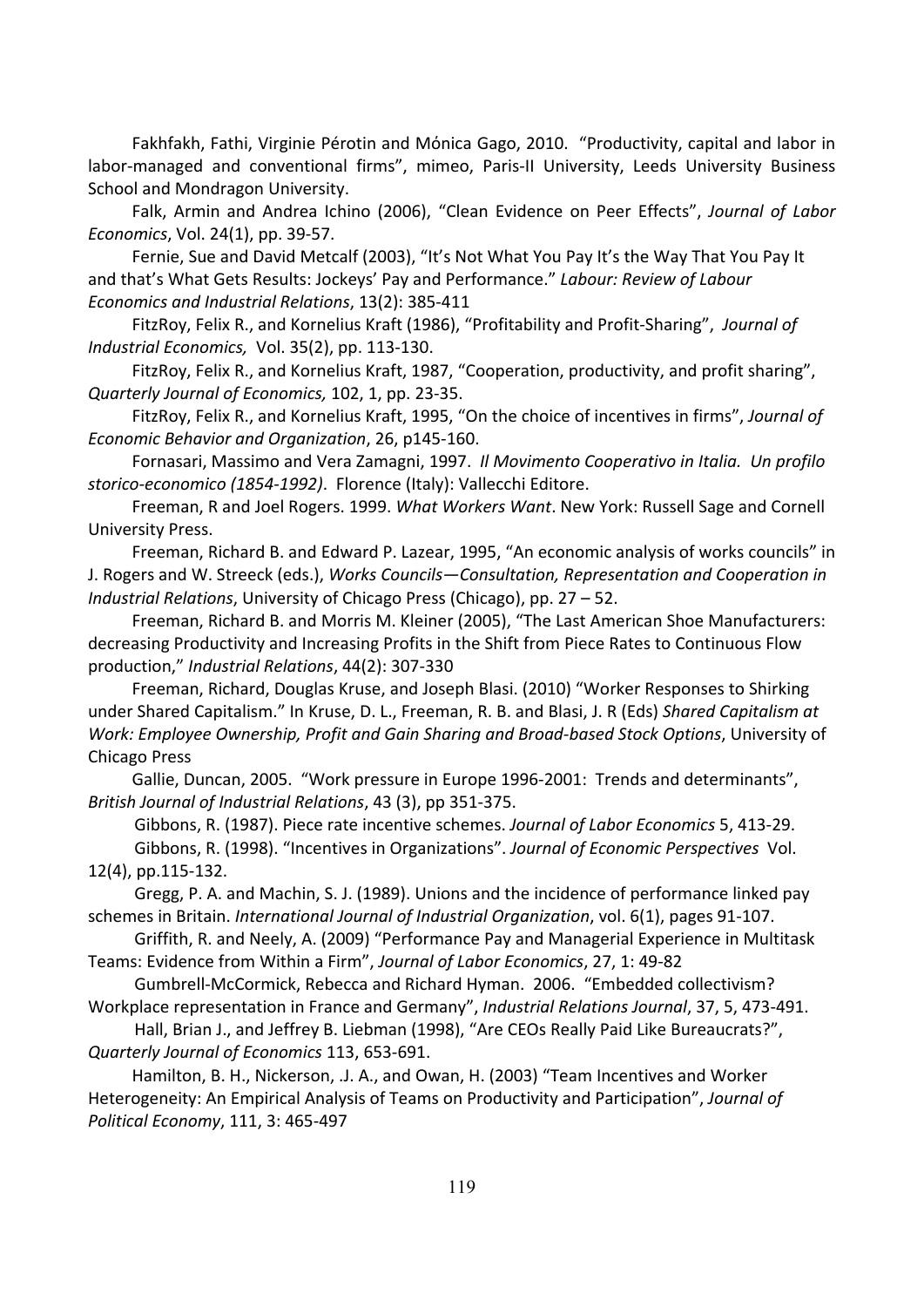Fakhfakh, Fathi, Virginie Pérotin and Mónica Gago, 2010. "Productivity, capital and labor in labor-managed and conventional firms", mimeo, Paris-II University, Leeds University Business School and Mondragon University.

Falk, Armin and Andrea Ichino (2006), "Clean Evidence on Peer Effects", *Journal of Labor Economics*, Vol. 24(1), pp. 39-57.

Fernie, Sue and David Metcalf (2003), "It's Not What You Pay It's the Way That You Pay It and that's What Gets Results: Jockeys' Pay and Performance." *Labour: Review of Labour Economics and Industrial Relations*, 13(2): 385-411

FitzRoy, Felix R., and Kornelius Kraft (1986), "Profitability and Profit-Sharing", *Journal of Industrial Economics,* Vol. 35(2), pp. 113-130.

FitzRoy, Felix R., and Kornelius Kraft, 1987, "Cooperation, productivity, and profit sharing", *Quarterly Journal of Economics,* 102, 1, pp. 23-35.

FitzRoy, Felix R., and Kornelius Kraft, 1995, "On the choice of incentives in firms", *Journal of Economic Behavior and Organization*, 26, p145-160.

Fornasari, Massimo and Vera Zamagni, 1997. *Il Movimento Cooperativo in Italia. Un profilo storico-economico (1854-1992)*. Florence (Italy): Vallecchi Editore.

Freeman, R and Joel Rogers. 1999. *What Workers Want*. New York: Russell Sage and Cornell University Press.

Freeman, Richard B. and Edward P. Lazear, 1995, "An economic analysis of works councils" in J. Rogers and W. Streeck (eds.), *Works Councils—Consultation, Representation and Cooperation in Industrial Relations*, University of Chicago Press (Chicago), pp. 27 – 52.

Freeman, Richard B. and Morris M. Kleiner (2005), "The Last American Shoe Manufacturers: decreasing Productivity and Increasing Profits in the Shift from Piece Rates to Continuous Flow production," *Industrial Relations*, 44(2): 307-330

Freeman, Richard, Douglas Kruse, and Joseph Blasi. (2010) "Worker Responses to Shirking under Shared Capitalism." In Kruse, D. L., Freeman, R. B. and Blasi, J. R (Eds) *Shared Capitalism at Work: Employee Ownership, Profit and Gain Sharing and Broad-based Stock Options*, University of Chicago Press

Gallie, Duncan, 2005. "Work pressure in Europe 1996-2001: Trends and determinants", *British Journal of Industrial Relations*, 43 (3), pp 351-375.

Gibbons, R. (1987). Piece rate incentive schemes. *Journal of Labor Economics* 5, 413-29.

Gibbons, R. (1998). "Incentives in Organizations". *Journal of Economic Perspectives* Vol. 12(4), pp.115-132.

Gregg, P. A. and Machin, S. J. (1989). Unions and the incidence of performance linked pay schemes in Britain. *International Journal of Industrial Organization*, vol. 6(1), pages 91-107.

Griffith, R. and Neely, A. (2009) "Performance Pay and Managerial Experience in Multitask Teams: Evidence from Within a Firm", *Journal of Labor Economics*, 27, 1: 49-82

Gumbrell-McCormick, Rebecca and Richard Hyman. 2006. "Embedded collectivism? Workplace representation in France and Germany", *Industrial Relations Journal*, 37, 5, 473-491.

Hall, Brian J., and Jeffrey B. Liebman (1998), "Are CEOs Really Paid Like Bureaucrats?", *Quarterly Journal of Economics* 113, 653-691.

Hamilton, B. H., Nickerson, .J. A., and Owan, H. (2003) "Team Incentives and Worker Heterogeneity: An Empirical Analysis of Teams on Productivity and Participation", *Journal of Political Economy*, 111, 3: 465-497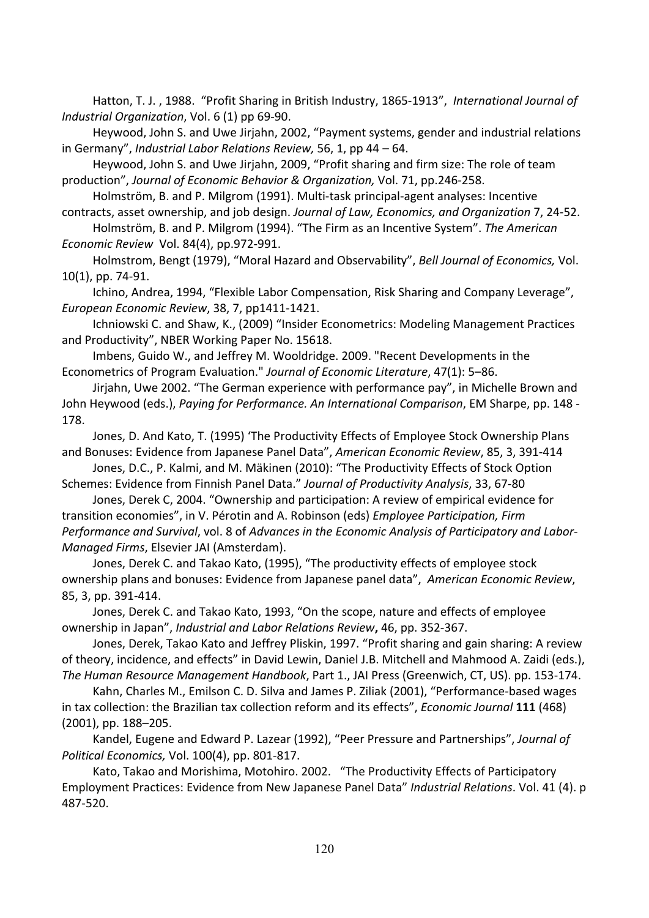Hatton, T. J. , 1988. "Profit Sharing in British Industry, 1865-1913", *International Journal of Industrial Organization*, Vol. 6 (1) pp 69-90.

Heywood, John S. and Uwe Jirjahn, 2002, "Payment systems, gender and industrial relations in Germany", *Industrial Labor Relations Review,* 56, 1, pp 44 – 64.

Heywood, John S. and Uwe Jirjahn, 2009, "Profit sharing and firm size: The role of team production", *Journal of Economic Behavior & Organization,* Vol. 71, pp.246-258.

Holmström, B. and P. Milgrom (1991). Multi-task principal-agent analyses: Incentive contracts, asset ownership, and job design. *Journal of Law, Economics, and Organization* 7, 24-52.

Holmström, B. and P. Milgrom (1994). "The Firm as an Incentive System". *The American Economic Review* Vol. 84(4), pp.972-991.

Holmstrom, Bengt (1979), "Moral Hazard and Observability", *Bell Journal of Economics,* Vol. 10(1), pp. 74-91.

Ichino, Andrea, 1994, "Flexible Labor Compensation, Risk Sharing and Company Leverage", *European Economic Review*, 38, 7, pp1411-1421.

Ichniowski C. and Shaw, K., (2009) "Insider Econometrics: Modeling Management Practices and Productivity", NBER Working Paper No. 15618.

Imbens, Guido W., and Jeffrey M. Wooldridge. 2009. "Recent Developments in the Econometrics of Program Evaluation." *Journal of Economic Literature*, 47(1): 5–86.

Jirjahn, Uwe 2002. "The German experience with performance pay", in Michelle Brown and John Heywood (eds.), *Paying for Performance. An International Comparison*, EM Sharpe, pp. 148 - 178.

Jones, D. And Kato, T. (1995) 'The Productivity Effects of Employee Stock Ownership Plans and Bonuses: Evidence from Japanese Panel Data", *American Economic Review*, 85, 3, 391-414

Jones, D.C., P. Kalmi, and M. Mäkinen (2010): "The Productivity Effects of Stock Option Schemes: Evidence from Finnish Panel Data." *Journal of Productivity Analysis*, 33, 67-80

Jones, Derek C, 2004. "Ownership and participation: A review of empirical evidence for transition economies", in V. Pérotin and A. Robinson (eds) *Employee Participation, Firm Performance and Survival*, vol. 8 of *Advances in the Economic Analysis of Participatory and Labor-Managed Firms*, Elsevier JAI (Amsterdam).

Jones, Derek C. and Takao Kato, (1995), "The productivity effects of employee stock ownership plans and bonuses: Evidence from Japanese panel data", *American Economic Review*, 85, 3, pp. 391-414.

Jones, Derek C. and Takao Kato, 1993, "On the scope, nature and effects of employee ownership in Japan", *Industrial and Labor Relations Review***,** 46, pp. 352-367.

Jones, Derek, Takao Kato and Jeffrey Pliskin, 1997. "Profit sharing and gain sharing: A review of theory, incidence, and effects" in David Lewin, Daniel J.B. Mitchell and Mahmood A. Zaidi (eds.), *The Human Resource Management Handbook*, Part 1., JAI Press (Greenwich, CT, US). pp. 153-174.

Kahn, Charles M., Emilson C. D. Silva and James P. Ziliak (2001), "Performance-based wages in tax collection: the Brazilian tax collection reform and its effects", *Economic Journal* **111** (468) (2001), pp. 188–205.

Kandel, Eugene and Edward P. Lazear (1992), "Peer Pressure and Partnerships", *Journal of Political Economics,* Vol. 100(4), pp. 801-817.

Kato, Takao and Morishima, Motohiro. 2002. "The Productivity Effects of Participatory Employment Practices: Evidence from New Japanese Panel Data" *Industrial Relations*. Vol. 41 (4). p 487-520.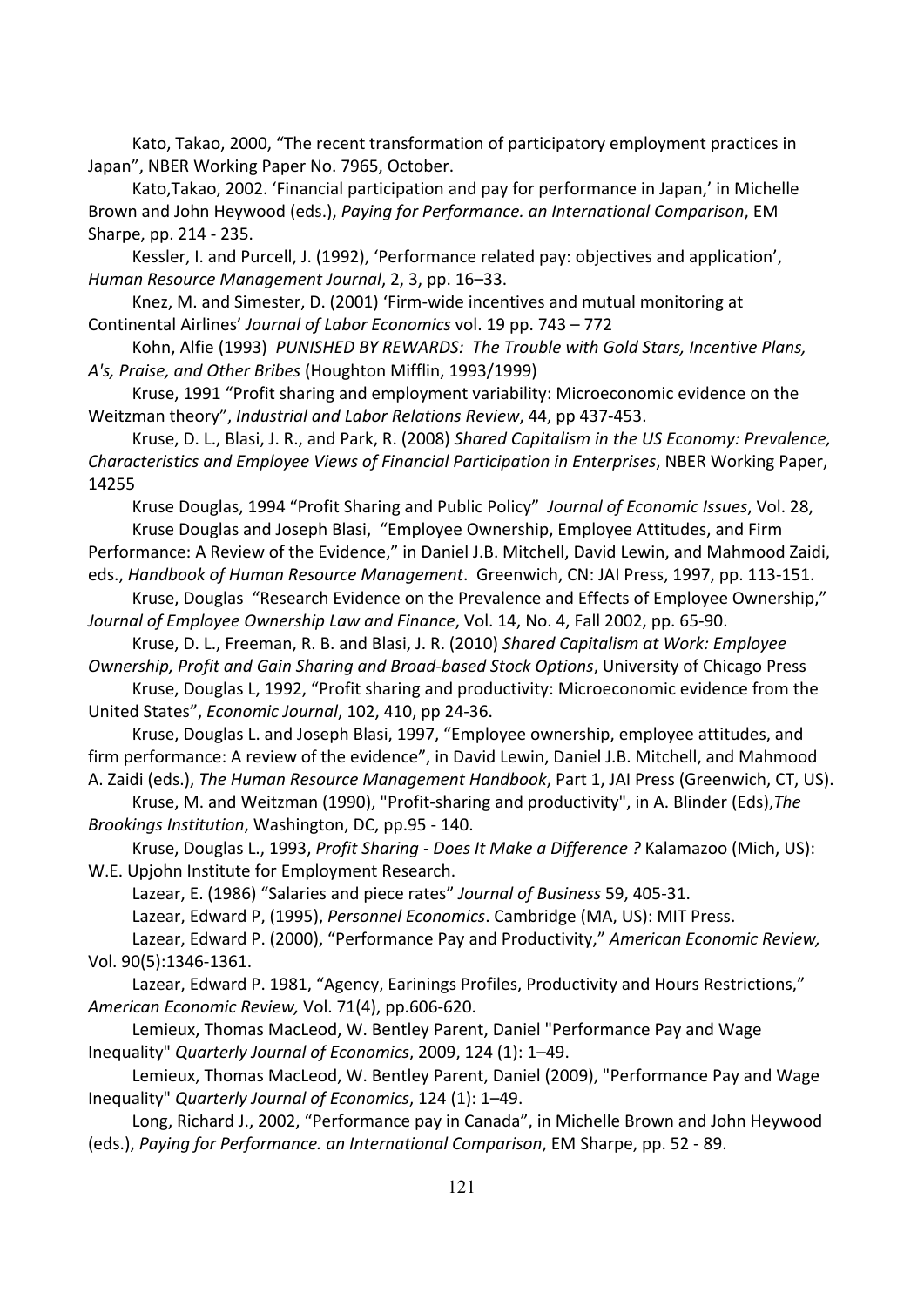Kato, Takao, 2000, "The recent transformation of participatory employment practices in Japan", NBER Working Paper No. 7965, October.

Kato,Takao, 2002. 'Financial participation and pay for performance in Japan,' in Michelle Brown and John Heywood (eds.), *Paying for Performance. an International Comparison*, EM Sharpe, pp. 214 - 235.

Kessler, I. and Purcell, J. (1992), 'Performance related pay: objectives and application', *Human Resource Management Journal*, 2, 3, pp. 16–33.

Knez, M. and Simester, D. (2001) 'Firm-wide incentives and mutual monitoring at Continental Airlines' *Journal of Labor Economics* vol. 19 pp. 743 – 772

Kohn, Alfie (1993) *PUNISHED BY REWARDS: The Trouble with Gold Stars, Incentive Plans, A's, Praise, and Other Bribes* (Houghton Mifflin, 1993/1999)

Kruse, 1991 "Profit sharing and employment variability: Microeconomic evidence on the Weitzman theory", *Industrial and Labor Relations Review*, 44, pp 437-453.

Kruse, D. L., Blasi, J. R., and Park, R. (2008) *Shared Capitalism in the US Economy: Prevalence, Characteristics and Employee Views of Financial Participation in Enterprises*, NBER Working Paper, 14255

Kruse Douglas, 1994 "Profit Sharing and Public Policy" *Journal of Economic Issues*, Vol. 28,

Kruse Douglas and Joseph Blasi, "Employee Ownership, Employee Attitudes, and Firm Performance: A Review of the Evidence," in Daniel J.B. Mitchell, David Lewin, and Mahmood Zaidi, eds., *Handbook of Human Resource Management*. Greenwich, CN: JAI Press, 1997, pp. 113-151.

Kruse, Douglas "Research Evidence on the Prevalence and Effects of Employee Ownership," *Journal of Employee Ownership Law and Finance*, Vol. 14, No. 4, Fall 2002, pp. 65-90.

Kruse, D. L., Freeman, R. B. and Blasi, J. R. (2010) *Shared Capitalism at Work: Employee Ownership, Profit and Gain Sharing and Broad-based Stock Options*, University of Chicago Press

Kruse, Douglas L, 1992, "Profit sharing and productivity: Microeconomic evidence from the United States", *Economic Journal*, 102, 410, pp 24-36.

Kruse, Douglas L. and Joseph Blasi, 1997, "Employee ownership, employee attitudes, and firm performance: A review of the evidence", in David Lewin, Daniel J.B. Mitchell, and Mahmood A. Zaidi (eds.), *The Human Resource Management Handbook*, Part 1, JAI Press (Greenwich, CT, US).

Kruse, M. and Weitzman (1990), "Profit-sharing and productivity", in A. Blinder (Eds),*The Brookings Institution*, Washington, DC, pp.95 - 140.

Kruse, Douglas L., 1993, *Profit Sharing - Does It Make a Difference ?* Kalamazoo (Mich, US): W.E. Upjohn Institute for Employment Research.

Lazear, E. (1986) "Salaries and piece rates" *Journal of Business* 59, 405-31.

Lazear, Edward P, (1995), *Personnel Economics*. Cambridge (MA, US): MIT Press.

Lazear, Edward P. (2000), "Performance Pay and Productivity," *American Economic Review,* Vol. 90(5):1346-1361.

Lazear, Edward P. 1981, "Agency, Earinings Profiles, Productivity and Hours Restrictions," *American Economic Review,* Vol. 71(4), pp.606-620.

Lemieux, Thomas MacLeod, W. Bentley Parent, Daniel "Performance Pay and Wage Inequality" *Quarterly Journal of Economics*, 2009, 124 (1): 1–49.

Lemieux, Thomas MacLeod, W. Bentley Parent, Daniel (2009), "Performance Pay and Wage Inequality" *Quarterly Journal of Economics*, 124 (1): 1–49.

Long, Richard J., 2002, "Performance pay in Canada", in Michelle Brown and John Heywood (eds.), *Paying for Performance. an International Comparison*, EM Sharpe, pp. 52 - 89.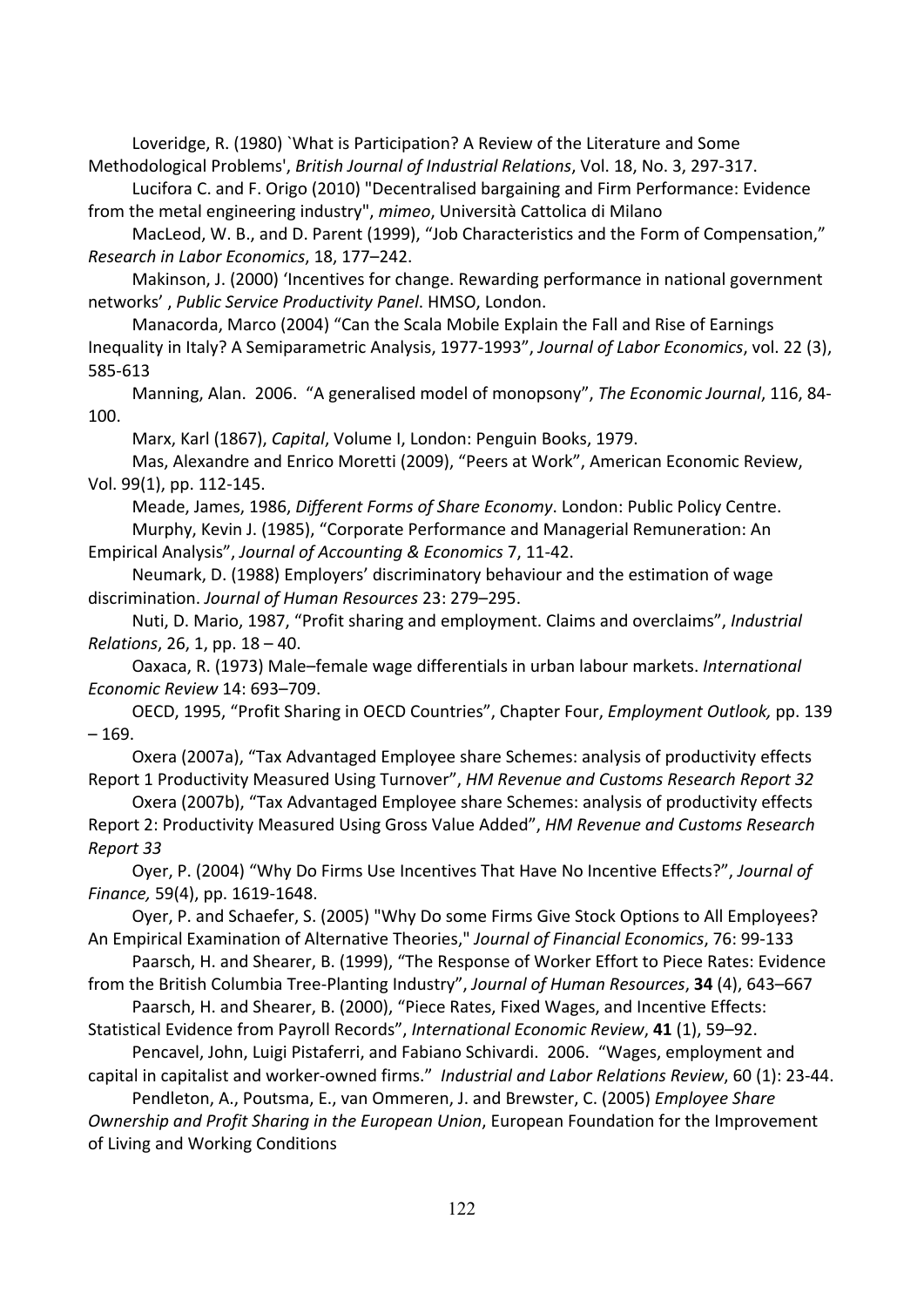Loveridge, R. (1980) `What is Participation? A Review of the Literature and Some Methodological Problems', *British Journal of Industrial Relations*, Vol. 18, No. 3, 297-317.

Lucifora C. and F. Origo (2010) "Decentralised bargaining and Firm Performance: Evidence from the metal engineering industry", *mimeo*, Università Cattolica di Milano

MacLeod, W. B., and D. Parent (1999), "Job Characteristics and the Form of Compensation," *Research in Labor Economics*, 18, 177–242.

Makinson, J. (2000) 'Incentives for change. Rewarding performance in national government networks' , *Public Service Productivity Panel*. HMSO, London.

Manacorda, Marco (2004) "Can the Scala Mobile Explain the Fall and Rise of Earnings Inequality in Italy? A Semiparametric Analysis, 1977-1993", *Journal of Labor Economics*, vol. 22 (3), 585-613

Manning, Alan. 2006. "A generalised model of monopsony", *The Economic Journal*, 116, 84-100.

Marx, Karl (1867), *Capital*, Volume I, London: Penguin Books, 1979.

Mas, Alexandre and Enrico Moretti (2009), "Peers at Work", American Economic Review, Vol. 99(1), pp. 112-145.

Meade, James, 1986, *Different Forms of Share Economy*. London: Public Policy Centre.

Murphy, Kevin J. (1985), "Corporate Performance and Managerial Remuneration: An Empirical Analysis", *Journal of Accounting & Economics* 7, 11-42.

Neumark, D. (1988) Employers' discriminatory behaviour and the estimation of wage discrimination. *Journal of Human Resources* 23: 279–295.

Nuti, D. Mario, 1987, "Profit sharing and employment. Claims and overclaims", *Industrial Relations*, 26, 1, pp. 18 – 40.

Oaxaca, R. (1973) Male–female wage differentials in urban labour markets. *International Economic Review* 14: 693–709.

OECD, 1995, "Profit Sharing in OECD Countries", Chapter Four, *Employment Outlook,* pp. 139 – 169.

Oxera (2007a), "Tax Advantaged Employee share Schemes: analysis of productivity effects Report 1 Productivity Measured Using Turnover", *HM Revenue and Customs Research Report 32*

Oxera (2007b), "Tax Advantaged Employee share Schemes: analysis of productivity effects Report 2: Productivity Measured Using Gross Value Added", *HM Revenue and Customs Research Report 33*

Oyer, P. (2004) "Why Do Firms Use Incentives That Have No Incentive Effects?", *Journal of Finance,* 59(4), pp. 1619-1648.

Oyer, P. and Schaefer, S. (2005) "Why Do some Firms Give Stock Options to All Employees? An Empirical Examination of Alternative Theories," *Journal of Financial Economics*, 76: 99-133

Paarsch, H. and Shearer, B. (1999), "The Response of Worker Effort to Piece Rates: Evidence from the British Columbia Tree-Planting Industry", *Journal of Human Resources*, **34** (4), 643–667

Paarsch, H. and Shearer, B. (2000), "Piece Rates, Fixed Wages, and Incentive Effects: Statistical Evidence from Payroll Records", *International Economic Review*, **41** (1), 59–92.

Pencavel, John, Luigi Pistaferri, and Fabiano Schivardi. 2006. "Wages, employment and capital in capitalist and worker-owned firms." *Industrial and Labor Relations Review*, 60 (1): 23-44.

Pendleton, A., Poutsma, E., van Ommeren, J. and Brewster, C. (2005) *Employee Share Ownership and Profit Sharing in the European Union*, European Foundation for the Improvement of Living and Working Conditions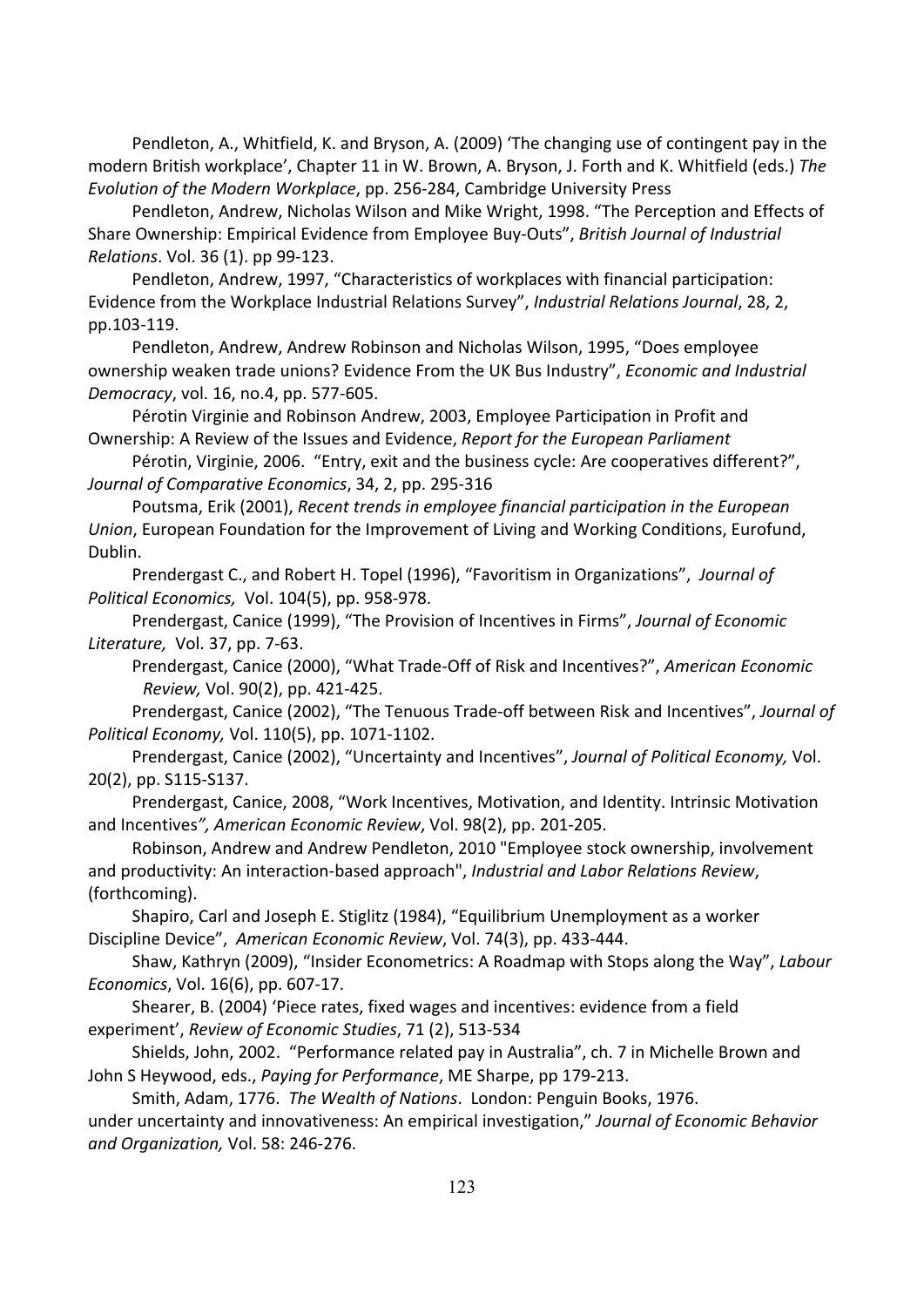Pendleton, A., Whitfield, K. and Bryson, A. (2009) 'The changing use of contingent pay in the modern British workplace', Chapter 11 in W. Brown, A. Bryson, J. Forth and K. Whitfield (eds.) *The Evolution of the Modern Workplace*, pp. 256-284, Cambridge University Press

Pendleton, Andrew, Nicholas Wilson and Mike Wright, 1998. "The Perception and Effects of Share Ownership: Empirical Evidence from Employee Buy-Outs", *British Journal of Industrial Relations*. Vol. 36 (1). pp 99-123.

Pendleton, Andrew, 1997, "Characteristics of workplaces with financial participation: Evidence from the Workplace Industrial Relations Survey", *Industrial Relations Journal*, 28, 2, pp.103-119.

Pendleton, Andrew, Andrew Robinson and Nicholas Wilson, 1995, "Does employee ownership weaken trade unions? Evidence From the UK Bus Industry", *Economic and Industrial Democracy*, vol. 16, no.4, pp. 577-605.

Pérotin Virginie and Robinson Andrew, 2003, Employee Participation in Profit and Ownership: A Review of the Issues and Evidence, *Report for the European Parliament*

Pérotin, Virginie, 2006. "Entry, exit and the business cycle: Are cooperatives different?", *Journal of Comparative Economics*, 34, 2, pp. 295-316

Poutsma, Erik (2001), *Recent trends in employee financial participation in the European Union*, European Foundation for the Improvement of Living and Working Conditions, Eurofund, Dublin.

Prendergast C., and Robert H. Topel (1996), "Favoritism in Organizations", *Journal of Political Economics,* Vol. 104(5), pp. 958-978.

Prendergast, Canice (1999), "The Provision of Incentives in Firms", *Journal of Economic Literature,* Vol. 37, pp. 7-63.

Prendergast, Canice (2000), "What Trade-Off of Risk and Incentives?", *American Economic Review,* Vol. 90(2), pp. 421-425.

Prendergast, Canice (2002), "The Tenuous Trade-off between Risk and Incentives", *Journal of Political Economy,* Vol. 110(5), pp. 1071-1102.

Prendergast, Canice (2002), "Uncertainty and Incentives", *Journal of Political Economy,* Vol. 20(2), pp. S115-S137.

Prendergast, Canice, 2008, "Work Incentives, Motivation, and Identity. Intrinsic Motivation and Incentives*", American Economic Review*, Vol. 98(2), pp. 201-205.

Robinson, Andrew and Andrew Pendleton, 2010 "Employee stock ownership, involvement and productivity: An interaction-based approach", *Industrial and Labor Relations Review*, (forthcoming).

Shapiro, Carl and Joseph E. Stiglitz (1984), "Equilibrium Unemployment as a worker Discipline Device", *American Economic Review*, Vol. 74(3), pp. 433-444.

Shaw, Kathryn (2009), "Insider Econometrics: A Roadmap with Stops along the Way", *Labour Economics*, Vol. 16(6), pp. 607-17.

Shearer, B. (2004) 'Piece rates, fixed wages and incentives: evidence from a field experiment', *Review of Economic Studies*, 71 (2), 513-534

Shields, John, 2002. "Performance related pay in Australia", ch. 7 in Michelle Brown and John S Heywood, eds., *Paying for Performance*, ME Sharpe, pp 179-213.

Smith, Adam, 1776. *The Wealth of Nations*. London: Penguin Books, 1976.
under uncertainty and innovativeness: An empirical investigation," *Journal of Economic Behavior and Organization,* Vol. 58: 246-276.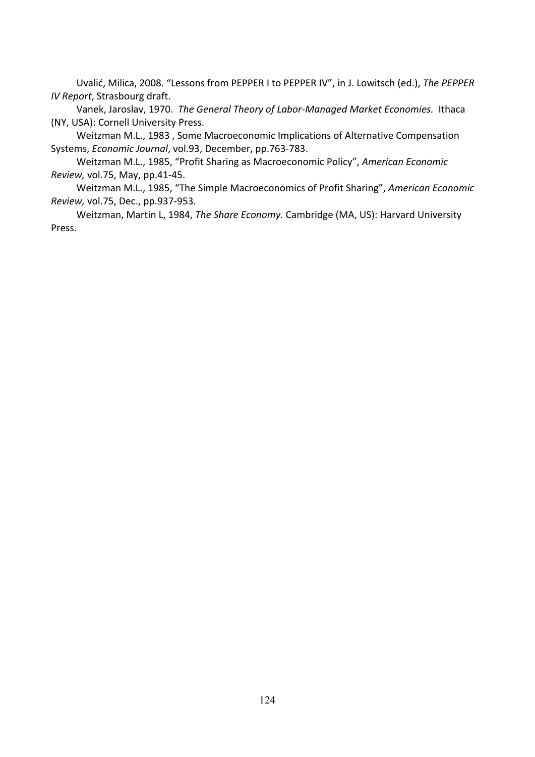Uvalić, Milica, 2008. "Lessons from PEPPER I to PEPPER IV", in J. Lowitsch (ed.), *The PEPPER IV Report*, Strasbourg draft.

Vanek, Jaroslav, 1970. *The General Theory of Labor-Managed Market Economies.* Ithaca (NY, USA): Cornell University Press.

Weitzman M.L., 1983 , Some Macroeconomic Implications of Alternative Compensation Systems, *Economic Journal*, vol.93, December, pp.763-783.

Weitzman M.L., 1985, "Profit Sharing as Macroeconomic Policy", *American Economic Review,* vol.75, May, pp.41-45.

Weitzman M.L., 1985, "The Simple Macroeconomics of Profit Sharing", *American Economic Review,* vol.75, Dec., pp.937-953.

Weitzman, Martin L, 1984, *The Share Economy.* Cambridge (MA, US): Harvard University Press.